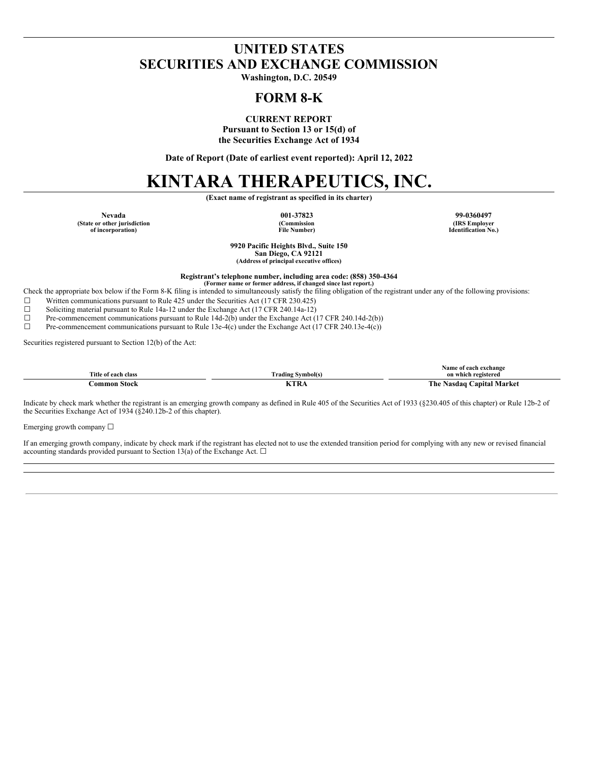# UNITED STATES
# SECURITIES AND EXCHANGE COMMISSION

**Washington, D.C. 20549**

# FORM 8-K

**CURRENT REPORT**
**Pursuant to Section 13 or 15(d) of**
**the Securities Exchange Act of 1934**

**Date of Report (Date of earliest event reported): April 12, 2022**

# KINTARA THERAPEUTICS, INC.

**(Exact name of registrant as specified in its charter)**

| Nevada | 001-37823 | 99-0360497 |
|---|---|---|
| (State or other jurisdiction of incorporation) | (Commission File Number) | (IRS Employer Identification No.) |

**9920 Pacific Heights Blvd., Suite 150**
**San Diego, CA 92121**
**(Address of principal executive offices)**

**Registrant's telephone number, including area code: (858) 350-4364**
**(Former name or former address, if changed since last report.)**

Check the appropriate box below if the Form 8-K filing is intended to simultaneously satisfy the filing obligation of the registrant under any of the following provisions:

☐ Written communications pursuant to Rule 425 under the Securities Act (17 CFR 230.425)
☐ Soliciting material pursuant to Rule 14a-12 under the Exchange Act (17 CFR 240.14a-12)
☐ Pre-commencement communications pursuant to Rule 14d-2(b) under the Exchange Act (17 CFR 240.14d-2(b))
☐ Pre-commencement communications pursuant to Rule 13e-4(c) under the Exchange Act (17 CFR 240.13e-4(c))

Securities registered pursuant to Section 12(b) of the Act:

| Title of each class | Trading Symbol(s) | Name of each exchange on which registered |
|---|---|---|
| **Common Stock** | **KTRA** | **The Nasdaq Capital Market** |

Indicate by check mark whether the registrant is an emerging growth company as defined in Rule 405 of the Securities Act of 1933 (§230.405 of this chapter) or Rule 12b-2 of the Securities Exchange Act of 1934 (§240.12b-2 of this chapter).

Emerging growth company ☐

If an emerging growth company, indicate by check mark if the registrant has elected not to use the extended transition period for complying with any new or revised financial accounting standards provided pursuant to Section 13(a) of the Exchange Act. ☐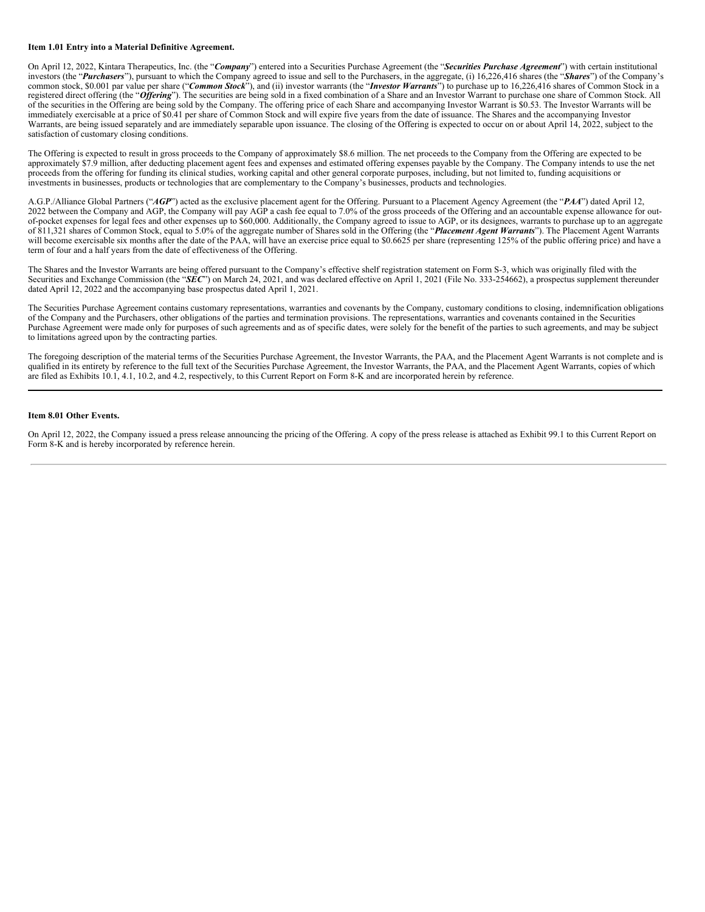**Item 1.01 Entry into a Material Definitive Agreement.**

On April 12, 2022, Kintara Therapeutics, Inc. (the "***Company***") entered into a Securities Purchase Agreement (the "***Securities Purchase Agreement***") with certain institutional investors (the "***Purchasers***"), pursuant to which the Company agreed to issue and sell to the Purchasers, in the aggregate, (i) 16,226,416 shares (the "***Shares***") of the Company's common stock, $0.001 par value per share ("***Common Stock***"), and (ii) investor warrants (the "***Investor Warrants***") to purchase up to 16,226,416 shares of Common Stock in a registered direct offering (the "***Offering***"). The securities are being sold in a fixed combination of a Share and an Investor Warrant to purchase one share of Common Stock. All of the securities in the Offering are being sold by the Company. The offering price of each Share and accompanying Investor Warrant is $0.53. The Investor Warrants will be immediately exercisable at a price of $0.41 per share of Common Stock and will expire five years from the date of issuance. The Shares and the accompanying Investor Warrants, are being issued separately and are immediately separable upon issuance. The closing of the Offering is expected to occur on or about April 14, 2022, subject to the satisfaction of customary closing conditions.

The Offering is expected to result in gross proceeds to the Company of approximately $8.6 million. The net proceeds to the Company from the Offering are expected to be approximately $7.9 million, after deducting placement agent fees and expenses and estimated offering expenses payable by the Company. The Company intends to use the net proceeds from the offering for funding its clinical studies, working capital and other general corporate purposes, including, but not limited to, funding acquisitions or investments in businesses, products or technologies that are complementary to the Company's businesses, products and technologies.

A.G.P./Alliance Global Partners ("***AGP***") acted as the exclusive placement agent for the Offering. Pursuant to a Placement Agency Agreement (the "***PAA***") dated April 12, 2022 between the Company and AGP, the Company will pay AGP a cash fee equal to 7.0% of the gross proceeds of the Offering and an accountable expense allowance for out-of-pocket expenses for legal fees and other expenses up to $60,000. Additionally, the Company agreed to issue to AGP, or its designees, warrants to purchase up to an aggregate of 811,321 shares of Common Stock, equal to 5.0% of the aggregate number of Shares sold in the Offering (the "***Placement Agent Warrants***"). The Placement Agent Warrants will become exercisable six months after the date of the PAA, will have an exercise price equal to $0.6625 per share (representing 125% of the public offering price) and have a term of four and a half years from the date of effectiveness of the Offering.

The Shares and the Investor Warrants are being offered pursuant to the Company's effective shelf registration statement on Form S-3, which was originally filed with the Securities and Exchange Commission (the "***SEC***") on March 24, 2021, and was declared effective on April 1, 2021 (File No. 333-254662), a prospectus supplement thereunder dated April 12, 2022 and the accompanying base prospectus dated April 1, 2021.

The Securities Purchase Agreement contains customary representations, warranties and covenants by the Company, customary conditions to closing, indemnification obligations of the Company and the Purchasers, other obligations of the parties and termination provisions. The representations, warranties and covenants contained in the Securities Purchase Agreement were made only for purposes of such agreements and as of specific dates, were solely for the benefit of the parties to such agreements, and may be subject to limitations agreed upon by the contracting parties.

The foregoing description of the material terms of the Securities Purchase Agreement, the Investor Warrants, the PAA, and the Placement Agent Warrants is not complete and is qualified in its entirety by reference to the full text of the Securities Purchase Agreement, the Investor Warrants, the PAA, and the Placement Agent Warrants, copies of which are filed as Exhibits 10.1, 4.1, 10.2, and 4.2, respectively, to this Current Report on Form 8-K and are incorporated herein by reference.

---

**Item 8.01 Other Events.**

On April 12, 2022, the Company issued a press release announcing the pricing of the Offering. A copy of the press release is attached as Exhibit 99.1 to this Current Report on Form 8-K and is hereby incorporated by reference herein.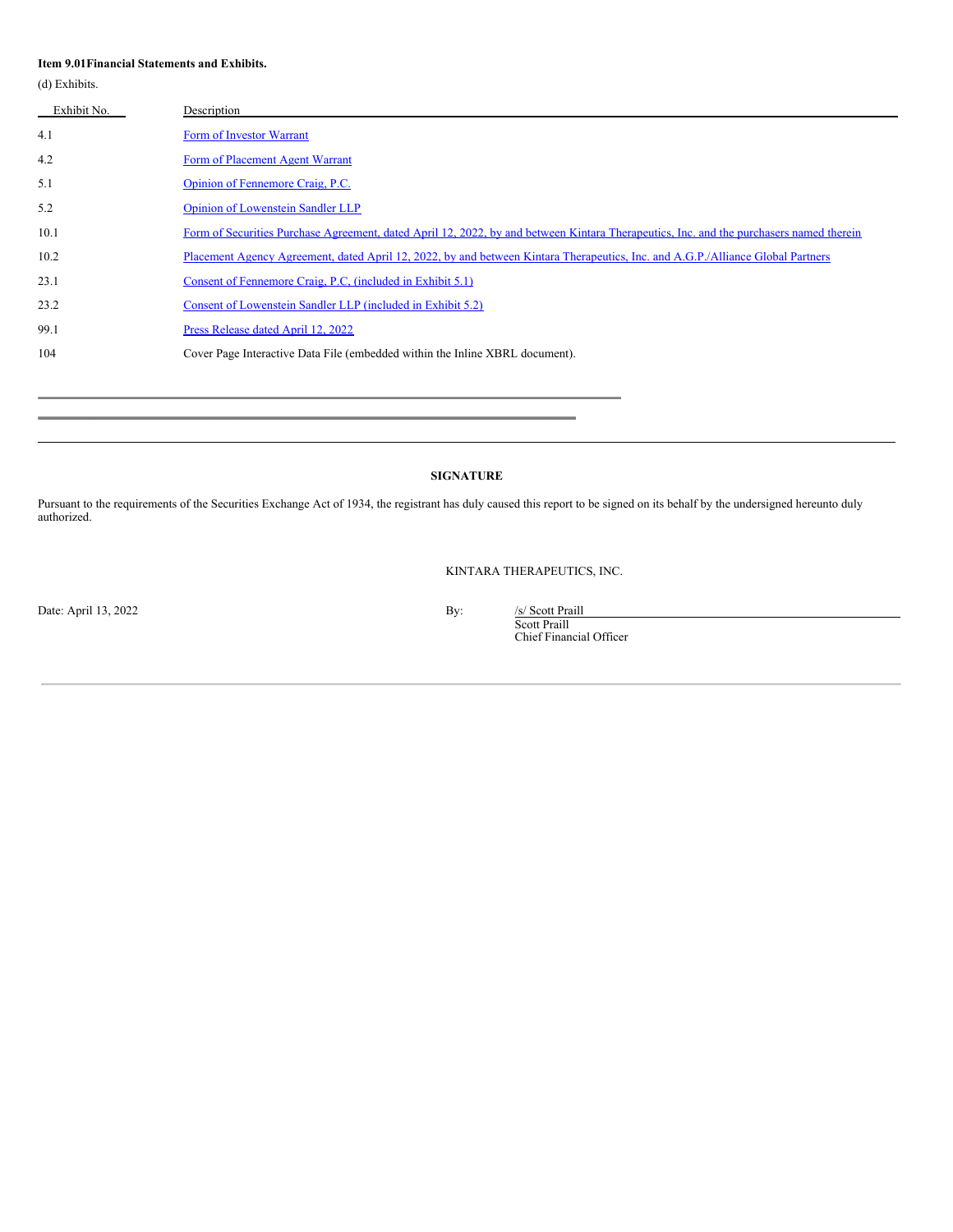**Item 9.01 Financial Statements and Exhibits.**

(d) Exhibits.

| Exhibit No. | Description |
| --- | --- |
| 4.1 | Form of Investor Warrant |
| 4.2 | Form of Placement Agent Warrant |
| 5.1 | Opinion of Fennemore Craig, P.C. |
| 5.2 | Opinion of Lowenstein Sandler LLP |
| 10.1 | Form of Securities Purchase Agreement, dated April 12, 2022, by and between Kintara Therapeutics, Inc. and the purchasers named therein |
| 10.2 | Placement Agency Agreement, dated April 12, 2022, by and between Kintara Therapeutics, Inc. and A.G.P./Alliance Global Partners |
| 23.1 | Consent of Fennemore Craig, P.C. (included in Exhibit 5.1) |
| 23.2 | Consent of Lowenstein Sandler LLP (included in Exhibit 5.2) |
| 99.1 | Press Release dated April 12, 2022 |
| 104 | Cover Page Interactive Data File (embedded within the Inline XBRL document). |

**SIGNATURE**

Pursuant to the requirements of the Securities Exchange Act of 1934, the registrant has duly caused this report to be signed on its behalf by the undersigned hereunto duly authorized.

KINTARA THERAPEUTICS, INC.

Date: April 13, 2022

By: /s/ Scott Praill
Scott Praill
Chief Financial Officer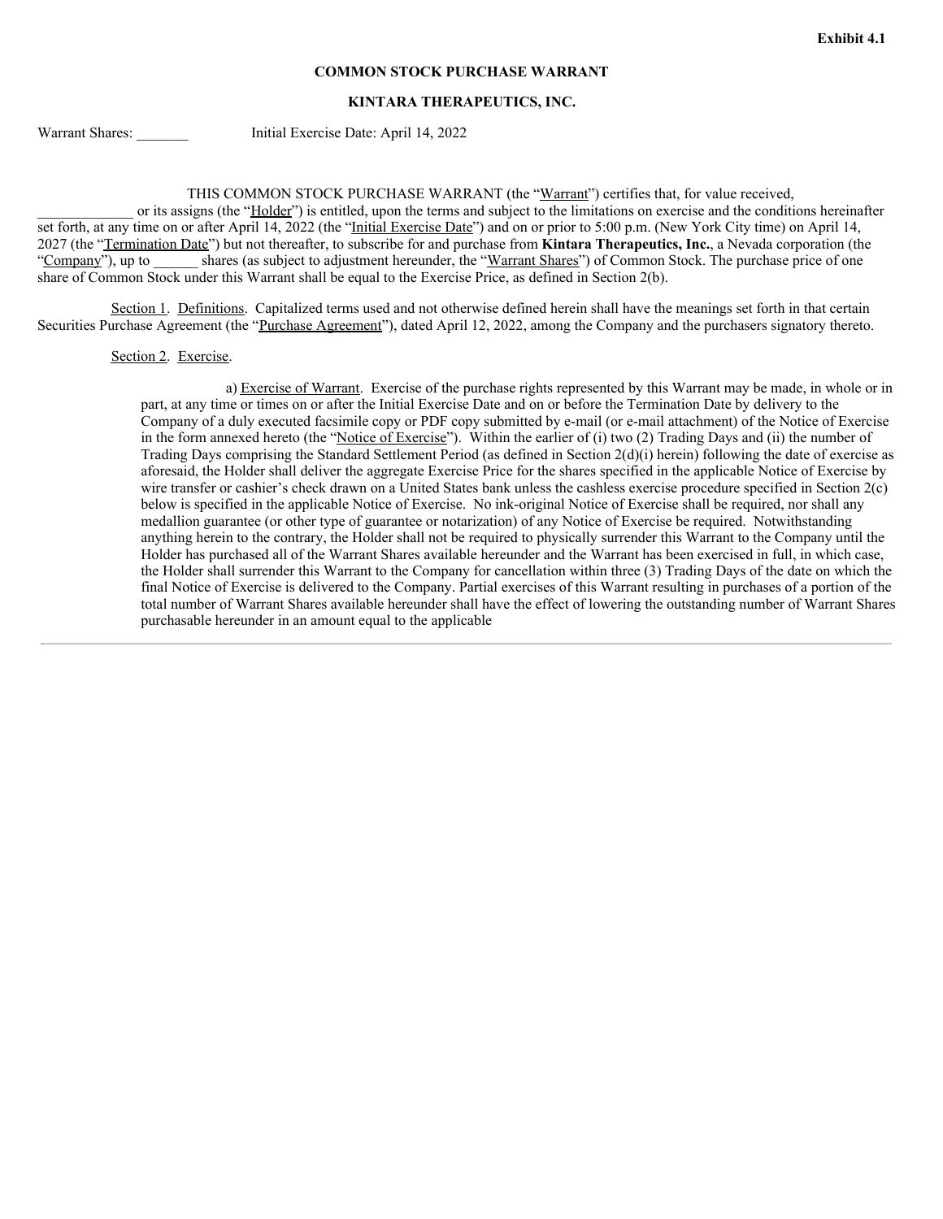**Exhibit 4.1**

**COMMON STOCK PURCHASE WARRANT**

**KINTARA THERAPEUTICS, INC.**

Warrant Shares: _______ Initial Exercise Date: April 14, 2022

THIS COMMON STOCK PURCHASE WARRANT (the "Warrant") certifies that, for value received, _____________ or its assigns (the "Holder") is entitled, upon the terms and subject to the limitations on exercise and the conditions hereinafter set forth, at any time on or after April 14, 2022 (the "Initial Exercise Date") and on or prior to 5:00 p.m. (New York City time) on April 14, 2027 (the "Termination Date") but not thereafter, to subscribe for and purchase from **Kintara Therapeutics, Inc.**, a Nevada corporation (the "Company"), up to ______ shares (as subject to adjustment hereunder, the "Warrant Shares") of Common Stock. The purchase price of one share of Common Stock under this Warrant shall be equal to the Exercise Price, as defined in Section 2(b).

Section 1. Definitions. Capitalized terms used and not otherwise defined herein shall have the meanings set forth in that certain Securities Purchase Agreement (the "Purchase Agreement"), dated April 12, 2022, among the Company and the purchasers signatory thereto.

Section 2. Exercise.

a) Exercise of Warrant. Exercise of the purchase rights represented by this Warrant may be made, in whole or in part, at any time or times on or after the Initial Exercise Date and on or before the Termination Date by delivery to the Company of a duly executed facsimile copy or PDF copy submitted by e-mail (or e-mail attachment) of the Notice of Exercise in the form annexed hereto (the "Notice of Exercise"). Within the earlier of (i) two (2) Trading Days and (ii) the number of Trading Days comprising the Standard Settlement Period (as defined in Section 2(d)(i) herein) following the date of exercise as aforesaid, the Holder shall deliver the aggregate Exercise Price for the shares specified in the applicable Notice of Exercise by wire transfer or cashier's check drawn on a United States bank unless the cashless exercise procedure specified in Section 2(c) below is specified in the applicable Notice of Exercise. No ink-original Notice of Exercise shall be required, nor shall any medallion guarantee (or other type of guarantee or notarization) of any Notice of Exercise be required. Notwithstanding anything herein to the contrary, the Holder shall not be required to physically surrender this Warrant to the Company until the Holder has purchased all of the Warrant Shares available hereunder and the Warrant has been exercised in full, in which case, the Holder shall surrender this Warrant to the Company for cancellation within three (3) Trading Days of the date on which the final Notice of Exercise is delivered to the Company. Partial exercises of this Warrant resulting in purchases of a portion of the total number of Warrant Shares available hereunder shall have the effect of lowering the outstanding number of Warrant Shares purchasable hereunder in an amount equal to the applicable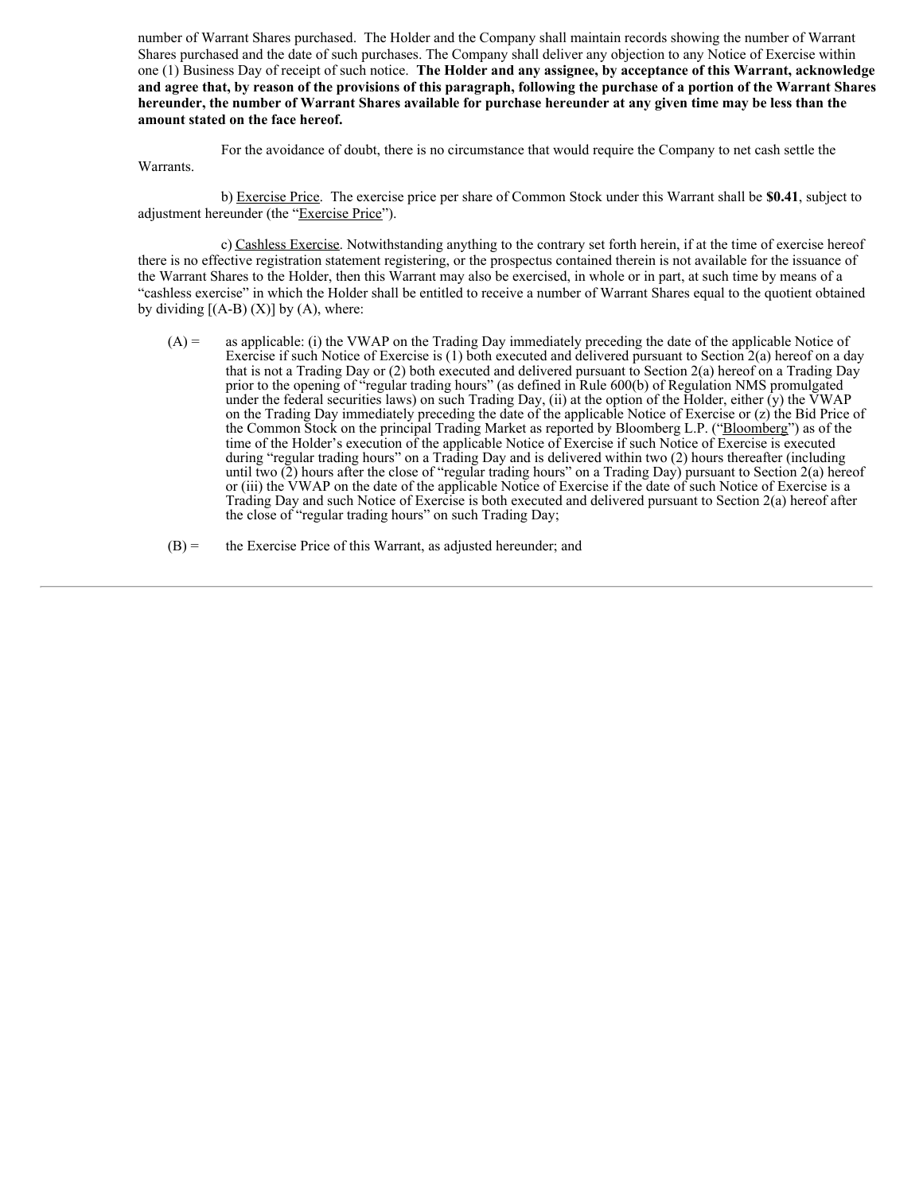number of Warrant Shares purchased. The Holder and the Company shall maintain records showing the number of Warrant Shares purchased and the date of such purchases. The Company shall deliver any objection to any Notice of Exercise within one (1) Business Day of receipt of such notice. **The Holder and any assignee, by acceptance of this Warrant, acknowledge and agree that, by reason of the provisions of this paragraph, following the purchase of a portion of the Warrant Shares hereunder, the number of Warrant Shares available for purchase hereunder at any given time may be less than the amount stated on the face hereof.**

For the avoidance of doubt, there is no circumstance that would require the Company to net cash settle the Warrants.

b) Exercise Price. The exercise price per share of Common Stock under this Warrant shall be **$0.41**, subject to adjustment hereunder (the "Exercise Price").

c) Cashless Exercise. Notwithstanding anything to the contrary set forth herein, if at the time of exercise hereof there is no effective registration statement registering, or the prospectus contained therein is not available for the issuance of the Warrant Shares to the Holder, then this Warrant may also be exercised, in whole or in part, at such time by means of a "cashless exercise" in which the Holder shall be entitled to receive a number of Warrant Shares equal to the quotient obtained by dividing [(A-B) (X)] by (A), where:

(A) = as applicable: (i) the VWAP on the Trading Day immediately preceding the date of the applicable Notice of Exercise if such Notice of Exercise is (1) both executed and delivered pursuant to Section 2(a) hereof on a day that is not a Trading Day or (2) both executed and delivered pursuant to Section 2(a) hereof on a Trading Day prior to the opening of "regular trading hours" (as defined in Rule 600(b) of Regulation NMS promulgated under the federal securities laws) on such Trading Day, (ii) at the option of the Holder, either (y) the VWAP on the Trading Day immediately preceding the date of the applicable Notice of Exercise or (z) the Bid Price of the Common Stock on the principal Trading Market as reported by Bloomberg L.P. ("Bloomberg") as of the time of the Holder's execution of the applicable Notice of Exercise if such Notice of Exercise is executed during "regular trading hours" on a Trading Day and is delivered within two (2) hours thereafter (including until two (2) hours after the close of "regular trading hours" on a Trading Day) pursuant to Section 2(a) hereof or (iii) the VWAP on the date of the applicable Notice of Exercise if the date of such Notice of Exercise is a Trading Day and such Notice of Exercise is both executed and delivered pursuant to Section 2(a) hereof after the close of "regular trading hours" on such Trading Day;

(B) = the Exercise Price of this Warrant, as adjusted hereunder; and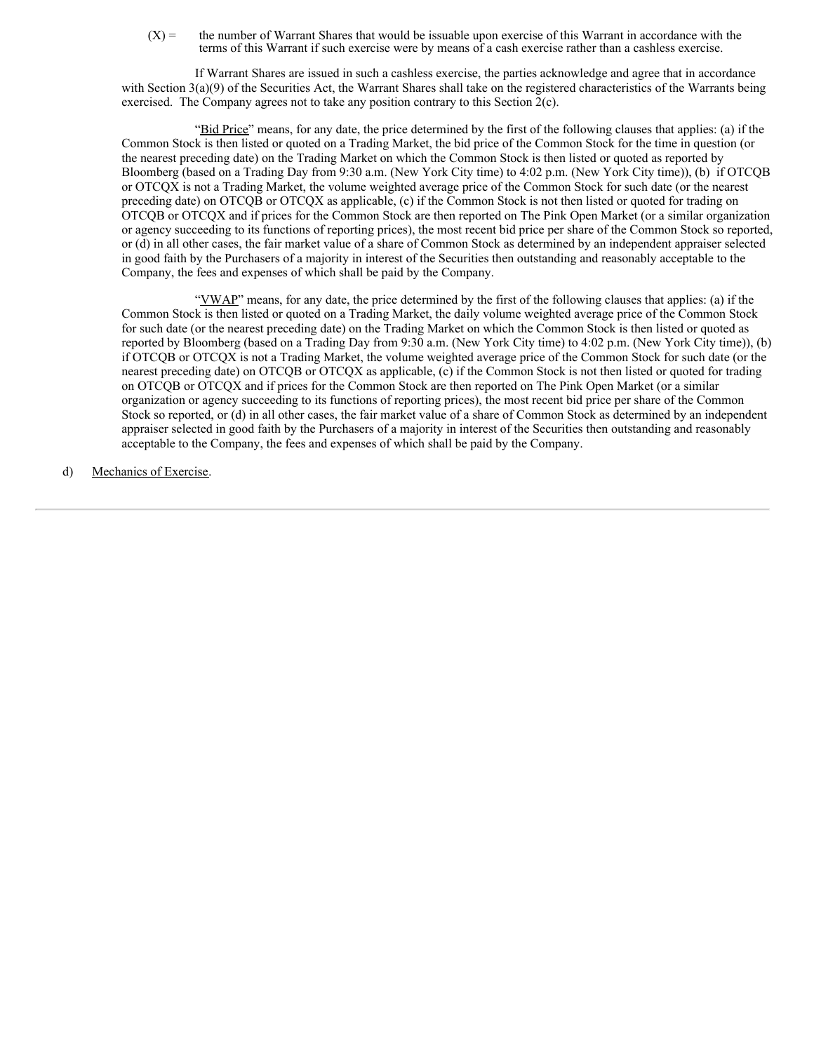(X) = the number of Warrant Shares that would be issuable upon exercise of this Warrant in accordance with the terms of this Warrant if such exercise were by means of a cash exercise rather than a cashless exercise.

If Warrant Shares are issued in such a cashless exercise, the parties acknowledge and agree that in accordance with Section 3(a)(9) of the Securities Act, the Warrant Shares shall take on the registered characteristics of the Warrants being exercised. The Company agrees not to take any position contrary to this Section 2(c).

"Bid Price" means, for any date, the price determined by the first of the following clauses that applies: (a) if the Common Stock is then listed or quoted on a Trading Market, the bid price of the Common Stock for the time in question (or the nearest preceding date) on the Trading Market on which the Common Stock is then listed or quoted as reported by Bloomberg (based on a Trading Day from 9:30 a.m. (New York City time) to 4:02 p.m. (New York City time)), (b) if OTCQB or OTCQX is not a Trading Market, the volume weighted average price of the Common Stock for such date (or the nearest preceding date) on OTCQB or OTCQX as applicable, (c) if the Common Stock is not then listed or quoted for trading on OTCQB or OTCQX and if prices for the Common Stock are then reported on The Pink Open Market (or a similar organization or agency succeeding to its functions of reporting prices), the most recent bid price per share of the Common Stock so reported, or (d) in all other cases, the fair market value of a share of Common Stock as determined by an independent appraiser selected in good faith by the Purchasers of a majority in interest of the Securities then outstanding and reasonably acceptable to the Company, the fees and expenses of which shall be paid by the Company.

"VWAP" means, for any date, the price determined by the first of the following clauses that applies: (a) if the Common Stock is then listed or quoted on a Trading Market, the daily volume weighted average price of the Common Stock for such date (or the nearest preceding date) on the Trading Market on which the Common Stock is then listed or quoted as reported by Bloomberg (based on a Trading Day from 9:30 a.m. (New York City time) to 4:02 p.m. (New York City time)), (b) if OTCQB or OTCQX is not a Trading Market, the volume weighted average price of the Common Stock for such date (or the nearest preceding date) on OTCQB or OTCQX as applicable, (c) if the Common Stock is not then listed or quoted for trading on OTCQB or OTCQX and if prices for the Common Stock are then reported on The Pink Open Market (or a similar organization or agency succeeding to its functions of reporting prices), the most recent bid price per share of the Common Stock so reported, or (d) in all other cases, the fair market value of a share of Common Stock as determined by an independent appraiser selected in good faith by the Purchasers of a majority in interest of the Securities then outstanding and reasonably acceptable to the Company, the fees and expenses of which shall be paid by the Company.

d) Mechanics of Exercise.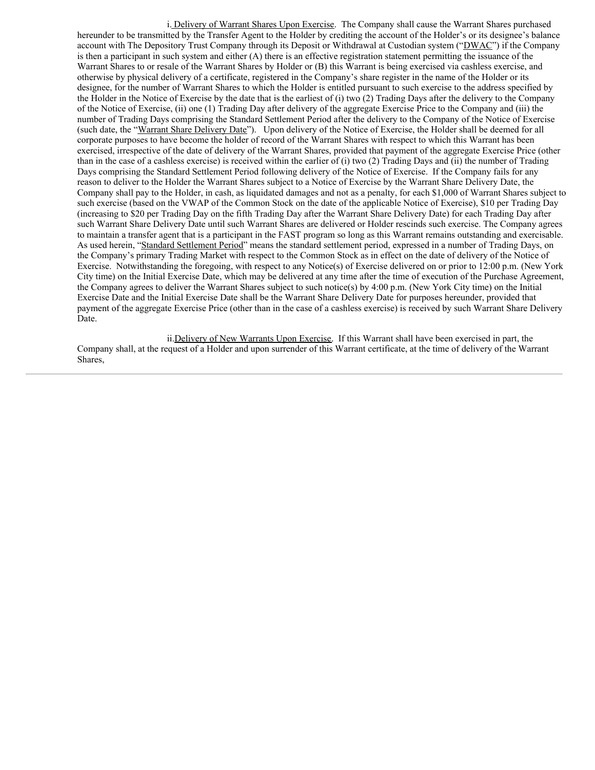i. Delivery of Warrant Shares Upon Exercise. The Company shall cause the Warrant Shares purchased hereunder to be transmitted by the Transfer Agent to the Holder by crediting the account of the Holder's or its designee's balance account with The Depository Trust Company through its Deposit or Withdrawal at Custodian system ("DWAC") if the Company is then a participant in such system and either (A) there is an effective registration statement permitting the issuance of the Warrant Shares to or resale of the Warrant Shares by Holder or (B) this Warrant is being exercised via cashless exercise, and otherwise by physical delivery of a certificate, registered in the Company's share register in the name of the Holder or its designee, for the number of Warrant Shares to which the Holder is entitled pursuant to such exercise to the address specified by the Holder in the Notice of Exercise by the date that is the earliest of (i) two (2) Trading Days after the delivery to the Company of the Notice of Exercise, (ii) one (1) Trading Day after delivery of the aggregate Exercise Price to the Company and (iii) the number of Trading Days comprising the Standard Settlement Period after the delivery to the Company of the Notice of Exercise (such date, the "Warrant Share Delivery Date"). Upon delivery of the Notice of Exercise, the Holder shall be deemed for all corporate purposes to have become the holder of record of the Warrant Shares with respect to which this Warrant has been exercised, irrespective of the date of delivery of the Warrant Shares, provided that payment of the aggregate Exercise Price (other than in the case of a cashless exercise) is received within the earlier of (i) two (2) Trading Days and (ii) the number of Trading Days comprising the Standard Settlement Period following delivery of the Notice of Exercise. If the Company fails for any reason to deliver to the Holder the Warrant Shares subject to a Notice of Exercise by the Warrant Share Delivery Date, the Company shall pay to the Holder, in cash, as liquidated damages and not as a penalty, for each $1,000 of Warrant Shares subject to such exercise (based on the VWAP of the Common Stock on the date of the applicable Notice of Exercise), $10 per Trading Day (increasing to $20 per Trading Day on the fifth Trading Day after the Warrant Share Delivery Date) for each Trading Day after such Warrant Share Delivery Date until such Warrant Shares are delivered or Holder rescinds such exercise. The Company agrees to maintain a transfer agent that is a participant in the FAST program so long as this Warrant remains outstanding and exercisable. As used herein, "Standard Settlement Period" means the standard settlement period, expressed in a number of Trading Days, on the Company's primary Trading Market with respect to the Common Stock as in effect on the date of delivery of the Notice of Exercise. Notwithstanding the foregoing, with respect to any Notice(s) of Exercise delivered on or prior to 12:00 p.m. (New York City time) on the Initial Exercise Date, which may be delivered at any time after the time of execution of the Purchase Agreement, the Company agrees to deliver the Warrant Shares subject to such notice(s) by 4:00 p.m. (New York City time) on the Initial Exercise Date and the Initial Exercise Date shall be the Warrant Share Delivery Date for purposes hereunder, provided that payment of the aggregate Exercise Price (other than in the case of a cashless exercise) is received by such Warrant Share Delivery Date.

ii. Delivery of New Warrants Upon Exercise. If this Warrant shall have been exercised in part, the Company shall, at the request of a Holder and upon surrender of this Warrant certificate, at the time of delivery of the Warrant Shares,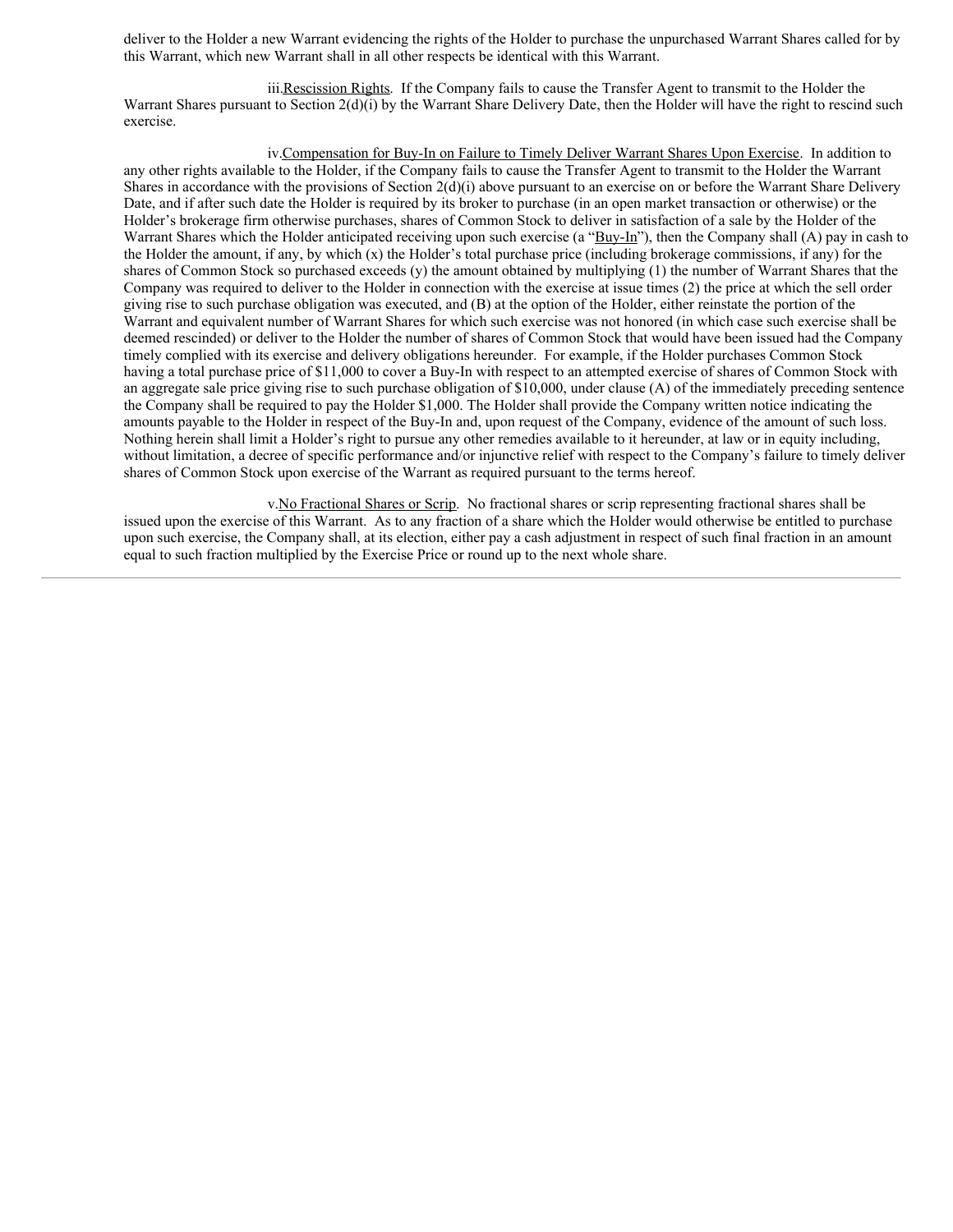deliver to the Holder a new Warrant evidencing the rights of the Holder to purchase the unpurchased Warrant Shares called for by this Warrant, which new Warrant shall in all other respects be identical with this Warrant.

iii.<u>Rescission Rights</u>. If the Company fails to cause the Transfer Agent to transmit to the Holder the Warrant Shares pursuant to Section 2(d)(i) by the Warrant Share Delivery Date, then the Holder will have the right to rescind such exercise.

iv.<u>Compensation for Buy-In on Failure to Timely Deliver Warrant Shares Upon Exercise</u>. In addition to any other rights available to the Holder, if the Company fails to cause the Transfer Agent to transmit to the Holder the Warrant Shares in accordance with the provisions of Section 2(d)(i) above pursuant to an exercise on or before the Warrant Share Delivery Date, and if after such date the Holder is required by its broker to purchase (in an open market transaction or otherwise) or the Holder's brokerage firm otherwise purchases, shares of Common Stock to deliver in satisfaction of a sale by the Holder of the Warrant Shares which the Holder anticipated receiving upon such exercise (a "<u>Buy-In</u>"), then the Company shall (A) pay in cash to the Holder the amount, if any, by which (x) the Holder's total purchase price (including brokerage commissions, if any) for the shares of Common Stock so purchased exceeds (y) the amount obtained by multiplying (1) the number of Warrant Shares that the Company was required to deliver to the Holder in connection with the exercise at issue times (2) the price at which the sell order giving rise to such purchase obligation was executed, and (B) at the option of the Holder, either reinstate the portion of the Warrant and equivalent number of Warrant Shares for which such exercise was not honored (in which case such exercise shall be deemed rescinded) or deliver to the Holder the number of shares of Common Stock that would have been issued had the Company timely complied with its exercise and delivery obligations hereunder. For example, if the Holder purchases Common Stock having a total purchase price of $11,000 to cover a Buy-In with respect to an attempted exercise of shares of Common Stock with an aggregate sale price giving rise to such purchase obligation of $10,000, under clause (A) of the immediately preceding sentence the Company shall be required to pay the Holder $1,000. The Holder shall provide the Company written notice indicating the amounts payable to the Holder in respect of the Buy-In and, upon request of the Company, evidence of the amount of such loss. Nothing herein shall limit a Holder's right to pursue any other remedies available to it hereunder, at law or in equity including, without limitation, a decree of specific performance and/or injunctive relief with respect to the Company's failure to timely deliver shares of Common Stock upon exercise of the Warrant as required pursuant to the terms hereof.

v.<u>No Fractional Shares or Scrip</u>. No fractional shares or scrip representing fractional shares shall be issued upon the exercise of this Warrant. As to any fraction of a share which the Holder would otherwise be entitled to purchase upon such exercise, the Company shall, at its election, either pay a cash adjustment in respect of such final fraction in an amount equal to such fraction multiplied by the Exercise Price or round up to the next whole share.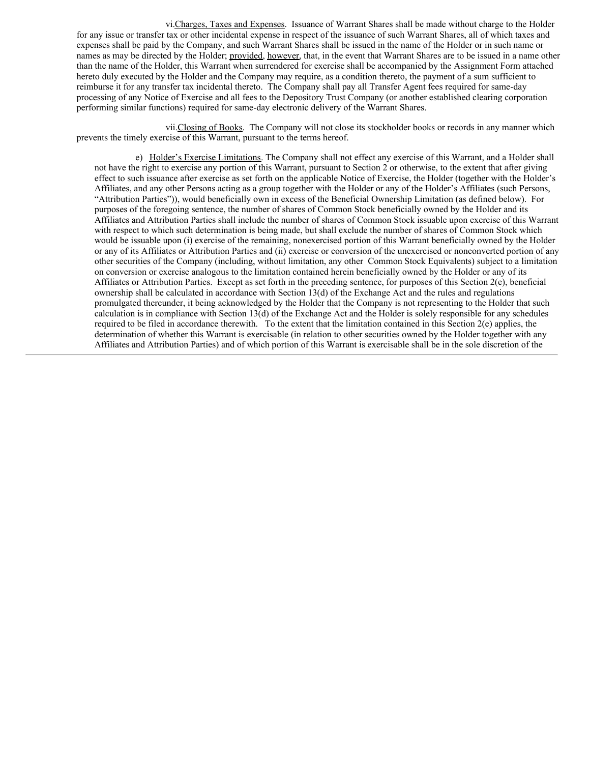vi. Charges, Taxes and Expenses. Issuance of Warrant Shares shall be made without charge to the Holder for any issue or transfer tax or other incidental expense in respect of the issuance of such Warrant Shares, all of which taxes and expenses shall be paid by the Company, and such Warrant Shares shall be issued in the name of the Holder or in such name or names as may be directed by the Holder; provided, however, that, in the event that Warrant Shares are to be issued in a name other than the name of the Holder, this Warrant when surrendered for exercise shall be accompanied by the Assignment Form attached hereto duly executed by the Holder and the Company may require, as a condition thereto, the payment of a sum sufficient to reimburse it for any transfer tax incidental thereto. The Company shall pay all Transfer Agent fees required for same-day processing of any Notice of Exercise and all fees to the Depository Trust Company (or another established clearing corporation performing similar functions) required for same-day electronic delivery of the Warrant Shares.

vii. Closing of Books. The Company will not close its stockholder books or records in any manner which prevents the timely exercise of this Warrant, pursuant to the terms hereof.

e) Holder's Exercise Limitations. The Company shall not effect any exercise of this Warrant, and a Holder shall not have the right to exercise any portion of this Warrant, pursuant to Section 2 or otherwise, to the extent that after giving effect to such issuance after exercise as set forth on the applicable Notice of Exercise, the Holder (together with the Holder's Affiliates, and any other Persons acting as a group together with the Holder or any of the Holder's Affiliates (such Persons, "Attribution Parties")), would beneficially own in excess of the Beneficial Ownership Limitation (as defined below). For purposes of the foregoing sentence, the number of shares of Common Stock beneficially owned by the Holder and its Affiliates and Attribution Parties shall include the number of shares of Common Stock issuable upon exercise of this Warrant with respect to which such determination is being made, but shall exclude the number of shares of Common Stock which would be issuable upon (i) exercise of the remaining, nonexercised portion of this Warrant beneficially owned by the Holder or any of its Affiliates or Attribution Parties and (ii) exercise or conversion of the unexercised or nonconverted portion of any other securities of the Company (including, without limitation, any other Common Stock Equivalents) subject to a limitation on conversion or exercise analogous to the limitation contained herein beneficially owned by the Holder or any of its Affiliates or Attribution Parties. Except as set forth in the preceding sentence, for purposes of this Section 2(e), beneficial ownership shall be calculated in accordance with Section 13(d) of the Exchange Act and the rules and regulations promulgated thereunder, it being acknowledged by the Holder that the Company is not representing to the Holder that such calculation is in compliance with Section 13(d) of the Exchange Act and the Holder is solely responsible for any schedules required to be filed in accordance therewith. To the extent that the limitation contained in this Section 2(e) applies, the determination of whether this Warrant is exercisable (in relation to other securities owned by the Holder together with any Affiliates and Attribution Parties) and of which portion of this Warrant is exercisable shall be in the sole discretion of the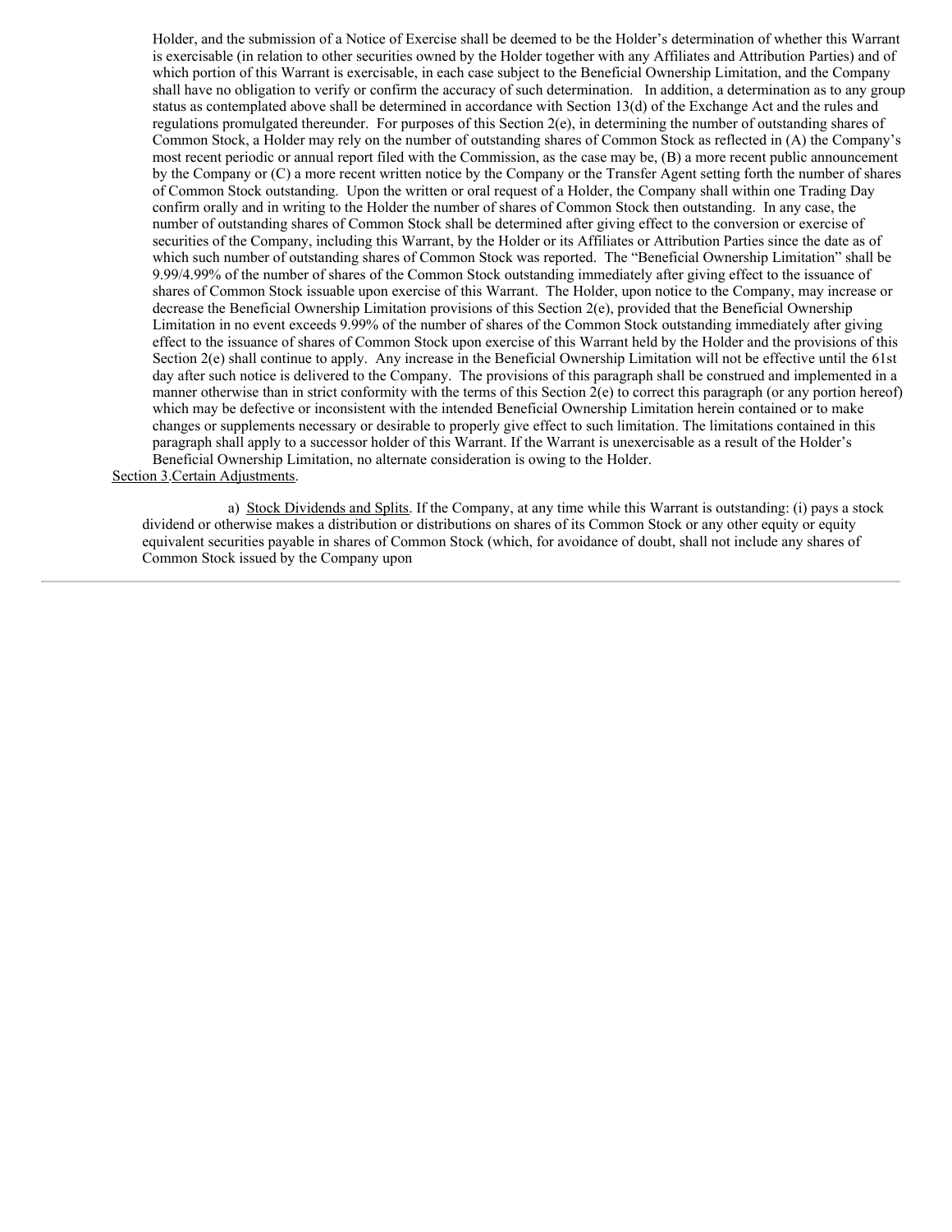Holder, and the submission of a Notice of Exercise shall be deemed to be the Holder's determination of whether this Warrant is exercisable (in relation to other securities owned by the Holder together with any Affiliates and Attribution Parties) and of which portion of this Warrant is exercisable, in each case subject to the Beneficial Ownership Limitation, and the Company shall have no obligation to verify or confirm the accuracy of such determination. In addition, a determination as to any group status as contemplated above shall be determined in accordance with Section 13(d) of the Exchange Act and the rules and regulations promulgated thereunder. For purposes of this Section 2(e), in determining the number of outstanding shares of Common Stock, a Holder may rely on the number of outstanding shares of Common Stock as reflected in (A) the Company's most recent periodic or annual report filed with the Commission, as the case may be, (B) a more recent public announcement by the Company or (C) a more recent written notice by the Company or the Transfer Agent setting forth the number of shares of Common Stock outstanding. Upon the written or oral request of a Holder, the Company shall within one Trading Day confirm orally and in writing to the Holder the number of shares of Common Stock then outstanding. In any case, the number of outstanding shares of Common Stock shall be determined after giving effect to the conversion or exercise of securities of the Company, including this Warrant, by the Holder or its Affiliates or Attribution Parties since the date as of which such number of outstanding shares of Common Stock was reported. The "Beneficial Ownership Limitation" shall be 9.99/4.99% of the number of shares of the Common Stock outstanding immediately after giving effect to the issuance of shares of Common Stock issuable upon exercise of this Warrant. The Holder, upon notice to the Company, may increase or decrease the Beneficial Ownership Limitation provisions of this Section 2(e), provided that the Beneficial Ownership Limitation in no event exceeds 9.99% of the number of shares of the Common Stock outstanding immediately after giving effect to the issuance of shares of Common Stock upon exercise of this Warrant held by the Holder and the provisions of this Section 2(e) shall continue to apply. Any increase in the Beneficial Ownership Limitation will not be effective until the 61st day after such notice is delivered to the Company. The provisions of this paragraph shall be construed and implemented in a manner otherwise than in strict conformity with the terms of this Section 2(e) to correct this paragraph (or any portion hereof) which may be defective or inconsistent with the intended Beneficial Ownership Limitation herein contained or to make changes or supplements necessary or desirable to properly give effect to such limitation. The limitations contained in this paragraph shall apply to a successor holder of this Warrant. If the Warrant is unexercisable as a result of the Holder's Beneficial Ownership Limitation, no alternate consideration is owing to the Holder.

Section 3. Certain Adjustments.

a) Stock Dividends and Splits. If the Company, at any time while this Warrant is outstanding: (i) pays a stock dividend or otherwise makes a distribution or distributions on shares of its Common Stock or any other equity or equity equivalent securities payable in shares of Common Stock (which, for avoidance of doubt, shall not include any shares of Common Stock issued by the Company upon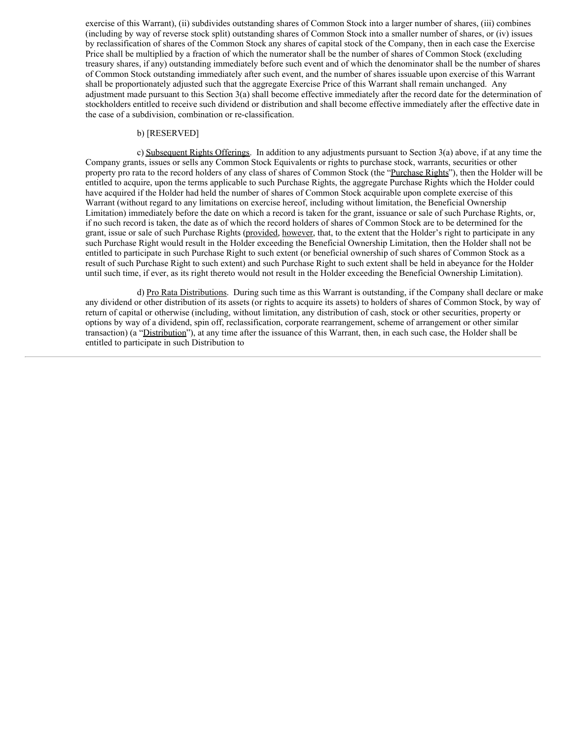exercise of this Warrant), (ii) subdivides outstanding shares of Common Stock into a larger number of shares, (iii) combines (including by way of reverse stock split) outstanding shares of Common Stock into a smaller number of shares, or (iv) issues by reclassification of shares of the Common Stock any shares of capital stock of the Company, then in each case the Exercise Price shall be multiplied by a fraction of which the numerator shall be the number of shares of Common Stock (excluding treasury shares, if any) outstanding immediately before such event and of which the denominator shall be the number of shares of Common Stock outstanding immediately after such event, and the number of shares issuable upon exercise of this Warrant shall be proportionately adjusted such that the aggregate Exercise Price of this Warrant shall remain unchanged. Any adjustment made pursuant to this Section 3(a) shall become effective immediately after the record date for the determination of stockholders entitled to receive such dividend or distribution and shall become effective immediately after the effective date in the case of a subdivision, combination or re-classification.

b) [RESERVED]

c) Subsequent Rights Offerings. In addition to any adjustments pursuant to Section 3(a) above, if at any time the Company grants, issues or sells any Common Stock Equivalents or rights to purchase stock, warrants, securities or other property pro rata to the record holders of any class of shares of Common Stock (the "Purchase Rights"), then the Holder will be entitled to acquire, upon the terms applicable to such Purchase Rights, the aggregate Purchase Rights which the Holder could have acquired if the Holder had held the number of shares of Common Stock acquirable upon complete exercise of this Warrant (without regard to any limitations on exercise hereof, including without limitation, the Beneficial Ownership Limitation) immediately before the date on which a record is taken for the grant, issuance or sale of such Purchase Rights, or, if no such record is taken, the date as of which the record holders of shares of Common Stock are to be determined for the grant, issue or sale of such Purchase Rights (provided, however, that, to the extent that the Holder's right to participate in any such Purchase Right would result in the Holder exceeding the Beneficial Ownership Limitation, then the Holder shall not be entitled to participate in such Purchase Right to such extent (or beneficial ownership of such shares of Common Stock as a result of such Purchase Right to such extent) and such Purchase Right to such extent shall be held in abeyance for the Holder until such time, if ever, as its right thereto would not result in the Holder exceeding the Beneficial Ownership Limitation).

d) Pro Rata Distributions. During such time as this Warrant is outstanding, if the Company shall declare or make any dividend or other distribution of its assets (or rights to acquire its assets) to holders of shares of Common Stock, by way of return of capital or otherwise (including, without limitation, any distribution of cash, stock or other securities, property or options by way of a dividend, spin off, reclassification, corporate rearrangement, scheme of arrangement or other similar transaction) (a "Distribution"), at any time after the issuance of this Warrant, then, in each such case, the Holder shall be entitled to participate in such Distribution to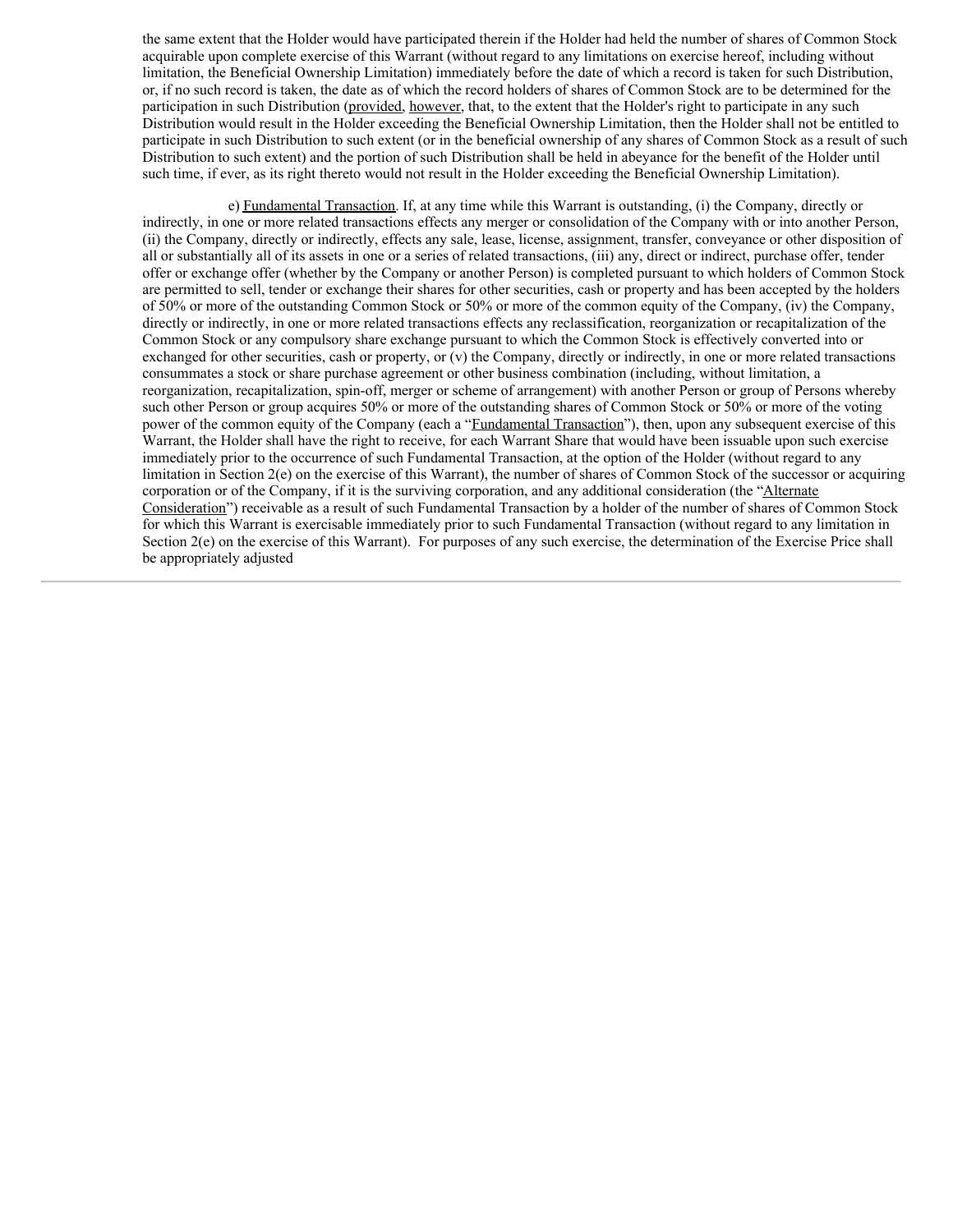the same extent that the Holder would have participated therein if the Holder had held the number of shares of Common Stock acquirable upon complete exercise of this Warrant (without regard to any limitations on exercise hereof, including without limitation, the Beneficial Ownership Limitation) immediately before the date of which a record is taken for such Distribution, or, if no such record is taken, the date as of which the record holders of shares of Common Stock are to be determined for the participation in such Distribution (provided, however, that, to the extent that the Holder's right to participate in any such Distribution would result in the Holder exceeding the Beneficial Ownership Limitation, then the Holder shall not be entitled to participate in such Distribution to such extent (or in the beneficial ownership of any shares of Common Stock as a result of such Distribution to such extent) and the portion of such Distribution shall be held in abeyance for the benefit of the Holder until such time, if ever, as its right thereto would not result in the Holder exceeding the Beneficial Ownership Limitation).

e) Fundamental Transaction. If, at any time while this Warrant is outstanding, (i) the Company, directly or indirectly, in one or more related transactions effects any merger or consolidation of the Company with or into another Person, (ii) the Company, directly or indirectly, effects any sale, lease, license, assignment, transfer, conveyance or other disposition of all or substantially all of its assets in one or a series of related transactions, (iii) any, direct or indirect, purchase offer, tender offer or exchange offer (whether by the Company or another Person) is completed pursuant to which holders of Common Stock are permitted to sell, tender or exchange their shares for other securities, cash or property and has been accepted by the holders of 50% or more of the outstanding Common Stock or 50% or more of the common equity of the Company, (iv) the Company, directly or indirectly, in one or more related transactions effects any reclassification, reorganization or recapitalization of the Common Stock or any compulsory share exchange pursuant to which the Common Stock is effectively converted into or exchanged for other securities, cash or property, or (v) the Company, directly or indirectly, in one or more related transactions consummates a stock or share purchase agreement or other business combination (including, without limitation, a reorganization, recapitalization, spin-off, merger or scheme of arrangement) with another Person or group of Persons whereby such other Person or group acquires 50% or more of the outstanding shares of Common Stock or 50% or more of the voting power of the common equity of the Company (each a "Fundamental Transaction"), then, upon any subsequent exercise of this Warrant, the Holder shall have the right to receive, for each Warrant Share that would have been issuable upon such exercise immediately prior to the occurrence of such Fundamental Transaction, at the option of the Holder (without regard to any limitation in Section 2(e) on the exercise of this Warrant), the number of shares of Common Stock of the successor or acquiring corporation or of the Company, if it is the surviving corporation, and any additional consideration (the "Alternate Consideration") receivable as a result of such Fundamental Transaction by a holder of the number of shares of Common Stock for which this Warrant is exercisable immediately prior to such Fundamental Transaction (without regard to any limitation in Section 2(e) on the exercise of this Warrant). For purposes of any such exercise, the determination of the Exercise Price shall be appropriately adjusted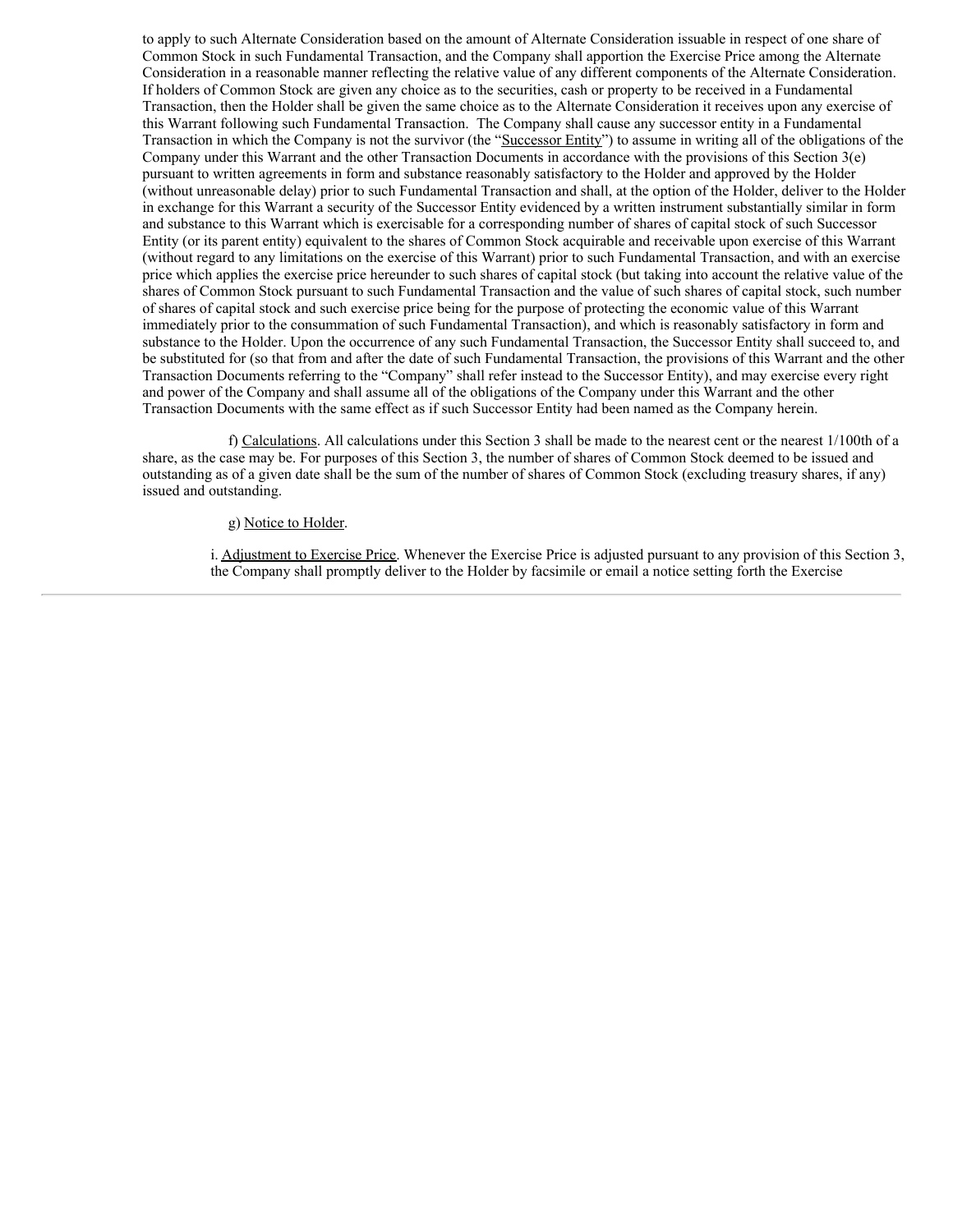to apply to such Alternate Consideration based on the amount of Alternate Consideration issuable in respect of one share of Common Stock in such Fundamental Transaction, and the Company shall apportion the Exercise Price among the Alternate Consideration in a reasonable manner reflecting the relative value of any different components of the Alternate Consideration. If holders of Common Stock are given any choice as to the securities, cash or property to be received in a Fundamental Transaction, then the Holder shall be given the same choice as to the Alternate Consideration it receives upon any exercise of this Warrant following such Fundamental Transaction. The Company shall cause any successor entity in a Fundamental Transaction in which the Company is not the survivor (the "Successor Entity") to assume in writing all of the obligations of the Company under this Warrant and the other Transaction Documents in accordance with the provisions of this Section 3(e) pursuant to written agreements in form and substance reasonably satisfactory to the Holder and approved by the Holder (without unreasonable delay) prior to such Fundamental Transaction and shall, at the option of the Holder, deliver to the Holder in exchange for this Warrant a security of the Successor Entity evidenced by a written instrument substantially similar in form and substance to this Warrant which is exercisable for a corresponding number of shares of capital stock of such Successor Entity (or its parent entity) equivalent to the shares of Common Stock acquirable and receivable upon exercise of this Warrant (without regard to any limitations on the exercise of this Warrant) prior to such Fundamental Transaction, and with an exercise price which applies the exercise price hereunder to such shares of capital stock (but taking into account the relative value of the shares of Common Stock pursuant to such Fundamental Transaction and the value of such shares of capital stock, such number of shares of capital stock and such exercise price being for the purpose of protecting the economic value of this Warrant immediately prior to the consummation of such Fundamental Transaction), and which is reasonably satisfactory in form and substance to the Holder. Upon the occurrence of any such Fundamental Transaction, the Successor Entity shall succeed to, and be substituted for (so that from and after the date of such Fundamental Transaction, the provisions of this Warrant and the other Transaction Documents referring to the "Company" shall refer instead to the Successor Entity), and may exercise every right and power of the Company and shall assume all of the obligations of the Company under this Warrant and the other Transaction Documents with the same effect as if such Successor Entity had been named as the Company herein.

f) Calculations. All calculations under this Section 3 shall be made to the nearest cent or the nearest 1/100th of a share, as the case may be. For purposes of this Section 3, the number of shares of Common Stock deemed to be issued and outstanding as of a given date shall be the sum of the number of shares of Common Stock (excluding treasury shares, if any) issued and outstanding.

g) Notice to Holder.

i. Adjustment to Exercise Price. Whenever the Exercise Price is adjusted pursuant to any provision of this Section 3, the Company shall promptly deliver to the Holder by facsimile or email a notice setting forth the Exercise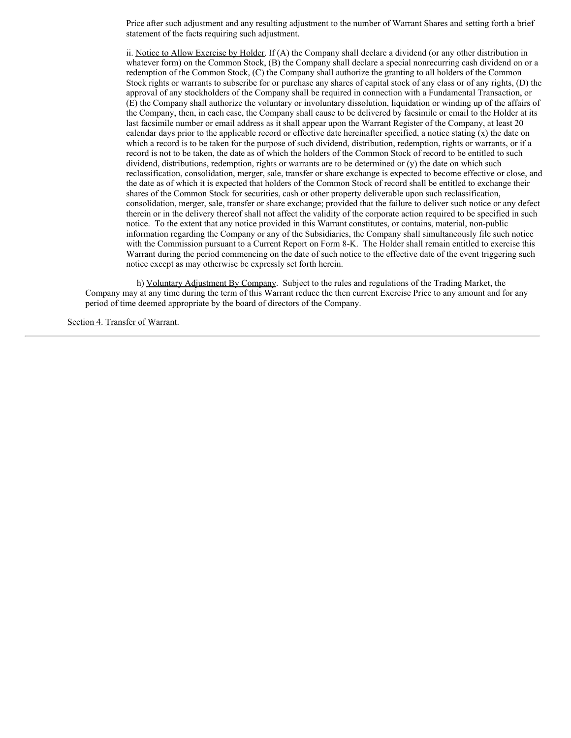Price after such adjustment and any resulting adjustment to the number of Warrant Shares and setting forth a brief statement of the facts requiring such adjustment.

ii. Notice to Allow Exercise by Holder. If (A) the Company shall declare a dividend (or any other distribution in whatever form) on the Common Stock, (B) the Company shall declare a special nonrecurring cash dividend on or a redemption of the Common Stock, (C) the Company shall authorize the granting to all holders of the Common Stock rights or warrants to subscribe for or purchase any shares of capital stock of any class or of any rights, (D) the approval of any stockholders of the Company shall be required in connection with a Fundamental Transaction, or (E) the Company shall authorize the voluntary or involuntary dissolution, liquidation or winding up of the affairs of the Company, then, in each case, the Company shall cause to be delivered by facsimile or email to the Holder at its last facsimile number or email address as it shall appear upon the Warrant Register of the Company, at least 20 calendar days prior to the applicable record or effective date hereinafter specified, a notice stating (x) the date on which a record is to be taken for the purpose of such dividend, distribution, redemption, rights or warrants, or if a record is not to be taken, the date as of which the holders of the Common Stock of record to be entitled to such dividend, distributions, redemption, rights or warrants are to be determined or (y) the date on which such reclassification, consolidation, merger, sale, transfer or share exchange is expected to become effective or close, and the date as of which it is expected that holders of the Common Stock of record shall be entitled to exchange their shares of the Common Stock for securities, cash or other property deliverable upon such reclassification, consolidation, merger, sale, transfer or share exchange; provided that the failure to deliver such notice or any defect therein or in the delivery thereof shall not affect the validity of the corporate action required to be specified in such notice. To the extent that any notice provided in this Warrant constitutes, or contains, material, non-public information regarding the Company or any of the Subsidiaries, the Company shall simultaneously file such notice with the Commission pursuant to a Current Report on Form 8-K. The Holder shall remain entitled to exercise this Warrant during the period commencing on the date of such notice to the effective date of the event triggering such notice except as may otherwise be expressly set forth herein.

h) Voluntary Adjustment By Company. Subject to the rules and regulations of the Trading Market, the Company may at any time during the term of this Warrant reduce the then current Exercise Price to any amount and for any period of time deemed appropriate by the board of directors of the Company.

Section 4. Transfer of Warrant.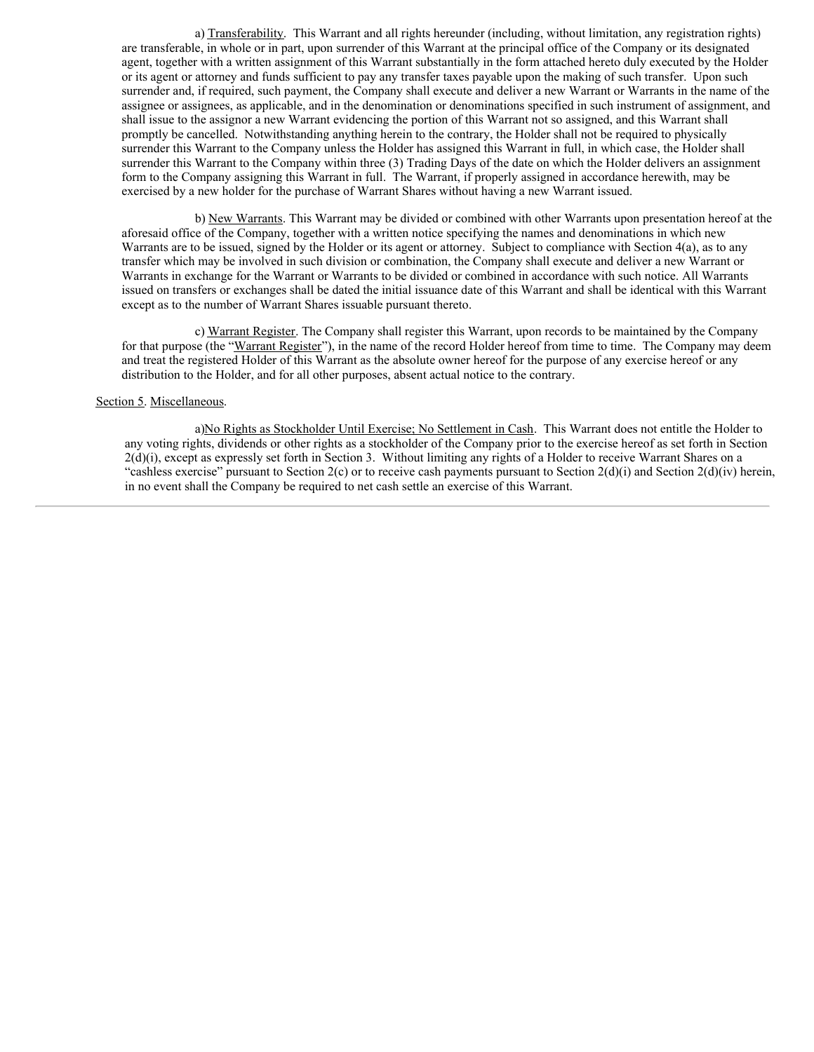a) Transferability. This Warrant and all rights hereunder (including, without limitation, any registration rights) are transferable, in whole or in part, upon surrender of this Warrant at the principal office of the Company or its designated agent, together with a written assignment of this Warrant substantially in the form attached hereto duly executed by the Holder or its agent or attorney and funds sufficient to pay any transfer taxes payable upon the making of such transfer. Upon such surrender and, if required, such payment, the Company shall execute and deliver a new Warrant or Warrants in the name of the assignee or assignees, as applicable, and in the denomination or denominations specified in such instrument of assignment, and shall issue to the assignor a new Warrant evidencing the portion of this Warrant not so assigned, and this Warrant shall promptly be cancelled. Notwithstanding anything herein to the contrary, the Holder shall not be required to physically surrender this Warrant to the Company unless the Holder has assigned this Warrant in full, in which case, the Holder shall surrender this Warrant to the Company within three (3) Trading Days of the date on which the Holder delivers an assignment form to the Company assigning this Warrant in full. The Warrant, if properly assigned in accordance herewith, may be exercised by a new holder for the purchase of Warrant Shares without having a new Warrant issued.

b) New Warrants. This Warrant may be divided or combined with other Warrants upon presentation hereof at the aforesaid office of the Company, together with a written notice specifying the names and denominations in which new Warrants are to be issued, signed by the Holder or its agent or attorney. Subject to compliance with Section 4(a), as to any transfer which may be involved in such division or combination, the Company shall execute and deliver a new Warrant or Warrants in exchange for the Warrant or Warrants to be divided or combined in accordance with such notice. All Warrants issued on transfers or exchanges shall be dated the initial issuance date of this Warrant and shall be identical with this Warrant except as to the number of Warrant Shares issuable pursuant thereto.

c) Warrant Register. The Company shall register this Warrant, upon records to be maintained by the Company for that purpose (the "Warrant Register"), in the name of the record Holder hereof from time to time. The Company may deem and treat the registered Holder of this Warrant as the absolute owner hereof for the purpose of any exercise hereof or any distribution to the Holder, and for all other purposes, absent actual notice to the contrary.

Section 5. Miscellaneous.

a) No Rights as Stockholder Until Exercise; No Settlement in Cash. This Warrant does not entitle the Holder to any voting rights, dividends or other rights as a stockholder of the Company prior to the exercise hereof as set forth in Section 2(d)(i), except as expressly set forth in Section 3. Without limiting any rights of a Holder to receive Warrant Shares on a "cashless exercise" pursuant to Section 2(c) or to receive cash payments pursuant to Section 2(d)(i) and Section 2(d)(iv) herein, in no event shall the Company be required to net cash settle an exercise of this Warrant.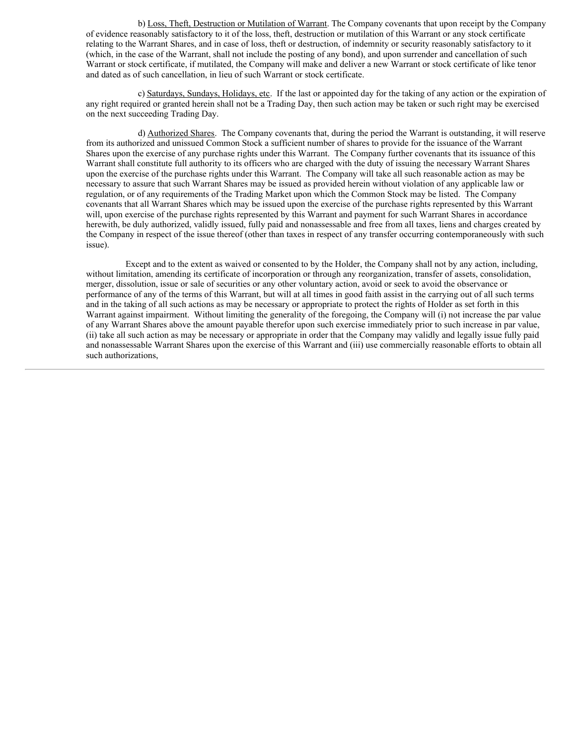b) Loss, Theft, Destruction or Mutilation of Warrant. The Company covenants that upon receipt by the Company of evidence reasonably satisfactory to it of the loss, theft, destruction or mutilation of this Warrant or any stock certificate relating to the Warrant Shares, and in case of loss, theft or destruction, of indemnity or security reasonably satisfactory to it (which, in the case of the Warrant, shall not include the posting of any bond), and upon surrender and cancellation of such Warrant or stock certificate, if mutilated, the Company will make and deliver a new Warrant or stock certificate of like tenor and dated as of such cancellation, in lieu of such Warrant or stock certificate.

c) Saturdays, Sundays, Holidays, etc. If the last or appointed day for the taking of any action or the expiration of any right required or granted herein shall not be a Trading Day, then such action may be taken or such right may be exercised on the next succeeding Trading Day.

d) Authorized Shares. The Company covenants that, during the period the Warrant is outstanding, it will reserve from its authorized and unissued Common Stock a sufficient number of shares to provide for the issuance of the Warrant Shares upon the exercise of any purchase rights under this Warrant. The Company further covenants that its issuance of this Warrant shall constitute full authority to its officers who are charged with the duty of issuing the necessary Warrant Shares upon the exercise of the purchase rights under this Warrant. The Company will take all such reasonable action as may be necessary to assure that such Warrant Shares may be issued as provided herein without violation of any applicable law or regulation, or of any requirements of the Trading Market upon which the Common Stock may be listed. The Company covenants that all Warrant Shares which may be issued upon the exercise of the purchase rights represented by this Warrant will, upon exercise of the purchase rights represented by this Warrant and payment for such Warrant Shares in accordance herewith, be duly authorized, validly issued, fully paid and nonassessable and free from all taxes, liens and charges created by the Company in respect of the issue thereof (other than taxes in respect of any transfer occurring contemporaneously with such issue).

Except and to the extent as waived or consented to by the Holder, the Company shall not by any action, including, without limitation, amending its certificate of incorporation or through any reorganization, transfer of assets, consolidation, merger, dissolution, issue or sale of securities or any other voluntary action, avoid or seek to avoid the observance or performance of any of the terms of this Warrant, but will at all times in good faith assist in the carrying out of all such terms and in the taking of all such actions as may be necessary or appropriate to protect the rights of Holder as set forth in this Warrant against impairment. Without limiting the generality of the foregoing, the Company will (i) not increase the par value of any Warrant Shares above the amount payable therefor upon such exercise immediately prior to such increase in par value, (ii) take all such action as may be necessary or appropriate in order that the Company may validly and legally issue fully paid and nonassessable Warrant Shares upon the exercise of this Warrant and (iii) use commercially reasonable efforts to obtain all such authorizations,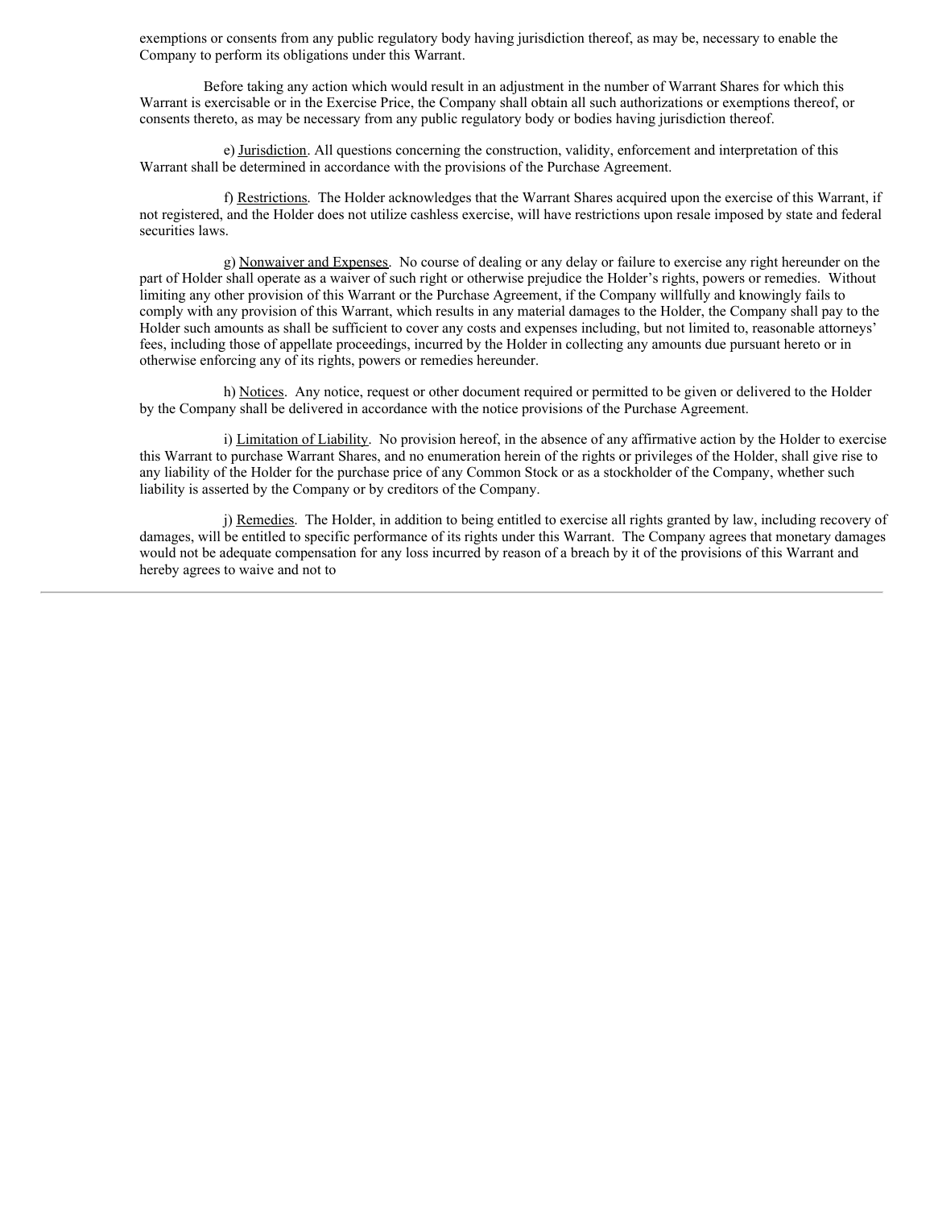exemptions or consents from any public regulatory body having jurisdiction thereof, as may be, necessary to enable the Company to perform its obligations under this Warrant.

Before taking any action which would result in an adjustment in the number of Warrant Shares for which this Warrant is exercisable or in the Exercise Price, the Company shall obtain all such authorizations or exemptions thereof, or consents thereto, as may be necessary from any public regulatory body or bodies having jurisdiction thereof.

e) Jurisdiction. All questions concerning the construction, validity, enforcement and interpretation of this Warrant shall be determined in accordance with the provisions of the Purchase Agreement.

f) Restrictions. The Holder acknowledges that the Warrant Shares acquired upon the exercise of this Warrant, if not registered, and the Holder does not utilize cashless exercise, will have restrictions upon resale imposed by state and federal securities laws.

g) Nonwaiver and Expenses. No course of dealing or any delay or failure to exercise any right hereunder on the part of Holder shall operate as a waiver of such right or otherwise prejudice the Holder's rights, powers or remedies. Without limiting any other provision of this Warrant or the Purchase Agreement, if the Company willfully and knowingly fails to comply with any provision of this Warrant, which results in any material damages to the Holder, the Company shall pay to the Holder such amounts as shall be sufficient to cover any costs and expenses including, but not limited to, reasonable attorneys' fees, including those of appellate proceedings, incurred by the Holder in collecting any amounts due pursuant hereto or in otherwise enforcing any of its rights, powers or remedies hereunder.

h) Notices. Any notice, request or other document required or permitted to be given or delivered to the Holder by the Company shall be delivered in accordance with the notice provisions of the Purchase Agreement.

i) Limitation of Liability. No provision hereof, in the absence of any affirmative action by the Holder to exercise this Warrant to purchase Warrant Shares, and no enumeration herein of the rights or privileges of the Holder, shall give rise to any liability of the Holder for the purchase price of any Common Stock or as a stockholder of the Company, whether such liability is asserted by the Company or by creditors of the Company.

j) Remedies. The Holder, in addition to being entitled to exercise all rights granted by law, including recovery of damages, will be entitled to specific performance of its rights under this Warrant. The Company agrees that monetary damages would not be adequate compensation for any loss incurred by reason of a breach by it of the provisions of this Warrant and hereby agrees to waive and not to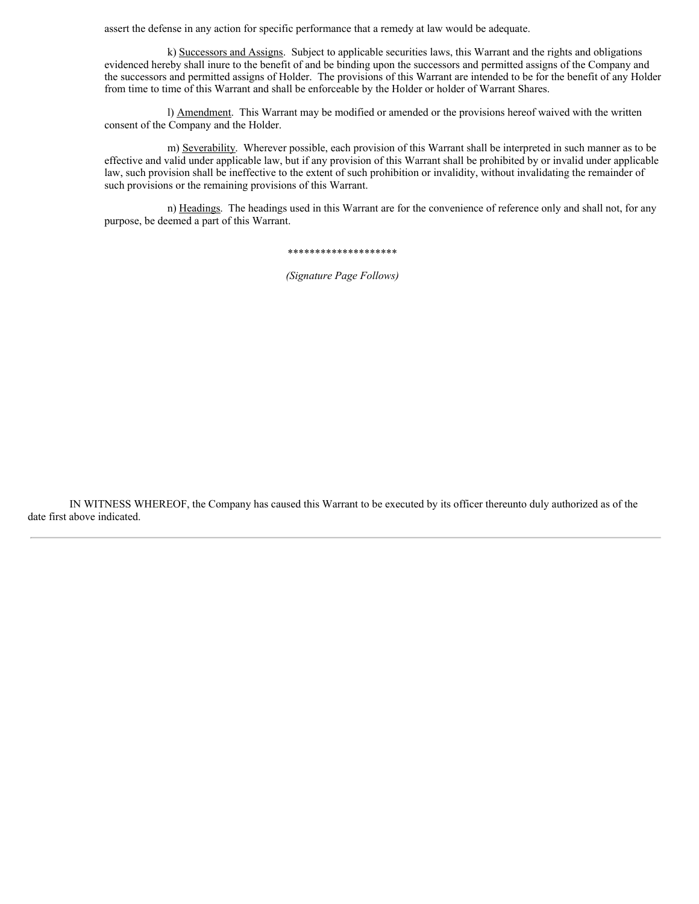assert the defense in any action for specific performance that a remedy at law would be adequate.

k) Successors and Assigns. Subject to applicable securities laws, this Warrant and the rights and obligations evidenced hereby shall inure to the benefit of and be binding upon the successors and permitted assigns of the Company and the successors and permitted assigns of Holder. The provisions of this Warrant are intended to be for the benefit of any Holder from time to time of this Warrant and shall be enforceable by the Holder or holder of Warrant Shares.

l) Amendment. This Warrant may be modified or amended or the provisions hereof waived with the written consent of the Company and the Holder.

m) Severability. Wherever possible, each provision of this Warrant shall be interpreted in such manner as to be effective and valid under applicable law, but if any provision of this Warrant shall be prohibited by or invalid under applicable law, such provision shall be ineffective to the extent of such prohibition or invalidity, without invalidating the remainder of such provisions or the remaining provisions of this Warrant.

n) Headings. The headings used in this Warrant are for the convenience of reference only and shall not, for any purpose, be deemed a part of this Warrant.

********************

*(Signature Page Follows)*

IN WITNESS WHEREOF, the Company has caused this Warrant to be executed by its officer thereunto duly authorized as of the date first above indicated.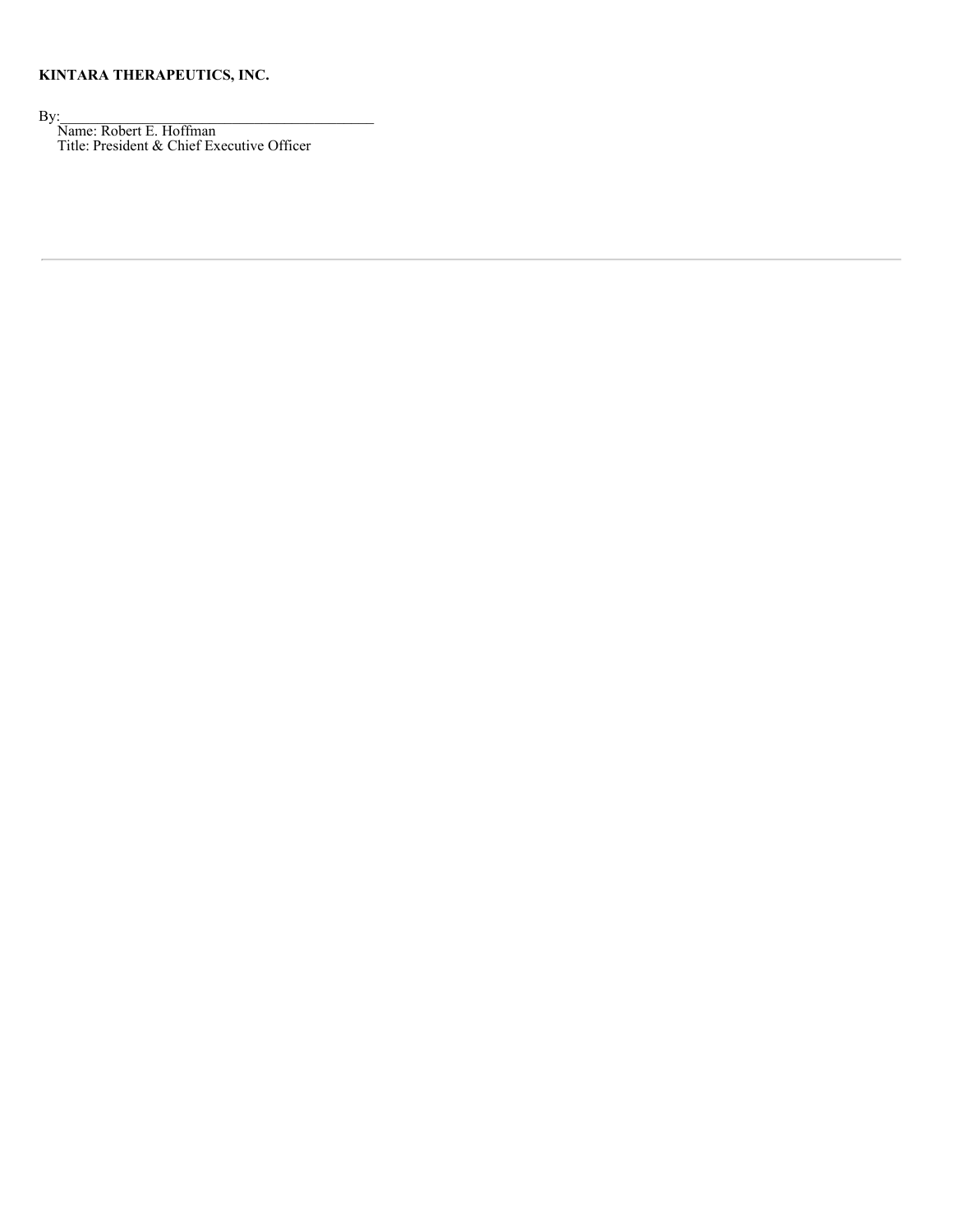**KINTARA THERAPEUTICS, INC.**

By:\_\_\_\_\_\_\_\_\_\_\_\_\_\_\_\_\_\_\_\_\_\_\_\_\_\_\_\_\_\_\_\_\_\_\_\_\_\_\_\_\_\_

Name: Robert E. Hoffman

Title: President & Chief Executive Officer

---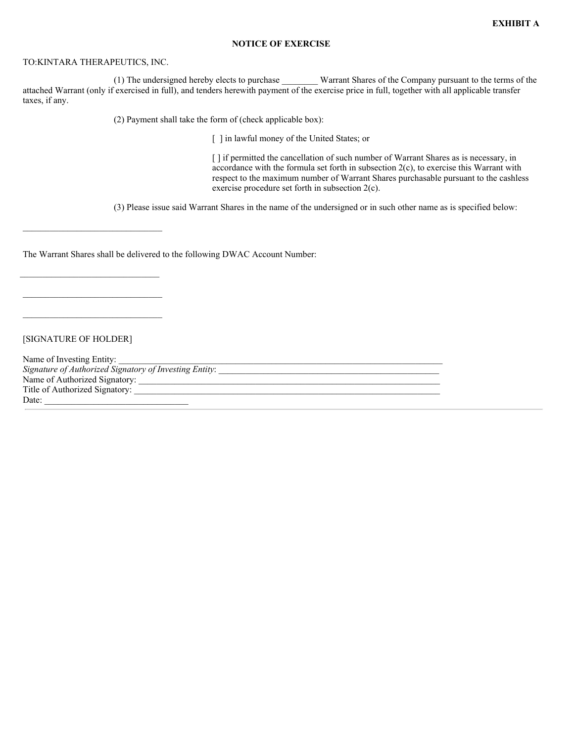**EXHIBIT A**

**NOTICE OF EXERCISE**

TO:KINTARA THERAPEUTICS, INC.

(1) The undersigned hereby elects to purchase ________ Warrant Shares of the Company pursuant to the terms of the attached Warrant (only if exercised in full), and tenders herewith payment of the exercise price in full, together with all applicable transfer taxes, if any.

(2) Payment shall take the form of (check applicable box):

[ ] in lawful money of the United States; or

[ ] if permitted the cancellation of such number of Warrant Shares as is necessary, in accordance with the formula set forth in subsection 2(c), to exercise this Warrant with respect to the maximum number of Warrant Shares purchasable pursuant to the cashless exercise procedure set forth in subsection 2(c).

(3) Please issue said Warrant Shares in the name of the undersigned or in such other name as is specified below:

_______________________________

The Warrant Shares shall be delivered to the following DWAC Account Number:

_______________________________

_______________________________

_______________________________

[SIGNATURE OF HOLDER]

Name of Investing Entity: ____________________________________________________________________________
*Signature of Authorized Signatory of Investing Entity*: ___________________________________________________
Name of Authorized Signatory: _______________________________________________________________________
Title of Authorized Signatory: ________________________________________________________________________
Date: ________________________________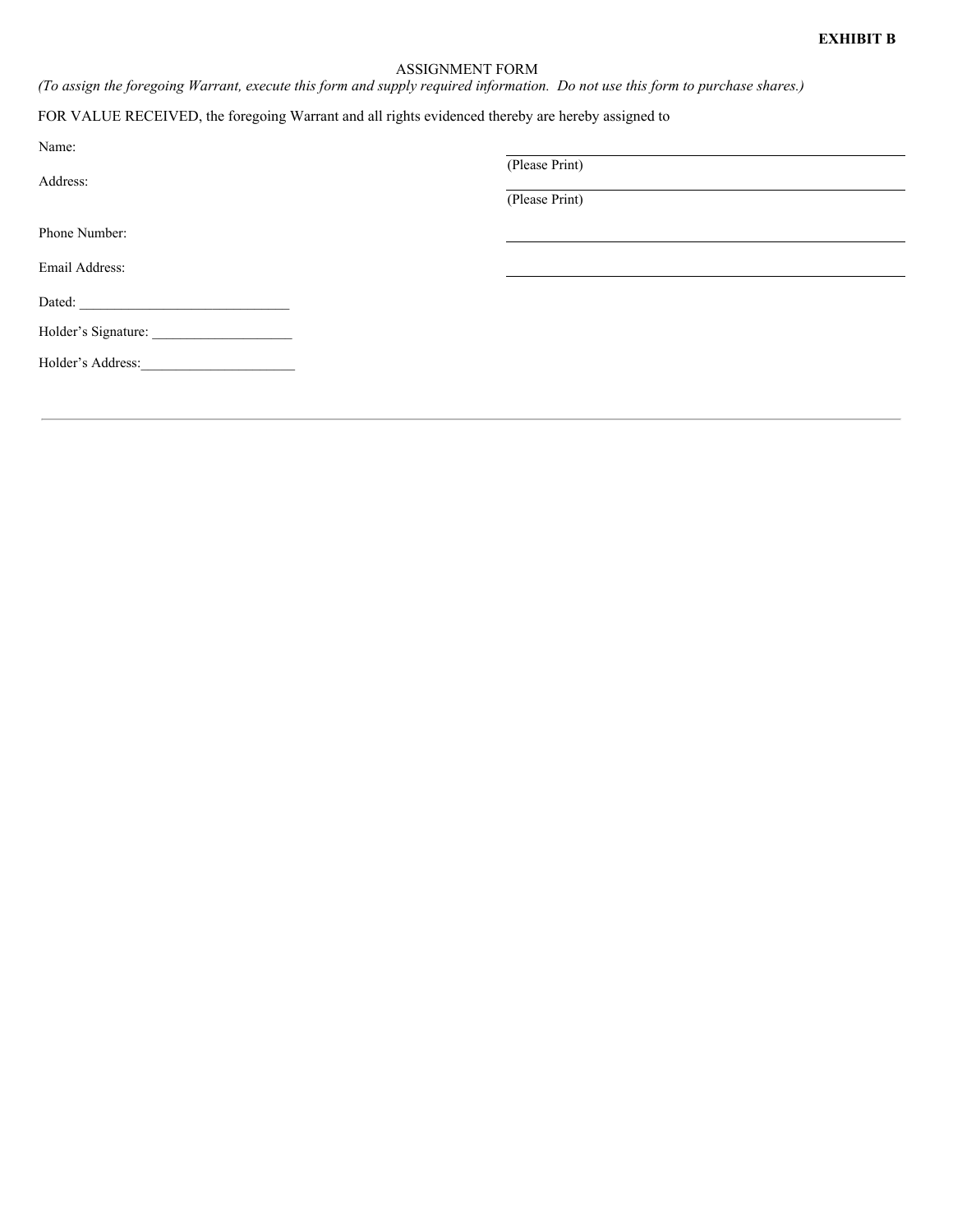**EXHIBIT B**

ASSIGNMENT FORM

*(To assign the foregoing Warrant, execute this form and supply required information. Do not use this form to purchase shares.)*

FOR VALUE RECEIVED, the foregoing Warrant and all rights evidenced thereby are hereby assigned to

Name: ______________________________
(Please Print)

Address: ______________________________
(Please Print)

Phone Number: ______________________________

Email Address: ______________________________

Dated: ______________________________

Holder's Signature: ____________________

Holder's Address:______________________

---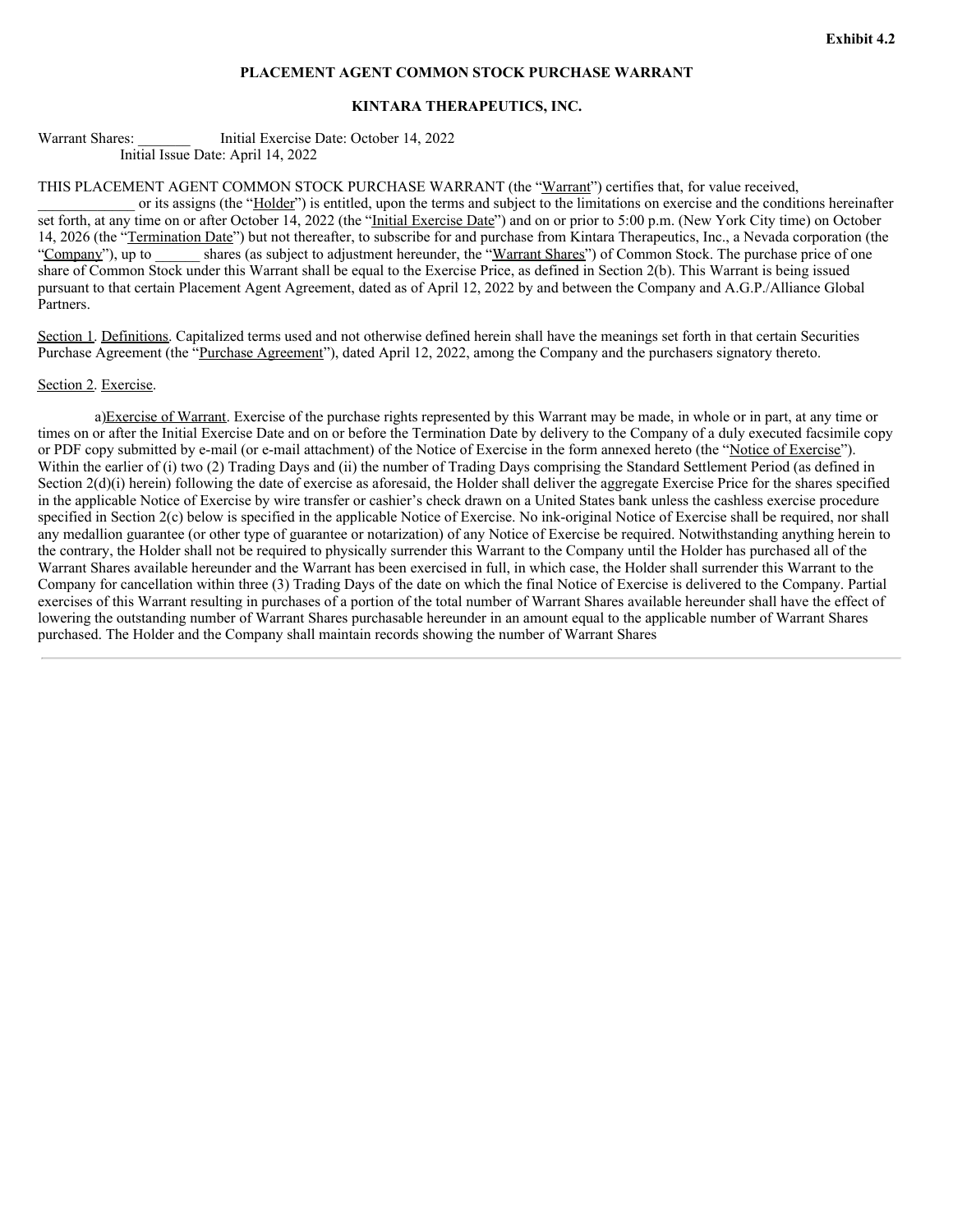**Exhibit 4.2**

**PLACEMENT AGENT COMMON STOCK PURCHASE WARRANT**

**KINTARA THERAPEUTICS, INC.**

Warrant Shares: _______ Initial Exercise Date: October 14, 2022
Initial Issue Date: April 14, 2022

THIS PLACEMENT AGENT COMMON STOCK PURCHASE WARRANT (the "Warrant") certifies that, for value received, _____________ or its assigns (the "Holder") is entitled, upon the terms and subject to the limitations on exercise and the conditions hereinafter set forth, at any time on or after October 14, 2022 (the "Initial Exercise Date") and on or prior to 5:00 p.m. (New York City time) on October 14, 2026 (the "Termination Date") but not thereafter, to subscribe for and purchase from Kintara Therapeutics, Inc., a Nevada corporation (the "Company"), up to ______ shares (as subject to adjustment hereunder, the "Warrant Shares") of Common Stock. The purchase price of one share of Common Stock under this Warrant shall be equal to the Exercise Price, as defined in Section 2(b). This Warrant is being issued pursuant to that certain Placement Agent Agreement, dated as of April 12, 2022 by and between the Company and A.G.P./Alliance Global Partners.

Section 1. Definitions. Capitalized terms used and not otherwise defined herein shall have the meanings set forth in that certain Securities Purchase Agreement (the "Purchase Agreement"), dated April 12, 2022, among the Company and the purchasers signatory thereto.

Section 2. Exercise.

a) Exercise of Warrant. Exercise of the purchase rights represented by this Warrant may be made, in whole or in part, at any time or times on or after the Initial Exercise Date and on or before the Termination Date by delivery to the Company of a duly executed facsimile copy or PDF copy submitted by e-mail (or e-mail attachment) of the Notice of Exercise in the form annexed hereto (the "Notice of Exercise"). Within the earlier of (i) two (2) Trading Days and (ii) the number of Trading Days comprising the Standard Settlement Period (as defined in Section 2(d)(i) herein) following the date of exercise as aforesaid, the Holder shall deliver the aggregate Exercise Price for the shares specified in the applicable Notice of Exercise by wire transfer or cashier's check drawn on a United States bank unless the cashless exercise procedure specified in Section 2(c) below is specified in the applicable Notice of Exercise. No ink-original Notice of Exercise shall be required, nor shall any medallion guarantee (or other type of guarantee or notarization) of any Notice of Exercise be required. Notwithstanding anything herein to the contrary, the Holder shall not be required to physically surrender this Warrant to the Company until the Holder has purchased all of the Warrant Shares available hereunder and the Warrant has been exercised in full, in which case, the Holder shall surrender this Warrant to the Company for cancellation within three (3) Trading Days of the date on which the final Notice of Exercise is delivered to the Company. Partial exercises of this Warrant resulting in purchases of a portion of the total number of Warrant Shares available hereunder shall have the effect of lowering the outstanding number of Warrant Shares purchasable hereunder in an amount equal to the applicable number of Warrant Shares purchased. The Holder and the Company shall maintain records showing the number of Warrant Shares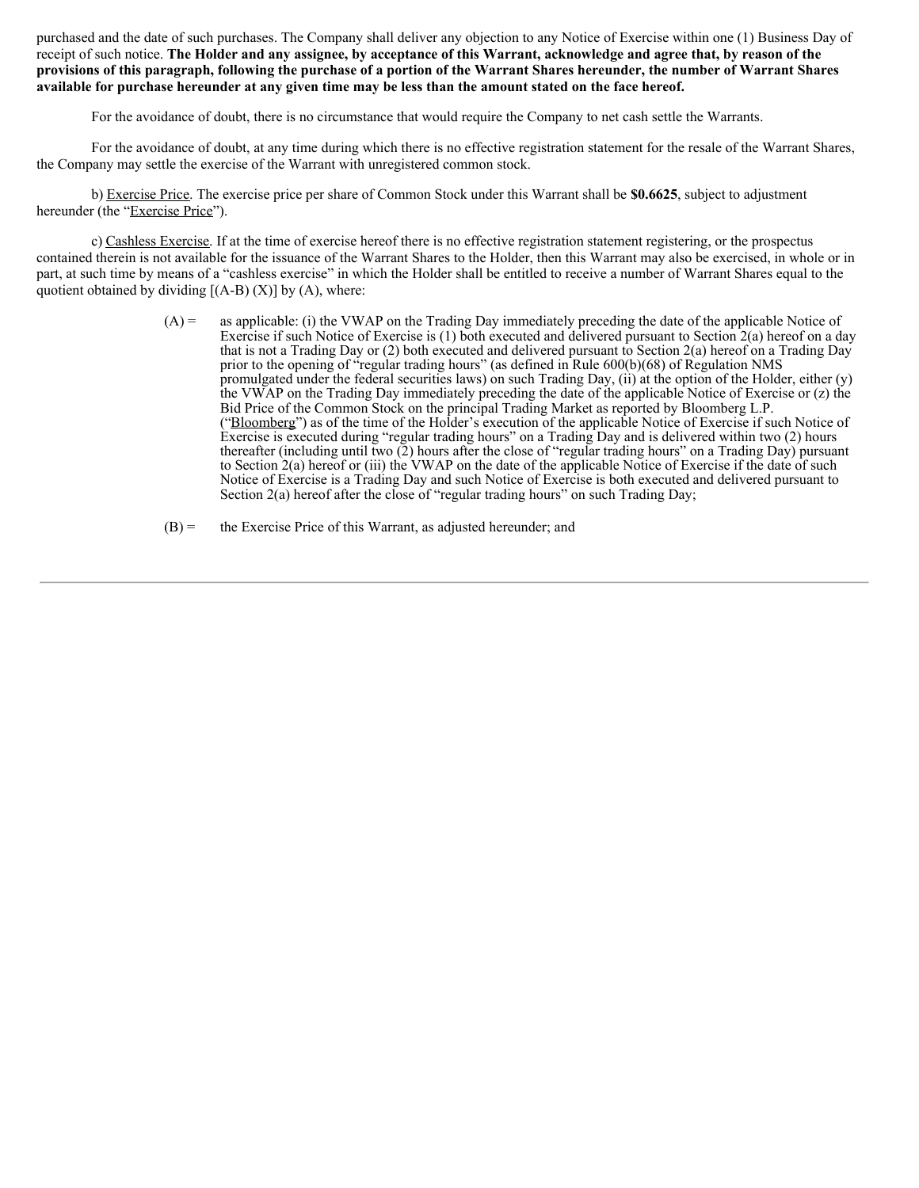purchased and the date of such purchases. The Company shall deliver any objection to any Notice of Exercise within one (1) Business Day of receipt of such notice. **The Holder and any assignee, by acceptance of this Warrant, acknowledge and agree that, by reason of the provisions of this paragraph, following the purchase of a portion of the Warrant Shares hereunder, the number of Warrant Shares available for purchase hereunder at any given time may be less than the amount stated on the face hereof.**

For the avoidance of doubt, there is no circumstance that would require the Company to net cash settle the Warrants.

For the avoidance of doubt, at any time during which there is no effective registration statement for the resale of the Warrant Shares, the Company may settle the exercise of the Warrant with unregistered common stock.

b) Exercise Price. The exercise price per share of Common Stock under this Warrant shall be **$0.6625**, subject to adjustment hereunder (the "Exercise Price").

c) Cashless Exercise. If at the time of exercise hereof there is no effective registration statement registering, or the prospectus contained therein is not available for the issuance of the Warrant Shares to the Holder, then this Warrant may also be exercised, in whole or in part, at such time by means of a "cashless exercise" in which the Holder shall be entitled to receive a number of Warrant Shares equal to the quotient obtained by dividing [(A-B) (X)] by (A), where:

(A) = as applicable: (i) the VWAP on the Trading Day immediately preceding the date of the applicable Notice of Exercise if such Notice of Exercise is (1) both executed and delivered pursuant to Section 2(a) hereof on a day that is not a Trading Day or (2) both executed and delivered pursuant to Section 2(a) hereof on a Trading Day prior to the opening of "regular trading hours" (as defined in Rule 600(b)(68) of Regulation NMS promulgated under the federal securities laws) on such Trading Day, (ii) at the option of the Holder, either (y) the VWAP on the Trading Day immediately preceding the date of the applicable Notice of Exercise or (z) the Bid Price of the Common Stock on the principal Trading Market as reported by Bloomberg L.P. ("Bloomberg") as of the time of the Holder's execution of the applicable Notice of Exercise if such Notice of Exercise is executed during "regular trading hours" on a Trading Day and is delivered within two (2) hours thereafter (including until two (2) hours after the close of "regular trading hours" on a Trading Day) pursuant to Section 2(a) hereof or (iii) the VWAP on the date of the applicable Notice of Exercise if the date of such Notice of Exercise is a Trading Day and such Notice of Exercise is both executed and delivered pursuant to Section 2(a) hereof after the close of "regular trading hours" on such Trading Day;

(B) = the Exercise Price of this Warrant, as adjusted hereunder; and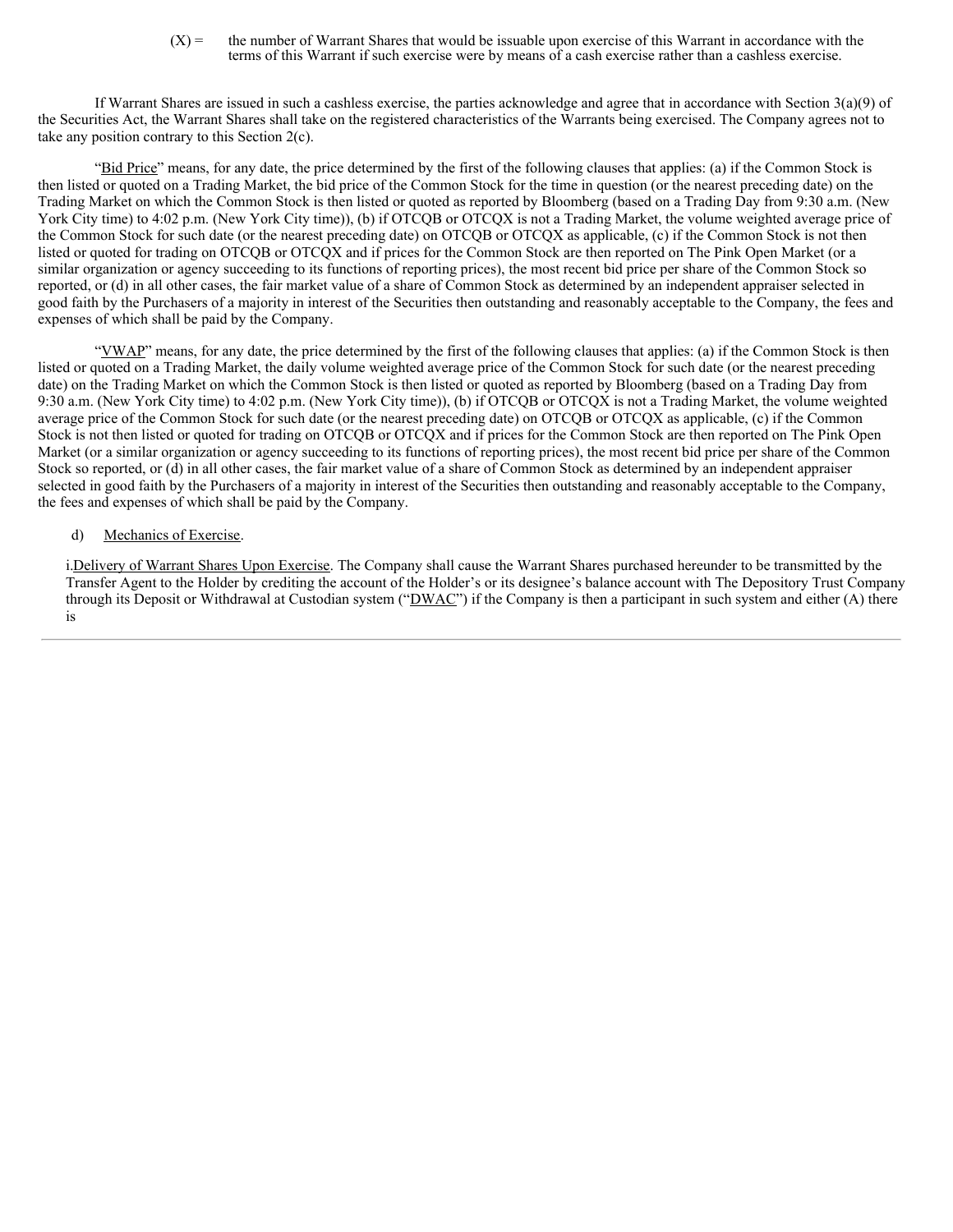(X) = the number of Warrant Shares that would be issuable upon exercise of this Warrant in accordance with the terms of this Warrant if such exercise were by means of a cash exercise rather than a cashless exercise.

If Warrant Shares are issued in such a cashless exercise, the parties acknowledge and agree that in accordance with Section 3(a)(9) of the Securities Act, the Warrant Shares shall take on the registered characteristics of the Warrants being exercised. The Company agrees not to take any position contrary to this Section 2(c).

"Bid Price" means, for any date, the price determined by the first of the following clauses that applies: (a) if the Common Stock is then listed or quoted on a Trading Market, the bid price of the Common Stock for the time in question (or the nearest preceding date) on the Trading Market on which the Common Stock is then listed or quoted as reported by Bloomberg (based on a Trading Day from 9:30 a.m. (New York City time) to 4:02 p.m. (New York City time)), (b) if OTCQB or OTCQX is not a Trading Market, the volume weighted average price of the Common Stock for such date (or the nearest preceding date) on OTCQB or OTCQX as applicable, (c) if the Common Stock is not then listed or quoted for trading on OTCQB or OTCQX and if prices for the Common Stock are then reported on The Pink Open Market (or a similar organization or agency succeeding to its functions of reporting prices), the most recent bid price per share of the Common Stock so reported, or (d) in all other cases, the fair market value of a share of Common Stock as determined by an independent appraiser selected in good faith by the Purchasers of a majority in interest of the Securities then outstanding and reasonably acceptable to the Company, the fees and expenses of which shall be paid by the Company.

"VWAP" means, for any date, the price determined by the first of the following clauses that applies: (a) if the Common Stock is then listed or quoted on a Trading Market, the daily volume weighted average price of the Common Stock for such date (or the nearest preceding date) on the Trading Market on which the Common Stock is then listed or quoted as reported by Bloomberg (based on a Trading Day from 9:30 a.m. (New York City time) to 4:02 p.m. (New York City time)), (b) if OTCQB or OTCQX is not a Trading Market, the volume weighted average price of the Common Stock for such date (or the nearest preceding date) on OTCQB or OTCQX as applicable, (c) if the Common Stock is not then listed or quoted for trading on OTCQB or OTCQX and if prices for the Common Stock are then reported on The Pink Open Market (or a similar organization or agency succeeding to its functions of reporting prices), the most recent bid price per share of the Common Stock so reported, or (d) in all other cases, the fair market value of a share of Common Stock as determined by an independent appraiser selected in good faith by the Purchasers of a majority in interest of the Securities then outstanding and reasonably acceptable to the Company, the fees and expenses of which shall be paid by the Company.

d) Mechanics of Exercise.

i. Delivery of Warrant Shares Upon Exercise. The Company shall cause the Warrant Shares purchased hereunder to be transmitted by the Transfer Agent to the Holder by crediting the account of the Holder's or its designee's balance account with The Depository Trust Company through its Deposit or Withdrawal at Custodian system ("DWAC") if the Company is then a participant in such system and either (A) there is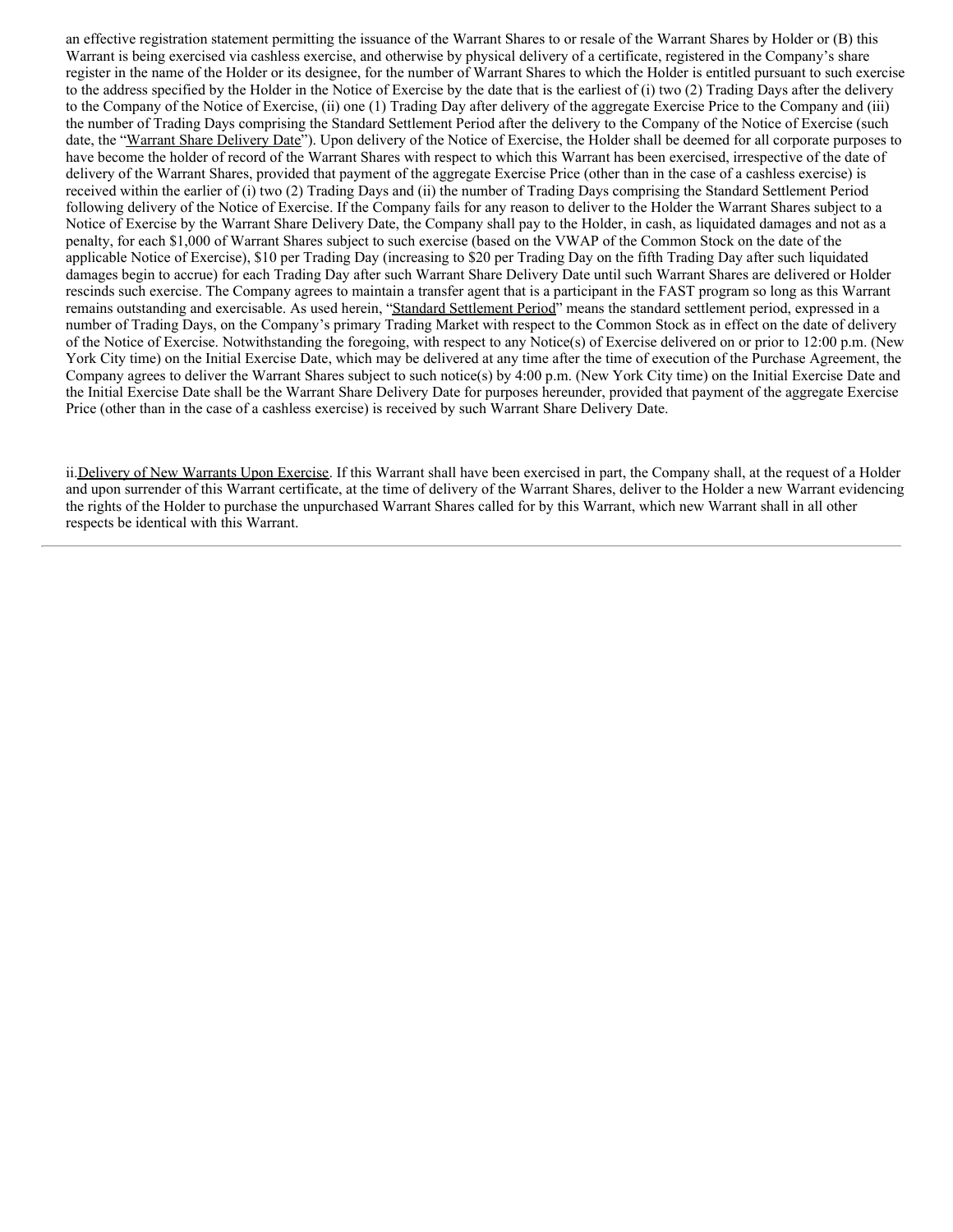an effective registration statement permitting the issuance of the Warrant Shares to or resale of the Warrant Shares by Holder or (B) this Warrant is being exercised via cashless exercise, and otherwise by physical delivery of a certificate, registered in the Company's share register in the name of the Holder or its designee, for the number of Warrant Shares to which the Holder is entitled pursuant to such exercise to the address specified by the Holder in the Notice of Exercise by the date that is the earliest of (i) two (2) Trading Days after the delivery to the Company of the Notice of Exercise, (ii) one (1) Trading Day after delivery of the aggregate Exercise Price to the Company and (iii) the number of Trading Days comprising the Standard Settlement Period after the delivery to the Company of the Notice of Exercise (such date, the "Warrant Share Delivery Date"). Upon delivery of the Notice of Exercise, the Holder shall be deemed for all corporate purposes to have become the holder of record of the Warrant Shares with respect to which this Warrant has been exercised, irrespective of the date of delivery of the Warrant Shares, provided that payment of the aggregate Exercise Price (other than in the case of a cashless exercise) is received within the earlier of (i) two (2) Trading Days and (ii) the number of Trading Days comprising the Standard Settlement Period following delivery of the Notice of Exercise. If the Company fails for any reason to deliver to the Holder the Warrant Shares subject to a Notice of Exercise by the Warrant Share Delivery Date, the Company shall pay to the Holder, in cash, as liquidated damages and not as a penalty, for each $1,000 of Warrant Shares subject to such exercise (based on the VWAP of the Common Stock on the date of the applicable Notice of Exercise), $10 per Trading Day (increasing to $20 per Trading Day on the fifth Trading Day after such liquidated damages begin to accrue) for each Trading Day after such Warrant Share Delivery Date until such Warrant Shares are delivered or Holder rescinds such exercise. The Company agrees to maintain a transfer agent that is a participant in the FAST program so long as this Warrant remains outstanding and exercisable. As used herein, "Standard Settlement Period" means the standard settlement period, expressed in a number of Trading Days, on the Company's primary Trading Market with respect to the Common Stock as in effect on the date of delivery of the Notice of Exercise. Notwithstanding the foregoing, with respect to any Notice(s) of Exercise delivered on or prior to 12:00 p.m. (New York City time) on the Initial Exercise Date, which may be delivered at any time after the time of execution of the Purchase Agreement, the Company agrees to deliver the Warrant Shares subject to such notice(s) by 4:00 p.m. (New York City time) on the Initial Exercise Date and the Initial Exercise Date shall be the Warrant Share Delivery Date for purposes hereunder, provided that payment of the aggregate Exercise Price (other than in the case of a cashless exercise) is received by such Warrant Share Delivery Date.

ii. Delivery of New Warrants Upon Exercise. If this Warrant shall have been exercised in part, the Company shall, at the request of a Holder and upon surrender of this Warrant certificate, at the time of delivery of the Warrant Shares, deliver to the Holder a new Warrant evidencing the rights of the Holder to purchase the unpurchased Warrant Shares called for by this Warrant, which new Warrant shall in all other respects be identical with this Warrant.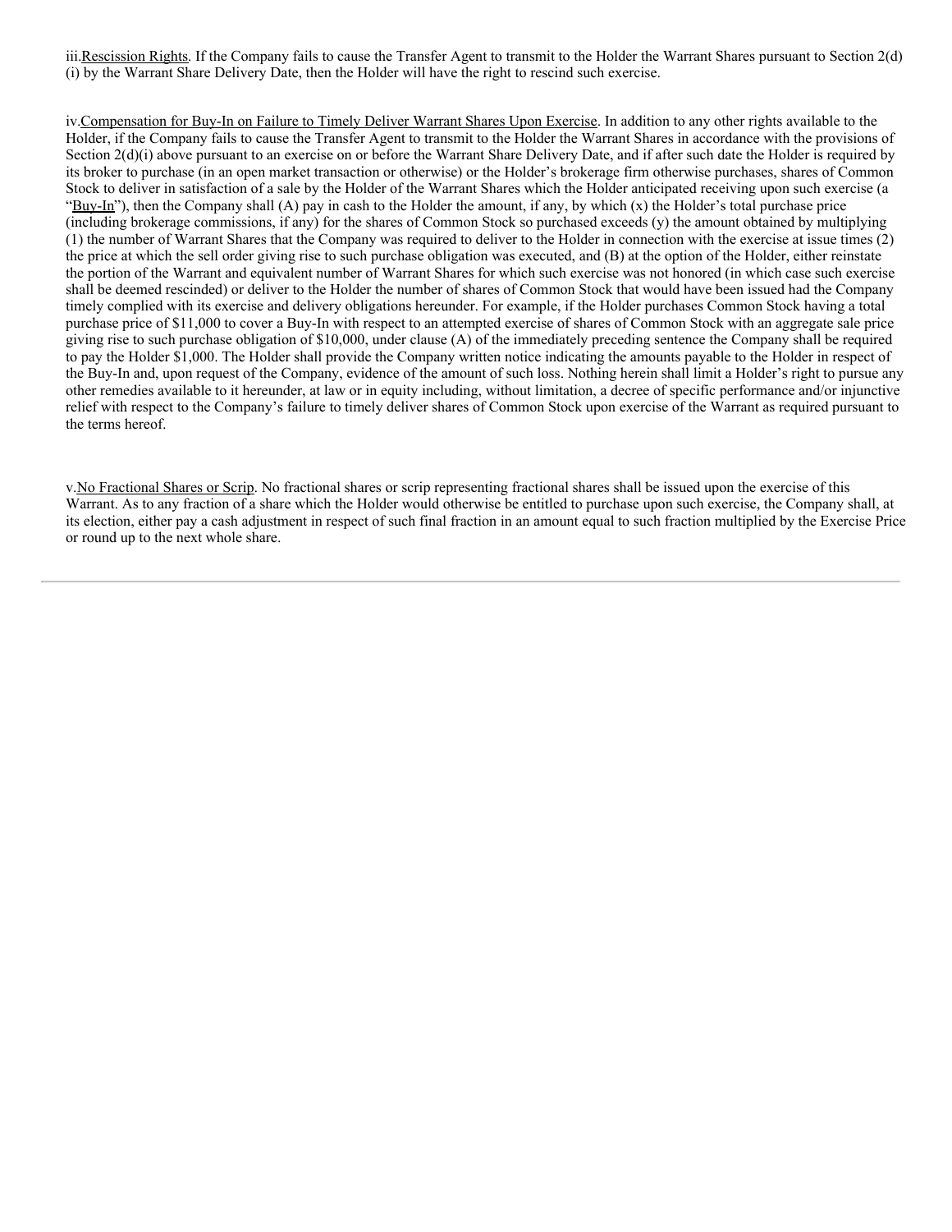iii.Rescission Rights. If the Company fails to cause the Transfer Agent to transmit to the Holder the Warrant Shares pursuant to Section 2(d)(i) by the Warrant Share Delivery Date, then the Holder will have the right to rescind such exercise.

iv.Compensation for Buy-In on Failure to Timely Deliver Warrant Shares Upon Exercise. In addition to any other rights available to the Holder, if the Company fails to cause the Transfer Agent to transmit to the Holder the Warrant Shares in accordance with the provisions of Section 2(d)(i) above pursuant to an exercise on or before the Warrant Share Delivery Date, and if after such date the Holder is required by its broker to purchase (in an open market transaction or otherwise) or the Holder's brokerage firm otherwise purchases, shares of Common Stock to deliver in satisfaction of a sale by the Holder of the Warrant Shares which the Holder anticipated receiving upon such exercise (a "Buy-In"), then the Company shall (A) pay in cash to the Holder the amount, if any, by which (x) the Holder's total purchase price (including brokerage commissions, if any) for the shares of Common Stock so purchased exceeds (y) the amount obtained by multiplying (1) the number of Warrant Shares that the Company was required to deliver to the Holder in connection with the exercise at issue times (2) the price at which the sell order giving rise to such purchase obligation was executed, and (B) at the option of the Holder, either reinstate the portion of the Warrant and equivalent number of Warrant Shares for which such exercise was not honored (in which case such exercise shall be deemed rescinded) or deliver to the Holder the number of shares of Common Stock that would have been issued had the Company timely complied with its exercise and delivery obligations hereunder. For example, if the Holder purchases Common Stock having a total purchase price of $11,000 to cover a Buy-In with respect to an attempted exercise of shares of Common Stock with an aggregate sale price giving rise to such purchase obligation of $10,000, under clause (A) of the immediately preceding sentence the Company shall be required to pay the Holder $1,000. The Holder shall provide the Company written notice indicating the amounts payable to the Holder in respect of the Buy-In and, upon request of the Company, evidence of the amount of such loss. Nothing herein shall limit a Holder's right to pursue any other remedies available to it hereunder, at law or in equity including, without limitation, a decree of specific performance and/or injunctive relief with respect to the Company's failure to timely deliver shares of Common Stock upon exercise of the Warrant as required pursuant to the terms hereof.

v.No Fractional Shares or Scrip. No fractional shares or scrip representing fractional shares shall be issued upon the exercise of this Warrant. As to any fraction of a share which the Holder would otherwise be entitled to purchase upon such exercise, the Company shall, at its election, either pay a cash adjustment in respect of such final fraction in an amount equal to such fraction multiplied by the Exercise Price or round up to the next whole share.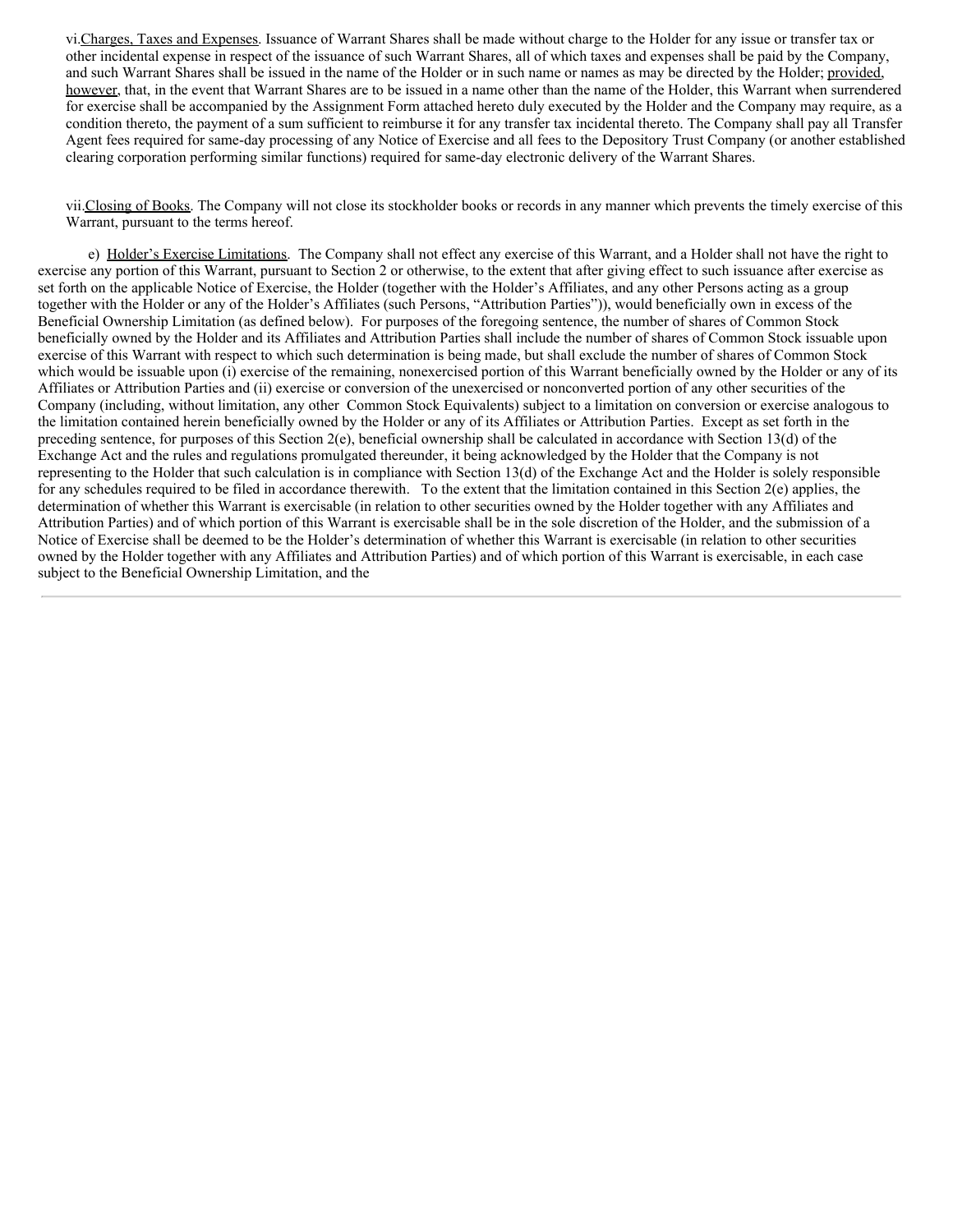vi. Charges, Taxes and Expenses. Issuance of Warrant Shares shall be made without charge to the Holder for any issue or transfer tax or other incidental expense in respect of the issuance of such Warrant Shares, all of which taxes and expenses shall be paid by the Company, and such Warrant Shares shall be issued in the name of the Holder or in such name or names as may be directed by the Holder; provided, however, that, in the event that Warrant Shares are to be issued in a name other than the name of the Holder, this Warrant when surrendered for exercise shall be accompanied by the Assignment Form attached hereto duly executed by the Holder and the Company may require, as a condition thereto, the payment of a sum sufficient to reimburse it for any transfer tax incidental thereto. The Company shall pay all Transfer Agent fees required for same-day processing of any Notice of Exercise and all fees to the Depository Trust Company (or another established clearing corporation performing similar functions) required for same-day electronic delivery of the Warrant Shares.

vii. Closing of Books. The Company will not close its stockholder books or records in any manner which prevents the timely exercise of this Warrant, pursuant to the terms hereof.

e) Holder's Exercise Limitations. The Company shall not effect any exercise of this Warrant, and a Holder shall not have the right to exercise any portion of this Warrant, pursuant to Section 2 or otherwise, to the extent that after giving effect to such issuance after exercise as set forth on the applicable Notice of Exercise, the Holder (together with the Holder's Affiliates, and any other Persons acting as a group together with the Holder or any of the Holder's Affiliates (such Persons, "Attribution Parties")), would beneficially own in excess of the Beneficial Ownership Limitation (as defined below). For purposes of the foregoing sentence, the number of shares of Common Stock beneficially owned by the Holder and its Affiliates and Attribution Parties shall include the number of shares of Common Stock issuable upon exercise of this Warrant with respect to which such determination is being made, but shall exclude the number of shares of Common Stock which would be issuable upon (i) exercise of the remaining, nonexercised portion of this Warrant beneficially owned by the Holder or any of its Affiliates or Attribution Parties and (ii) exercise or conversion of the unexercised or nonconverted portion of any other securities of the Company (including, without limitation, any other Common Stock Equivalents) subject to a limitation on conversion or exercise analogous to the limitation contained herein beneficially owned by the Holder or any of its Affiliates or Attribution Parties. Except as set forth in the preceding sentence, for purposes of this Section 2(e), beneficial ownership shall be calculated in accordance with Section 13(d) of the Exchange Act and the rules and regulations promulgated thereunder, it being acknowledged by the Holder that the Company is not representing to the Holder that such calculation is in compliance with Section 13(d) of the Exchange Act and the Holder is solely responsible for any schedules required to be filed in accordance therewith. To the extent that the limitation contained in this Section 2(e) applies, the determination of whether this Warrant is exercisable (in relation to other securities owned by the Holder together with any Affiliates and Attribution Parties) and of which portion of this Warrant is exercisable shall be in the sole discretion of the Holder, and the submission of a Notice of Exercise shall be deemed to be the Holder's determination of whether this Warrant is exercisable (in relation to other securities owned by the Holder together with any Affiliates and Attribution Parties) and of which portion of this Warrant is exercisable, in each case subject to the Beneficial Ownership Limitation, and the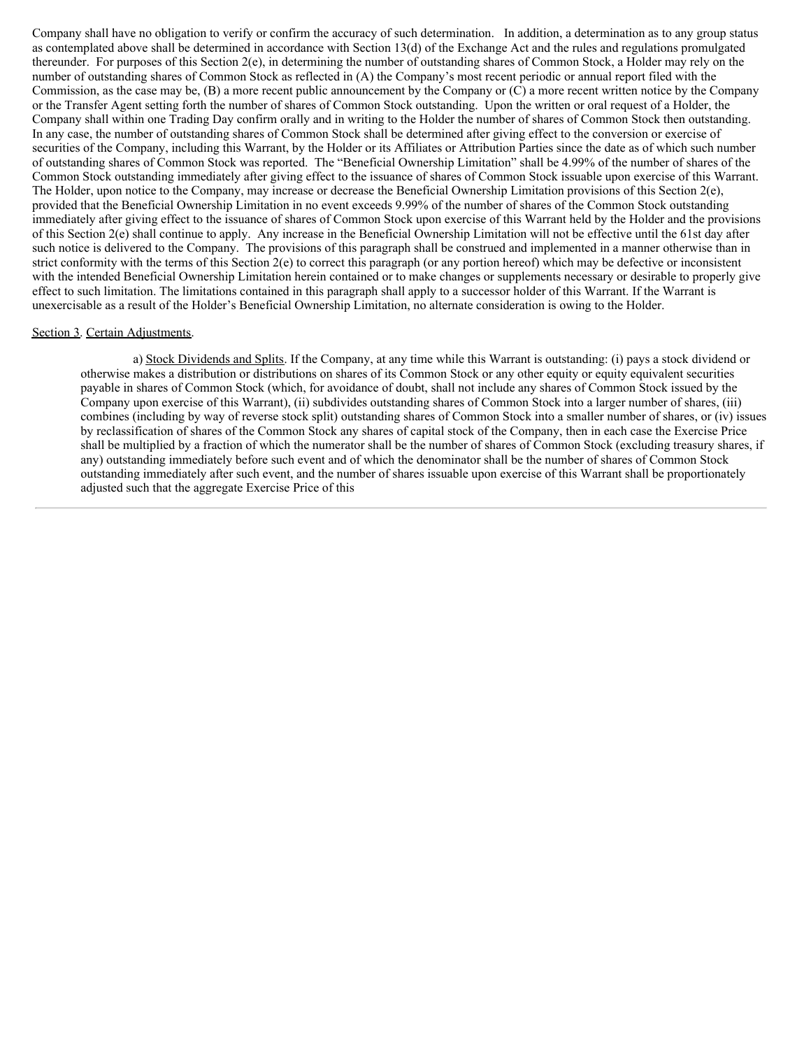Company shall have no obligation to verify or confirm the accuracy of such determination. In addition, a determination as to any group status as contemplated above shall be determined in accordance with Section 13(d) of the Exchange Act and the rules and regulations promulgated thereunder. For purposes of this Section 2(e), in determining the number of outstanding shares of Common Stock, a Holder may rely on the number of outstanding shares of Common Stock as reflected in (A) the Company's most recent periodic or annual report filed with the Commission, as the case may be, (B) a more recent public announcement by the Company or (C) a more recent written notice by the Company or the Transfer Agent setting forth the number of shares of Common Stock outstanding. Upon the written or oral request of a Holder, the Company shall within one Trading Day confirm orally and in writing to the Holder the number of shares of Common Stock then outstanding. In any case, the number of outstanding shares of Common Stock shall be determined after giving effect to the conversion or exercise of securities of the Company, including this Warrant, by the Holder or its Affiliates or Attribution Parties since the date as of which such number of outstanding shares of Common Stock was reported. The "Beneficial Ownership Limitation" shall be 4.99% of the number of shares of the Common Stock outstanding immediately after giving effect to the issuance of shares of Common Stock issuable upon exercise of this Warrant. The Holder, upon notice to the Company, may increase or decrease the Beneficial Ownership Limitation provisions of this Section 2(e), provided that the Beneficial Ownership Limitation in no event exceeds 9.99% of the number of shares of the Common Stock outstanding immediately after giving effect to the issuance of shares of Common Stock upon exercise of this Warrant held by the Holder and the provisions of this Section 2(e) shall continue to apply. Any increase in the Beneficial Ownership Limitation will not be effective until the 61st day after such notice is delivered to the Company. The provisions of this paragraph shall be construed and implemented in a manner otherwise than in strict conformity with the terms of this Section 2(e) to correct this paragraph (or any portion hereof) which may be defective or inconsistent with the intended Beneficial Ownership Limitation herein contained or to make changes or supplements necessary or desirable to properly give effect to such limitation. The limitations contained in this paragraph shall apply to a successor holder of this Warrant. If the Warrant is unexercisable as a result of the Holder's Beneficial Ownership Limitation, no alternate consideration is owing to the Holder.

Section 3. Certain Adjustments.

a) Stock Dividends and Splits. If the Company, at any time while this Warrant is outstanding: (i) pays a stock dividend or otherwise makes a distribution or distributions on shares of its Common Stock or any other equity or equity equivalent securities payable in shares of Common Stock (which, for avoidance of doubt, shall not include any shares of Common Stock issued by the Company upon exercise of this Warrant), (ii) subdivides outstanding shares of Common Stock into a larger number of shares, (iii) combines (including by way of reverse stock split) outstanding shares of Common Stock into a smaller number of shares, or (iv) issues by reclassification of shares of the Common Stock any shares of capital stock of the Company, then in each case the Exercise Price shall be multiplied by a fraction of which the numerator shall be the number of shares of Common Stock (excluding treasury shares, if any) outstanding immediately before such event and of which the denominator shall be the number of shares of Common Stock outstanding immediately after such event, and the number of shares issuable upon exercise of this Warrant shall be proportionately adjusted such that the aggregate Exercise Price of this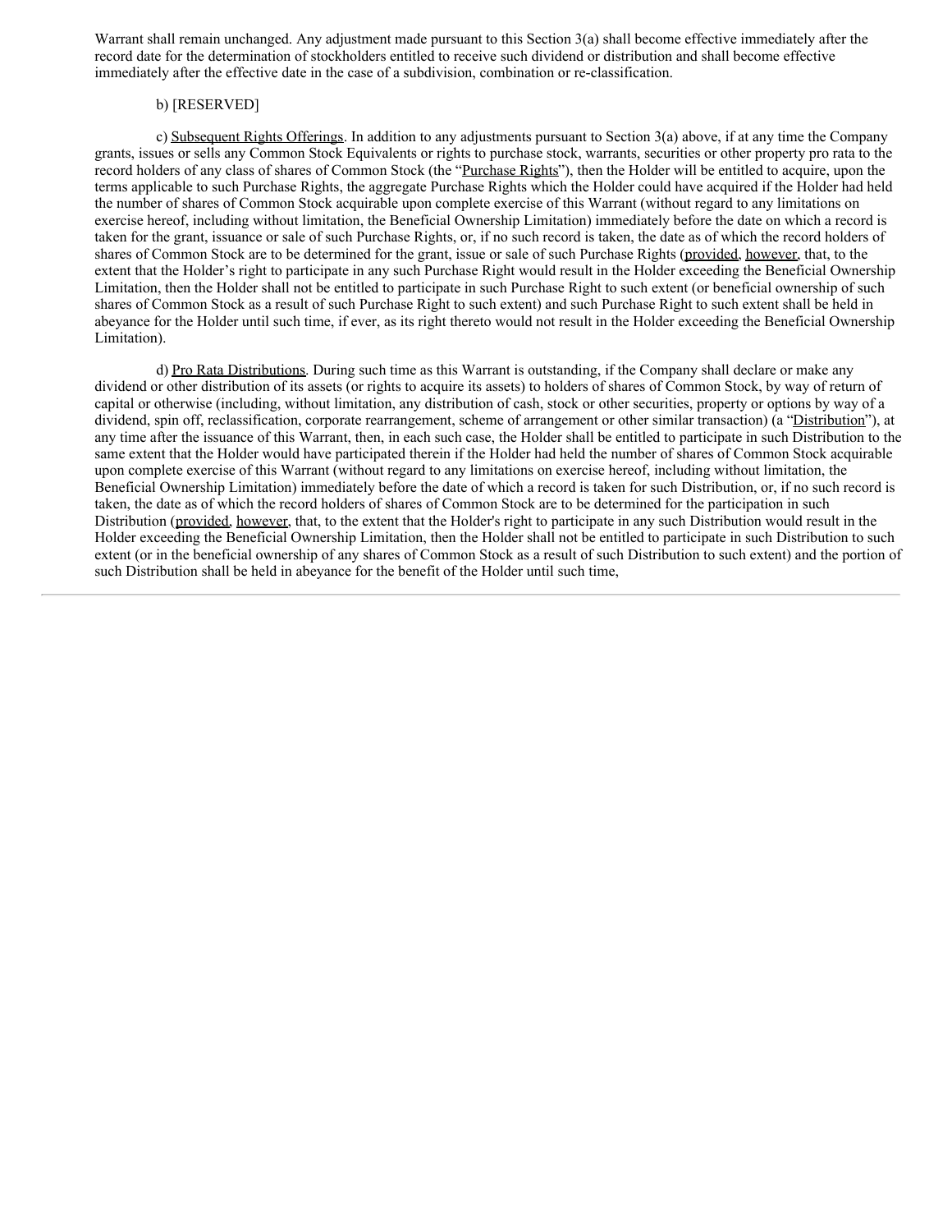Warrant shall remain unchanged. Any adjustment made pursuant to this Section 3(a) shall become effective immediately after the record date for the determination of stockholders entitled to receive such dividend or distribution and shall become effective immediately after the effective date in the case of a subdivision, combination or re-classification.

b) [RESERVED]

c) Subsequent Rights Offerings. In addition to any adjustments pursuant to Section 3(a) above, if at any time the Company grants, issues or sells any Common Stock Equivalents or rights to purchase stock, warrants, securities or other property pro rata to the record holders of any class of shares of Common Stock (the "Purchase Rights"), then the Holder will be entitled to acquire, upon the terms applicable to such Purchase Rights, the aggregate Purchase Rights which the Holder could have acquired if the Holder had held the number of shares of Common Stock acquirable upon complete exercise of this Warrant (without regard to any limitations on exercise hereof, including without limitation, the Beneficial Ownership Limitation) immediately before the date on which a record is taken for the grant, issuance or sale of such Purchase Rights, or, if no such record is taken, the date as of which the record holders of shares of Common Stock are to be determined for the grant, issue or sale of such Purchase Rights (provided, however, that, to the extent that the Holder's right to participate in any such Purchase Right would result in the Holder exceeding the Beneficial Ownership Limitation, then the Holder shall not be entitled to participate in such Purchase Right to such extent (or beneficial ownership of such shares of Common Stock as a result of such Purchase Right to such extent) and such Purchase Right to such extent shall be held in abeyance for the Holder until such time, if ever, as its right thereto would not result in the Holder exceeding the Beneficial Ownership Limitation).

d) Pro Rata Distributions. During such time as this Warrant is outstanding, if the Company shall declare or make any dividend or other distribution of its assets (or rights to acquire its assets) to holders of shares of Common Stock, by way of return of capital or otherwise (including, without limitation, any distribution of cash, stock or other securities, property or options by way of a dividend, spin off, reclassification, corporate rearrangement, scheme of arrangement or other similar transaction) (a "Distribution"), at any time after the issuance of this Warrant, then, in each such case, the Holder shall be entitled to participate in such Distribution to the same extent that the Holder would have participated therein if the Holder had held the number of shares of Common Stock acquirable upon complete exercise of this Warrant (without regard to any limitations on exercise hereof, including without limitation, the Beneficial Ownership Limitation) immediately before the date of which a record is taken for such Distribution, or, if no such record is taken, the date as of which the record holders of shares of Common Stock are to be determined for the participation in such Distribution (provided, however, that, to the extent that the Holder's right to participate in any such Distribution would result in the Holder exceeding the Beneficial Ownership Limitation, then the Holder shall not be entitled to participate in such Distribution to such extent (or in the beneficial ownership of any shares of Common Stock as a result of such Distribution to such extent) and the portion of such Distribution shall be held in abeyance for the benefit of the Holder until such time,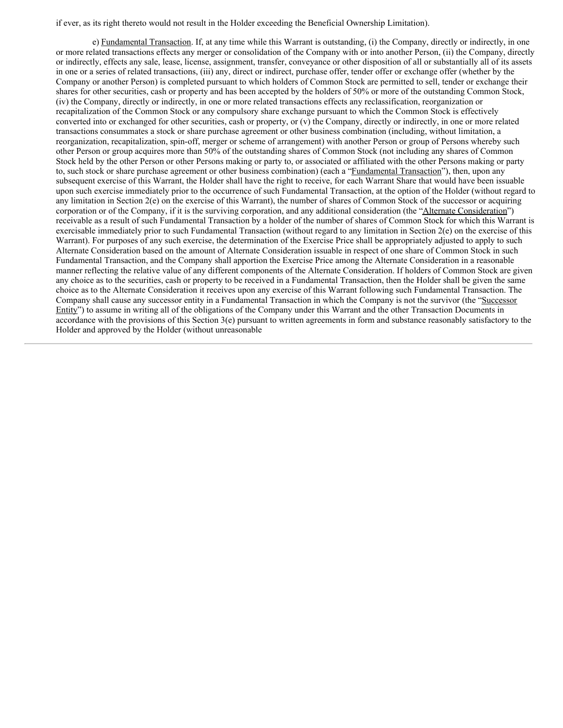if ever, as its right thereto would not result in the Holder exceeding the Beneficial Ownership Limitation).

e) Fundamental Transaction. If, at any time while this Warrant is outstanding, (i) the Company, directly or indirectly, in one or more related transactions effects any merger or consolidation of the Company with or into another Person, (ii) the Company, directly or indirectly, effects any sale, lease, license, assignment, transfer, conveyance or other disposition of all or substantially all of its assets in one or a series of related transactions, (iii) any, direct or indirect, purchase offer, tender offer or exchange offer (whether by the Company or another Person) is completed pursuant to which holders of Common Stock are permitted to sell, tender or exchange their shares for other securities, cash or property and has been accepted by the holders of 50% or more of the outstanding Common Stock, (iv) the Company, directly or indirectly, in one or more related transactions effects any reclassification, reorganization or recapitalization of the Common Stock or any compulsory share exchange pursuant to which the Common Stock is effectively converted into or exchanged for other securities, cash or property, or (v) the Company, directly or indirectly, in one or more related transactions consummates a stock or share purchase agreement or other business combination (including, without limitation, a reorganization, recapitalization, spin-off, merger or scheme of arrangement) with another Person or group of Persons whereby such other Person or group acquires more than 50% of the outstanding shares of Common Stock (not including any shares of Common Stock held by the other Person or other Persons making or party to, or associated or affiliated with the other Persons making or party to, such stock or share purchase agreement or other business combination) (each a "Fundamental Transaction"), then, upon any subsequent exercise of this Warrant, the Holder shall have the right to receive, for each Warrant Share that would have been issuable upon such exercise immediately prior to the occurrence of such Fundamental Transaction, at the option of the Holder (without regard to any limitation in Section 2(e) on the exercise of this Warrant), the number of shares of Common Stock of the successor or acquiring corporation or of the Company, if it is the surviving corporation, and any additional consideration (the "Alternate Consideration") receivable as a result of such Fundamental Transaction by a holder of the number of shares of Common Stock for which this Warrant is exercisable immediately prior to such Fundamental Transaction (without regard to any limitation in Section 2(e) on the exercise of this Warrant). For purposes of any such exercise, the determination of the Exercise Price shall be appropriately adjusted to apply to such Alternate Consideration based on the amount of Alternate Consideration issuable in respect of one share of Common Stock in such Fundamental Transaction, and the Company shall apportion the Exercise Price among the Alternate Consideration in a reasonable manner reflecting the relative value of any different components of the Alternate Consideration. If holders of Common Stock are given any choice as to the securities, cash or property to be received in a Fundamental Transaction, then the Holder shall be given the same choice as to the Alternate Consideration it receives upon any exercise of this Warrant following such Fundamental Transaction. The Company shall cause any successor entity in a Fundamental Transaction in which the Company is not the survivor (the "Successor Entity") to assume in writing all of the obligations of the Company under this Warrant and the other Transaction Documents in accordance with the provisions of this Section 3(e) pursuant to written agreements in form and substance reasonably satisfactory to the Holder and approved by the Holder (without unreasonable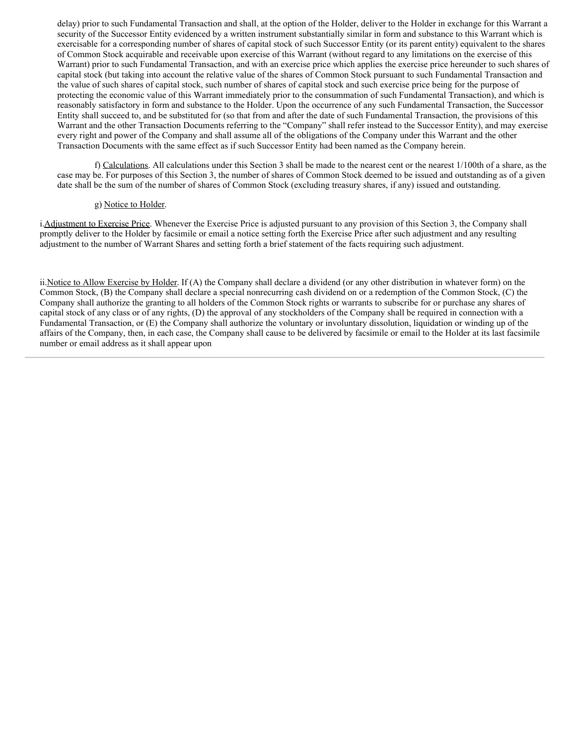delay) prior to such Fundamental Transaction and shall, at the option of the Holder, deliver to the Holder in exchange for this Warrant a security of the Successor Entity evidenced by a written instrument substantially similar in form and substance to this Warrant which is exercisable for a corresponding number of shares of capital stock of such Successor Entity (or its parent entity) equivalent to the shares of Common Stock acquirable and receivable upon exercise of this Warrant (without regard to any limitations on the exercise of this Warrant) prior to such Fundamental Transaction, and with an exercise price which applies the exercise price hereunder to such shares of capital stock (but taking into account the relative value of the shares of Common Stock pursuant to such Fundamental Transaction and the value of such shares of capital stock, such number of shares of capital stock and such exercise price being for the purpose of protecting the economic value of this Warrant immediately prior to the consummation of such Fundamental Transaction), and which is reasonably satisfactory in form and substance to the Holder. Upon the occurrence of any such Fundamental Transaction, the Successor Entity shall succeed to, and be substituted for (so that from and after the date of such Fundamental Transaction, the provisions of this Warrant and the other Transaction Documents referring to the "Company" shall refer instead to the Successor Entity), and may exercise every right and power of the Company and shall assume all of the obligations of the Company under this Warrant and the other Transaction Documents with the same effect as if such Successor Entity had been named as the Company herein.

f) Calculations. All calculations under this Section 3 shall be made to the nearest cent or the nearest 1/100th of a share, as the case may be. For purposes of this Section 3, the number of shares of Common Stock deemed to be issued and outstanding as of a given date shall be the sum of the number of shares of Common Stock (excluding treasury shares, if any) issued and outstanding.

g) Notice to Holder.

i. Adjustment to Exercise Price. Whenever the Exercise Price is adjusted pursuant to any provision of this Section 3, the Company shall promptly deliver to the Holder by facsimile or email a notice setting forth the Exercise Price after such adjustment and any resulting adjustment to the number of Warrant Shares and setting forth a brief statement of the facts requiring such adjustment.

ii. Notice to Allow Exercise by Holder. If (A) the Company shall declare a dividend (or any other distribution in whatever form) on the Common Stock, (B) the Company shall declare a special nonrecurring cash dividend on or a redemption of the Common Stock, (C) the Company shall authorize the granting to all holders of the Common Stock rights or warrants to subscribe for or purchase any shares of capital stock of any class or of any rights, (D) the approval of any stockholders of the Company shall be required in connection with a Fundamental Transaction, or (E) the Company shall authorize the voluntary or involuntary dissolution, liquidation or winding up of the affairs of the Company, then, in each case, the Company shall cause to be delivered by facsimile or email to the Holder at its last facsimile number or email address as it shall appear upon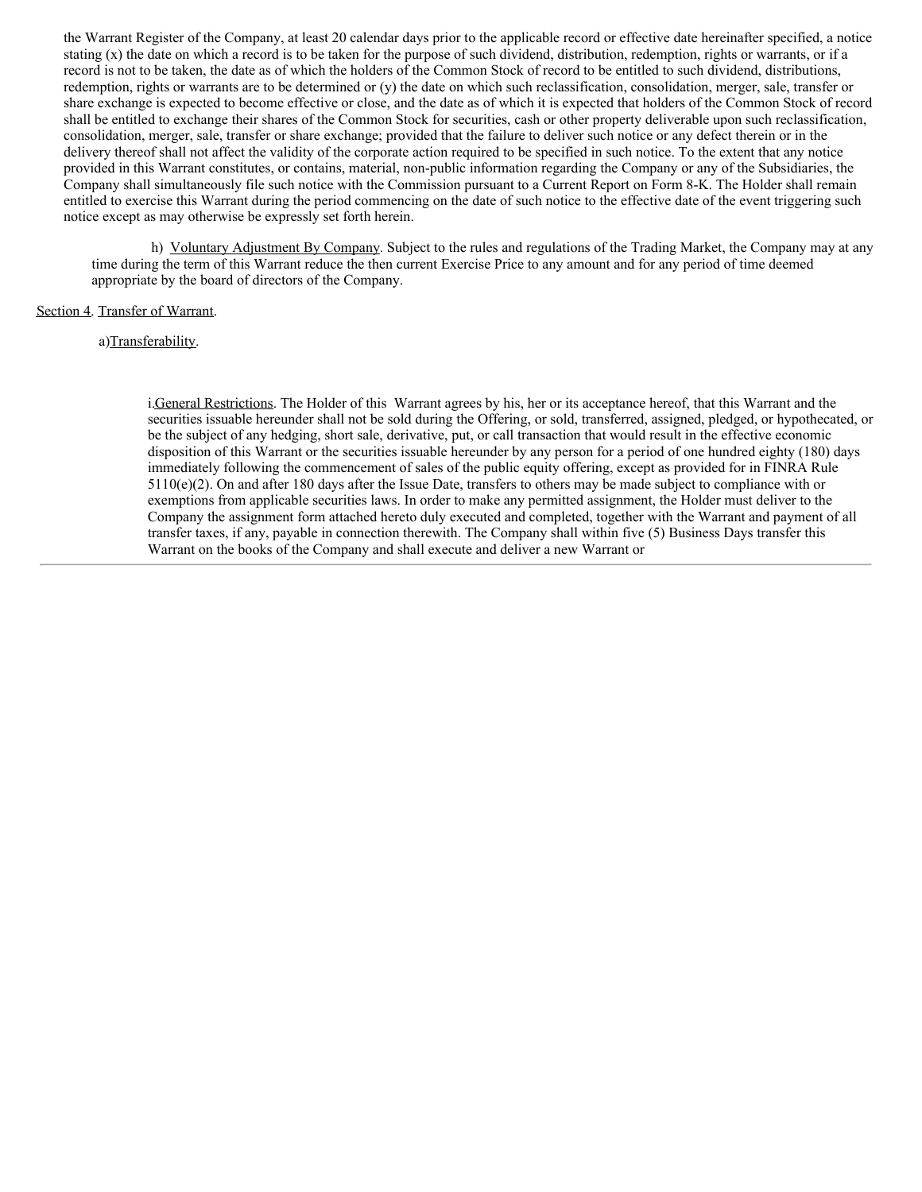the Warrant Register of the Company, at least 20 calendar days prior to the applicable record or effective date hereinafter specified, a notice stating (x) the date on which a record is to be taken for the purpose of such dividend, distribution, redemption, rights or warrants, or if a record is not to be taken, the date as of which the holders of the Common Stock of record to be entitled to such dividend, distributions, redemption, rights or warrants are to be determined or (y) the date on which such reclassification, consolidation, merger, sale, transfer or share exchange is expected to become effective or close, and the date as of which it is expected that holders of the Common Stock of record shall be entitled to exchange their shares of the Common Stock for securities, cash or other property deliverable upon such reclassification, consolidation, merger, sale, transfer or share exchange; provided that the failure to deliver such notice or any defect therein or in the delivery thereof shall not affect the validity of the corporate action required to be specified in such notice. To the extent that any notice provided in this Warrant constitutes, or contains, material, non-public information regarding the Company or any of the Subsidiaries, the Company shall simultaneously file such notice with the Commission pursuant to a Current Report on Form 8-K. The Holder shall remain entitled to exercise this Warrant during the period commencing on the date of such notice to the effective date of the event triggering such notice except as may otherwise be expressly set forth herein.

h) Voluntary Adjustment By Company. Subject to the rules and regulations of the Trading Market, the Company may at any time during the term of this Warrant reduce the then current Exercise Price to any amount and for any period of time deemed appropriate by the board of directors of the Company.

Section 4. Transfer of Warrant.

a) Transferability.

i. General Restrictions. The Holder of this Warrant agrees by his, her or its acceptance hereof, that this Warrant and the securities issuable hereunder shall not be sold during the Offering, or sold, transferred, assigned, pledged, or hypothecated, or be the subject of any hedging, short sale, derivative, put, or call transaction that would result in the effective economic disposition of this Warrant or the securities issuable hereunder by any person for a period of one hundred eighty (180) days immediately following the commencement of sales of the public equity offering, except as provided for in FINRA Rule 5110(e)(2). On and after 180 days after the Issue Date, transfers to others may be made subject to compliance with or exemptions from applicable securities laws. In order to make any permitted assignment, the Holder must deliver to the Company the assignment form attached hereto duly executed and completed, together with the Warrant and payment of all transfer taxes, if any, payable in connection therewith. The Company shall within five (5) Business Days transfer this Warrant on the books of the Company and shall execute and deliver a new Warrant or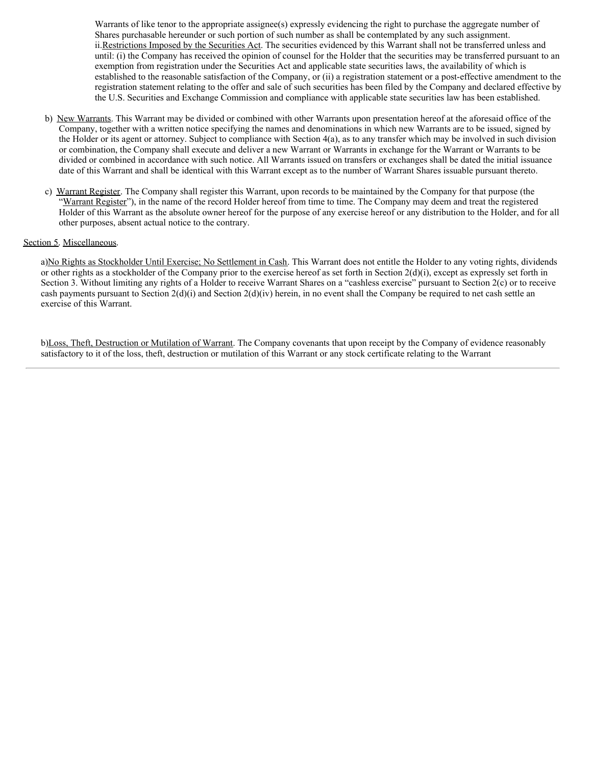Warrants of like tenor to the appropriate assignee(s) expressly evidencing the right to purchase the aggregate number of Shares purchasable hereunder or such portion of such number as shall be contemplated by any such assignment.

ii. Restrictions Imposed by the Securities Act. The securities evidenced by this Warrant shall not be transferred unless and until: (i) the Company has received the opinion of counsel for the Holder that the securities may be transferred pursuant to an exemption from registration under the Securities Act and applicable state securities laws, the availability of which is established to the reasonable satisfaction of the Company, or (ii) a registration statement or a post-effective amendment to the registration statement relating to the offer and sale of such securities has been filed by the Company and declared effective by the U.S. Securities and Exchange Commission and compliance with applicable state securities law has been established.

b) New Warrants. This Warrant may be divided or combined with other Warrants upon presentation hereof at the aforesaid office of the Company, together with a written notice specifying the names and denominations in which new Warrants are to be issued, signed by the Holder or its agent or attorney. Subject to compliance with Section 4(a), as to any transfer which may be involved in such division or combination, the Company shall execute and deliver a new Warrant or Warrants in exchange for the Warrant or Warrants to be divided or combined in accordance with such notice. All Warrants issued on transfers or exchanges shall be dated the initial issuance date of this Warrant and shall be identical with this Warrant except as to the number of Warrant Shares issuable pursuant thereto.

c) Warrant Register. The Company shall register this Warrant, upon records to be maintained by the Company for that purpose (the "Warrant Register"), in the name of the record Holder hereof from time to time. The Company may deem and treat the registered Holder of this Warrant as the absolute owner hereof for the purpose of any exercise hereof or any distribution to the Holder, and for all other purposes, absent actual notice to the contrary.

Section 5. Miscellaneous.

a) No Rights as Stockholder Until Exercise; No Settlement in Cash. This Warrant does not entitle the Holder to any voting rights, dividends or other rights as a stockholder of the Company prior to the exercise hereof as set forth in Section 2(d)(i), except as expressly set forth in Section 3. Without limiting any rights of a Holder to receive Warrant Shares on a "cashless exercise" pursuant to Section 2(c) or to receive cash payments pursuant to Section 2(d)(i) and Section 2(d)(iv) herein, in no event shall the Company be required to net cash settle an exercise of this Warrant.

b) Loss, Theft, Destruction or Mutilation of Warrant. The Company covenants that upon receipt by the Company of evidence reasonably satisfactory to it of the loss, theft, destruction or mutilation of this Warrant or any stock certificate relating to the Warrant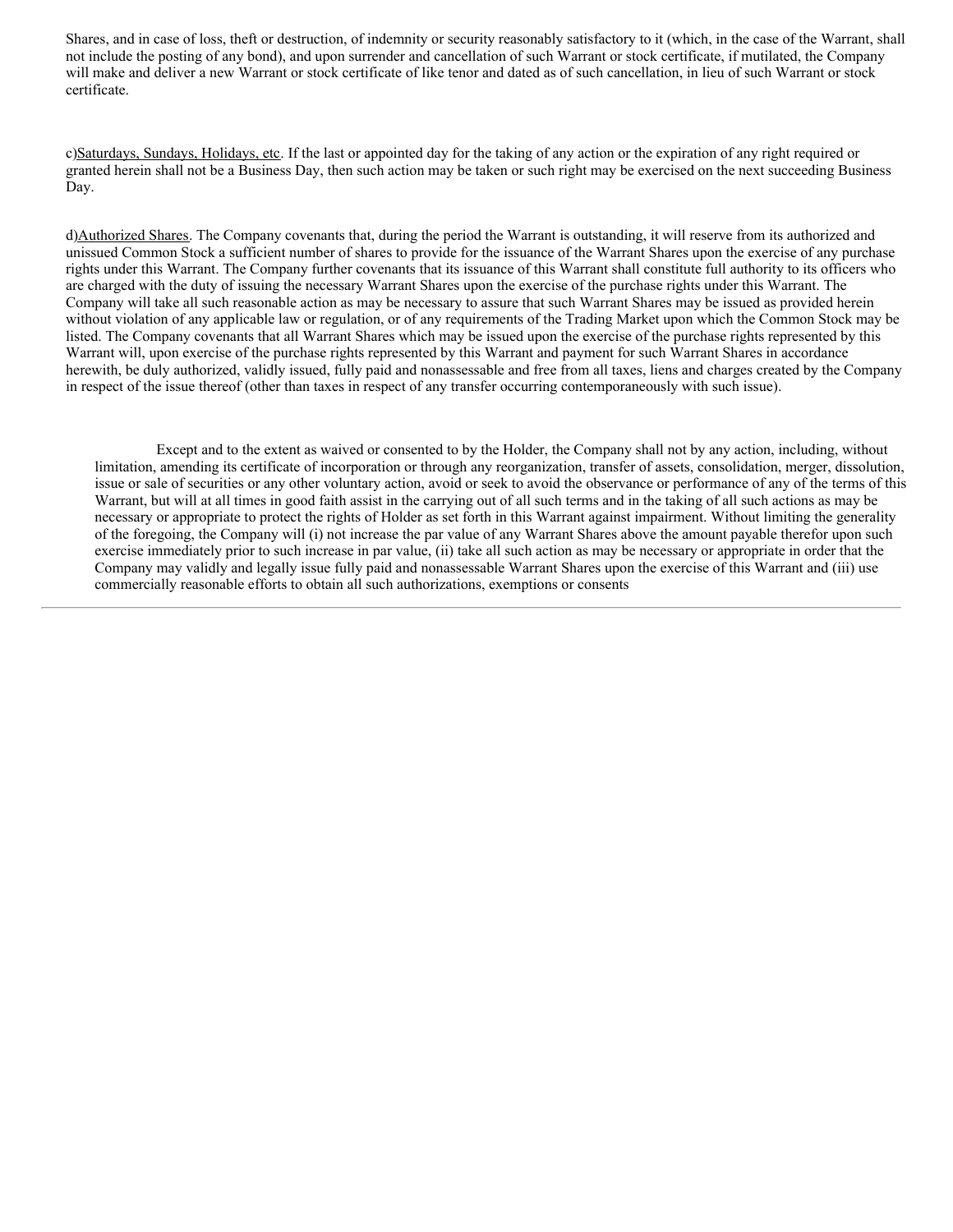Shares, and in case of loss, theft or destruction, of indemnity or security reasonably satisfactory to it (which, in the case of the Warrant, shall not include the posting of any bond), and upon surrender and cancellation of such Warrant or stock certificate, if mutilated, the Company will make and deliver a new Warrant or stock certificate of like tenor and dated as of such cancellation, in lieu of such Warrant or stock certificate.

c) Saturdays, Sundays, Holidays, etc. If the last or appointed day for the taking of any action or the expiration of any right required or granted herein shall not be a Business Day, then such action may be taken or such right may be exercised on the next succeeding Business Day.

d) Authorized Shares. The Company covenants that, during the period the Warrant is outstanding, it will reserve from its authorized and unissued Common Stock a sufficient number of shares to provide for the issuance of the Warrant Shares upon the exercise of any purchase rights under this Warrant. The Company further covenants that its issuance of this Warrant shall constitute full authority to its officers who are charged with the duty of issuing the necessary Warrant Shares upon the exercise of the purchase rights under this Warrant. The Company will take all such reasonable action as may be necessary to assure that such Warrant Shares may be issued as provided herein without violation of any applicable law or regulation, or of any requirements of the Trading Market upon which the Common Stock may be listed. The Company covenants that all Warrant Shares which may be issued upon the exercise of the purchase rights represented by this Warrant will, upon exercise of the purchase rights represented by this Warrant and payment for such Warrant Shares in accordance herewith, be duly authorized, validly issued, fully paid and nonassessable and free from all taxes, liens and charges created by the Company in respect of the issue thereof (other than taxes in respect of any transfer occurring contemporaneously with such issue).

Except and to the extent as waived or consented to by the Holder, the Company shall not by any action, including, without limitation, amending its certificate of incorporation or through any reorganization, transfer of assets, consolidation, merger, dissolution, issue or sale of securities or any other voluntary action, avoid or seek to avoid the observance or performance of any of the terms of this Warrant, but will at all times in good faith assist in the carrying out of all such terms and in the taking of all such actions as may be necessary or appropriate to protect the rights of Holder as set forth in this Warrant against impairment. Without limiting the generality of the foregoing, the Company will (i) not increase the par value of any Warrant Shares above the amount payable therefor upon such exercise immediately prior to such increase in par value, (ii) take all such action as may be necessary or appropriate in order that the Company may validly and legally issue fully paid and nonassessable Warrant Shares upon the exercise of this Warrant and (iii) use commercially reasonable efforts to obtain all such authorizations, exemptions or consents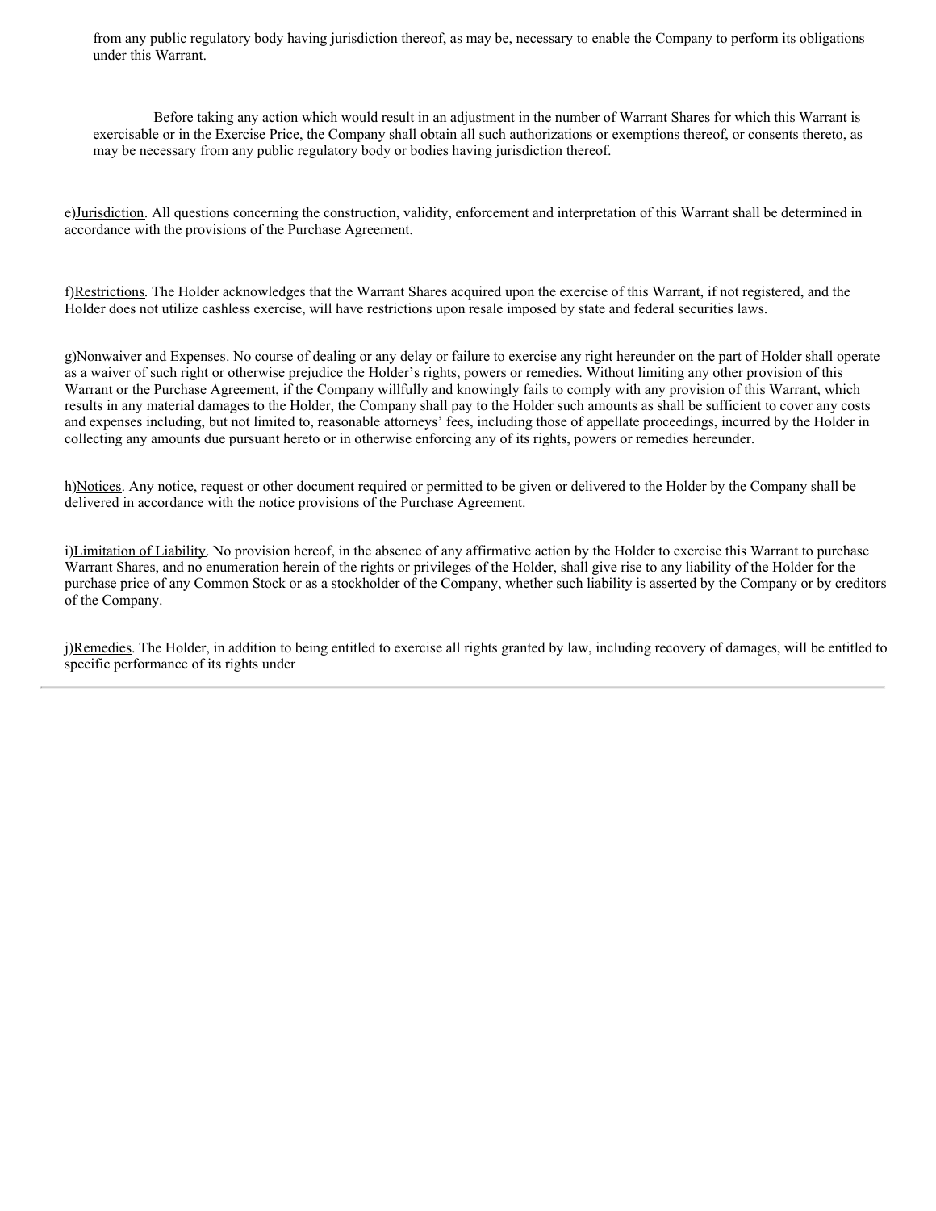from any public regulatory body having jurisdiction thereof, as may be, necessary to enable the Company to perform its obligations under this Warrant.

Before taking any action which would result in an adjustment in the number of Warrant Shares for which this Warrant is exercisable or in the Exercise Price, the Company shall obtain all such authorizations or exemptions thereof, or consents thereto, as may be necessary from any public regulatory body or bodies having jurisdiction thereof.

e) Jurisdiction. All questions concerning the construction, validity, enforcement and interpretation of this Warrant shall be determined in accordance with the provisions of the Purchase Agreement.

f) Restrictions. The Holder acknowledges that the Warrant Shares acquired upon the exercise of this Warrant, if not registered, and the Holder does not utilize cashless exercise, will have restrictions upon resale imposed by state and federal securities laws.

g) Nonwaiver and Expenses. No course of dealing or any delay or failure to exercise any right hereunder on the part of Holder shall operate as a waiver of such right or otherwise prejudice the Holder's rights, powers or remedies. Without limiting any other provision of this Warrant or the Purchase Agreement, if the Company willfully and knowingly fails to comply with any provision of this Warrant, which results in any material damages to the Holder, the Company shall pay to the Holder such amounts as shall be sufficient to cover any costs and expenses including, but not limited to, reasonable attorneys' fees, including those of appellate proceedings, incurred by the Holder in collecting any amounts due pursuant hereto or in otherwise enforcing any of its rights, powers or remedies hereunder.

h) Notices. Any notice, request or other document required or permitted to be given or delivered to the Holder by the Company shall be delivered in accordance with the notice provisions of the Purchase Agreement.

i) Limitation of Liability. No provision hereof, in the absence of any affirmative action by the Holder to exercise this Warrant to purchase Warrant Shares, and no enumeration herein of the rights or privileges of the Holder, shall give rise to any liability of the Holder for the purchase price of any Common Stock or as a stockholder of the Company, whether such liability is asserted by the Company or by creditors of the Company.

j) Remedies. The Holder, in addition to being entitled to exercise all rights granted by law, including recovery of damages, will be entitled to specific performance of its rights under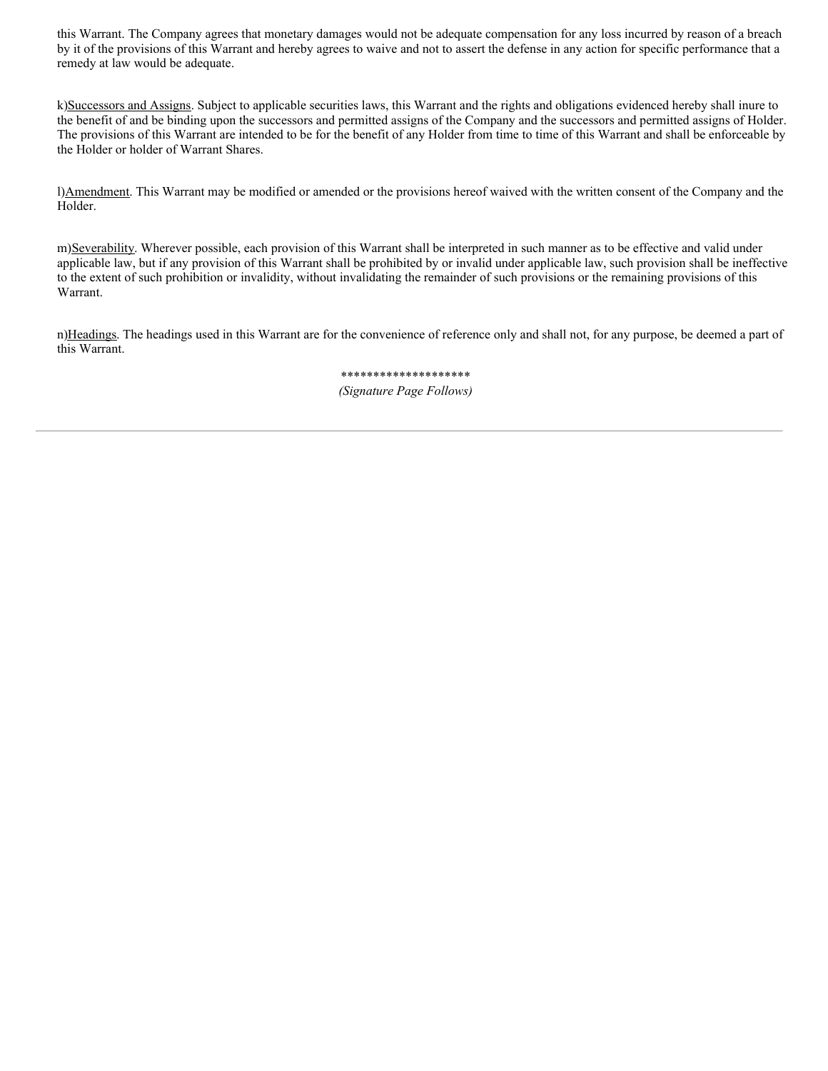this Warrant. The Company agrees that monetary damages would not be adequate compensation for any loss incurred by reason of a breach by it of the provisions of this Warrant and hereby agrees to waive and not to assert the defense in any action for specific performance that a remedy at law would be adequate.

k) Successors and Assigns. Subject to applicable securities laws, this Warrant and the rights and obligations evidenced hereby shall inure to the benefit of and be binding upon the successors and permitted assigns of the Company and the successors and permitted assigns of Holder. The provisions of this Warrant are intended to be for the benefit of any Holder from time to time of this Warrant and shall be enforceable by the Holder or holder of Warrant Shares.

l) Amendment. This Warrant may be modified or amended or the provisions hereof waived with the written consent of the Company and the Holder.

m) Severability. Wherever possible, each provision of this Warrant shall be interpreted in such manner as to be effective and valid under applicable law, but if any provision of this Warrant shall be prohibited by or invalid under applicable law, such provision shall be ineffective to the extent of such prohibition or invalidity, without invalidating the remainder of such provisions or the remaining provisions of this Warrant.

n) Headings. The headings used in this Warrant are for the convenience of reference only and shall not, for any purpose, be deemed a part of this Warrant.

********************

*(Signature Page Follows)*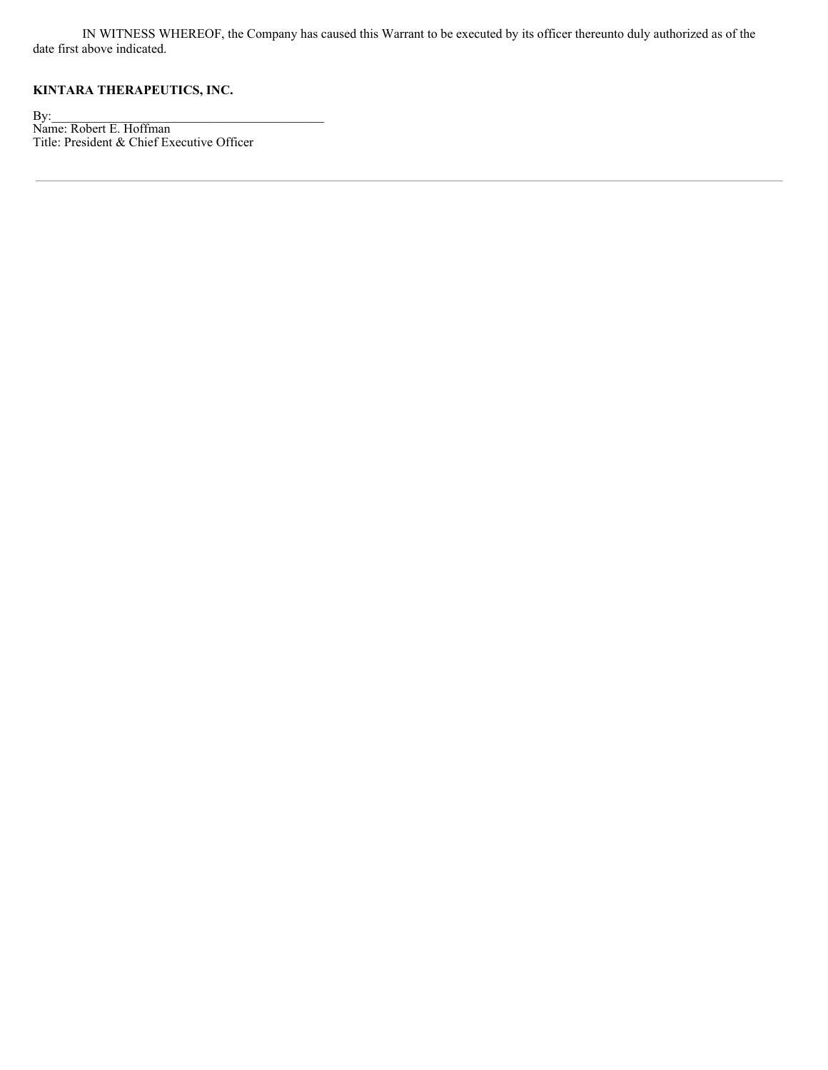IN WITNESS WHEREOF, the Company has caused this Warrant to be executed by its officer thereunto duly authorized as of the date first above indicated.

**KINTARA THERAPEUTICS, INC.**

By:\_\_\_\_\_\_\_\_\_\_\_\_\_\_\_\_\_\_\_\_\_\_\_\_\_\_\_\_\_\_\_\_\_\_\_\_\_\_\_\_\_\_\_\_
Name: Robert E. Hoffman
Title: President & Chief Executive Officer

---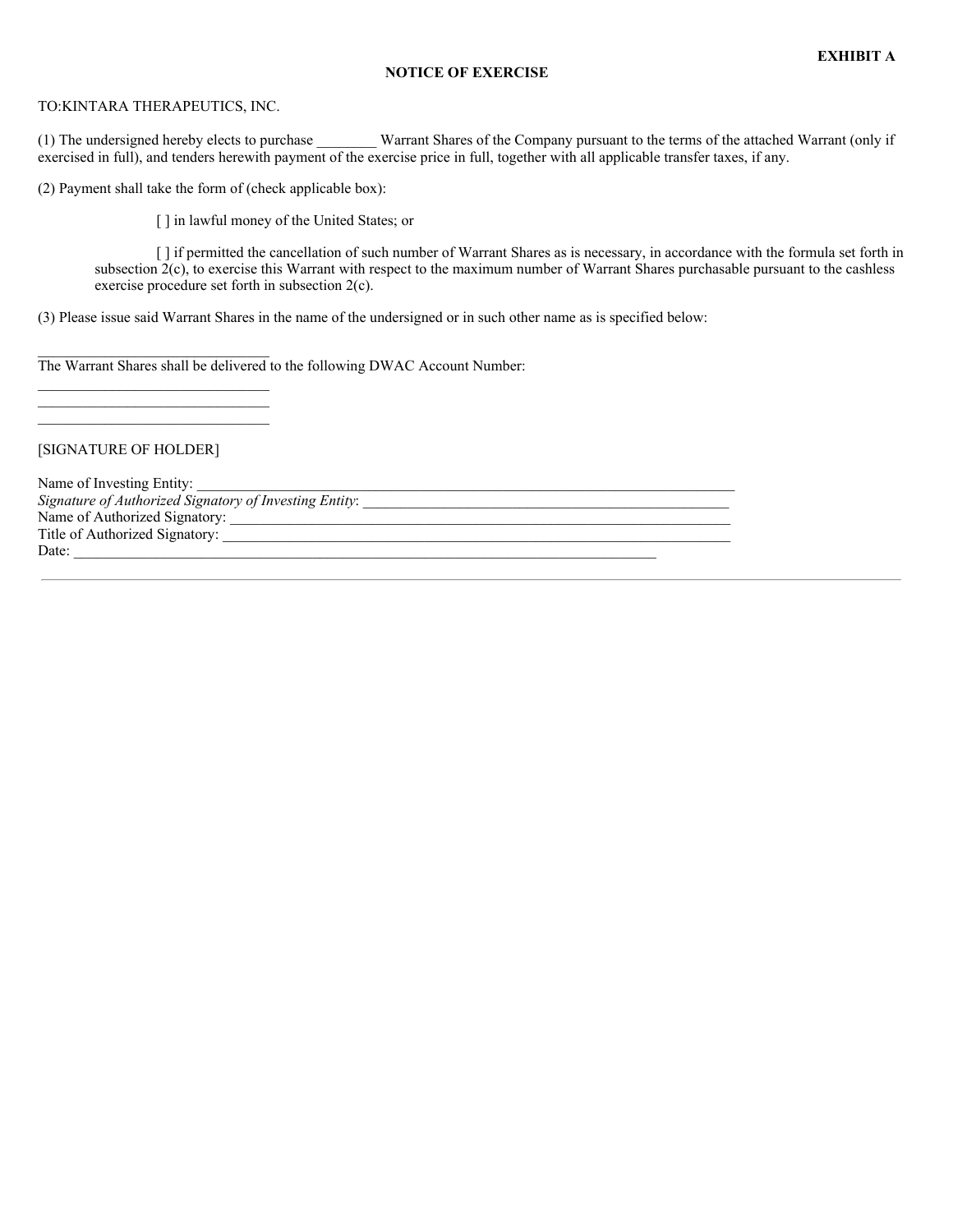**EXHIBIT A**

**NOTICE OF EXERCISE**

TO:KINTARA THERAPEUTICS, INC.

(1) The undersigned hereby elects to purchase ________ Warrant Shares of the Company pursuant to the terms of the attached Warrant (only if exercised in full), and tenders herewith payment of the exercise price in full, together with all applicable transfer taxes, if any.

(2) Payment shall take the form of (check applicable box):

[ ] in lawful money of the United States; or

[ ] if permitted the cancellation of such number of Warrant Shares as is necessary, in accordance with the formula set forth in subsection 2(c), to exercise this Warrant with respect to the maximum number of Warrant Shares purchasable pursuant to the cashless exercise procedure set forth in subsection 2(c).

(3) Please issue said Warrant Shares in the name of the undersigned or in such other name as is specified below:

_______________________________

The Warrant Shares shall be delivered to the following DWAC Account Number:

_______________________________

_______________________________

_______________________________

[SIGNATURE OF HOLDER]

Name of Investing Entity: ________________________________________________________________________

*Signature of Authorized Signatory of Investing Entity*: _____________________________________________________

Name of Authorized Signatory: ____________________________________________________________________

Title of Authorized Signatory: _____________________________________________________________________

Date: _______________________________________________________________________________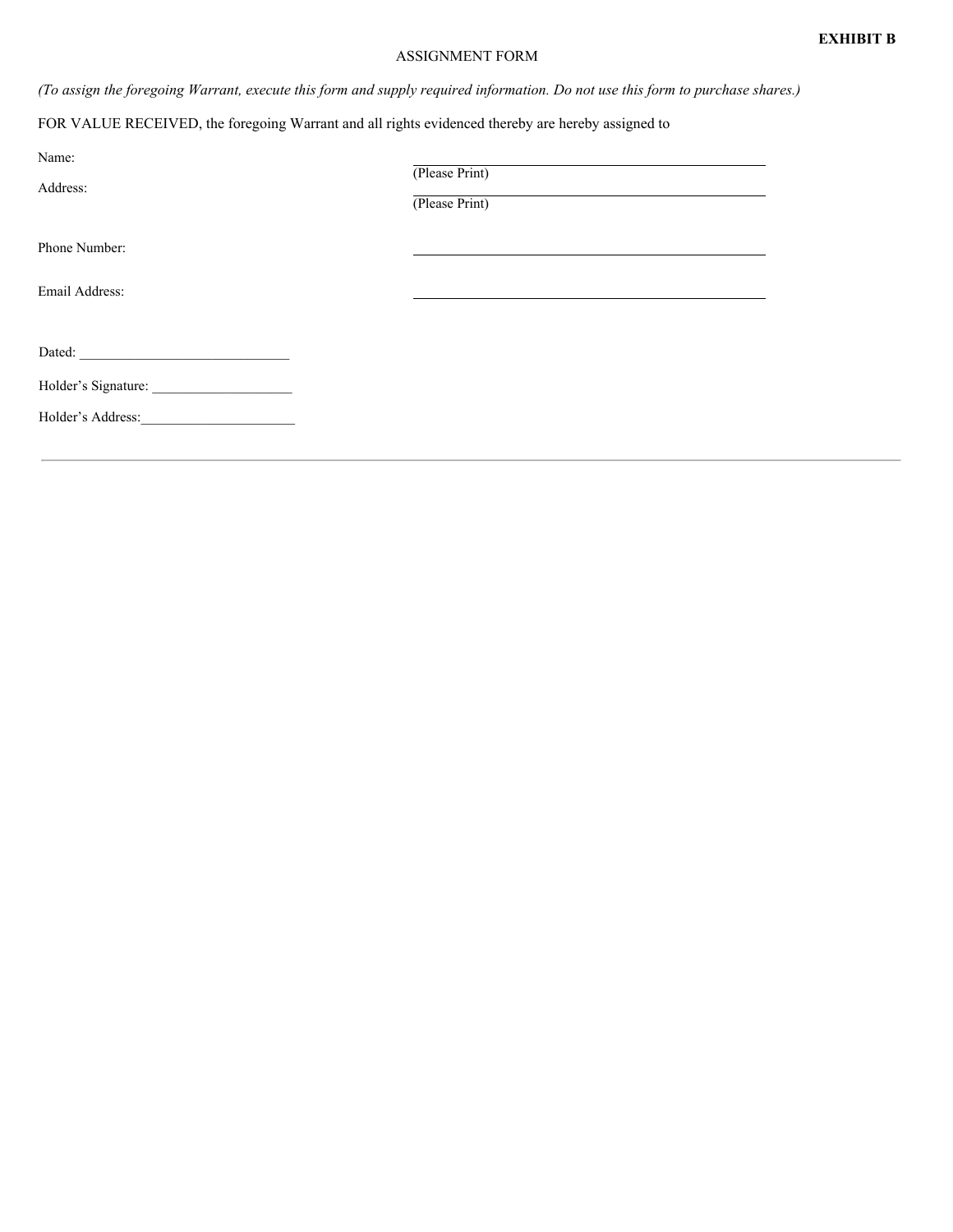**EXHIBIT B**

ASSIGNMENT FORM

*(To assign the foregoing Warrant, execute this form and supply required information. Do not use this form to purchase shares.)*

FOR VALUE RECEIVED, the foregoing Warrant and all rights evidenced thereby are hereby assigned to

Name: ______________________________
(Please Print)

Address: ______________________________
(Please Print)

Phone Number: ______________________________

Email Address: ______________________________

Dated: ______________________________

Holder's Signature: ____________________

Holder's Address:______________________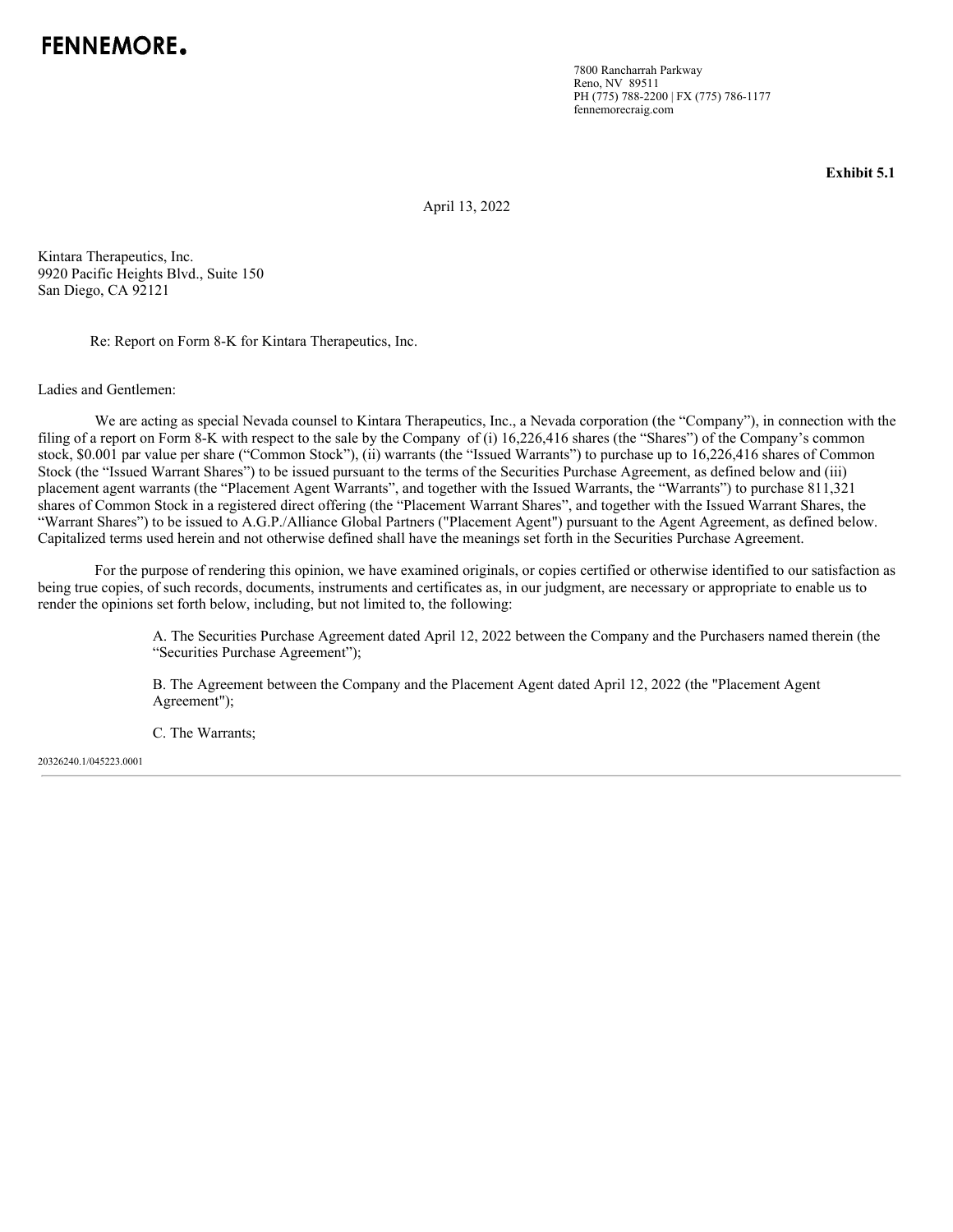**FENNEMORE.**

7800 Rancharrah Parkway
Reno, NV 89511
PH (775) 788-2200 | FX (775) 786-1177
fennemorecraig.com

**Exhibit 5.1**

April 13, 2022

Kintara Therapeutics, Inc.
9920 Pacific Heights Blvd., Suite 150
San Diego, CA 92121

Re: Report on Form 8-K for Kintara Therapeutics, Inc.

Ladies and Gentlemen:

We are acting as special Nevada counsel to Kintara Therapeutics, Inc., a Nevada corporation (the "Company"), in connection with the filing of a report on Form 8-K with respect to the sale by the Company of (i) 16,226,416 shares (the "Shares") of the Company's common stock, $0.001 par value per share ("Common Stock"), (ii) warrants (the "Issued Warrants") to purchase up to 16,226,416 shares of Common Stock (the "Issued Warrant Shares") to be issued pursuant to the terms of the Securities Purchase Agreement, as defined below and (iii) placement agent warrants (the "Placement Agent Warrants", and together with the Issued Warrants, the "Warrants") to purchase 811,321 shares of Common Stock in a registered direct offering (the "Placement Warrant Shares", and together with the Issued Warrant Shares, the "Warrant Shares") to be issued to A.G.P./Alliance Global Partners ("Placement Agent") pursuant to the Agent Agreement, as defined below. Capitalized terms used herein and not otherwise defined shall have the meanings set forth in the Securities Purchase Agreement.

For the purpose of rendering this opinion, we have examined originals, or copies certified or otherwise identified to our satisfaction as being true copies, of such records, documents, instruments and certificates as, in our judgment, are necessary or appropriate to enable us to render the opinions set forth below, including, but not limited to, the following:

A. The Securities Purchase Agreement dated April 12, 2022 between the Company and the Purchasers named therein (the "Securities Purchase Agreement");

B. The Agreement between the Company and the Placement Agent dated April 12, 2022 (the "Placement Agent Agreement");

C. The Warrants;

20326240.1/045223.0001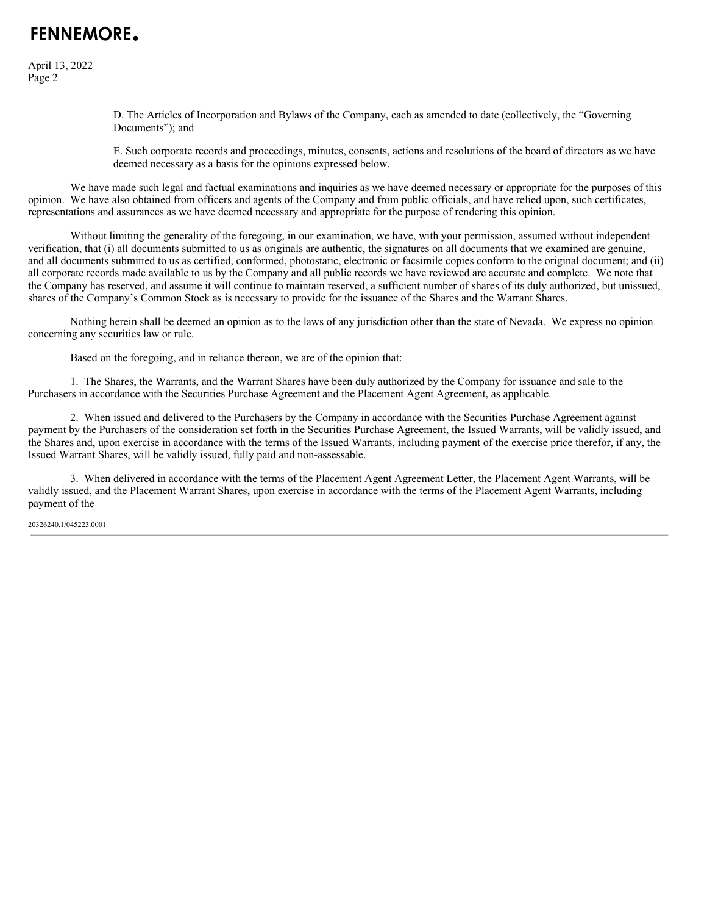D. The Articles of Incorporation and Bylaws of the Company, each as amended to date (collectively, the "Governing Documents"); and

E. Such corporate records and proceedings, minutes, consents, actions and resolutions of the board of directors as we have deemed necessary as a basis for the opinions expressed below.

We have made such legal and factual examinations and inquiries as we have deemed necessary or appropriate for the purposes of this opinion. We have also obtained from officers and agents of the Company and from public officials, and have relied upon, such certificates, representations and assurances as we have deemed necessary and appropriate for the purpose of rendering this opinion.

Without limiting the generality of the foregoing, in our examination, we have, with your permission, assumed without independent verification, that (i) all documents submitted to us as originals are authentic, the signatures on all documents that we examined are genuine, and all documents submitted to us as certified, conformed, photostatic, electronic or facsimile copies conform to the original document; and (ii) all corporate records made available to us by the Company and all public records we have reviewed are accurate and complete. We note that the Company has reserved, and assume it will continue to maintain reserved, a sufficient number of shares of its duly authorized, but unissued, shares of the Company's Common Stock as is necessary to provide for the issuance of the Shares and the Warrant Shares.

Nothing herein shall be deemed an opinion as to the laws of any jurisdiction other than the state of Nevada. We express no opinion concerning any securities law or rule.

Based on the foregoing, and in reliance thereon, we are of the opinion that:

1. The Shares, the Warrants, and the Warrant Shares have been duly authorized by the Company for issuance and sale to the Purchasers in accordance with the Securities Purchase Agreement and the Placement Agent Agreement, as applicable.

2. When issued and delivered to the Purchasers by the Company in accordance with the Securities Purchase Agreement against payment by the Purchasers of the consideration set forth in the Securities Purchase Agreement, the Issued Warrants, will be validly issued, and the Shares and, upon exercise in accordance with the terms of the Issued Warrants, including payment of the exercise price therefor, if any, the Issued Warrant Shares, will be validly issued, fully paid and non-assessable.

3. When delivered in accordance with the terms of the Placement Agent Agreement Letter, the Placement Agent Warrants, will be validly issued, and the Placement Warrant Shares, upon exercise in accordance with the terms of the Placement Agent Warrants, including payment of the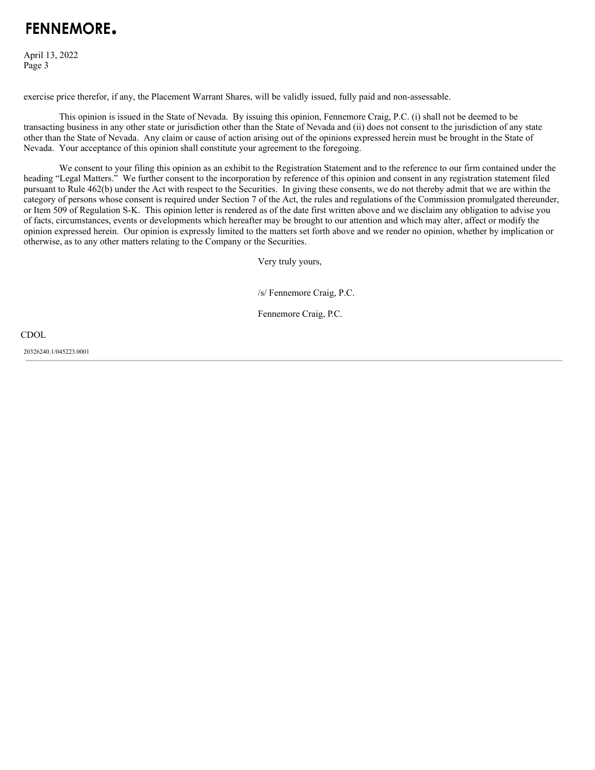exercise price therefor, if any, the Placement Warrant Shares, will be validly issued, fully paid and non-assessable.

This opinion is issued in the State of Nevada. By issuing this opinion, Fennemore Craig, P.C. (i) shall not be deemed to be transacting business in any other state or jurisdiction other than the State of Nevada and (ii) does not consent to the jurisdiction of any state other than the State of Nevada. Any claim or cause of action arising out of the opinions expressed herein must be brought in the State of Nevada. Your acceptance of this opinion shall constitute your agreement to the foregoing.

We consent to your filing this opinion as an exhibit to the Registration Statement and to the reference to our firm contained under the heading "Legal Matters." We further consent to the incorporation by reference of this opinion and consent in any registration statement filed pursuant to Rule 462(b) under the Act with respect to the Securities. In giving these consents, we do not thereby admit that we are within the category of persons whose consent is required under Section 7 of the Act, the rules and regulations of the Commission promulgated thereunder, or Item 509 of Regulation S-K. This opinion letter is rendered as of the date first written above and we disclaim any obligation to advise you of facts, circumstances, events or developments which hereafter may be brought to our attention and which may alter, affect or modify the opinion expressed herein. Our opinion is expressly limited to the matters set forth above and we render no opinion, whether by implication or otherwise, as to any other matters relating to the Company or the Securities.

Very truly yours,

/s/ Fennemore Craig, P.C.

Fennemore Craig, P.C.

CDOL

20326240.1/045223.0001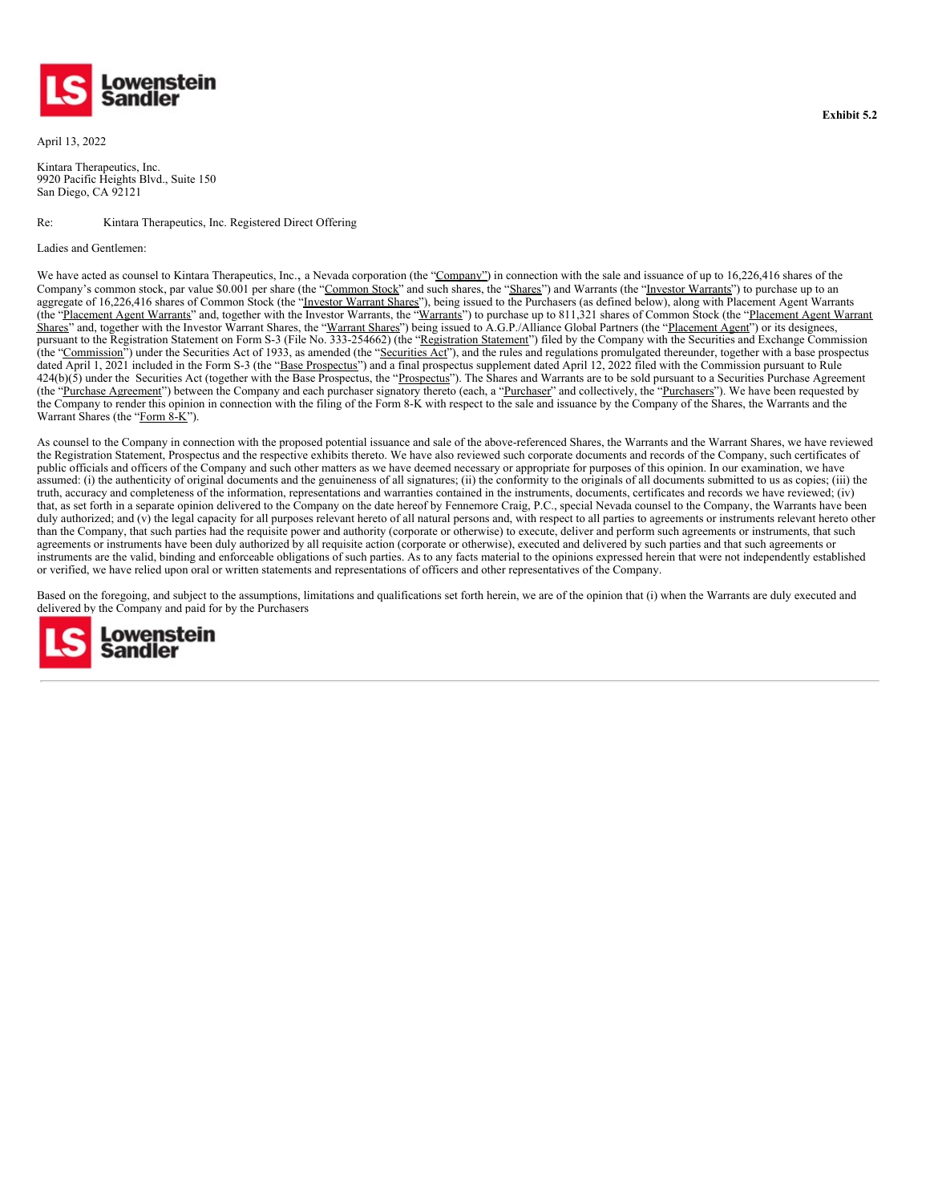**Exhibit 5.2**

April 13, 2022

Kintara Therapeutics, Inc.
9920 Pacific Heights Blvd., Suite 150
San Diego, CA 92121

Re: Kintara Therapeutics, Inc. Registered Direct Offering

Ladies and Gentlemen:

We have acted as counsel to Kintara Therapeutics, Inc., a Nevada corporation (the "Company") in connection with the sale and issuance of up to 16,226,416 shares of the Company's common stock, par value $0.001 per share (the "Common Stock" and such shares, the "Shares") and Warrants (the "Investor Warrants") to purchase up to an aggregate of 16,226,416 shares of Common Stock (the "Investor Warrant Shares"), being issued to the Purchasers (as defined below), along with Placement Agent Warrants (the "Placement Agent Warrants" and, together with the Investor Warrants, the "Warrants") to purchase up to 811,321 shares of Common Stock (the "Placement Agent Warrant Shares" and, together with the Investor Warrant Shares, the "Warrant Shares") being issued to A.G.P./Alliance Global Partners (the "Placement Agent") or its designees, pursuant to the Registration Statement on Form S-3 (File No. 333-254662) (the "Registration Statement") filed by the Company with the Securities and Exchange Commission (the "Commission") under the Securities Act of 1933, as amended (the "Securities Act"), and the rules and regulations promulgated thereunder, together with a base prospectus dated April 1, 2021 included in the Form S-3 (the "Base Prospectus") and a final prospectus supplement dated April 12, 2022 filed with the Commission pursuant to Rule 424(b)(5) under the Securities Act (together with the Base Prospectus, the "Prospectus"). The Shares and Warrants are to be sold pursuant to a Securities Purchase Agreement (the "Purchase Agreement") between the Company and each purchaser signatory thereto (each, a "Purchaser" and collectively, the "Purchasers"). We have been requested by the Company to render this opinion in connection with the filing of the Form 8-K with respect to the sale and issuance by the Company of the Shares, the Warrants and the Warrant Shares (the "Form 8-K").

As counsel to the Company in connection with the proposed potential issuance and sale of the above-referenced Shares, the Warrants and the Warrant Shares, we have reviewed the Registration Statement, Prospectus and the respective exhibits thereto. We have also reviewed such corporate documents and records of the Company, such certificates of public officials and officers of the Company and such other matters as we have deemed necessary or appropriate for purposes of this opinion. In our examination, we have assumed: (i) the authenticity of original documents and the genuineness of all signatures; (ii) the conformity to the originals of all documents submitted to us as copies; (iii) the truth, accuracy and completeness of the information, representations and warranties contained in the instruments, documents, certificates and records we have reviewed; (iv) that, as set forth in a separate opinion delivered to the Company on the date hereof by Fennemore Craig, P.C., special Nevada counsel to the Company, the Warrants have been duly authorized; and (v) the legal capacity for all purposes relevant hereto of all natural persons and, with respect to all parties to agreements or instruments relevant hereto other than the Company, that such parties had the requisite power and authority (corporate or otherwise) to execute, deliver and perform such agreements or instruments, that such agreements or instruments have been duly authorized by all requisite action (corporate or otherwise), executed and delivered by such parties and that such agreements or instruments are the valid, binding and enforceable obligations of such parties. As to any facts material to the opinions expressed herein that were not independently established or verified, we have relied upon oral or written statements and representations of officers and other representatives of the Company.

Based on the foregoing, and subject to the assumptions, limitations and qualifications set forth herein, we are of the opinion that (i) when the Warrants are duly executed and delivered by the Company and paid for by the Purchasers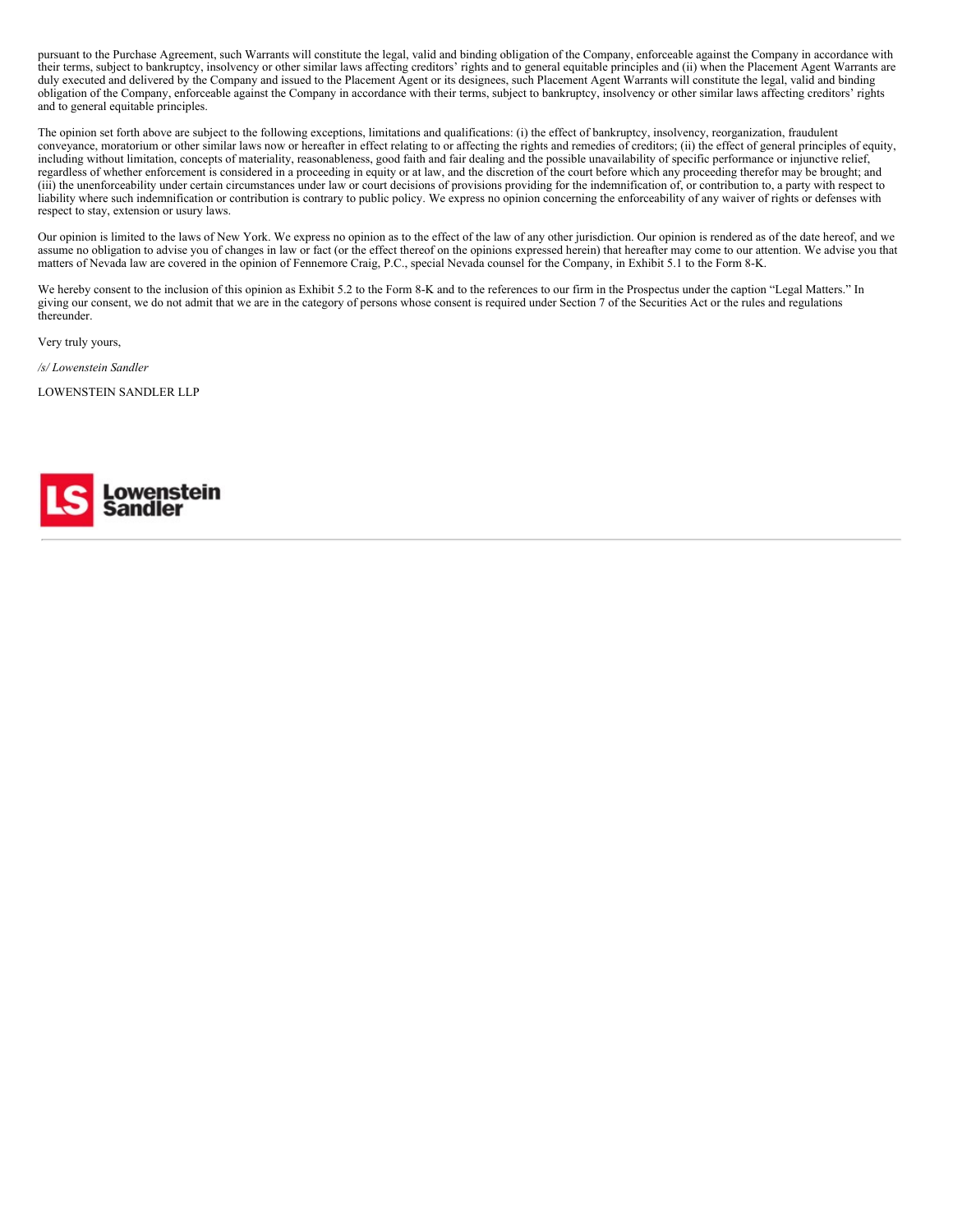pursuant to the Purchase Agreement, such Warrants will constitute the legal, valid and binding obligation of the Company, enforceable against the Company in accordance with their terms, subject to bankruptcy, insolvency or other similar laws affecting creditors' rights and to general equitable principles and (ii) when the Placement Agent Warrants are duly executed and delivered by the Company and issued to the Placement Agent or its designees, such Placement Agent Warrants will constitute the legal, valid and binding obligation of the Company, enforceable against the Company in accordance with their terms, subject to bankruptcy, insolvency or other similar laws affecting creditors' rights and to general equitable principles.

The opinion set forth above are subject to the following exceptions, limitations and qualifications: (i) the effect of bankruptcy, insolvency, reorganization, fraudulent conveyance, moratorium or other similar laws now or hereafter in effect relating to or affecting the rights and remedies of creditors; (ii) the effect of general principles of equity, including without limitation, concepts of materiality, reasonableness, good faith and fair dealing and the possible unavailability of specific performance or injunctive relief, regardless of whether enforcement is considered in a proceeding in equity or at law, and the discretion of the court before which any proceeding therefor may be brought; and (iii) the unenforceability under certain circumstances under law or court decisions of provisions providing for the indemnification of, or contribution to, a party with respect to liability where such indemnification or contribution is contrary to public policy. We express no opinion concerning the enforceability of any waiver of rights or defenses with respect to stay, extension or usury laws.

Our opinion is limited to the laws of New York. We express no opinion as to the effect of the law of any other jurisdiction. Our opinion is rendered as of the date hereof, and we assume no obligation to advise you of changes in law or fact (or the effect thereof on the opinions expressed herein) that hereafter may come to our attention. We advise you that matters of Nevada law are covered in the opinion of Fennemore Craig, P.C., special Nevada counsel for the Company, in Exhibit 5.1 to the Form 8-K.

We hereby consent to the inclusion of this opinion as Exhibit 5.2 to the Form 8-K and to the references to our firm in the Prospectus under the caption "Legal Matters." In giving our consent, we do not admit that we are in the category of persons whose consent is required under Section 7 of the Securities Act or the rules and regulations thereunder.

Very truly yours,

*/s/ Lowenstein Sandler*

LOWENSTEIN SANDLER LLP

LS Lowenstein Sandler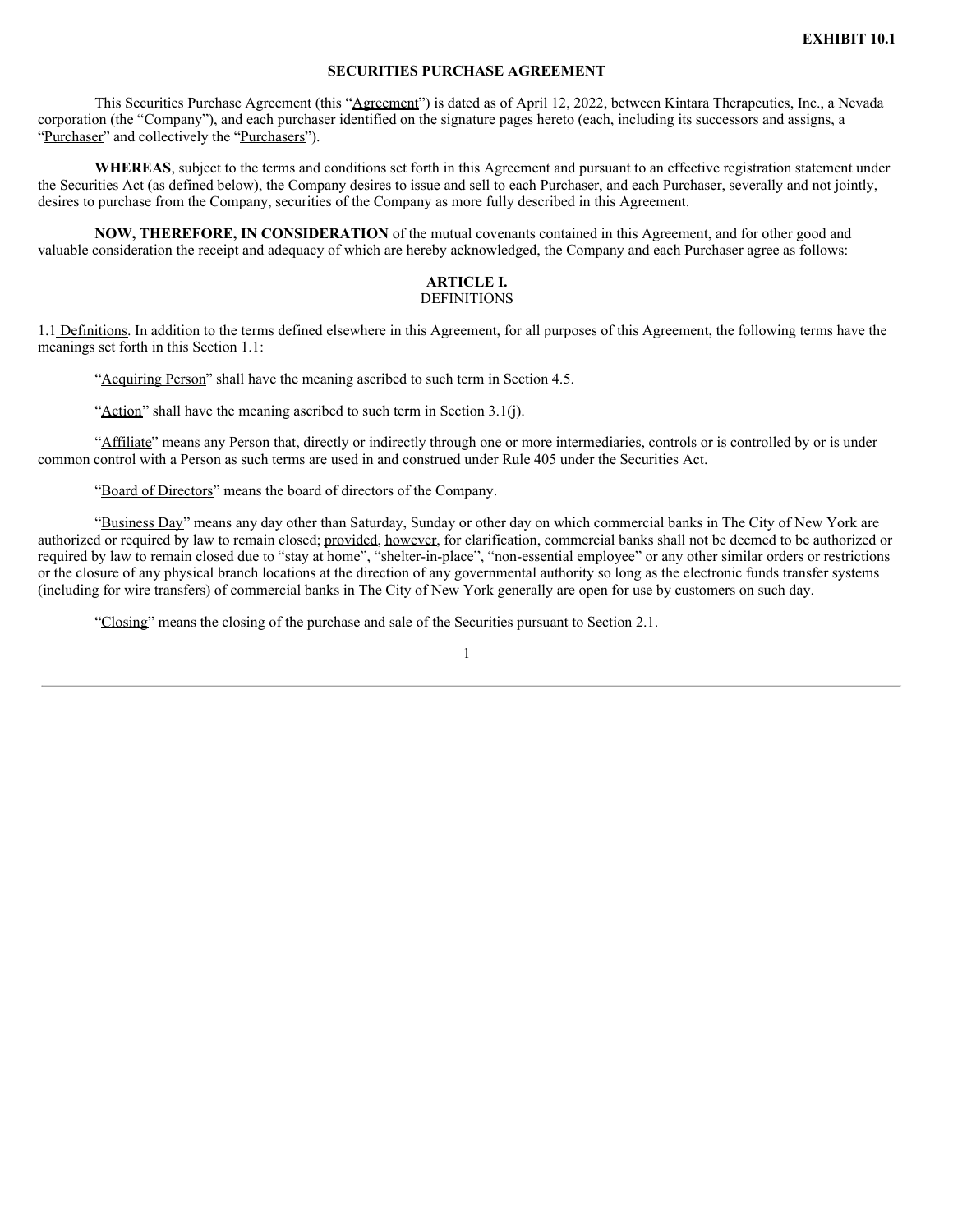**EXHIBIT 10.1**

# SECURITIES PURCHASE AGREEMENT

This Securities Purchase Agreement (this "Agreement") is dated as of April 12, 2022, between Kintara Therapeutics, Inc., a Nevada corporation (the "Company"), and each purchaser identified on the signature pages hereto (each, including its successors and assigns, a "Purchaser" and collectively the "Purchasers").

**WHEREAS**, subject to the terms and conditions set forth in this Agreement and pursuant to an effective registration statement under the Securities Act (as defined below), the Company desires to issue and sell to each Purchaser, and each Purchaser, severally and not jointly, desires to purchase from the Company, securities of the Company as more fully described in this Agreement.

**NOW, THEREFORE, IN CONSIDERATION** of the mutual covenants contained in this Agreement, and for other good and valuable consideration the receipt and adequacy of which are hereby acknowledged, the Company and each Purchaser agree as follows:

## ARTICLE I.
## DEFINITIONS

1.1 Definitions. In addition to the terms defined elsewhere in this Agreement, for all purposes of this Agreement, the following terms have the meanings set forth in this Section 1.1:

"Acquiring Person" shall have the meaning ascribed to such term in Section 4.5.

"Action" shall have the meaning ascribed to such term in Section 3.1(j).

"Affiliate" means any Person that, directly or indirectly through one or more intermediaries, controls or is controlled by or is under common control with a Person as such terms are used in and construed under Rule 405 under the Securities Act.

"Board of Directors" means the board of directors of the Company.

"Business Day" means any day other than Saturday, Sunday or other day on which commercial banks in The City of New York are authorized or required by law to remain closed; provided, however, for clarification, commercial banks shall not be deemed to be authorized or required by law to remain closed due to "stay at home", "shelter-in-place", "non-essential employee" or any other similar orders or restrictions or the closure of any physical branch locations at the direction of any governmental authority so long as the electronic funds transfer systems (including for wire transfers) of commercial banks in The City of New York generally are open for use by customers on such day.

"Closing" means the closing of the purchase and sale of the Securities pursuant to Section 2.1.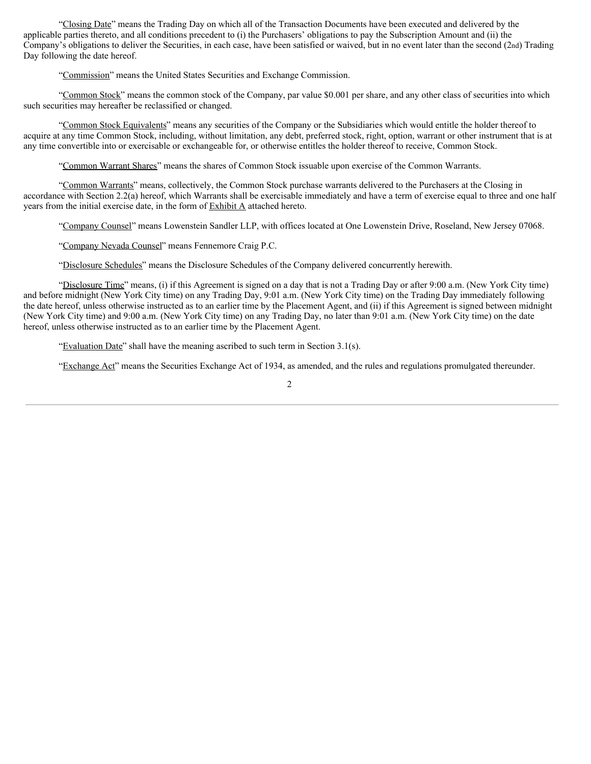"Closing Date" means the Trading Day on which all of the Transaction Documents have been executed and delivered by the applicable parties thereto, and all conditions precedent to (i) the Purchasers' obligations to pay the Subscription Amount and (ii) the Company's obligations to deliver the Securities, in each case, have been satisfied or waived, but in no event later than the second (2nd) Trading Day following the date hereof.

"Commission" means the United States Securities and Exchange Commission.

"Common Stock" means the common stock of the Company, par value $0.001 per share, and any other class of securities into which such securities may hereafter be reclassified or changed.

"Common Stock Equivalents" means any securities of the Company or the Subsidiaries which would entitle the holder thereof to acquire at any time Common Stock, including, without limitation, any debt, preferred stock, right, option, warrant or other instrument that is at any time convertible into or exercisable or exchangeable for, or otherwise entitles the holder thereof to receive, Common Stock.

"Common Warrant Shares" means the shares of Common Stock issuable upon exercise of the Common Warrants.

"Common Warrants" means, collectively, the Common Stock purchase warrants delivered to the Purchasers at the Closing in accordance with Section 2.2(a) hereof, which Warrants shall be exercisable immediately and have a term of exercise equal to three and one half years from the initial exercise date, in the form of Exhibit A attached hereto.

"Company Counsel" means Lowenstein Sandler LLP, with offices located at One Lowenstein Drive, Roseland, New Jersey 07068.

"Company Nevada Counsel" means Fennemore Craig P.C.

"Disclosure Schedules" means the Disclosure Schedules of the Company delivered concurrently herewith.

"Disclosure Time" means, (i) if this Agreement is signed on a day that is not a Trading Day or after 9:00 a.m. (New York City time) and before midnight (New York City time) on any Trading Day, 9:01 a.m. (New York City time) on the Trading Day immediately following the date hereof, unless otherwise instructed as to an earlier time by the Placement Agent, and (ii) if this Agreement is signed between midnight (New York City time) and 9:00 a.m. (New York City time) on any Trading Day, no later than 9:01 a.m. (New York City time) on the date hereof, unless otherwise instructed as to an earlier time by the Placement Agent.

"Evaluation Date" shall have the meaning ascribed to such term in Section 3.1(s).

"Exchange Act" means the Securities Exchange Act of 1934, as amended, and the rules and regulations promulgated thereunder.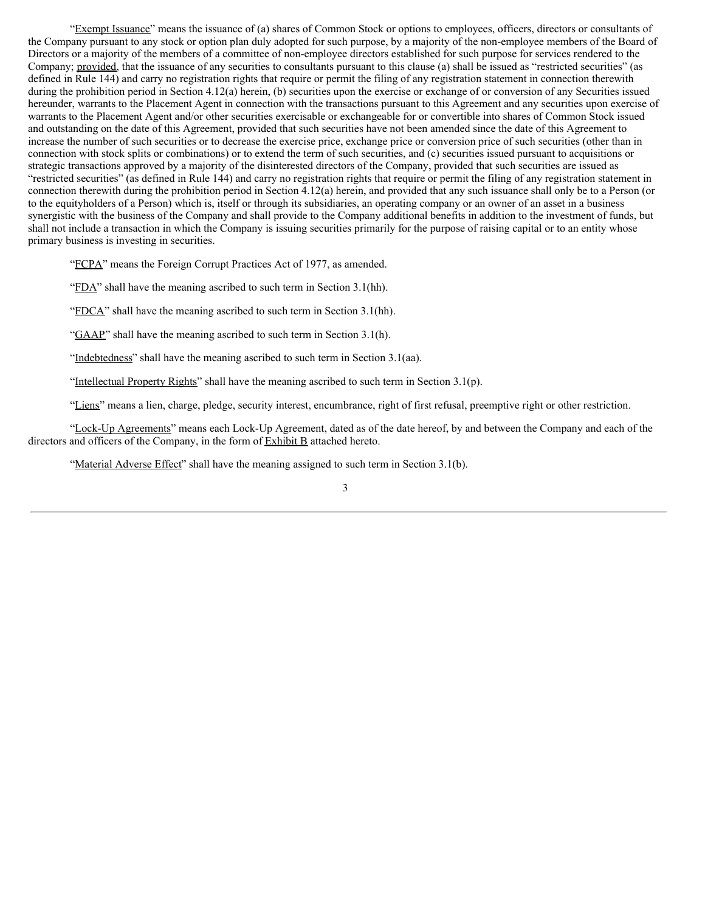"Exempt Issuance" means the issuance of (a) shares of Common Stock or options to employees, officers, directors or consultants of the Company pursuant to any stock or option plan duly adopted for such purpose, by a majority of the non-employee members of the Board of Directors or a majority of the members of a committee of non-employee directors established for such purpose for services rendered to the Company; provided, that the issuance of any securities to consultants pursuant to this clause (a) shall be issued as "restricted securities" (as defined in Rule 144) and carry no registration rights that require or permit the filing of any registration statement in connection therewith during the prohibition period in Section 4.12(a) herein, (b) securities upon the exercise or exchange of or conversion of any Securities issued hereunder, warrants to the Placement Agent in connection with the transactions pursuant to this Agreement and any securities upon exercise of warrants to the Placement Agent and/or other securities exercisable or exchangeable for or convertible into shares of Common Stock issued and outstanding on the date of this Agreement, provided that such securities have not been amended since the date of this Agreement to increase the number of such securities or to decrease the exercise price, exchange price or conversion price of such securities (other than in connection with stock splits or combinations) or to extend the term of such securities, and (c) securities issued pursuant to acquisitions or strategic transactions approved by a majority of the disinterested directors of the Company, provided that such securities are issued as "restricted securities" (as defined in Rule 144) and carry no registration rights that require or permit the filing of any registration statement in connection therewith during the prohibition period in Section 4.12(a) herein, and provided that any such issuance shall only be to a Person (or to the equityholders of a Person) which is, itself or through its subsidiaries, an operating company or an owner of an asset in a business synergistic with the business of the Company and shall provide to the Company additional benefits in addition to the investment of funds, but shall not include a transaction in which the Company is issuing securities primarily for the purpose of raising capital or to an entity whose primary business is investing in securities.

"FCPA" means the Foreign Corrupt Practices Act of 1977, as amended.

"FDA" shall have the meaning ascribed to such term in Section 3.1(hh).

"FDCA" shall have the meaning ascribed to such term in Section 3.1(hh).

"GAAP" shall have the meaning ascribed to such term in Section 3.1(h).

"Indebtedness" shall have the meaning ascribed to such term in Section 3.1(aa).

"Intellectual Property Rights" shall have the meaning ascribed to such term in Section 3.1(p).

"Liens" means a lien, charge, pledge, security interest, encumbrance, right of first refusal, preemptive right or other restriction.

"Lock-Up Agreements" means each Lock-Up Agreement, dated as of the date hereof, by and between the Company and each of the directors and officers of the Company, in the form of Exhibit B attached hereto.

"Material Adverse Effect" shall have the meaning assigned to such term in Section 3.1(b).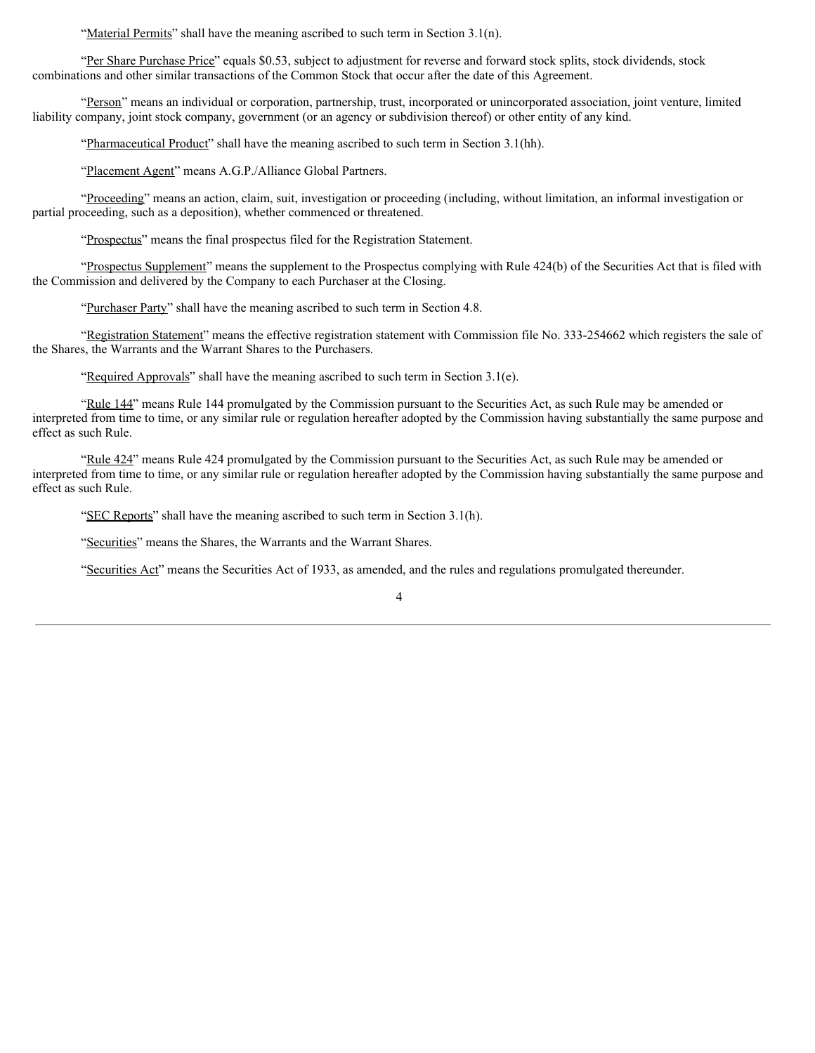"Material Permits" shall have the meaning ascribed to such term in Section 3.1(n).

"Per Share Purchase Price" equals $0.53, subject to adjustment for reverse and forward stock splits, stock dividends, stock combinations and other similar transactions of the Common Stock that occur after the date of this Agreement.

"Person" means an individual or corporation, partnership, trust, incorporated or unincorporated association, joint venture, limited liability company, joint stock company, government (or an agency or subdivision thereof) or other entity of any kind.

"Pharmaceutical Product" shall have the meaning ascribed to such term in Section 3.1(hh).

"Placement Agent" means A.G.P./Alliance Global Partners.

"Proceeding" means an action, claim, suit, investigation or proceeding (including, without limitation, an informal investigation or partial proceeding, such as a deposition), whether commenced or threatened.

"Prospectus" means the final prospectus filed for the Registration Statement.

"Prospectus Supplement" means the supplement to the Prospectus complying with Rule 424(b) of the Securities Act that is filed with the Commission and delivered by the Company to each Purchaser at the Closing.

"Purchaser Party" shall have the meaning ascribed to such term in Section 4.8.

"Registration Statement" means the effective registration statement with Commission file No. 333-254662 which registers the sale of the Shares, the Warrants and the Warrant Shares to the Purchasers.

"Required Approvals" shall have the meaning ascribed to such term in Section 3.1(e).

"Rule 144" means Rule 144 promulgated by the Commission pursuant to the Securities Act, as such Rule may be amended or interpreted from time to time, or any similar rule or regulation hereafter adopted by the Commission having substantially the same purpose and effect as such Rule.

"Rule 424" means Rule 424 promulgated by the Commission pursuant to the Securities Act, as such Rule may be amended or interpreted from time to time, or any similar rule or regulation hereafter adopted by the Commission having substantially the same purpose and effect as such Rule.

"SEC Reports" shall have the meaning ascribed to such term in Section 3.1(h).

"Securities" means the Shares, the Warrants and the Warrant Shares.

"Securities Act" means the Securities Act of 1933, as amended, and the rules and regulations promulgated thereunder.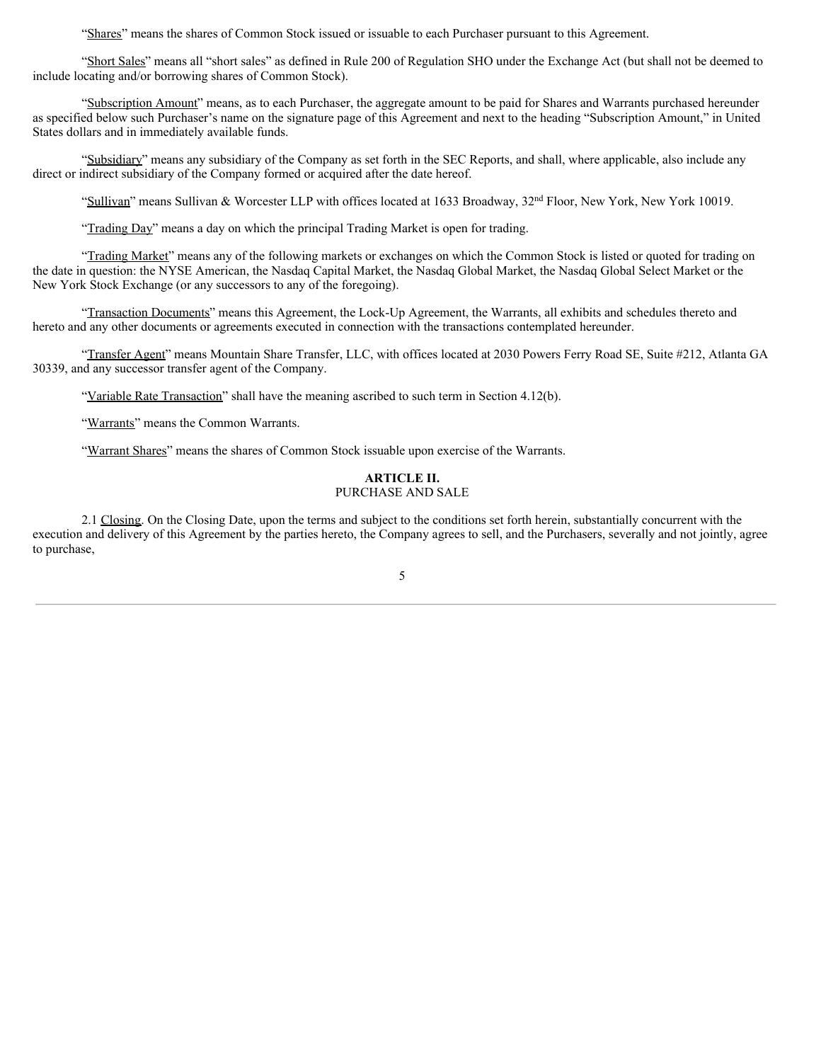"Shares" means the shares of Common Stock issued or issuable to each Purchaser pursuant to this Agreement.

"Short Sales" means all "short sales" as defined in Rule 200 of Regulation SHO under the Exchange Act (but shall not be deemed to include locating and/or borrowing shares of Common Stock).

"Subscription Amount" means, as to each Purchaser, the aggregate amount to be paid for Shares and Warrants purchased hereunder as specified below such Purchaser's name on the signature page of this Agreement and next to the heading "Subscription Amount," in United States dollars and in immediately available funds.

"Subsidiary" means any subsidiary of the Company as set forth in the SEC Reports, and shall, where applicable, also include any direct or indirect subsidiary of the Company formed or acquired after the date hereof.

"Sullivan" means Sullivan & Worcester LLP with offices located at 1633 Broadway, 32nd Floor, New York, New York 10019.

"Trading Day" means a day on which the principal Trading Market is open for trading.

"Trading Market" means any of the following markets or exchanges on which the Common Stock is listed or quoted for trading on the date in question: the NYSE American, the Nasdaq Capital Market, the Nasdaq Global Market, the Nasdaq Global Select Market or the New York Stock Exchange (or any successors to any of the foregoing).

"Transaction Documents" means this Agreement, the Lock-Up Agreement, the Warrants, all exhibits and schedules thereto and hereto and any other documents or agreements executed in connection with the transactions contemplated hereunder.

"Transfer Agent" means Mountain Share Transfer, LLC, with offices located at 2030 Powers Ferry Road SE, Suite #212, Atlanta GA 30339, and any successor transfer agent of the Company.

"Variable Rate Transaction" shall have the meaning ascribed to such term in Section 4.12(b).

"Warrants" means the Common Warrants.

"Warrant Shares" means the shares of Common Stock issuable upon exercise of the Warrants.

## ARTICLE II.
## PURCHASE AND SALE

2.1 Closing. On the Closing Date, upon the terms and subject to the conditions set forth herein, substantially concurrent with the execution and delivery of this Agreement by the parties hereto, the Company agrees to sell, and the Purchasers, severally and not jointly, agree to purchase,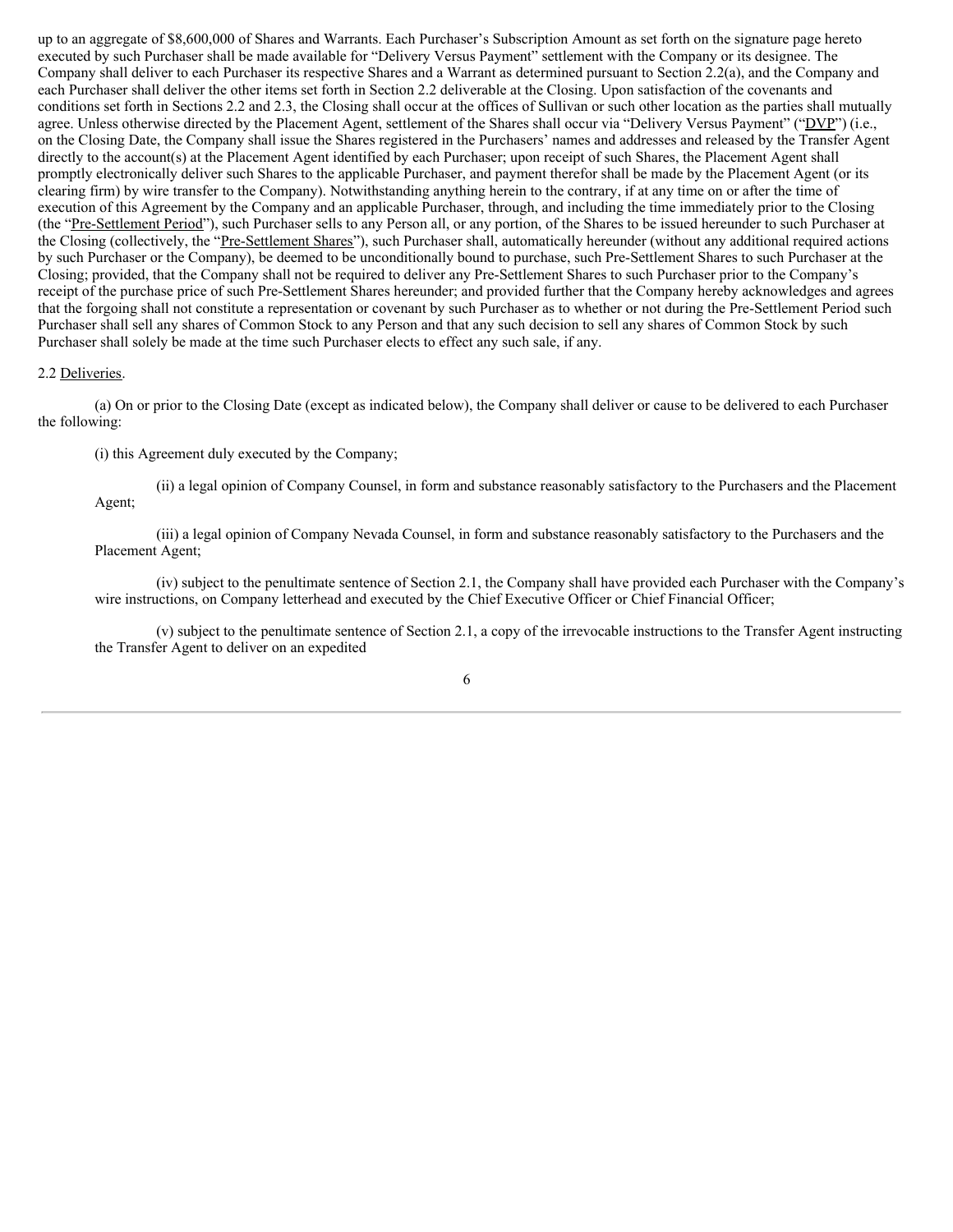up to an aggregate of $8,600,000 of Shares and Warrants. Each Purchaser's Subscription Amount as set forth on the signature page hereto executed by such Purchaser shall be made available for "Delivery Versus Payment" settlement with the Company or its designee. The Company shall deliver to each Purchaser its respective Shares and a Warrant as determined pursuant to Section 2.2(a), and the Company and each Purchaser shall deliver the other items set forth in Section 2.2 deliverable at the Closing. Upon satisfaction of the covenants and conditions set forth in Sections 2.2 and 2.3, the Closing shall occur at the offices of Sullivan or such other location as the parties shall mutually agree. Unless otherwise directed by the Placement Agent, settlement of the Shares shall occur via "Delivery Versus Payment" ("DVP") (i.e., on the Closing Date, the Company shall issue the Shares registered in the Purchasers' names and addresses and released by the Transfer Agent directly to the account(s) at the Placement Agent identified by each Purchaser; upon receipt of such Shares, the Placement Agent shall promptly electronically deliver such Shares to the applicable Purchaser, and payment therefor shall be made by the Placement Agent (or its clearing firm) by wire transfer to the Company). Notwithstanding anything herein to the contrary, if at any time on or after the time of execution of this Agreement by the Company and an applicable Purchaser, through, and including the time immediately prior to the Closing (the "Pre-Settlement Period"), such Purchaser sells to any Person all, or any portion, of the Shares to be issued hereunder to such Purchaser at the Closing (collectively, the "Pre-Settlement Shares"), such Purchaser shall, automatically hereunder (without any additional required actions by such Purchaser or the Company), be deemed to be unconditionally bound to purchase, such Pre-Settlement Shares to such Purchaser at the Closing; provided, that the Company shall not be required to deliver any Pre-Settlement Shares to such Purchaser prior to the Company's receipt of the purchase price of such Pre-Settlement Shares hereunder; and provided further that the Company hereby acknowledges and agrees that the forgoing shall not constitute a representation or covenant by such Purchaser as to whether or not during the Pre-Settlement Period such Purchaser shall sell any shares of Common Stock to any Person and that any such decision to sell any shares of Common Stock by such Purchaser shall solely be made at the time such Purchaser elects to effect any such sale, if any.

2.2 Deliveries.

(a) On or prior to the Closing Date (except as indicated below), the Company shall deliver or cause to be delivered to each Purchaser the following:

(i) this Agreement duly executed by the Company;

(ii) a legal opinion of Company Counsel, in form and substance reasonably satisfactory to the Purchasers and the Placement Agent;

(iii) a legal opinion of Company Nevada Counsel, in form and substance reasonably satisfactory to the Purchasers and the Placement Agent;

(iv) subject to the penultimate sentence of Section 2.1, the Company shall have provided each Purchaser with the Company's wire instructions, on Company letterhead and executed by the Chief Executive Officer or Chief Financial Officer;

(v) subject to the penultimate sentence of Section 2.1, a copy of the irrevocable instructions to the Transfer Agent instructing the Transfer Agent to deliver on an expedited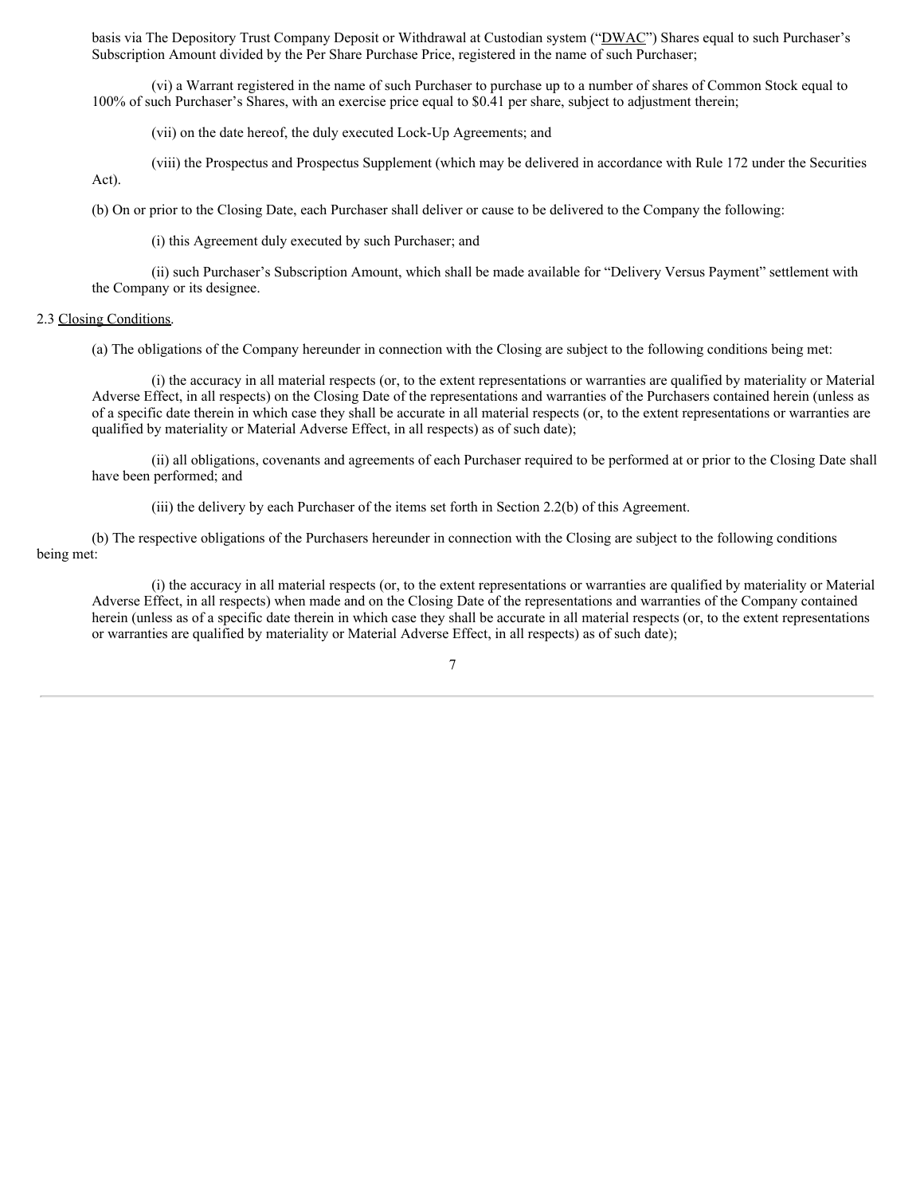basis via The Depository Trust Company Deposit or Withdrawal at Custodian system ("DWAC") Shares equal to such Purchaser's Subscription Amount divided by the Per Share Purchase Price, registered in the name of such Purchaser;

(vi) a Warrant registered in the name of such Purchaser to purchase up to a number of shares of Common Stock equal to 100% of such Purchaser's Shares, with an exercise price equal to $0.41 per share, subject to adjustment therein;

(vii) on the date hereof, the duly executed Lock-Up Agreements; and

(viii) the Prospectus and Prospectus Supplement (which may be delivered in accordance with Rule 172 under the Securities Act).

(b) On or prior to the Closing Date, each Purchaser shall deliver or cause to be delivered to the Company the following:

(i) this Agreement duly executed by such Purchaser; and

(ii) such Purchaser's Subscription Amount, which shall be made available for "Delivery Versus Payment" settlement with the Company or its designee.

2.3 Closing Conditions.

(a) The obligations of the Company hereunder in connection with the Closing are subject to the following conditions being met:

(i) the accuracy in all material respects (or, to the extent representations or warranties are qualified by materiality or Material Adverse Effect, in all respects) on the Closing Date of the representations and warranties of the Purchasers contained herein (unless as of a specific date therein in which case they shall be accurate in all material respects (or, to the extent representations or warranties are qualified by materiality or Material Adverse Effect, in all respects) as of such date);

(ii) all obligations, covenants and agreements of each Purchaser required to be performed at or prior to the Closing Date shall have been performed; and

(iii) the delivery by each Purchaser of the items set forth in Section 2.2(b) of this Agreement.

(b) The respective obligations of the Purchasers hereunder in connection with the Closing are subject to the following conditions being met:

(i) the accuracy in all material respects (or, to the extent representations or warranties are qualified by materiality or Material Adverse Effect, in all respects) when made and on the Closing Date of the representations and warranties of the Company contained herein (unless as of a specific date therein in which case they shall be accurate in all material respects (or, to the extent representations or warranties are qualified by materiality or Material Adverse Effect, in all respects) as of such date);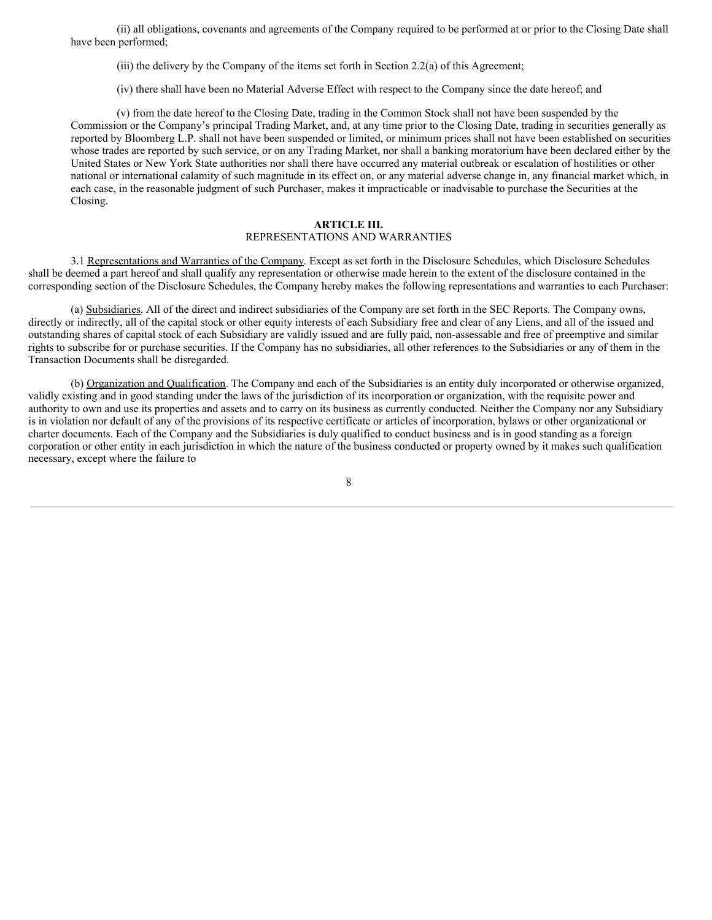(ii) all obligations, covenants and agreements of the Company required to be performed at or prior to the Closing Date shall have been performed;

(iii) the delivery by the Company of the items set forth in Section 2.2(a) of this Agreement;

(iv) there shall have been no Material Adverse Effect with respect to the Company since the date hereof; and

(v) from the date hereof to the Closing Date, trading in the Common Stock shall not have been suspended by the Commission or the Company's principal Trading Market, and, at any time prior to the Closing Date, trading in securities generally as reported by Bloomberg L.P. shall not have been suspended or limited, or minimum prices shall not have been established on securities whose trades are reported by such service, or on any Trading Market, nor shall a banking moratorium have been declared either by the United States or New York State authorities nor shall there have occurred any material outbreak or escalation of hostilities or other national or international calamity of such magnitude in its effect on, or any material adverse change in, any financial market which, in each case, in the reasonable judgment of such Purchaser, makes it impracticable or inadvisable to purchase the Securities at the Closing.

## ARTICLE III.
## REPRESENTATIONS AND WARRANTIES

3.1 Representations and Warranties of the Company. Except as set forth in the Disclosure Schedules, which Disclosure Schedules shall be deemed a part hereof and shall qualify any representation or otherwise made herein to the extent of the disclosure contained in the corresponding section of the Disclosure Schedules, the Company hereby makes the following representations and warranties to each Purchaser:

(a) Subsidiaries. All of the direct and indirect subsidiaries of the Company are set forth in the SEC Reports. The Company owns, directly or indirectly, all of the capital stock or other equity interests of each Subsidiary free and clear of any Liens, and all of the issued and outstanding shares of capital stock of each Subsidiary are validly issued and are fully paid, non-assessable and free of preemptive and similar rights to subscribe for or purchase securities. If the Company has no subsidiaries, all other references to the Subsidiaries or any of them in the Transaction Documents shall be disregarded.

(b) Organization and Qualification. The Company and each of the Subsidiaries is an entity duly incorporated or otherwise organized, validly existing and in good standing under the laws of the jurisdiction of its incorporation or organization, with the requisite power and authority to own and use its properties and assets and to carry on its business as currently conducted. Neither the Company nor any Subsidiary is in violation nor default of any of the provisions of its respective certificate or articles of incorporation, bylaws or other organizational or charter documents. Each of the Company and the Subsidiaries is duly qualified to conduct business and is in good standing as a foreign corporation or other entity in each jurisdiction in which the nature of the business conducted or property owned by it makes such qualification necessary, except where the failure to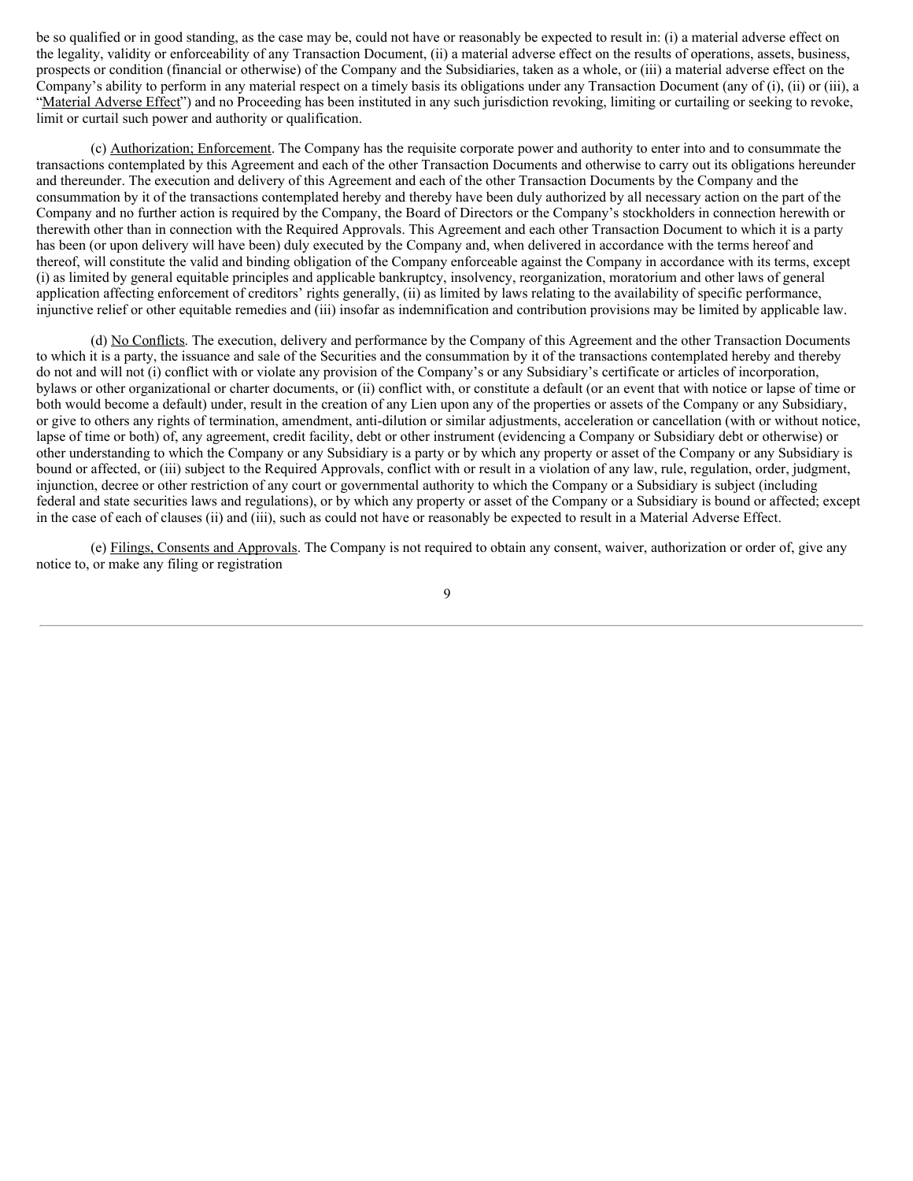be so qualified or in good standing, as the case may be, could not have or reasonably be expected to result in: (i) a material adverse effect on the legality, validity or enforceability of any Transaction Document, (ii) a material adverse effect on the results of operations, assets, business, prospects or condition (financial or otherwise) of the Company and the Subsidiaries, taken as a whole, or (iii) a material adverse effect on the Company's ability to perform in any material respect on a timely basis its obligations under any Transaction Document (any of (i), (ii) or (iii), a "Material Adverse Effect") and no Proceeding has been instituted in any such jurisdiction revoking, limiting or curtailing or seeking to revoke, limit or curtail such power and authority or qualification.

(c) Authorization; Enforcement. The Company has the requisite corporate power and authority to enter into and to consummate the transactions contemplated by this Agreement and each of the other Transaction Documents and otherwise to carry out its obligations hereunder and thereunder. The execution and delivery of this Agreement and each of the other Transaction Documents by the Company and the consummation by it of the transactions contemplated hereby and thereby have been duly authorized by all necessary action on the part of the Company and no further action is required by the Company, the Board of Directors or the Company's stockholders in connection herewith or therewith other than in connection with the Required Approvals. This Agreement and each other Transaction Document to which it is a party has been (or upon delivery will have been) duly executed by the Company and, when delivered in accordance with the terms hereof and thereof, will constitute the valid and binding obligation of the Company enforceable against the Company in accordance with its terms, except (i) as limited by general equitable principles and applicable bankruptcy, insolvency, reorganization, moratorium and other laws of general application affecting enforcement of creditors' rights generally, (ii) as limited by laws relating to the availability of specific performance, injunctive relief or other equitable remedies and (iii) insofar as indemnification and contribution provisions may be limited by applicable law.

(d) No Conflicts. The execution, delivery and performance by the Company of this Agreement and the other Transaction Documents to which it is a party, the issuance and sale of the Securities and the consummation by it of the transactions contemplated hereby and thereby do not and will not (i) conflict with or violate any provision of the Company's or any Subsidiary's certificate or articles of incorporation, bylaws or other organizational or charter documents, or (ii) conflict with, or constitute a default (or an event that with notice or lapse of time or both would become a default) under, result in the creation of any Lien upon any of the properties or assets of the Company or any Subsidiary, or give to others any rights of termination, amendment, anti-dilution or similar adjustments, acceleration or cancellation (with or without notice, lapse of time or both) of, any agreement, credit facility, debt or other instrument (evidencing a Company or Subsidiary debt or otherwise) or other understanding to which the Company or any Subsidiary is a party or by which any property or asset of the Company or any Subsidiary is bound or affected, or (iii) subject to the Required Approvals, conflict with or result in a violation of any law, rule, regulation, order, judgment, injunction, decree or other restriction of any court or governmental authority to which the Company or a Subsidiary is subject (including federal and state securities laws and regulations), or by which any property or asset of the Company or a Subsidiary is bound or affected; except in the case of each of clauses (ii) and (iii), such as could not have or reasonably be expected to result in a Material Adverse Effect.

(e) Filings, Consents and Approvals. The Company is not required to obtain any consent, waiver, authorization or order of, give any notice to, or make any filing or registration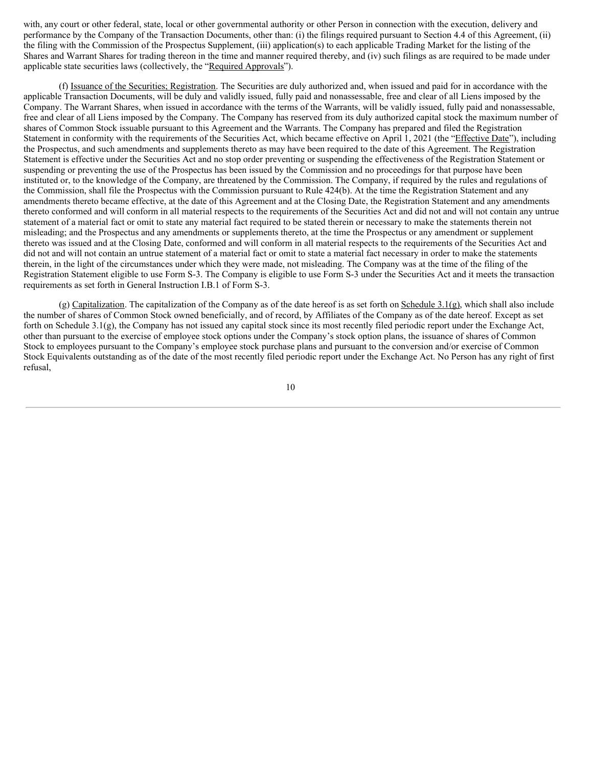with, any court or other federal, state, local or other governmental authority or other Person in connection with the execution, delivery and performance by the Company of the Transaction Documents, other than: (i) the filings required pursuant to Section 4.4 of this Agreement, (ii) the filing with the Commission of the Prospectus Supplement, (iii) application(s) to each applicable Trading Market for the listing of the Shares and Warrant Shares for trading thereon in the time and manner required thereby, and (iv) such filings as are required to be made under applicable state securities laws (collectively, the "Required Approvals").

(f) Issuance of the Securities; Registration. The Securities are duly authorized and, when issued and paid for in accordance with the applicable Transaction Documents, will be duly and validly issued, fully paid and nonassessable, free and clear of all Liens imposed by the Company. The Warrant Shares, when issued in accordance with the terms of the Warrants, will be validly issued, fully paid and nonassessable, free and clear of all Liens imposed by the Company. The Company has reserved from its duly authorized capital stock the maximum number of shares of Common Stock issuable pursuant to this Agreement and the Warrants. The Company has prepared and filed the Registration Statement in conformity with the requirements of the Securities Act, which became effective on April 1, 2021 (the "Effective Date"), including the Prospectus, and such amendments and supplements thereto as may have been required to the date of this Agreement. The Registration Statement is effective under the Securities Act and no stop order preventing or suspending the effectiveness of the Registration Statement or suspending or preventing the use of the Prospectus has been issued by the Commission and no proceedings for that purpose have been instituted or, to the knowledge of the Company, are threatened by the Commission. The Company, if required by the rules and regulations of the Commission, shall file the Prospectus with the Commission pursuant to Rule 424(b). At the time the Registration Statement and any amendments thereto became effective, at the date of this Agreement and at the Closing Date, the Registration Statement and any amendments thereto conformed and will conform in all material respects to the requirements of the Securities Act and did not and will not contain any untrue statement of a material fact or omit to state any material fact required to be stated therein or necessary to make the statements therein not misleading; and the Prospectus and any amendments or supplements thereto, at the time the Prospectus or any amendment or supplement thereto was issued and at the Closing Date, conformed and will conform in all material respects to the requirements of the Securities Act and did not and will not contain an untrue statement of a material fact or omit to state a material fact necessary in order to make the statements therein, in the light of the circumstances under which they were made, not misleading. The Company was at the time of the filing of the Registration Statement eligible to use Form S-3. The Company is eligible to use Form S-3 under the Securities Act and it meets the transaction requirements as set forth in General Instruction I.B.1 of Form S-3.

(g) Capitalization. The capitalization of the Company as of the date hereof is as set forth on Schedule 3.1(g), which shall also include the number of shares of Common Stock owned beneficially, and of record, by Affiliates of the Company as of the date hereof. Except as set forth on Schedule 3.1(g), the Company has not issued any capital stock since its most recently filed periodic report under the Exchange Act, other than pursuant to the exercise of employee stock options under the Company's stock option plans, the issuance of shares of Common Stock to employees pursuant to the Company's employee stock purchase plans and pursuant to the conversion and/or exercise of Common Stock Equivalents outstanding as of the date of the most recently filed periodic report under the Exchange Act. No Person has any right of first refusal,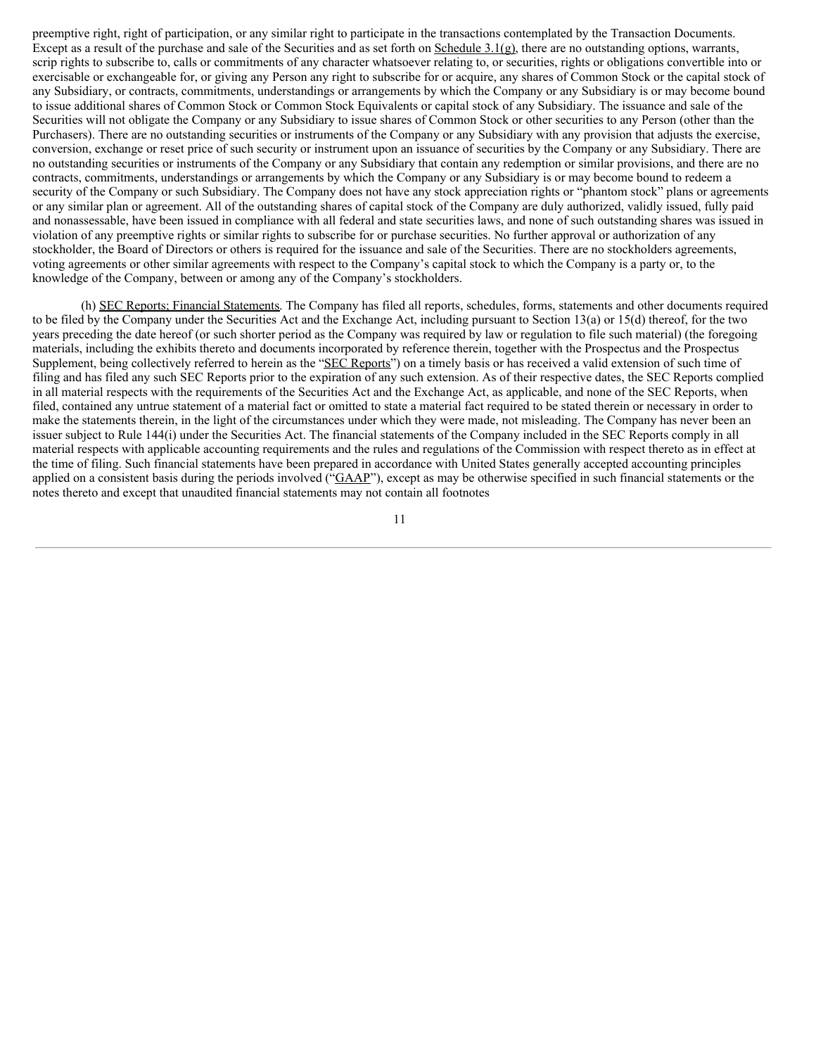preemptive right, right of participation, or any similar right to participate in the transactions contemplated by the Transaction Documents. Except as a result of the purchase and sale of the Securities and as set forth on Schedule 3.1(g), there are no outstanding options, warrants, scrip rights to subscribe to, calls or commitments of any character whatsoever relating to, or securities, rights or obligations convertible into or exercisable or exchangeable for, or giving any Person any right to subscribe for or acquire, any shares of Common Stock or the capital stock of any Subsidiary, or contracts, commitments, understandings or arrangements by which the Company or any Subsidiary is or may become bound to issue additional shares of Common Stock or Common Stock Equivalents or capital stock of any Subsidiary. The issuance and sale of the Securities will not obligate the Company or any Subsidiary to issue shares of Common Stock or other securities to any Person (other than the Purchasers). There are no outstanding securities or instruments of the Company or any Subsidiary with any provision that adjusts the exercise, conversion, exchange or reset price of such security or instrument upon an issuance of securities by the Company or any Subsidiary. There are no outstanding securities or instruments of the Company or any Subsidiary that contain any redemption or similar provisions, and there are no contracts, commitments, understandings or arrangements by which the Company or any Subsidiary is or may become bound to redeem a security of the Company or such Subsidiary. The Company does not have any stock appreciation rights or "phantom stock" plans or agreements or any similar plan or agreement. All of the outstanding shares of capital stock of the Company are duly authorized, validly issued, fully paid and nonassessable, have been issued in compliance with all federal and state securities laws, and none of such outstanding shares was issued in violation of any preemptive rights or similar rights to subscribe for or purchase securities. No further approval or authorization of any stockholder, the Board of Directors or others is required for the issuance and sale of the Securities. There are no stockholders agreements, voting agreements or other similar agreements with respect to the Company's capital stock to which the Company is a party or, to the knowledge of the Company, between or among any of the Company's stockholders.

(h) SEC Reports; Financial Statements. The Company has filed all reports, schedules, forms, statements and other documents required to be filed by the Company under the Securities Act and the Exchange Act, including pursuant to Section 13(a) or 15(d) thereof, for the two years preceding the date hereof (or such shorter period as the Company was required by law or regulation to file such material) (the foregoing materials, including the exhibits thereto and documents incorporated by reference therein, together with the Prospectus and the Prospectus Supplement, being collectively referred to herein as the "SEC Reports") on a timely basis or has received a valid extension of such time of filing and has filed any such SEC Reports prior to the expiration of any such extension. As of their respective dates, the SEC Reports complied in all material respects with the requirements of the Securities Act and the Exchange Act, as applicable, and none of the SEC Reports, when filed, contained any untrue statement of a material fact or omitted to state a material fact required to be stated therein or necessary in order to make the statements therein, in the light of the circumstances under which they were made, not misleading. The Company has never been an issuer subject to Rule 144(i) under the Securities Act. The financial statements of the Company included in the SEC Reports comply in all material respects with applicable accounting requirements and the rules and regulations of the Commission with respect thereto as in effect at the time of filing. Such financial statements have been prepared in accordance with United States generally accepted accounting principles applied on a consistent basis during the periods involved ("GAAP"), except as may be otherwise specified in such financial statements or the notes thereto and except that unaudited financial statements may not contain all footnotes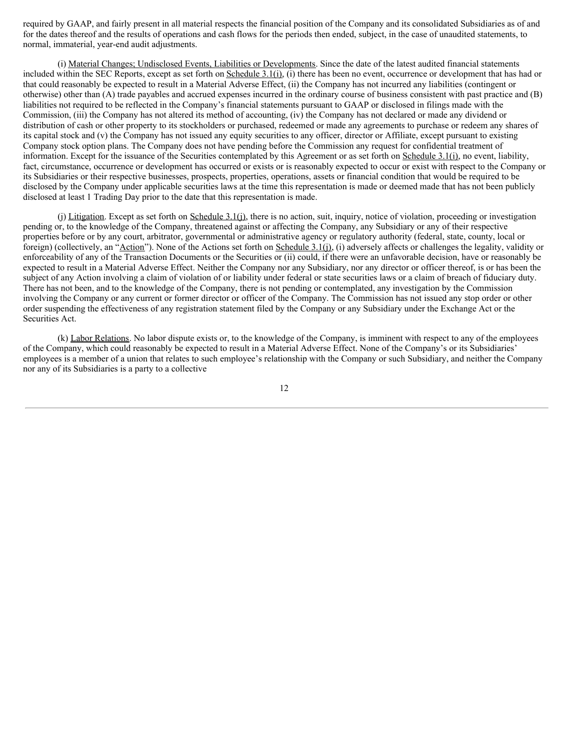required by GAAP, and fairly present in all material respects the financial position of the Company and its consolidated Subsidiaries as of and for the dates thereof and the results of operations and cash flows for the periods then ended, subject, in the case of unaudited statements, to normal, immaterial, year-end audit adjustments.

(i) Material Changes; Undisclosed Events, Liabilities or Developments. Since the date of the latest audited financial statements included within the SEC Reports, except as set forth on Schedule 3.1(i), (i) there has been no event, occurrence or development that has had or that could reasonably be expected to result in a Material Adverse Effect, (ii) the Company has not incurred any liabilities (contingent or otherwise) other than (A) trade payables and accrued expenses incurred in the ordinary course of business consistent with past practice and (B) liabilities not required to be reflected in the Company's financial statements pursuant to GAAP or disclosed in filings made with the Commission, (iii) the Company has not altered its method of accounting, (iv) the Company has not declared or made any dividend or distribution of cash or other property to its stockholders or purchased, redeemed or made any agreements to purchase or redeem any shares of its capital stock and (v) the Company has not issued any equity securities to any officer, director or Affiliate, except pursuant to existing Company stock option plans. The Company does not have pending before the Commission any request for confidential treatment of information. Except for the issuance of the Securities contemplated by this Agreement or as set forth on Schedule 3.1(i), no event, liability, fact, circumstance, occurrence or development has occurred or exists or is reasonably expected to occur or exist with respect to the Company or its Subsidiaries or their respective businesses, prospects, properties, operations, assets or financial condition that would be required to be disclosed by the Company under applicable securities laws at the time this representation is made or deemed made that has not been publicly disclosed at least 1 Trading Day prior to the date that this representation is made.

(j) Litigation. Except as set forth on Schedule 3.1(j), there is no action, suit, inquiry, notice of violation, proceeding or investigation pending or, to the knowledge of the Company, threatened against or affecting the Company, any Subsidiary or any of their respective properties before or by any court, arbitrator, governmental or administrative agency or regulatory authority (federal, state, county, local or foreign) (collectively, an "Action"). None of the Actions set forth on Schedule 3.1(j), (i) adversely affects or challenges the legality, validity or enforceability of any of the Transaction Documents or the Securities or (ii) could, if there were an unfavorable decision, have or reasonably be expected to result in a Material Adverse Effect. Neither the Company nor any Subsidiary, nor any director or officer thereof, is or has been the subject of any Action involving a claim of violation of or liability under federal or state securities laws or a claim of breach of fiduciary duty. There has not been, and to the knowledge of the Company, there is not pending or contemplated, any investigation by the Commission involving the Company or any current or former director or officer of the Company. The Commission has not issued any stop order or other order suspending the effectiveness of any registration statement filed by the Company or any Subsidiary under the Exchange Act or the Securities Act.

(k) Labor Relations. No labor dispute exists or, to the knowledge of the Company, is imminent with respect to any of the employees of the Company, which could reasonably be expected to result in a Material Adverse Effect. None of the Company's or its Subsidiaries' employees is a member of a union that relates to such employee's relationship with the Company or such Subsidiary, and neither the Company nor any of its Subsidiaries is a party to a collective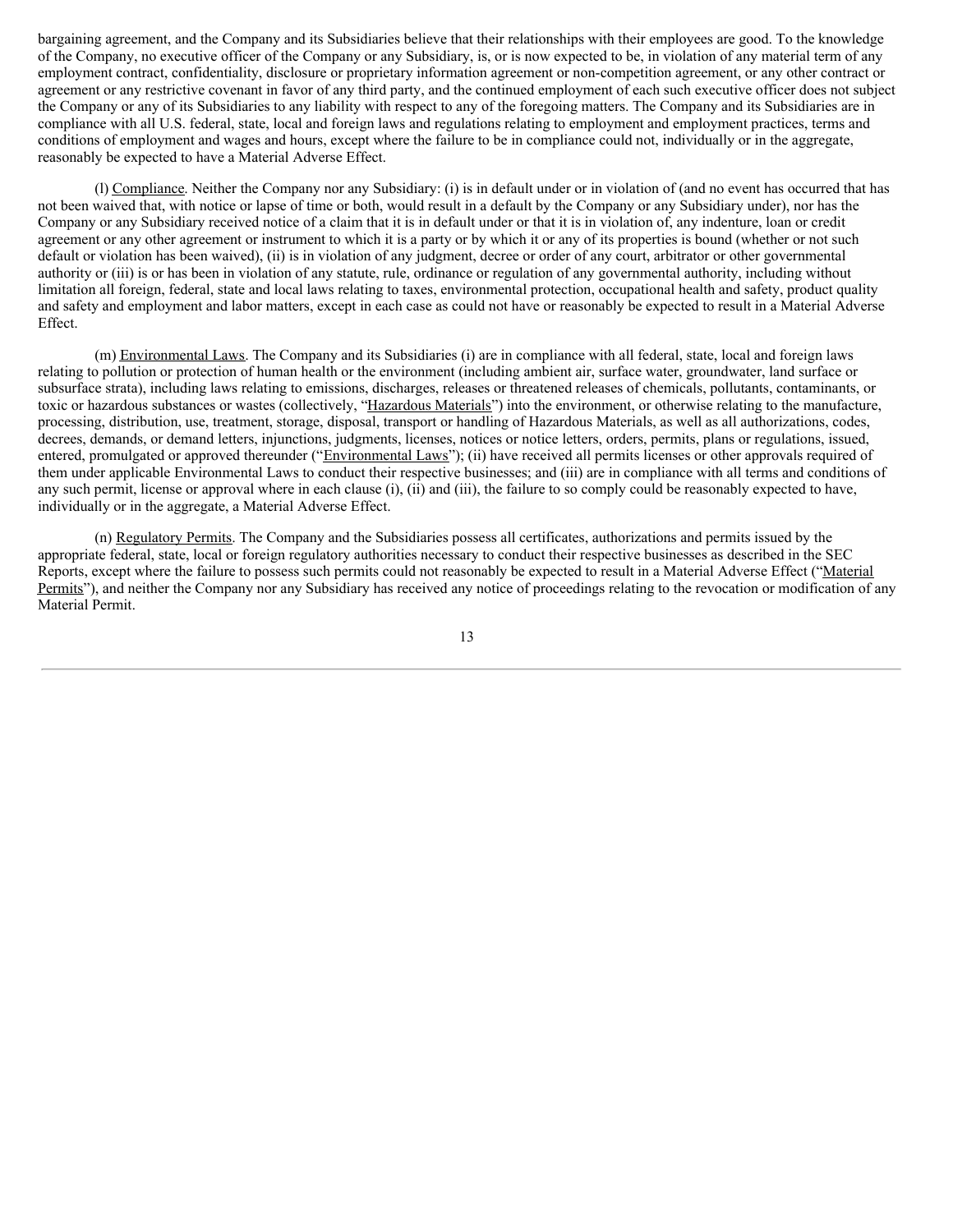bargaining agreement, and the Company and its Subsidiaries believe that their relationships with their employees are good. To the knowledge of the Company, no executive officer of the Company or any Subsidiary, is, or is now expected to be, in violation of any material term of any employment contract, confidentiality, disclosure or proprietary information agreement or non-competition agreement, or any other contract or agreement or any restrictive covenant in favor of any third party, and the continued employment of each such executive officer does not subject the Company or any of its Subsidiaries to any liability with respect to any of the foregoing matters. The Company and its Subsidiaries are in compliance with all U.S. federal, state, local and foreign laws and regulations relating to employment and employment practices, terms and conditions of employment and wages and hours, except where the failure to be in compliance could not, individually or in the aggregate, reasonably be expected to have a Material Adverse Effect.

(l) Compliance. Neither the Company nor any Subsidiary: (i) is in default under or in violation of (and no event has occurred that has not been waived that, with notice or lapse of time or both, would result in a default by the Company or any Subsidiary under), nor has the Company or any Subsidiary received notice of a claim that it is in default under or that it is in violation of, any indenture, loan or credit agreement or any other agreement or instrument to which it is a party or by which it or any of its properties is bound (whether or not such default or violation has been waived), (ii) is in violation of any judgment, decree or order of any court, arbitrator or other governmental authority or (iii) is or has been in violation of any statute, rule, ordinance or regulation of any governmental authority, including without limitation all foreign, federal, state and local laws relating to taxes, environmental protection, occupational health and safety, product quality and safety and employment and labor matters, except in each case as could not have or reasonably be expected to result in a Material Adverse Effect.

(m) Environmental Laws. The Company and its Subsidiaries (i) are in compliance with all federal, state, local and foreign laws relating to pollution or protection of human health or the environment (including ambient air, surface water, groundwater, land surface or subsurface strata), including laws relating to emissions, discharges, releases or threatened releases of chemicals, pollutants, contaminants, or toxic or hazardous substances or wastes (collectively, "Hazardous Materials") into the environment, or otherwise relating to the manufacture, processing, distribution, use, treatment, storage, disposal, transport or handling of Hazardous Materials, as well as all authorizations, codes, decrees, demands, or demand letters, injunctions, judgments, licenses, notices or notice letters, orders, permits, plans or regulations, issued, entered, promulgated or approved thereunder ("Environmental Laws"); (ii) have received all permits licenses or other approvals required of them under applicable Environmental Laws to conduct their respective businesses; and (iii) are in compliance with all terms and conditions of any such permit, license or approval where in each clause (i), (ii) and (iii), the failure to so comply could be reasonably expected to have, individually or in the aggregate, a Material Adverse Effect.

(n) Regulatory Permits. The Company and the Subsidiaries possess all certificates, authorizations and permits issued by the appropriate federal, state, local or foreign regulatory authorities necessary to conduct their respective businesses as described in the SEC Reports, except where the failure to possess such permits could not reasonably be expected to result in a Material Adverse Effect ("Material Permits"), and neither the Company nor any Subsidiary has received any notice of proceedings relating to the revocation or modification of any Material Permit.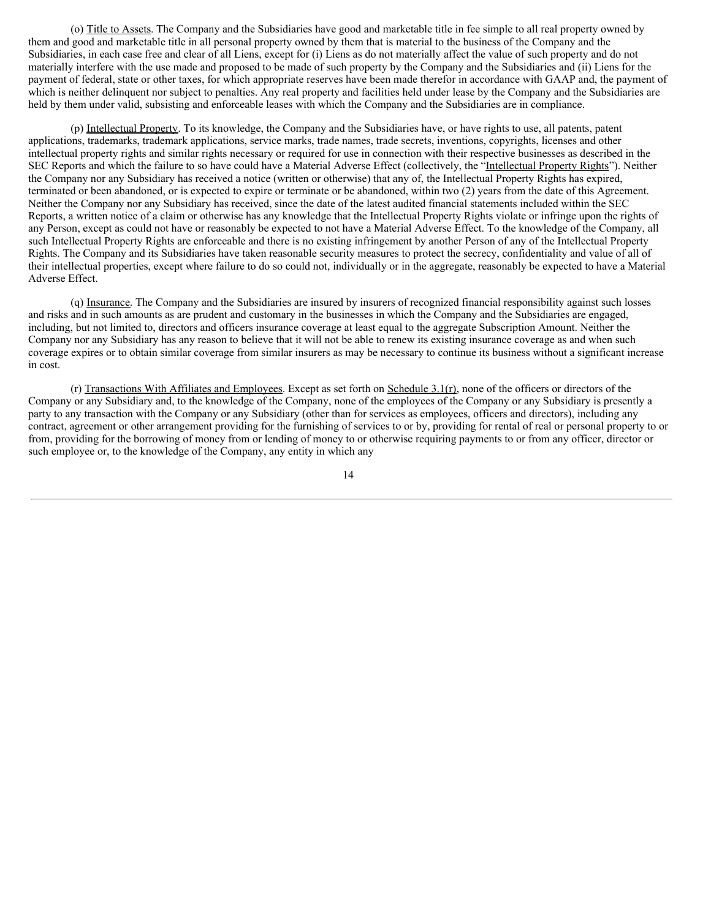(o) Title to Assets. The Company and the Subsidiaries have good and marketable title in fee simple to all real property owned by them and good and marketable title in all personal property owned by them that is material to the business of the Company and the Subsidiaries, in each case free and clear of all Liens, except for (i) Liens as do not materially affect the value of such property and do not materially interfere with the use made and proposed to be made of such property by the Company and the Subsidiaries and (ii) Liens for the payment of federal, state or other taxes, for which appropriate reserves have been made therefor in accordance with GAAP and, the payment of which is neither delinquent nor subject to penalties. Any real property and facilities held under lease by the Company and the Subsidiaries are held by them under valid, subsisting and enforceable leases with which the Company and the Subsidiaries are in compliance.

(p) Intellectual Property. To its knowledge, the Company and the Subsidiaries have, or have rights to use, all patents, patent applications, trademarks, trademark applications, service marks, trade names, trade secrets, inventions, copyrights, licenses and other intellectual property rights and similar rights necessary or required for use in connection with their respective businesses as described in the SEC Reports and which the failure to so have could have a Material Adverse Effect (collectively, the "Intellectual Property Rights"). Neither the Company nor any Subsidiary has received a notice (written or otherwise) that any of, the Intellectual Property Rights has expired, terminated or been abandoned, or is expected to expire or terminate or be abandoned, within two (2) years from the date of this Agreement. Neither the Company nor any Subsidiary has received, since the date of the latest audited financial statements included within the SEC Reports, a written notice of a claim or otherwise has any knowledge that the Intellectual Property Rights violate or infringe upon the rights of any Person, except as could not have or reasonably be expected to not have a Material Adverse Effect. To the knowledge of the Company, all such Intellectual Property Rights are enforceable and there is no existing infringement by another Person of any of the Intellectual Property Rights. The Company and its Subsidiaries have taken reasonable security measures to protect the secrecy, confidentiality and value of all of their intellectual properties, except where failure to do so could not, individually or in the aggregate, reasonably be expected to have a Material Adverse Effect.

(q) Insurance. The Company and the Subsidiaries are insured by insurers of recognized financial responsibility against such losses and risks and in such amounts as are prudent and customary in the businesses in which the Company and the Subsidiaries are engaged, including, but not limited to, directors and officers insurance coverage at least equal to the aggregate Subscription Amount. Neither the Company nor any Subsidiary has any reason to believe that it will not be able to renew its existing insurance coverage as and when such coverage expires or to obtain similar coverage from similar insurers as may be necessary to continue its business without a significant increase in cost.

(r) Transactions With Affiliates and Employees. Except as set forth on Schedule 3.1(r), none of the officers or directors of the Company or any Subsidiary and, to the knowledge of the Company, none of the employees of the Company or any Subsidiary is presently a party to any transaction with the Company or any Subsidiary (other than for services as employees, officers and directors), including any contract, agreement or other arrangement providing for the furnishing of services to or by, providing for rental of real or personal property to or from, providing for the borrowing of money from or lending of money to or otherwise requiring payments to or from any officer, director or such employee or, to the knowledge of the Company, any entity in which any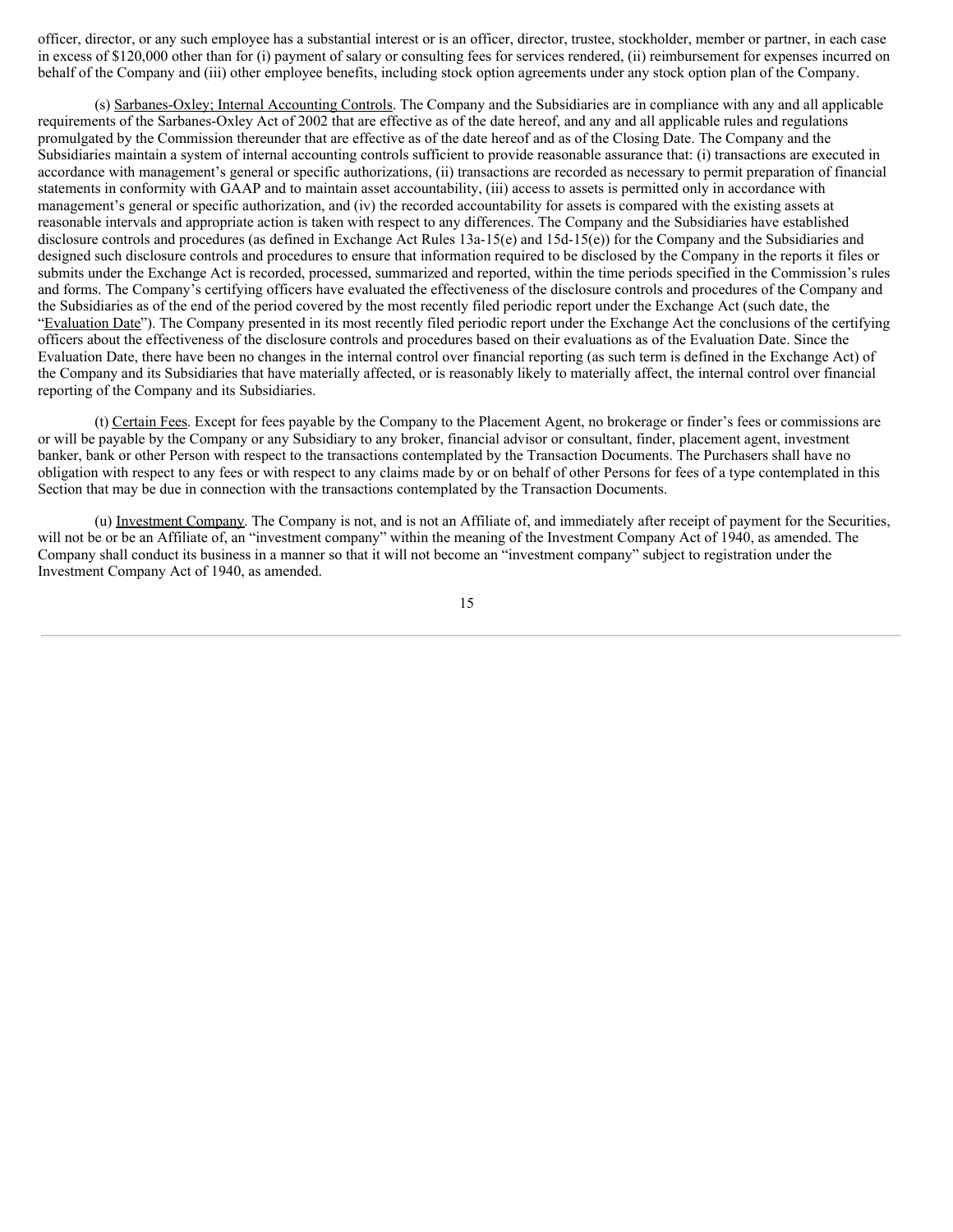officer, director, or any such employee has a substantial interest or is an officer, director, trustee, stockholder, member or partner, in each case in excess of $120,000 other than for (i) payment of salary or consulting fees for services rendered, (ii) reimbursement for expenses incurred on behalf of the Company and (iii) other employee benefits, including stock option agreements under any stock option plan of the Company.

(s) Sarbanes-Oxley; Internal Accounting Controls. The Company and the Subsidiaries are in compliance with any and all applicable requirements of the Sarbanes-Oxley Act of 2002 that are effective as of the date hereof, and any and all applicable rules and regulations promulgated by the Commission thereunder that are effective as of the date hereof and as of the Closing Date. The Company and the Subsidiaries maintain a system of internal accounting controls sufficient to provide reasonable assurance that: (i) transactions are executed in accordance with management's general or specific authorizations, (ii) transactions are recorded as necessary to permit preparation of financial statements in conformity with GAAP and to maintain asset accountability, (iii) access to assets is permitted only in accordance with management's general or specific authorization, and (iv) the recorded accountability for assets is compared with the existing assets at reasonable intervals and appropriate action is taken with respect to any differences. The Company and the Subsidiaries have established disclosure controls and procedures (as defined in Exchange Act Rules 13a-15(e) and 15d-15(e)) for the Company and the Subsidiaries and designed such disclosure controls and procedures to ensure that information required to be disclosed by the Company in the reports it files or submits under the Exchange Act is recorded, processed, summarized and reported, within the time periods specified in the Commission's rules and forms. The Company's certifying officers have evaluated the effectiveness of the disclosure controls and procedures of the Company and the Subsidiaries as of the end of the period covered by the most recently filed periodic report under the Exchange Act (such date, the "Evaluation Date"). The Company presented in its most recently filed periodic report under the Exchange Act the conclusions of the certifying officers about the effectiveness of the disclosure controls and procedures based on their evaluations as of the Evaluation Date. Since the Evaluation Date, there have been no changes in the internal control over financial reporting (as such term is defined in the Exchange Act) of the Company and its Subsidiaries that have materially affected, or is reasonably likely to materially affect, the internal control over financial reporting of the Company and its Subsidiaries.

(t) Certain Fees. Except for fees payable by the Company to the Placement Agent, no brokerage or finder's fees or commissions are or will be payable by the Company or any Subsidiary to any broker, financial advisor or consultant, finder, placement agent, investment banker, bank or other Person with respect to the transactions contemplated by the Transaction Documents. The Purchasers shall have no obligation with respect to any fees or with respect to any claims made by or on behalf of other Persons for fees of a type contemplated in this Section that may be due in connection with the transactions contemplated by the Transaction Documents.

(u) Investment Company. The Company is not, and is not an Affiliate of, and immediately after receipt of payment for the Securities, will not be or be an Affiliate of, an "investment company" within the meaning of the Investment Company Act of 1940, as amended. The Company shall conduct its business in a manner so that it will not become an "investment company" subject to registration under the Investment Company Act of 1940, as amended.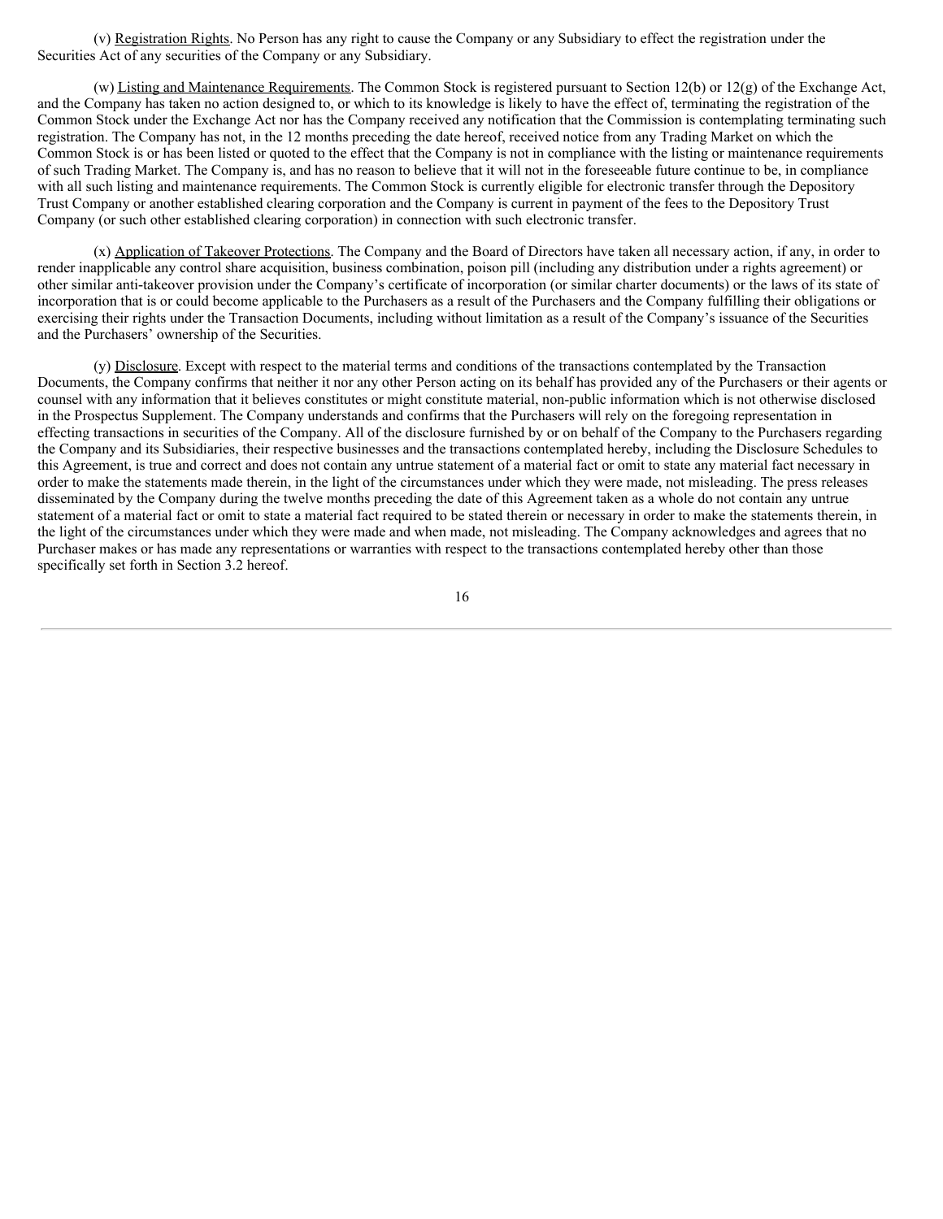(v) Registration Rights. No Person has any right to cause the Company or any Subsidiary to effect the registration under the Securities Act of any securities of the Company or any Subsidiary.

(w) Listing and Maintenance Requirements. The Common Stock is registered pursuant to Section 12(b) or 12(g) of the Exchange Act, and the Company has taken no action designed to, or which to its knowledge is likely to have the effect of, terminating the registration of the Common Stock under the Exchange Act nor has the Company received any notification that the Commission is contemplating terminating such registration. The Company has not, in the 12 months preceding the date hereof, received notice from any Trading Market on which the Common Stock is or has been listed or quoted to the effect that the Company is not in compliance with the listing or maintenance requirements of such Trading Market. The Company is, and has no reason to believe that it will not in the foreseeable future continue to be, in compliance with all such listing and maintenance requirements. The Common Stock is currently eligible for electronic transfer through the Depository Trust Company or another established clearing corporation and the Company is current in payment of the fees to the Depository Trust Company (or such other established clearing corporation) in connection with such electronic transfer.

(x) Application of Takeover Protections. The Company and the Board of Directors have taken all necessary action, if any, in order to render inapplicable any control share acquisition, business combination, poison pill (including any distribution under a rights agreement) or other similar anti-takeover provision under the Company's certificate of incorporation (or similar charter documents) or the laws of its state of incorporation that is or could become applicable to the Purchasers as a result of the Purchasers and the Company fulfilling their obligations or exercising their rights under the Transaction Documents, including without limitation as a result of the Company's issuance of the Securities and the Purchasers' ownership of the Securities.

(y) Disclosure. Except with respect to the material terms and conditions of the transactions contemplated by the Transaction Documents, the Company confirms that neither it nor any other Person acting on its behalf has provided any of the Purchasers or their agents or counsel with any information that it believes constitutes or might constitute material, non-public information which is not otherwise disclosed in the Prospectus Supplement. The Company understands and confirms that the Purchasers will rely on the foregoing representation in effecting transactions in securities of the Company. All of the disclosure furnished by or on behalf of the Company to the Purchasers regarding the Company and its Subsidiaries, their respective businesses and the transactions contemplated hereby, including the Disclosure Schedules to this Agreement, is true and correct and does not contain any untrue statement of a material fact or omit to state any material fact necessary in order to make the statements made therein, in the light of the circumstances under which they were made, not misleading. The press releases disseminated by the Company during the twelve months preceding the date of this Agreement taken as a whole do not contain any untrue statement of a material fact or omit to state a material fact required to be stated therein or necessary in order to make the statements therein, in the light of the circumstances under which they were made and when made, not misleading. The Company acknowledges and agrees that no Purchaser makes or has made any representations or warranties with respect to the transactions contemplated hereby other than those specifically set forth in Section 3.2 hereof.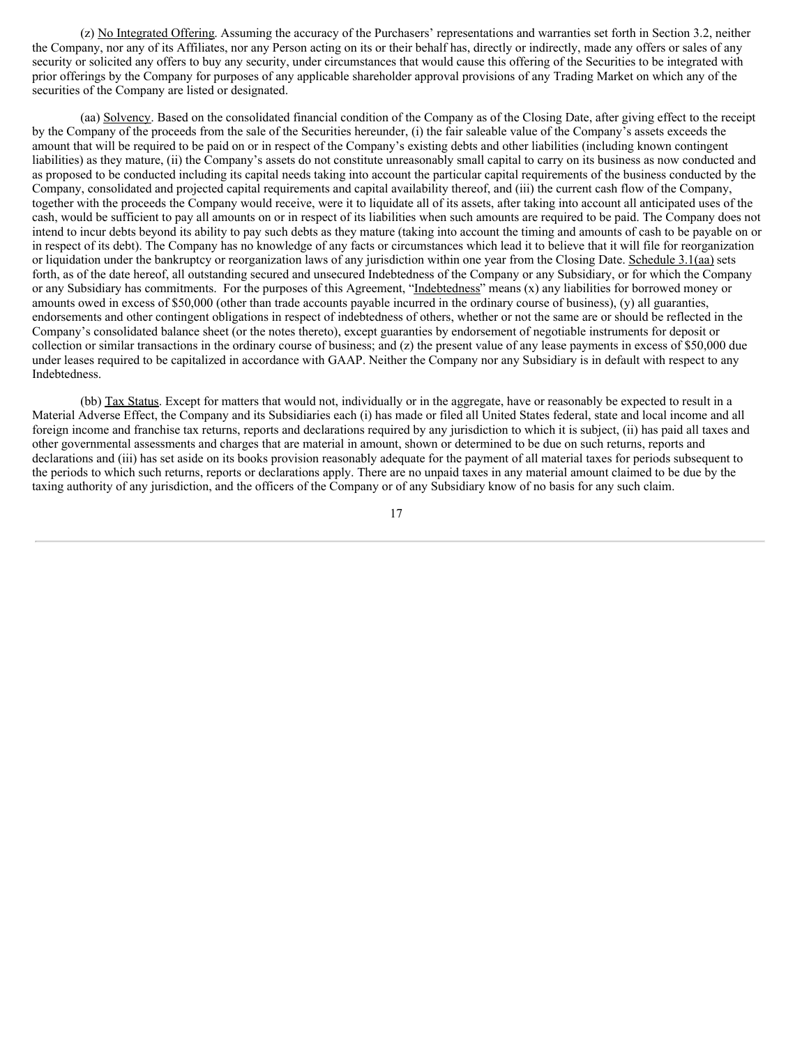(z) No Integrated Offering. Assuming the accuracy of the Purchasers' representations and warranties set forth in Section 3.2, neither the Company, nor any of its Affiliates, nor any Person acting on its or their behalf has, directly or indirectly, made any offers or sales of any security or solicited any offers to buy any security, under circumstances that would cause this offering of the Securities to be integrated with prior offerings by the Company for purposes of any applicable shareholder approval provisions of any Trading Market on which any of the securities of the Company are listed or designated.

(aa) Solvency. Based on the consolidated financial condition of the Company as of the Closing Date, after giving effect to the receipt by the Company of the proceeds from the sale of the Securities hereunder, (i) the fair saleable value of the Company's assets exceeds the amount that will be required to be paid on or in respect of the Company's existing debts and other liabilities (including known contingent liabilities) as they mature, (ii) the Company's assets do not constitute unreasonably small capital to carry on its business as now conducted and as proposed to be conducted including its capital needs taking into account the particular capital requirements of the business conducted by the Company, consolidated and projected capital requirements and capital availability thereof, and (iii) the current cash flow of the Company, together with the proceeds the Company would receive, were it to liquidate all of its assets, after taking into account all anticipated uses of the cash, would be sufficient to pay all amounts on or in respect of its liabilities when such amounts are required to be paid. The Company does not intend to incur debts beyond its ability to pay such debts as they mature (taking into account the timing and amounts of cash to be payable on or in respect of its debt). The Company has no knowledge of any facts or circumstances which lead it to believe that it will file for reorganization or liquidation under the bankruptcy or reorganization laws of any jurisdiction within one year from the Closing Date. Schedule 3.1(aa) sets forth, as of the date hereof, all outstanding secured and unsecured Indebtedness of the Company or any Subsidiary, or for which the Company or any Subsidiary has commitments. For the purposes of this Agreement, "Indebtedness" means (x) any liabilities for borrowed money or amounts owed in excess of $50,000 (other than trade accounts payable incurred in the ordinary course of business), (y) all guaranties, endorsements and other contingent obligations in respect of indebtedness of others, whether or not the same are or should be reflected in the Company's consolidated balance sheet (or the notes thereto), except guaranties by endorsement of negotiable instruments for deposit or collection or similar transactions in the ordinary course of business; and (z) the present value of any lease payments in excess of $50,000 due under leases required to be capitalized in accordance with GAAP. Neither the Company nor any Subsidiary is in default with respect to any Indebtedness.

(bb) Tax Status. Except for matters that would not, individually or in the aggregate, have or reasonably be expected to result in a Material Adverse Effect, the Company and its Subsidiaries each (i) has made or filed all United States federal, state and local income and all foreign income and franchise tax returns, reports and declarations required by any jurisdiction to which it is subject, (ii) has paid all taxes and other governmental assessments and charges that are material in amount, shown or determined to be due on such returns, reports and declarations and (iii) has set aside on its books provision reasonably adequate for the payment of all material taxes for periods subsequent to the periods to which such returns, reports or declarations apply. There are no unpaid taxes in any material amount claimed to be due by the taxing authority of any jurisdiction, and the officers of the Company or of any Subsidiary know of no basis for any such claim.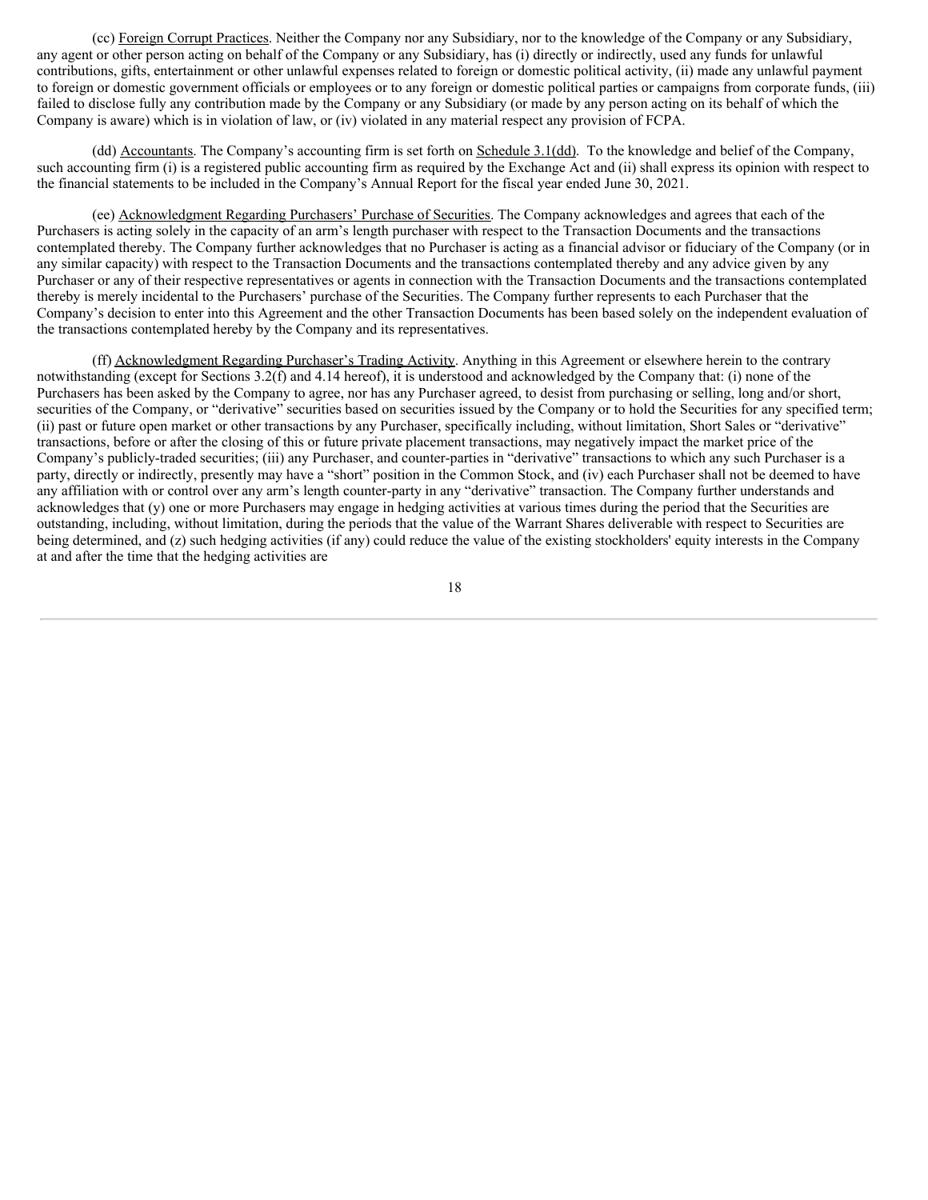(cc) Foreign Corrupt Practices. Neither the Company nor any Subsidiary, nor to the knowledge of the Company or any Subsidiary, any agent or other person acting on behalf of the Company or any Subsidiary, has (i) directly or indirectly, used any funds for unlawful contributions, gifts, entertainment or other unlawful expenses related to foreign or domestic political activity, (ii) made any unlawful payment to foreign or domestic government officials or employees or to any foreign or domestic political parties or campaigns from corporate funds, (iii) failed to disclose fully any contribution made by the Company or any Subsidiary (or made by any person acting on its behalf of which the Company is aware) which is in violation of law, or (iv) violated in any material respect any provision of FCPA.

(dd) Accountants. The Company's accounting firm is set forth on Schedule 3.1(dd). To the knowledge and belief of the Company, such accounting firm (i) is a registered public accounting firm as required by the Exchange Act and (ii) shall express its opinion with respect to the financial statements to be included in the Company's Annual Report for the fiscal year ended June 30, 2021.

(ee) Acknowledgment Regarding Purchasers' Purchase of Securities. The Company acknowledges and agrees that each of the Purchasers is acting solely in the capacity of an arm's length purchaser with respect to the Transaction Documents and the transactions contemplated thereby. The Company further acknowledges that no Purchaser is acting as a financial advisor or fiduciary of the Company (or in any similar capacity) with respect to the Transaction Documents and the transactions contemplated thereby and any advice given by any Purchaser or any of their respective representatives or agents in connection with the Transaction Documents and the transactions contemplated thereby is merely incidental to the Purchasers' purchase of the Securities. The Company further represents to each Purchaser that the Company's decision to enter into this Agreement and the other Transaction Documents has been based solely on the independent evaluation of the transactions contemplated hereby by the Company and its representatives.

(ff) Acknowledgment Regarding Purchaser's Trading Activity. Anything in this Agreement or elsewhere herein to the contrary notwithstanding (except for Sections 3.2(f) and 4.14 hereof), it is understood and acknowledged by the Company that: (i) none of the Purchasers has been asked by the Company to agree, nor has any Purchaser agreed, to desist from purchasing or selling, long and/or short, securities of the Company, or "derivative" securities based on securities issued by the Company or to hold the Securities for any specified term; (ii) past or future open market or other transactions by any Purchaser, specifically including, without limitation, Short Sales or "derivative" transactions, before or after the closing of this or future private placement transactions, may negatively impact the market price of the Company's publicly-traded securities; (iii) any Purchaser, and counter-parties in "derivative" transactions to which any such Purchaser is a party, directly or indirectly, presently may have a "short" position in the Common Stock, and (iv) each Purchaser shall not be deemed to have any affiliation with or control over any arm's length counter-party in any "derivative" transaction. The Company further understands and acknowledges that (y) one or more Purchasers may engage in hedging activities at various times during the period that the Securities are outstanding, including, without limitation, during the periods that the value of the Warrant Shares deliverable with respect to Securities are being determined, and (z) such hedging activities (if any) could reduce the value of the existing stockholders' equity interests in the Company at and after the time that the hedging activities are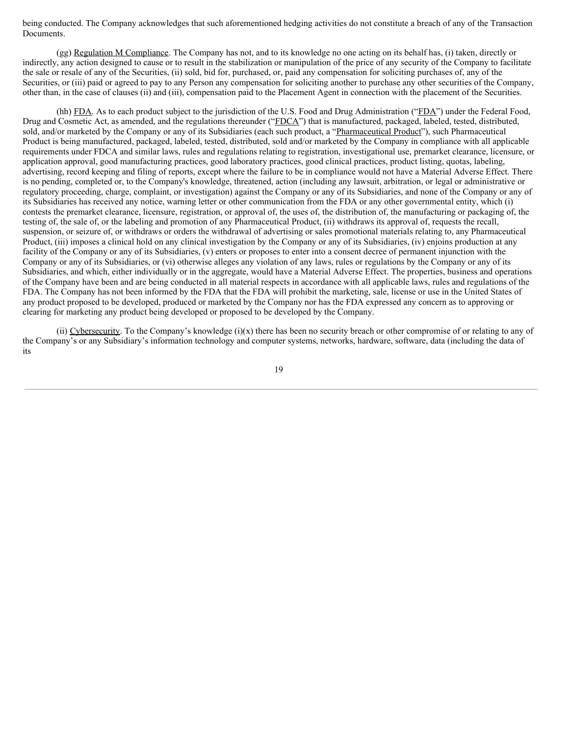being conducted. The Company acknowledges that such aforementioned hedging activities do not constitute a breach of any of the Transaction Documents.

(gg) Regulation M Compliance. The Company has not, and to its knowledge no one acting on its behalf has, (i) taken, directly or indirectly, any action designed to cause or to result in the stabilization or manipulation of the price of any security of the Company to facilitate the sale or resale of any of the Securities, (ii) sold, bid for, purchased, or, paid any compensation for soliciting purchases of, any of the Securities, or (iii) paid or agreed to pay to any Person any compensation for soliciting another to purchase any other securities of the Company, other than, in the case of clauses (ii) and (iii), compensation paid to the Placement Agent in connection with the placement of the Securities.

(hh) FDA. As to each product subject to the jurisdiction of the U.S. Food and Drug Administration ("FDA") under the Federal Food, Drug and Cosmetic Act, as amended, and the regulations thereunder ("FDCA") that is manufactured, packaged, labeled, tested, distributed, sold, and/or marketed by the Company or any of its Subsidiaries (each such product, a "Pharmaceutical Product"), such Pharmaceutical Product is being manufactured, packaged, labeled, tested, distributed, sold and/or marketed by the Company in compliance with all applicable requirements under FDCA and similar laws, rules and regulations relating to registration, investigational use, premarket clearance, licensure, or application approval, good manufacturing practices, good laboratory practices, good clinical practices, product listing, quotas, labeling, advertising, record keeping and filing of reports, except where the failure to be in compliance would not have a Material Adverse Effect. There is no pending, completed or, to the Company's knowledge, threatened, action (including any lawsuit, arbitration, or legal or administrative or regulatory proceeding, charge, complaint, or investigation) against the Company or any of its Subsidiaries, and none of the Company or any of its Subsidiaries has received any notice, warning letter or other communication from the FDA or any other governmental entity, which (i) contests the premarket clearance, licensure, registration, or approval of, the uses of, the distribution of, the manufacturing or packaging of, the testing of, the sale of, or the labeling and promotion of any Pharmaceutical Product, (ii) withdraws its approval of, requests the recall, suspension, or seizure of, or withdraws or orders the withdrawal of advertising or sales promotional materials relating to, any Pharmaceutical Product, (iii) imposes a clinical hold on any clinical investigation by the Company or any of its Subsidiaries, (iv) enjoins production at any facility of the Company or any of its Subsidiaries, (v) enters or proposes to enter into a consent decree of permanent injunction with the Company or any of its Subsidiaries, or (vi) otherwise alleges any violation of any laws, rules or regulations by the Company or any of its Subsidiaries, and which, either individually or in the aggregate, would have a Material Adverse Effect. The properties, business and operations of the Company have been and are being conducted in all material respects in accordance with all applicable laws, rules and regulations of the FDA. The Company has not been informed by the FDA that the FDA will prohibit the marketing, sale, license or use in the United States of any product proposed to be developed, produced or marketed by the Company nor has the FDA expressed any concern as to approving or clearing for marketing any product being developed or proposed to be developed by the Company.

(ii) Cybersecurity. To the Company's knowledge (i)(x) there has been no security breach or other compromise of or relating to any of the Company's or any Subsidiary's information technology and computer systems, networks, hardware, software, data (including the data of its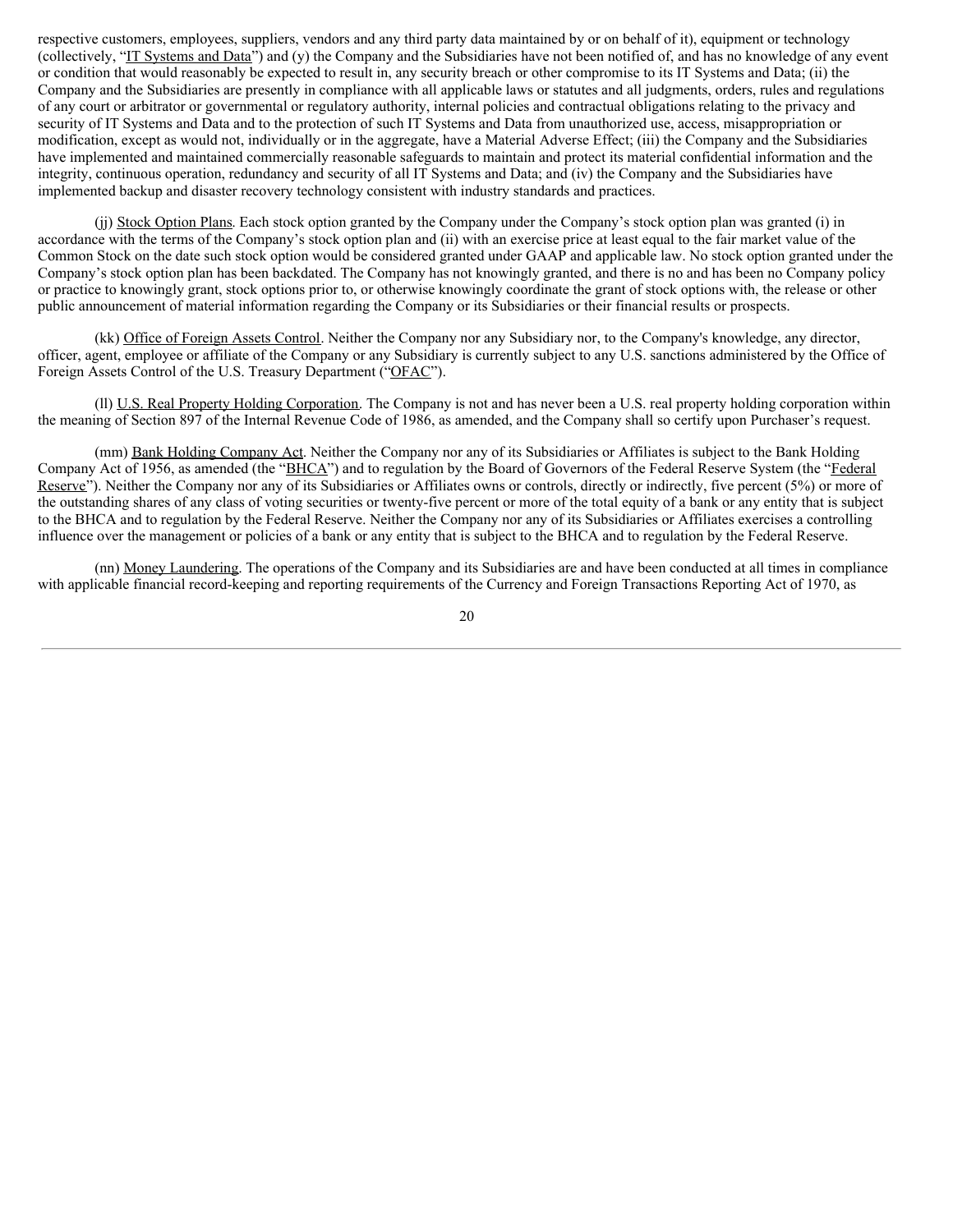respective customers, employees, suppliers, vendors and any third party data maintained by or on behalf of it), equipment or technology (collectively, "IT Systems and Data") and (y) the Company and the Subsidiaries have not been notified of, and has no knowledge of any event or condition that would reasonably be expected to result in, any security breach or other compromise to its IT Systems and Data; (ii) the Company and the Subsidiaries are presently in compliance with all applicable laws or statutes and all judgments, orders, rules and regulations of any court or arbitrator or governmental or regulatory authority, internal policies and contractual obligations relating to the privacy and security of IT Systems and Data and to the protection of such IT Systems and Data from unauthorized use, access, misappropriation or modification, except as would not, individually or in the aggregate, have a Material Adverse Effect; (iii) the Company and the Subsidiaries have implemented and maintained commercially reasonable safeguards to maintain and protect its material confidential information and the integrity, continuous operation, redundancy and security of all IT Systems and Data; and (iv) the Company and the Subsidiaries have implemented backup and disaster recovery technology consistent with industry standards and practices.

(jj) Stock Option Plans. Each stock option granted by the Company under the Company's stock option plan was granted (i) in accordance with the terms of the Company's stock option plan and (ii) with an exercise price at least equal to the fair market value of the Common Stock on the date such stock option would be considered granted under GAAP and applicable law. No stock option granted under the Company's stock option plan has been backdated. The Company has not knowingly granted, and there is no and has been no Company policy or practice to knowingly grant, stock options prior to, or otherwise knowingly coordinate the grant of stock options with, the release or other public announcement of material information regarding the Company or its Subsidiaries or their financial results or prospects.

(kk) Office of Foreign Assets Control. Neither the Company nor any Subsidiary nor, to the Company's knowledge, any director, officer, agent, employee or affiliate of the Company or any Subsidiary is currently subject to any U.S. sanctions administered by the Office of Foreign Assets Control of the U.S. Treasury Department ("OFAC").

(ll) U.S. Real Property Holding Corporation. The Company is not and has never been a U.S. real property holding corporation within the meaning of Section 897 of the Internal Revenue Code of 1986, as amended, and the Company shall so certify upon Purchaser's request.

(mm) Bank Holding Company Act. Neither the Company nor any of its Subsidiaries or Affiliates is subject to the Bank Holding Company Act of 1956, as amended (the "BHCA") and to regulation by the Board of Governors of the Federal Reserve System (the "Federal Reserve"). Neither the Company nor any of its Subsidiaries or Affiliates owns or controls, directly or indirectly, five percent (5%) or more of the outstanding shares of any class of voting securities or twenty-five percent or more of the total equity of a bank or any entity that is subject to the BHCA and to regulation by the Federal Reserve. Neither the Company nor any of its Subsidiaries or Affiliates exercises a controlling influence over the management or policies of a bank or any entity that is subject to the BHCA and to regulation by the Federal Reserve.

(nn) Money Laundering. The operations of the Company and its Subsidiaries are and have been conducted at all times in compliance with applicable financial record-keeping and reporting requirements of the Currency and Foreign Transactions Reporting Act of 1970, as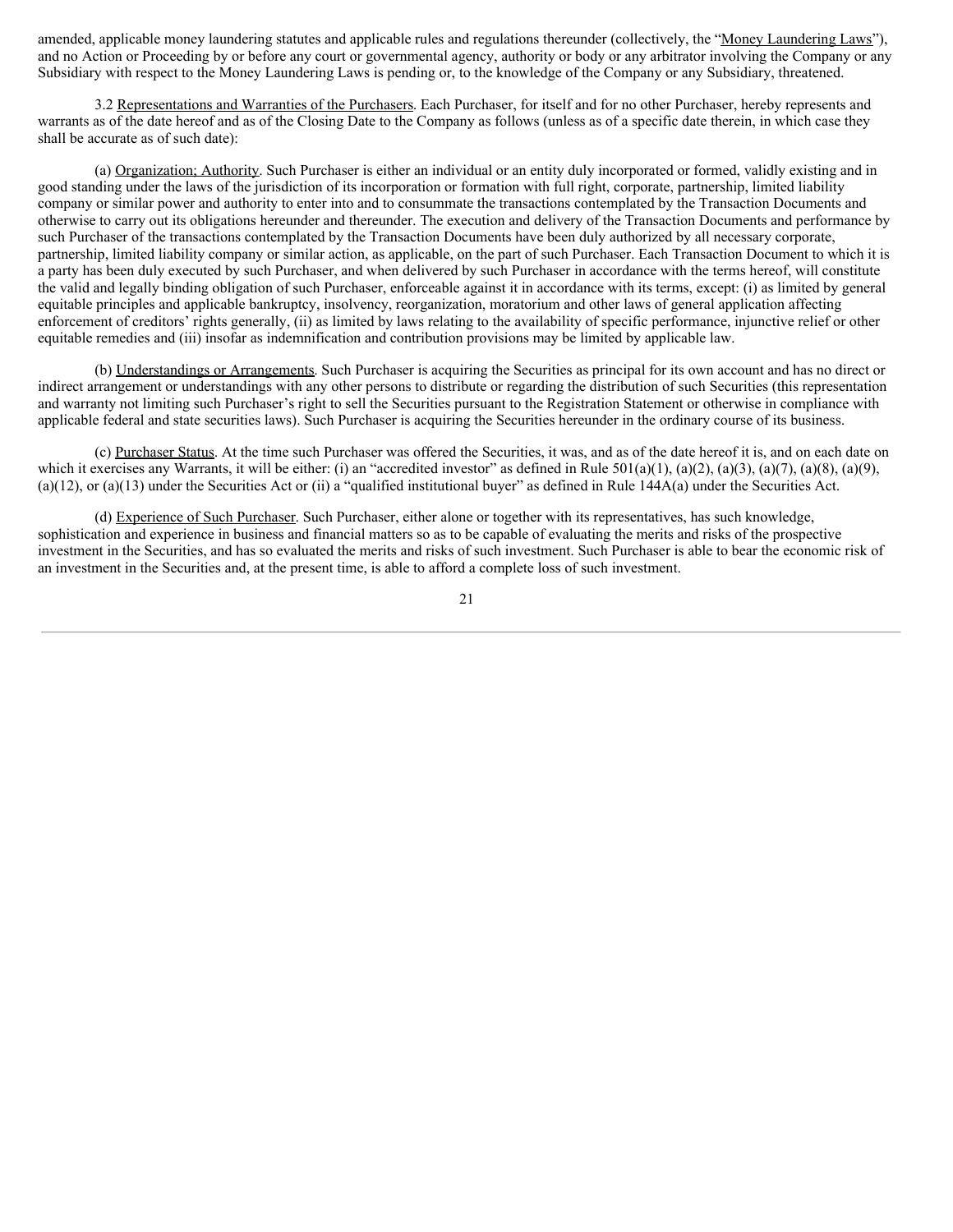amended, applicable money laundering statutes and applicable rules and regulations thereunder (collectively, the "Money Laundering Laws"), and no Action or Proceeding by or before any court or governmental agency, authority or body or any arbitrator involving the Company or any Subsidiary with respect to the Money Laundering Laws is pending or, to the knowledge of the Company or any Subsidiary, threatened.

3.2 Representations and Warranties of the Purchasers. Each Purchaser, for itself and for no other Purchaser, hereby represents and warrants as of the date hereof and as of the Closing Date to the Company as follows (unless as of a specific date therein, in which case they shall be accurate as of such date):

(a) Organization; Authority. Such Purchaser is either an individual or an entity duly incorporated or formed, validly existing and in good standing under the laws of the jurisdiction of its incorporation or formation with full right, corporate, partnership, limited liability company or similar power and authority to enter into and to consummate the transactions contemplated by the Transaction Documents and otherwise to carry out its obligations hereunder and thereunder. The execution and delivery of the Transaction Documents and performance by such Purchaser of the transactions contemplated by the Transaction Documents have been duly authorized by all necessary corporate, partnership, limited liability company or similar action, as applicable, on the part of such Purchaser. Each Transaction Document to which it is a party has been duly executed by such Purchaser, and when delivered by such Purchaser in accordance with the terms hereof, will constitute the valid and legally binding obligation of such Purchaser, enforceable against it in accordance with its terms, except: (i) as limited by general equitable principles and applicable bankruptcy, insolvency, reorganization, moratorium and other laws of general application affecting enforcement of creditors' rights generally, (ii) as limited by laws relating to the availability of specific performance, injunctive relief or other equitable remedies and (iii) insofar as indemnification and contribution provisions may be limited by applicable law.

(b) Understandings or Arrangements. Such Purchaser is acquiring the Securities as principal for its own account and has no direct or indirect arrangement or understandings with any other persons to distribute or regarding the distribution of such Securities (this representation and warranty not limiting such Purchaser's right to sell the Securities pursuant to the Registration Statement or otherwise in compliance with applicable federal and state securities laws). Such Purchaser is acquiring the Securities hereunder in the ordinary course of its business.

(c) Purchaser Status. At the time such Purchaser was offered the Securities, it was, and as of the date hereof it is, and on each date on which it exercises any Warrants, it will be either: (i) an "accredited investor" as defined in Rule 501(a)(1), (a)(2), (a)(3), (a)(7), (a)(8), (a)(9), (a)(12), or (a)(13) under the Securities Act or (ii) a "qualified institutional buyer" as defined in Rule 144A(a) under the Securities Act.

(d) Experience of Such Purchaser. Such Purchaser, either alone or together with its representatives, has such knowledge, sophistication and experience in business and financial matters so as to be capable of evaluating the merits and risks of the prospective investment in the Securities, and has so evaluated the merits and risks of such investment. Such Purchaser is able to bear the economic risk of an investment in the Securities and, at the present time, is able to afford a complete loss of such investment.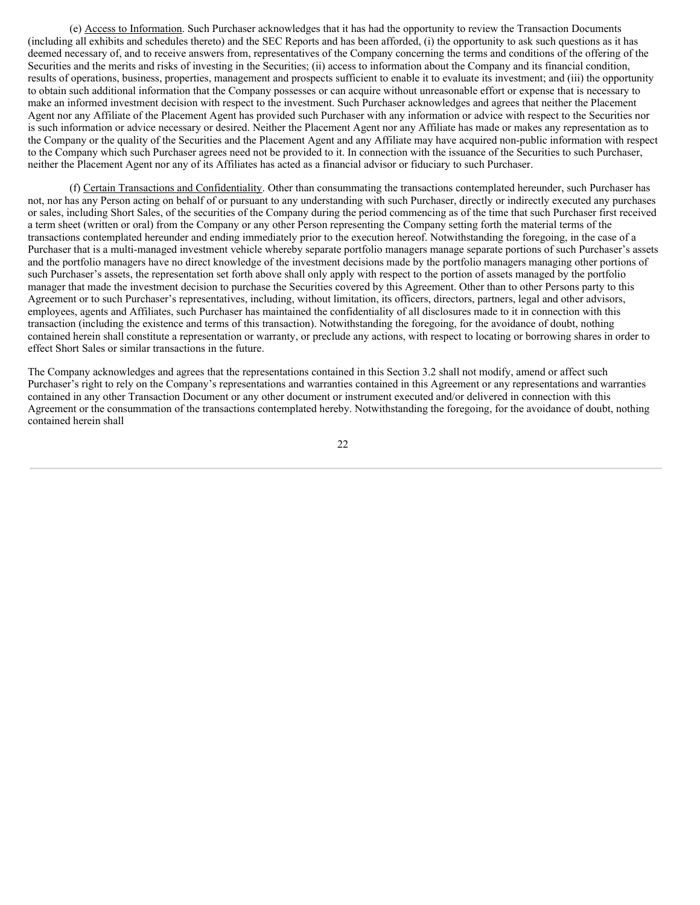(e) Access to Information. Such Purchaser acknowledges that it has had the opportunity to review the Transaction Documents (including all exhibits and schedules thereto) and the SEC Reports and has been afforded, (i) the opportunity to ask such questions as it has deemed necessary of, and to receive answers from, representatives of the Company concerning the terms and conditions of the offering of the Securities and the merits and risks of investing in the Securities; (ii) access to information about the Company and its financial condition, results of operations, business, properties, management and prospects sufficient to enable it to evaluate its investment; and (iii) the opportunity to obtain such additional information that the Company possesses or can acquire without unreasonable effort or expense that is necessary to make an informed investment decision with respect to the investment. Such Purchaser acknowledges and agrees that neither the Placement Agent nor any Affiliate of the Placement Agent has provided such Purchaser with any information or advice with respect to the Securities nor is such information or advice necessary or desired. Neither the Placement Agent nor any Affiliate has made or makes any representation as to the Company or the quality of the Securities and the Placement Agent and any Affiliate may have acquired non-public information with respect to the Company which such Purchaser agrees need not be provided to it. In connection with the issuance of the Securities to such Purchaser, neither the Placement Agent nor any of its Affiliates has acted as a financial advisor or fiduciary to such Purchaser.

(f) Certain Transactions and Confidentiality. Other than consummating the transactions contemplated hereunder, such Purchaser has not, nor has any Person acting on behalf of or pursuant to any understanding with such Purchaser, directly or indirectly executed any purchases or sales, including Short Sales, of the securities of the Company during the period commencing as of the time that such Purchaser first received a term sheet (written or oral) from the Company or any other Person representing the Company setting forth the material terms of the transactions contemplated hereunder and ending immediately prior to the execution hereof. Notwithstanding the foregoing, in the case of a Purchaser that is a multi-managed investment vehicle whereby separate portfolio managers manage separate portions of such Purchaser's assets and the portfolio managers have no direct knowledge of the investment decisions made by the portfolio managers managing other portions of such Purchaser's assets, the representation set forth above shall only apply with respect to the portion of assets managed by the portfolio manager that made the investment decision to purchase the Securities covered by this Agreement. Other than to other Persons party to this Agreement or to such Purchaser's representatives, including, without limitation, its officers, directors, partners, legal and other advisors, employees, agents and Affiliates, such Purchaser has maintained the confidentiality of all disclosures made to it in connection with this transaction (including the existence and terms of this transaction). Notwithstanding the foregoing, for the avoidance of doubt, nothing contained herein shall constitute a representation or warranty, or preclude any actions, with respect to locating or borrowing shares in order to effect Short Sales or similar transactions in the future.

The Company acknowledges and agrees that the representations contained in this Section 3.2 shall not modify, amend or affect such Purchaser's right to rely on the Company's representations and warranties contained in this Agreement or any representations and warranties contained in any other Transaction Document or any other document or instrument executed and/or delivered in connection with this Agreement or the consummation of the transactions contemplated hereby. Notwithstanding the foregoing, for the avoidance of doubt, nothing contained herein shall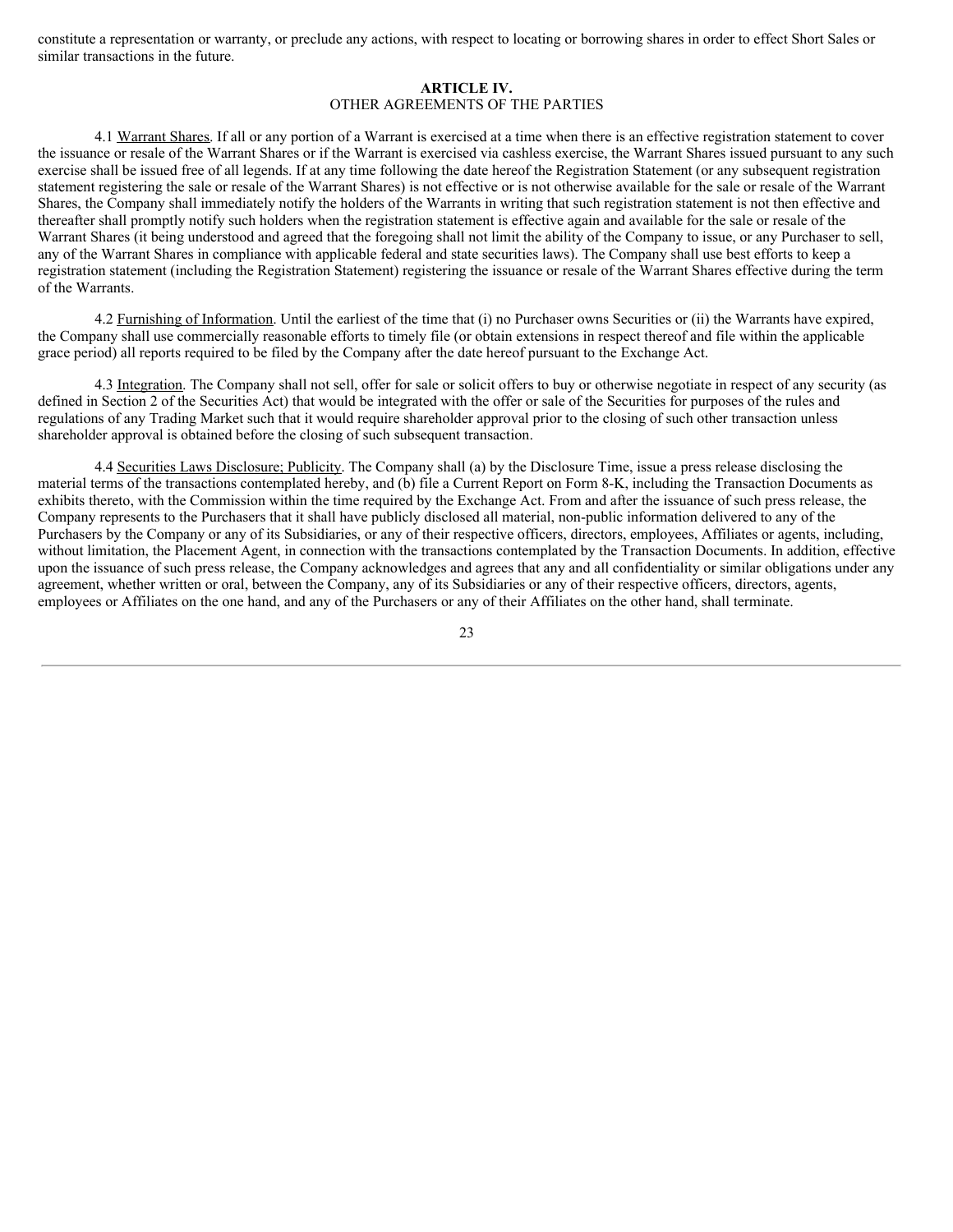constitute a representation or warranty, or preclude any actions, with respect to locating or borrowing shares in order to effect Short Sales or similar transactions in the future.

## ARTICLE IV.
## OTHER AGREEMENTS OF THE PARTIES

4.1 Warrant Shares. If all or any portion of a Warrant is exercised at a time when there is an effective registration statement to cover the issuance or resale of the Warrant Shares or if the Warrant is exercised via cashless exercise, the Warrant Shares issued pursuant to any such exercise shall be issued free of all legends. If at any time following the date hereof the Registration Statement (or any subsequent registration statement registering the sale or resale of the Warrant Shares) is not effective or is not otherwise available for the sale or resale of the Warrant Shares, the Company shall immediately notify the holders of the Warrants in writing that such registration statement is not then effective and thereafter shall promptly notify such holders when the registration statement is effective again and available for the sale or resale of the Warrant Shares (it being understood and agreed that the foregoing shall not limit the ability of the Company to issue, or any Purchaser to sell, any of the Warrant Shares in compliance with applicable federal and state securities laws). The Company shall use best efforts to keep a registration statement (including the Registration Statement) registering the issuance or resale of the Warrant Shares effective during the term of the Warrants.

4.2 Furnishing of Information. Until the earliest of the time that (i) no Purchaser owns Securities or (ii) the Warrants have expired, the Company shall use commercially reasonable efforts to timely file (or obtain extensions in respect thereof and file within the applicable grace period) all reports required to be filed by the Company after the date hereof pursuant to the Exchange Act.

4.3 Integration. The Company shall not sell, offer for sale or solicit offers to buy or otherwise negotiate in respect of any security (as defined in Section 2 of the Securities Act) that would be integrated with the offer or sale of the Securities for purposes of the rules and regulations of any Trading Market such that it would require shareholder approval prior to the closing of such other transaction unless shareholder approval is obtained before the closing of such subsequent transaction.

4.4 Securities Laws Disclosure; Publicity. The Company shall (a) by the Disclosure Time, issue a press release disclosing the material terms of the transactions contemplated hereby, and (b) file a Current Report on Form 8-K, including the Transaction Documents as exhibits thereto, with the Commission within the time required by the Exchange Act. From and after the issuance of such press release, the Company represents to the Purchasers that it shall have publicly disclosed all material, non-public information delivered to any of the Purchasers by the Company or any of its Subsidiaries, or any of their respective officers, directors, employees, Affiliates or agents, including, without limitation, the Placement Agent, in connection with the transactions contemplated by the Transaction Documents. In addition, effective upon the issuance of such press release, the Company acknowledges and agrees that any and all confidentiality or similar obligations under any agreement, whether written or oral, between the Company, any of its Subsidiaries or any of their respective officers, directors, agents, employees or Affiliates on the one hand, and any of the Purchasers or any of their Affiliates on the other hand, shall terminate.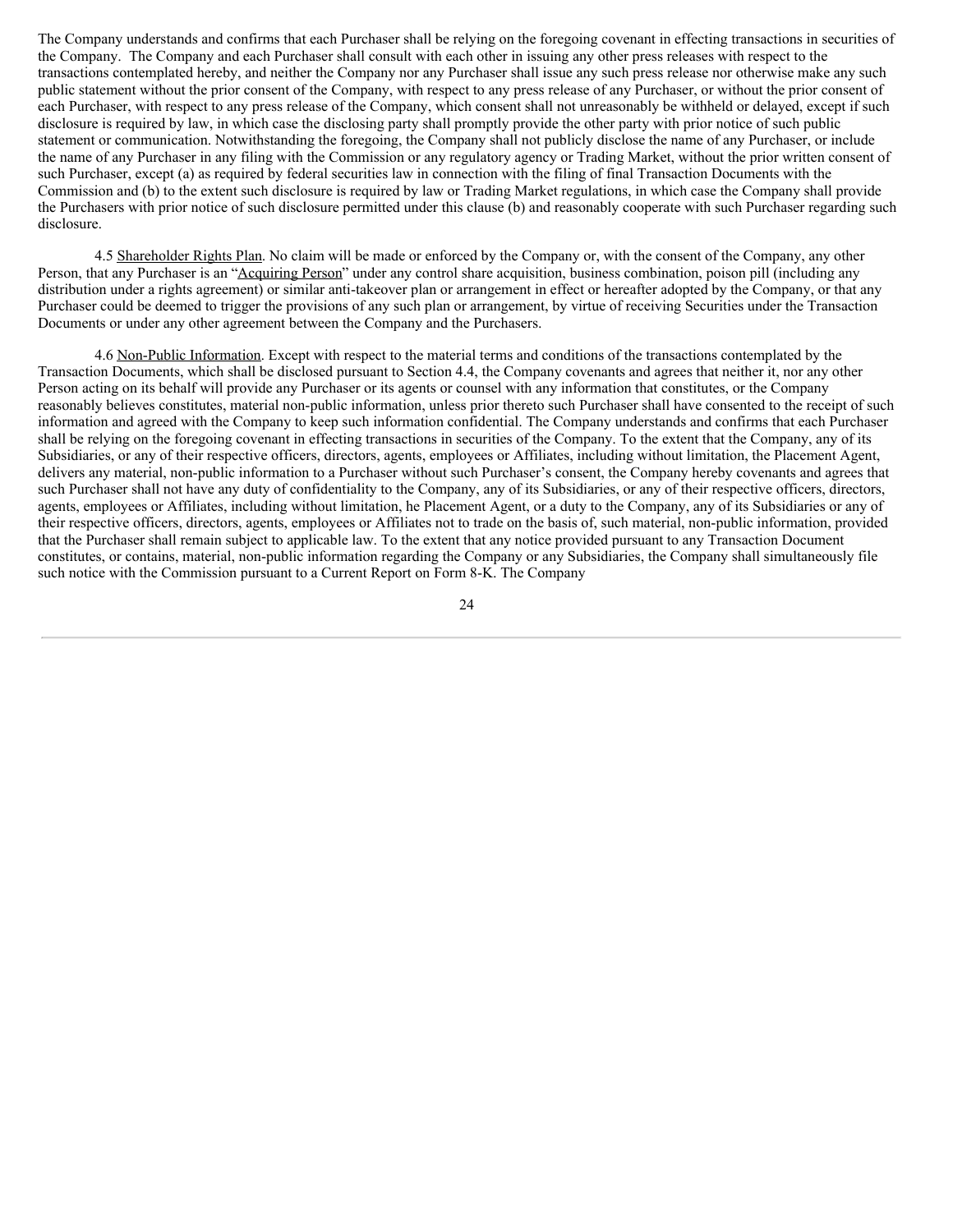The Company understands and confirms that each Purchaser shall be relying on the foregoing covenant in effecting transactions in securities of the Company. The Company and each Purchaser shall consult with each other in issuing any other press releases with respect to the transactions contemplated hereby, and neither the Company nor any Purchaser shall issue any such press release nor otherwise make any such public statement without the prior consent of the Company, with respect to any press release of any Purchaser, or without the prior consent of each Purchaser, with respect to any press release of the Company, which consent shall not unreasonably be withheld or delayed, except if such disclosure is required by law, in which case the disclosing party shall promptly provide the other party with prior notice of such public statement or communication. Notwithstanding the foregoing, the Company shall not publicly disclose the name of any Purchaser, or include the name of any Purchaser in any filing with the Commission or any regulatory agency or Trading Market, without the prior written consent of such Purchaser, except (a) as required by federal securities law in connection with the filing of final Transaction Documents with the Commission and (b) to the extent such disclosure is required by law or Trading Market regulations, in which case the Company shall provide the Purchasers with prior notice of such disclosure permitted under this clause (b) and reasonably cooperate with such Purchaser regarding such disclosure.

4.5 Shareholder Rights Plan. No claim will be made or enforced by the Company or, with the consent of the Company, any other Person, that any Purchaser is an "Acquiring Person" under any control share acquisition, business combination, poison pill (including any distribution under a rights agreement) or similar anti-takeover plan or arrangement in effect or hereafter adopted by the Company, or that any Purchaser could be deemed to trigger the provisions of any such plan or arrangement, by virtue of receiving Securities under the Transaction Documents or under any other agreement between the Company and the Purchasers.

4.6 Non-Public Information. Except with respect to the material terms and conditions of the transactions contemplated by the Transaction Documents, which shall be disclosed pursuant to Section 4.4, the Company covenants and agrees that neither it, nor any other Person acting on its behalf will provide any Purchaser or its agents or counsel with any information that constitutes, or the Company reasonably believes constitutes, material non-public information, unless prior thereto such Purchaser shall have consented to the receipt of such information and agreed with the Company to keep such information confidential. The Company understands and confirms that each Purchaser shall be relying on the foregoing covenant in effecting transactions in securities of the Company. To the extent that the Company, any of its Subsidiaries, or any of their respective officers, directors, agents, employees or Affiliates, including without limitation, the Placement Agent, delivers any material, non-public information to a Purchaser without such Purchaser's consent, the Company hereby covenants and agrees that such Purchaser shall not have any duty of confidentiality to the Company, any of its Subsidiaries, or any of their respective officers, directors, agents, employees or Affiliates, including without limitation, he Placement Agent, or a duty to the Company, any of its Subsidiaries or any of their respective officers, directors, agents, employees or Affiliates not to trade on the basis of, such material, non-public information, provided that the Purchaser shall remain subject to applicable law. To the extent that any notice provided pursuant to any Transaction Document constitutes, or contains, material, non-public information regarding the Company or any Subsidiaries, the Company shall simultaneously file such notice with the Commission pursuant to a Current Report on Form 8-K. The Company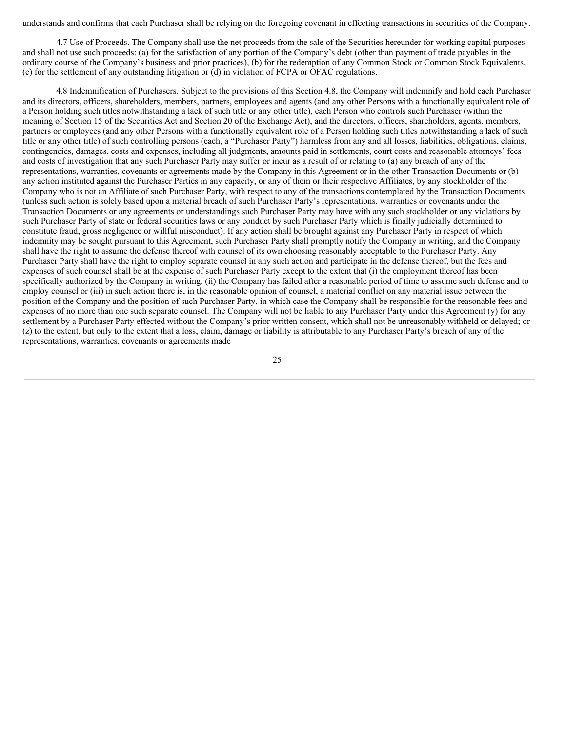understands and confirms that each Purchaser shall be relying on the foregoing covenant in effecting transactions in securities of the Company.

4.7 Use of Proceeds. The Company shall use the net proceeds from the sale of the Securities hereunder for working capital purposes and shall not use such proceeds: (a) for the satisfaction of any portion of the Company's debt (other than payment of trade payables in the ordinary course of the Company's business and prior practices), (b) for the redemption of any Common Stock or Common Stock Equivalents, (c) for the settlement of any outstanding litigation or (d) in violation of FCPA or OFAC regulations.

4.8 Indemnification of Purchasers. Subject to the provisions of this Section 4.8, the Company will indemnify and hold each Purchaser and its directors, officers, shareholders, members, partners, employees and agents (and any other Persons with a functionally equivalent role of a Person holding such titles notwithstanding a lack of such title or any other title), each Person who controls such Purchaser (within the meaning of Section 15 of the Securities Act and Section 20 of the Exchange Act), and the directors, officers, shareholders, agents, members, partners or employees (and any other Persons with a functionally equivalent role of a Person holding such titles notwithstanding a lack of such title or any other title) of such controlling persons (each, a "Purchaser Party") harmless from any and all losses, liabilities, obligations, claims, contingencies, damages, costs and expenses, including all judgments, amounts paid in settlements, court costs and reasonable attorneys' fees and costs of investigation that any such Purchaser Party may suffer or incur as a result of or relating to (a) any breach of any of the representations, warranties, covenants or agreements made by the Company in this Agreement or in the other Transaction Documents or (b) any action instituted against the Purchaser Parties in any capacity, or any of them or their respective Affiliates, by any stockholder of the Company who is not an Affiliate of such Purchaser Party, with respect to any of the transactions contemplated by the Transaction Documents (unless such action is solely based upon a material breach of such Purchaser Party's representations, warranties or covenants under the Transaction Documents or any agreements or understandings such Purchaser Party may have with any such stockholder or any violations by such Purchaser Party of state or federal securities laws or any conduct by such Purchaser Party which is finally judicially determined to constitute fraud, gross negligence or willful misconduct). If any action shall be brought against any Purchaser Party in respect of which indemnity may be sought pursuant to this Agreement, such Purchaser Party shall promptly notify the Company in writing, and the Company shall have the right to assume the defense thereof with counsel of its own choosing reasonably acceptable to the Purchaser Party. Any Purchaser Party shall have the right to employ separate counsel in any such action and participate in the defense thereof, but the fees and expenses of such counsel shall be at the expense of such Purchaser Party except to the extent that (i) the employment thereof has been specifically authorized by the Company in writing, (ii) the Company has failed after a reasonable period of time to assume such defense and to employ counsel or (iii) in such action there is, in the reasonable opinion of counsel, a material conflict on any material issue between the position of the Company and the position of such Purchaser Party, in which case the Company shall be responsible for the reasonable fees and expenses of no more than one such separate counsel. The Company will not be liable to any Purchaser Party under this Agreement (y) for any settlement by a Purchaser Party effected without the Company's prior written consent, which shall not be unreasonably withheld or delayed; or (z) to the extent, but only to the extent that a loss, claim, damage or liability is attributable to any Purchaser Party's breach of any of the representations, warranties, covenants or agreements made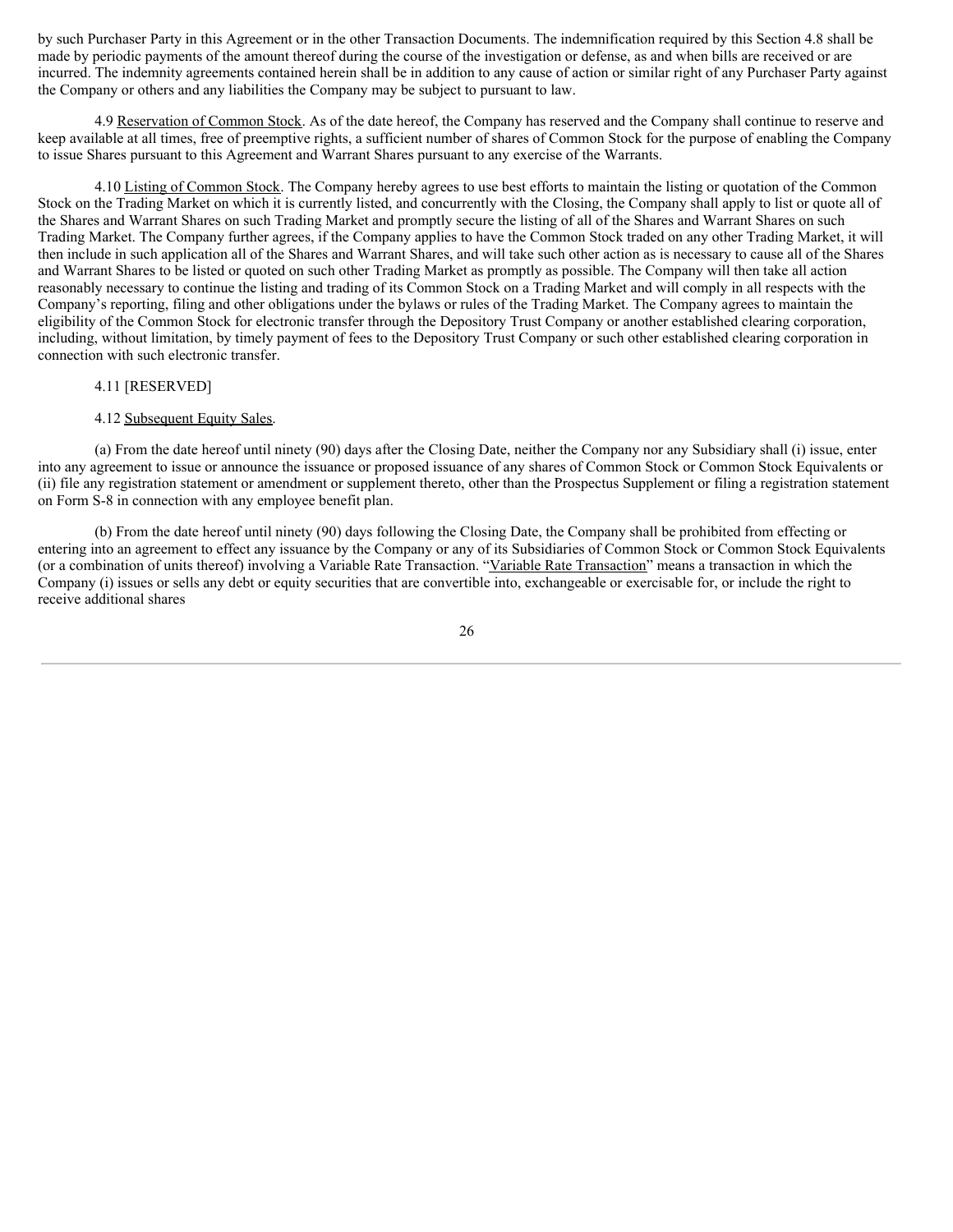by such Purchaser Party in this Agreement or in the other Transaction Documents. The indemnification required by this Section 4.8 shall be made by periodic payments of the amount thereof during the course of the investigation or defense, as and when bills are received or are incurred. The indemnity agreements contained herein shall be in addition to any cause of action or similar right of any Purchaser Party against the Company or others and any liabilities the Company may be subject to pursuant to law.

4.9 Reservation of Common Stock. As of the date hereof, the Company has reserved and the Company shall continue to reserve and keep available at all times, free of preemptive rights, a sufficient number of shares of Common Stock for the purpose of enabling the Company to issue Shares pursuant to this Agreement and Warrant Shares pursuant to any exercise of the Warrants.

4.10 Listing of Common Stock. The Company hereby agrees to use best efforts to maintain the listing or quotation of the Common Stock on the Trading Market on which it is currently listed, and concurrently with the Closing, the Company shall apply to list or quote all of the Shares and Warrant Shares on such Trading Market and promptly secure the listing of all of the Shares and Warrant Shares on such Trading Market. The Company further agrees, if the Company applies to have the Common Stock traded on any other Trading Market, it will then include in such application all of the Shares and Warrant Shares, and will take such other action as is necessary to cause all of the Shares and Warrant Shares to be listed or quoted on such other Trading Market as promptly as possible. The Company will then take all action reasonably necessary to continue the listing and trading of its Common Stock on a Trading Market and will comply in all respects with the Company's reporting, filing and other obligations under the bylaws or rules of the Trading Market. The Company agrees to maintain the eligibility of the Common Stock for electronic transfer through the Depository Trust Company or another established clearing corporation, including, without limitation, by timely payment of fees to the Depository Trust Company or such other established clearing corporation in connection with such electronic transfer.

4.11 [RESERVED]

4.12 Subsequent Equity Sales.

(a) From the date hereof until ninety (90) days after the Closing Date, neither the Company nor any Subsidiary shall (i) issue, enter into any agreement to issue or announce the issuance or proposed issuance of any shares of Common Stock or Common Stock Equivalents or (ii) file any registration statement or amendment or supplement thereto, other than the Prospectus Supplement or filing a registration statement on Form S-8 in connection with any employee benefit plan.

(b) From the date hereof until ninety (90) days following the Closing Date, the Company shall be prohibited from effecting or entering into an agreement to effect any issuance by the Company or any of its Subsidiaries of Common Stock or Common Stock Equivalents (or a combination of units thereof) involving a Variable Rate Transaction. "Variable Rate Transaction" means a transaction in which the Company (i) issues or sells any debt or equity securities that are convertible into, exchangeable or exercisable for, or include the right to receive additional shares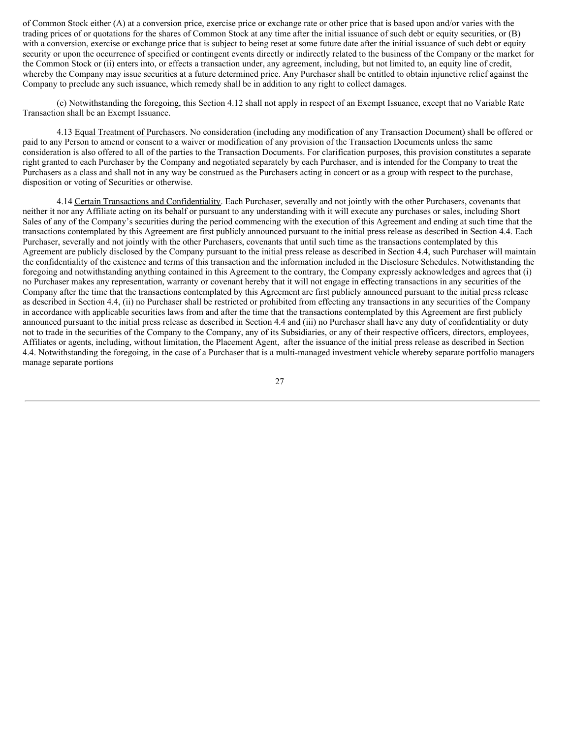of Common Stock either (A) at a conversion price, exercise price or exchange rate or other price that is based upon and/or varies with the trading prices of or quotations for the shares of Common Stock at any time after the initial issuance of such debt or equity securities, or (B) with a conversion, exercise or exchange price that is subject to being reset at some future date after the initial issuance of such debt or equity security or upon the occurrence of specified or contingent events directly or indirectly related to the business of the Company or the market for the Common Stock or (ii) enters into, or effects a transaction under, any agreement, including, but not limited to, an equity line of credit, whereby the Company may issue securities at a future determined price. Any Purchaser shall be entitled to obtain injunctive relief against the Company to preclude any such issuance, which remedy shall be in addition to any right to collect damages.

(c) Notwithstanding the foregoing, this Section 4.12 shall not apply in respect of an Exempt Issuance, except that no Variable Rate Transaction shall be an Exempt Issuance.

4.13 Equal Treatment of Purchasers. No consideration (including any modification of any Transaction Document) shall be offered or paid to any Person to amend or consent to a waiver or modification of any provision of the Transaction Documents unless the same consideration is also offered to all of the parties to the Transaction Documents. For clarification purposes, this provision constitutes a separate right granted to each Purchaser by the Company and negotiated separately by each Purchaser, and is intended for the Company to treat the Purchasers as a class and shall not in any way be construed as the Purchasers acting in concert or as a group with respect to the purchase, disposition or voting of Securities or otherwise.

4.14 Certain Transactions and Confidentiality. Each Purchaser, severally and not jointly with the other Purchasers, covenants that neither it nor any Affiliate acting on its behalf or pursuant to any understanding with it will execute any purchases or sales, including Short Sales of any of the Company's securities during the period commencing with the execution of this Agreement and ending at such time that the transactions contemplated by this Agreement are first publicly announced pursuant to the initial press release as described in Section 4.4. Each Purchaser, severally and not jointly with the other Purchasers, covenants that until such time as the transactions contemplated by this Agreement are publicly disclosed by the Company pursuant to the initial press release as described in Section 4.4, such Purchaser will maintain the confidentiality of the existence and terms of this transaction and the information included in the Disclosure Schedules. Notwithstanding the foregoing and notwithstanding anything contained in this Agreement to the contrary, the Company expressly acknowledges and agrees that (i) no Purchaser makes any representation, warranty or covenant hereby that it will not engage in effecting transactions in any securities of the Company after the time that the transactions contemplated by this Agreement are first publicly announced pursuant to the initial press release as described in Section 4.4, (ii) no Purchaser shall be restricted or prohibited from effecting any transactions in any securities of the Company in accordance with applicable securities laws from and after the time that the transactions contemplated by this Agreement are first publicly announced pursuant to the initial press release as described in Section 4.4 and (iii) no Purchaser shall have any duty of confidentiality or duty not to trade in the securities of the Company to the Company, any of its Subsidiaries, or any of their respective officers, directors, employees, Affiliates or agents, including, without limitation, the Placement Agent, after the issuance of the initial press release as described in Section 4.4. Notwithstanding the foregoing, in the case of a Purchaser that is a multi-managed investment vehicle whereby separate portfolio managers manage separate portions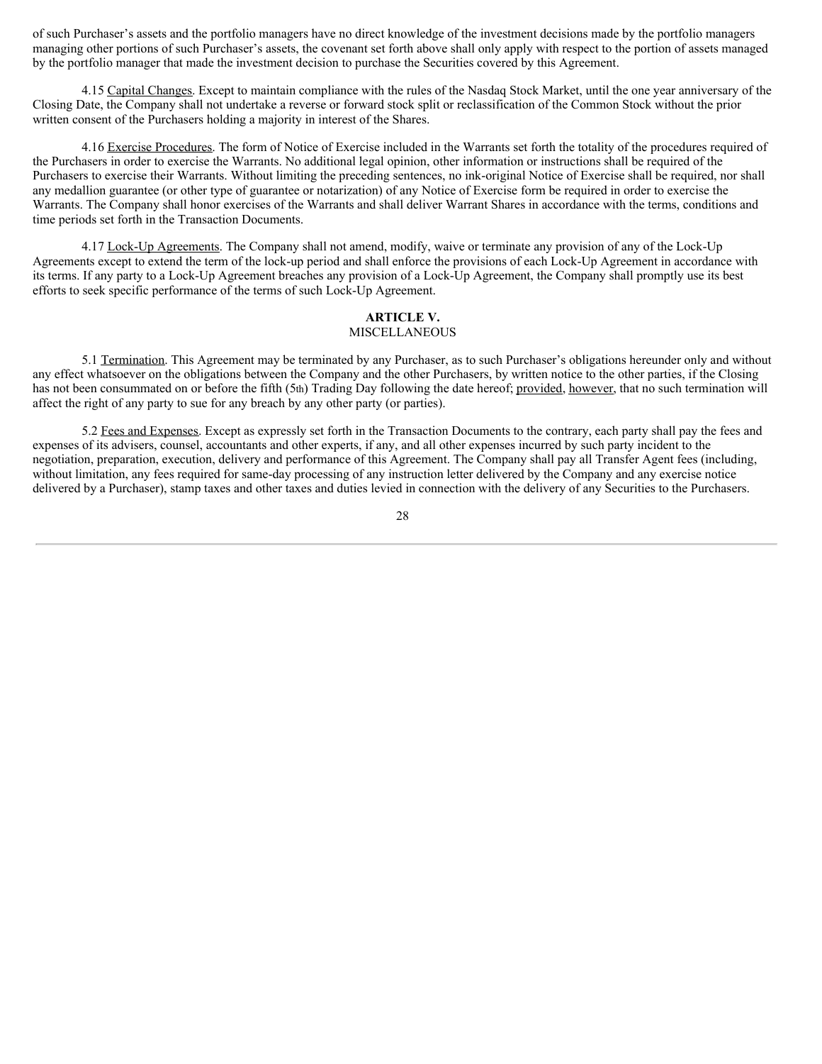of such Purchaser's assets and the portfolio managers have no direct knowledge of the investment decisions made by the portfolio managers managing other portions of such Purchaser's assets, the covenant set forth above shall only apply with respect to the portion of assets managed by the portfolio manager that made the investment decision to purchase the Securities covered by this Agreement.

4.15 Capital Changes. Except to maintain compliance with the rules of the Nasdaq Stock Market, until the one year anniversary of the Closing Date, the Company shall not undertake a reverse or forward stock split or reclassification of the Common Stock without the prior written consent of the Purchasers holding a majority in interest of the Shares.

4.16 Exercise Procedures. The form of Notice of Exercise included in the Warrants set forth the totality of the procedures required of the Purchasers in order to exercise the Warrants. No additional legal opinion, other information or instructions shall be required of the Purchasers to exercise their Warrants. Without limiting the preceding sentences, no ink-original Notice of Exercise shall be required, nor shall any medallion guarantee (or other type of guarantee or notarization) of any Notice of Exercise form be required in order to exercise the Warrants. The Company shall honor exercises of the Warrants and shall deliver Warrant Shares in accordance with the terms, conditions and time periods set forth in the Transaction Documents.

4.17 Lock-Up Agreements. The Company shall not amend, modify, waive or terminate any provision of any of the Lock-Up Agreements except to extend the term of the lock-up period and shall enforce the provisions of each Lock-Up Agreement in accordance with its terms. If any party to a Lock-Up Agreement breaches any provision of a Lock-Up Agreement, the Company shall promptly use its best efforts to seek specific performance of the terms of such Lock-Up Agreement.

## ARTICLE V.
## MISCELLANEOUS

5.1 Termination. This Agreement may be terminated by any Purchaser, as to such Purchaser's obligations hereunder only and without any effect whatsoever on the obligations between the Company and the other Purchasers, by written notice to the other parties, if the Closing has not been consummated on or before the fifth (5th) Trading Day following the date hereof; provided, however, that no such termination will affect the right of any party to sue for any breach by any other party (or parties).

5.2 Fees and Expenses. Except as expressly set forth in the Transaction Documents to the contrary, each party shall pay the fees and expenses of its advisers, counsel, accountants and other experts, if any, and all other expenses incurred by such party incident to the negotiation, preparation, execution, delivery and performance of this Agreement. The Company shall pay all Transfer Agent fees (including, without limitation, any fees required for same-day processing of any instruction letter delivered by the Company and any exercise notice delivered by a Purchaser), stamp taxes and other taxes and duties levied in connection with the delivery of any Securities to the Purchasers.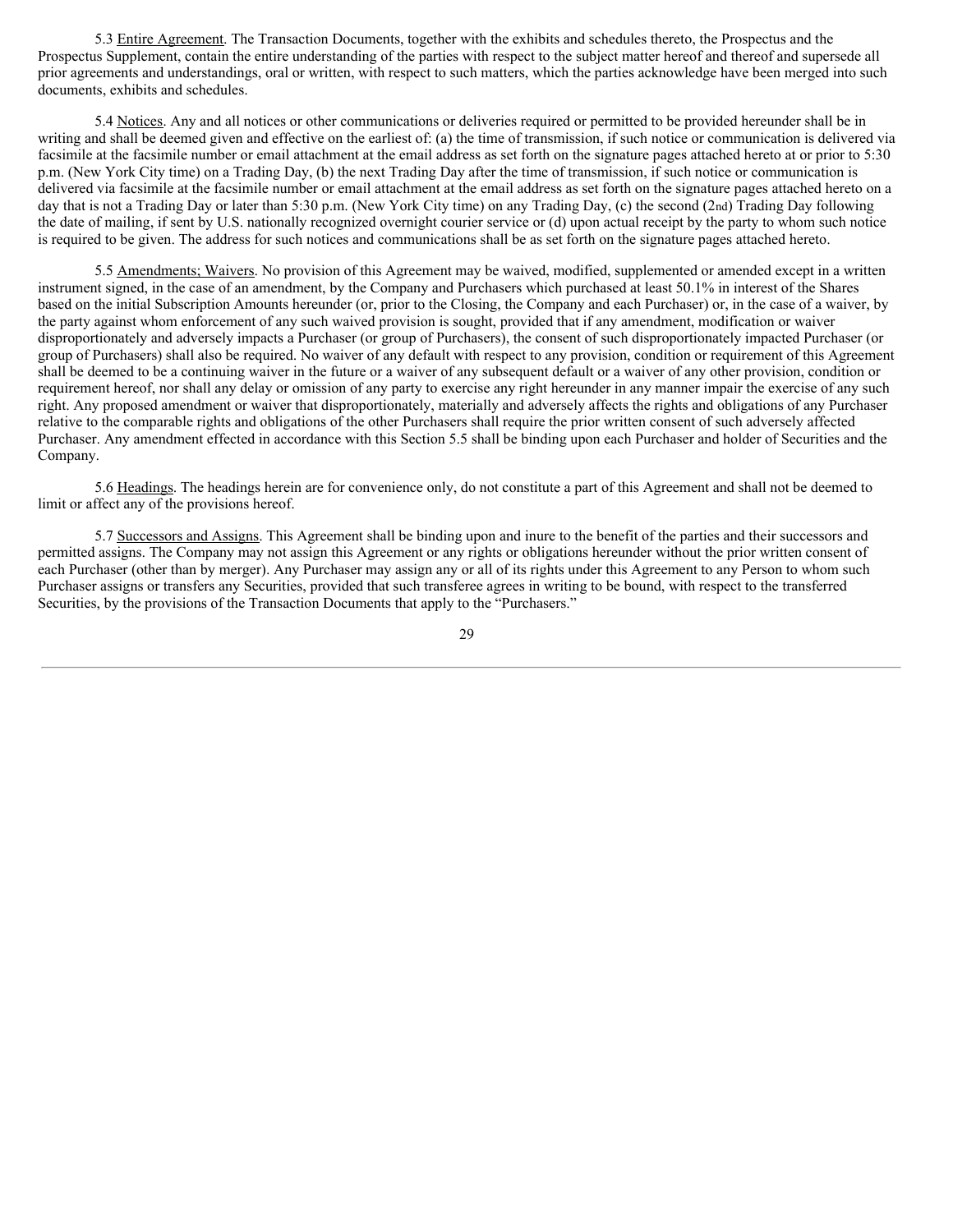5.3 Entire Agreement. The Transaction Documents, together with the exhibits and schedules thereto, the Prospectus and the Prospectus Supplement, contain the entire understanding of the parties with respect to the subject matter hereof and thereof and supersede all prior agreements and understandings, oral or written, with respect to such matters, which the parties acknowledge have been merged into such documents, exhibits and schedules.

5.4 Notices. Any and all notices or other communications or deliveries required or permitted to be provided hereunder shall be in writing and shall be deemed given and effective on the earliest of: (a) the time of transmission, if such notice or communication is delivered via facsimile at the facsimile number or email attachment at the email address as set forth on the signature pages attached hereto at or prior to 5:30 p.m. (New York City time) on a Trading Day, (b) the next Trading Day after the time of transmission, if such notice or communication is delivered via facsimile at the facsimile number or email attachment at the email address as set forth on the signature pages attached hereto on a day that is not a Trading Day or later than 5:30 p.m. (New York City time) on any Trading Day, (c) the second (2nd) Trading Day following the date of mailing, if sent by U.S. nationally recognized overnight courier service or (d) upon actual receipt by the party to whom such notice is required to be given. The address for such notices and communications shall be as set forth on the signature pages attached hereto.

5.5 Amendments; Waivers. No provision of this Agreement may be waived, modified, supplemented or amended except in a written instrument signed, in the case of an amendment, by the Company and Purchasers which purchased at least 50.1% in interest of the Shares based on the initial Subscription Amounts hereunder (or, prior to the Closing, the Company and each Purchaser) or, in the case of a waiver, by the party against whom enforcement of any such waived provision is sought, provided that if any amendment, modification or waiver disproportionately and adversely impacts a Purchaser (or group of Purchasers), the consent of such disproportionately impacted Purchaser (or group of Purchasers) shall also be required. No waiver of any default with respect to any provision, condition or requirement of this Agreement shall be deemed to be a continuing waiver in the future or a waiver of any subsequent default or a waiver of any other provision, condition or requirement hereof, nor shall any delay or omission of any party to exercise any right hereunder in any manner impair the exercise of any such right. Any proposed amendment or waiver that disproportionately, materially and adversely affects the rights and obligations of any Purchaser relative to the comparable rights and obligations of the other Purchasers shall require the prior written consent of such adversely affected Purchaser. Any amendment effected in accordance with this Section 5.5 shall be binding upon each Purchaser and holder of Securities and the Company.

5.6 Headings. The headings herein are for convenience only, do not constitute a part of this Agreement and shall not be deemed to limit or affect any of the provisions hereof.

5.7 Successors and Assigns. This Agreement shall be binding upon and inure to the benefit of the parties and their successors and permitted assigns. The Company may not assign this Agreement or any rights or obligations hereunder without the prior written consent of each Purchaser (other than by merger). Any Purchaser may assign any or all of its rights under this Agreement to any Person to whom such Purchaser assigns or transfers any Securities, provided that such transferee agrees in writing to be bound, with respect to the transferred Securities, by the provisions of the Transaction Documents that apply to the "Purchasers."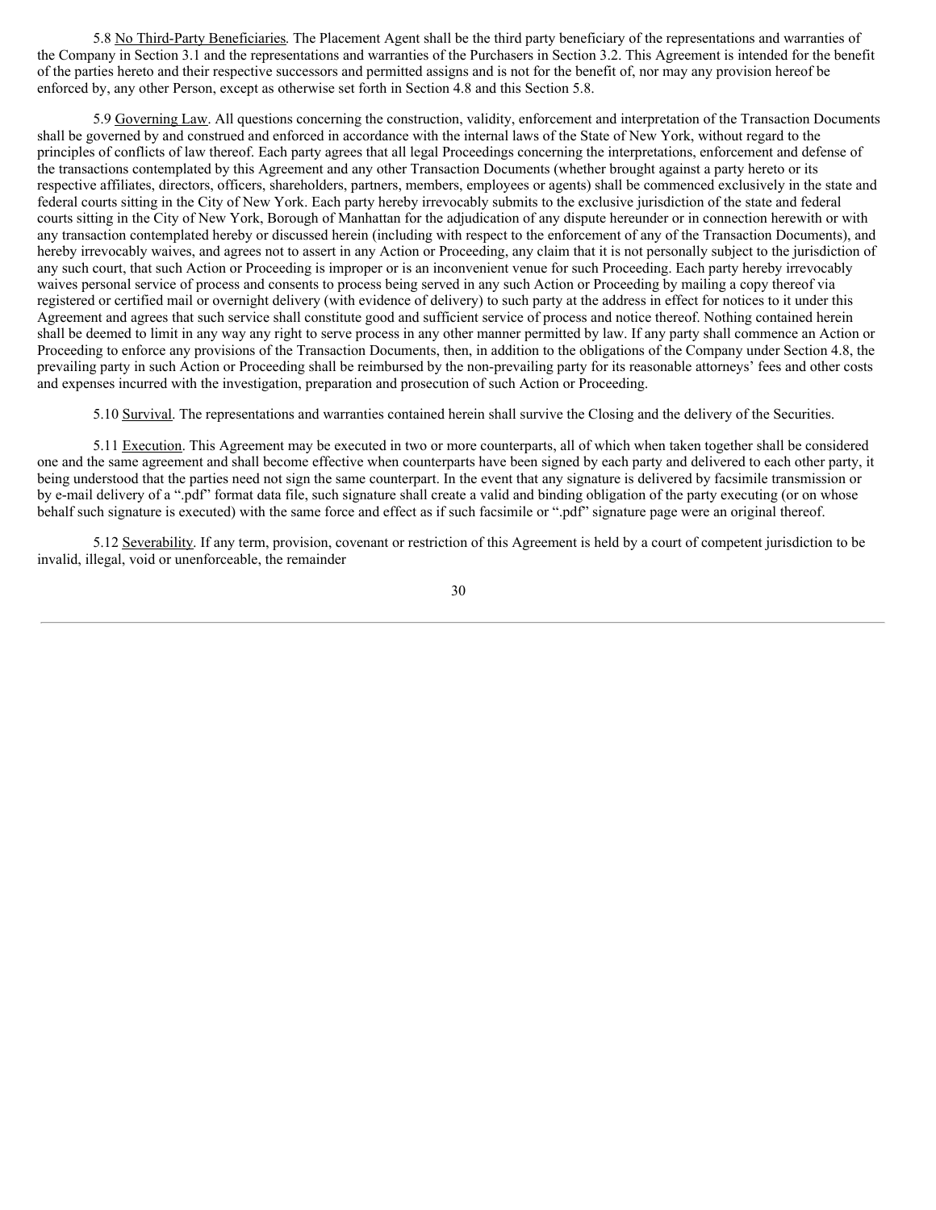5.8 No Third-Party Beneficiaries. The Placement Agent shall be the third party beneficiary of the representations and warranties of the Company in Section 3.1 and the representations and warranties of the Purchasers in Section 3.2. This Agreement is intended for the benefit of the parties hereto and their respective successors and permitted assigns and is not for the benefit of, nor may any provision hereof be enforced by, any other Person, except as otherwise set forth in Section 4.8 and this Section 5.8.

5.9 Governing Law. All questions concerning the construction, validity, enforcement and interpretation of the Transaction Documents shall be governed by and construed and enforced in accordance with the internal laws of the State of New York, without regard to the principles of conflicts of law thereof. Each party agrees that all legal Proceedings concerning the interpretations, enforcement and defense of the transactions contemplated by this Agreement and any other Transaction Documents (whether brought against a party hereto or its respective affiliates, directors, officers, shareholders, partners, members, employees or agents) shall be commenced exclusively in the state and federal courts sitting in the City of New York. Each party hereby irrevocably submits to the exclusive jurisdiction of the state and federal courts sitting in the City of New York, Borough of Manhattan for the adjudication of any dispute hereunder or in connection herewith or with any transaction contemplated hereby or discussed herein (including with respect to the enforcement of any of the Transaction Documents), and hereby irrevocably waives, and agrees not to assert in any Action or Proceeding, any claim that it is not personally subject to the jurisdiction of any such court, that such Action or Proceeding is improper or is an inconvenient venue for such Proceeding. Each party hereby irrevocably waives personal service of process and consents to process being served in any such Action or Proceeding by mailing a copy thereof via registered or certified mail or overnight delivery (with evidence of delivery) to such party at the address in effect for notices to it under this Agreement and agrees that such service shall constitute good and sufficient service of process and notice thereof. Nothing contained herein shall be deemed to limit in any way any right to serve process in any other manner permitted by law. If any party shall commence an Action or Proceeding to enforce any provisions of the Transaction Documents, then, in addition to the obligations of the Company under Section 4.8, the prevailing party in such Action or Proceeding shall be reimbursed by the non-prevailing party for its reasonable attorneys' fees and other costs and expenses incurred with the investigation, preparation and prosecution of such Action or Proceeding.

5.10 Survival. The representations and warranties contained herein shall survive the Closing and the delivery of the Securities.

5.11 Execution. This Agreement may be executed in two or more counterparts, all of which when taken together shall be considered one and the same agreement and shall become effective when counterparts have been signed by each party and delivered to each other party, it being understood that the parties need not sign the same counterpart. In the event that any signature is delivered by facsimile transmission or by e-mail delivery of a ".pdf" format data file, such signature shall create a valid and binding obligation of the party executing (or on whose behalf such signature is executed) with the same force and effect as if such facsimile or ".pdf" signature page were an original thereof.

5.12 Severability. If any term, provision, covenant or restriction of this Agreement is held by a court of competent jurisdiction to be invalid, illegal, void or unenforceable, the remainder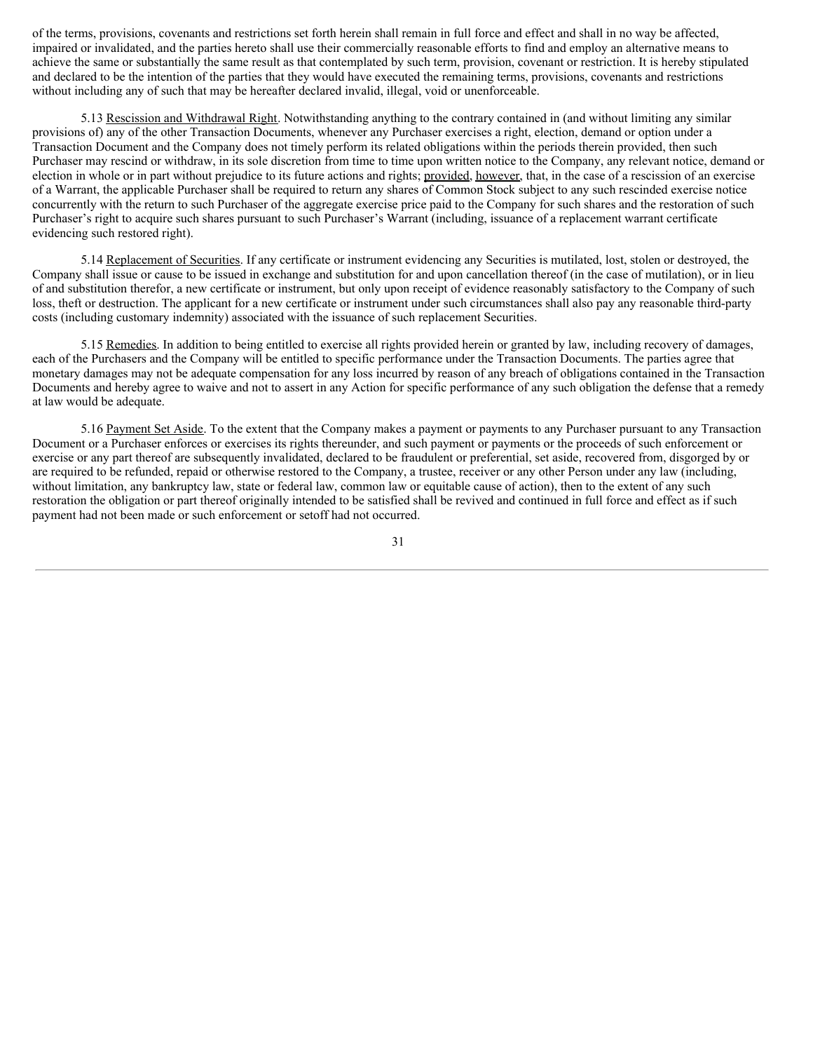of the terms, provisions, covenants and restrictions set forth herein shall remain in full force and effect and shall in no way be affected, impaired or invalidated, and the parties hereto shall use their commercially reasonable efforts to find and employ an alternative means to achieve the same or substantially the same result as that contemplated by such term, provision, covenant or restriction. It is hereby stipulated and declared to be the intention of the parties that they would have executed the remaining terms, provisions, covenants and restrictions without including any of such that may be hereafter declared invalid, illegal, void or unenforceable.

5.13 Rescission and Withdrawal Right. Notwithstanding anything to the contrary contained in (and without limiting any similar provisions of) any of the other Transaction Documents, whenever any Purchaser exercises a right, election, demand or option under a Transaction Document and the Company does not timely perform its related obligations within the periods therein provided, then such Purchaser may rescind or withdraw, in its sole discretion from time to time upon written notice to the Company, any relevant notice, demand or election in whole or in part without prejudice to its future actions and rights; provided, however, that, in the case of a rescission of an exercise of a Warrant, the applicable Purchaser shall be required to return any shares of Common Stock subject to any such rescinded exercise notice concurrently with the return to such Purchaser of the aggregate exercise price paid to the Company for such shares and the restoration of such Purchaser's right to acquire such shares pursuant to such Purchaser's Warrant (including, issuance of a replacement warrant certificate evidencing such restored right).

5.14 Replacement of Securities. If any certificate or instrument evidencing any Securities is mutilated, lost, stolen or destroyed, the Company shall issue or cause to be issued in exchange and substitution for and upon cancellation thereof (in the case of mutilation), or in lieu of and substitution therefor, a new certificate or instrument, but only upon receipt of evidence reasonably satisfactory to the Company of such loss, theft or destruction. The applicant for a new certificate or instrument under such circumstances shall also pay any reasonable third-party costs (including customary indemnity) associated with the issuance of such replacement Securities.

5.15 Remedies. In addition to being entitled to exercise all rights provided herein or granted by law, including recovery of damages, each of the Purchasers and the Company will be entitled to specific performance under the Transaction Documents. The parties agree that monetary damages may not be adequate compensation for any loss incurred by reason of any breach of obligations contained in the Transaction Documents and hereby agree to waive and not to assert in any Action for specific performance of any such obligation the defense that a remedy at law would be adequate.

5.16 Payment Set Aside. To the extent that the Company makes a payment or payments to any Purchaser pursuant to any Transaction Document or a Purchaser enforces or exercises its rights thereunder, and such payment or payments or the proceeds of such enforcement or exercise or any part thereof are subsequently invalidated, declared to be fraudulent or preferential, set aside, recovered from, disgorged by or are required to be refunded, repaid or otherwise restored to the Company, a trustee, receiver or any other Person under any law (including, without limitation, any bankruptcy law, state or federal law, common law or equitable cause of action), then to the extent of any such restoration the obligation or part thereof originally intended to be satisfied shall be revived and continued in full force and effect as if such payment had not been made or such enforcement or setoff had not occurred.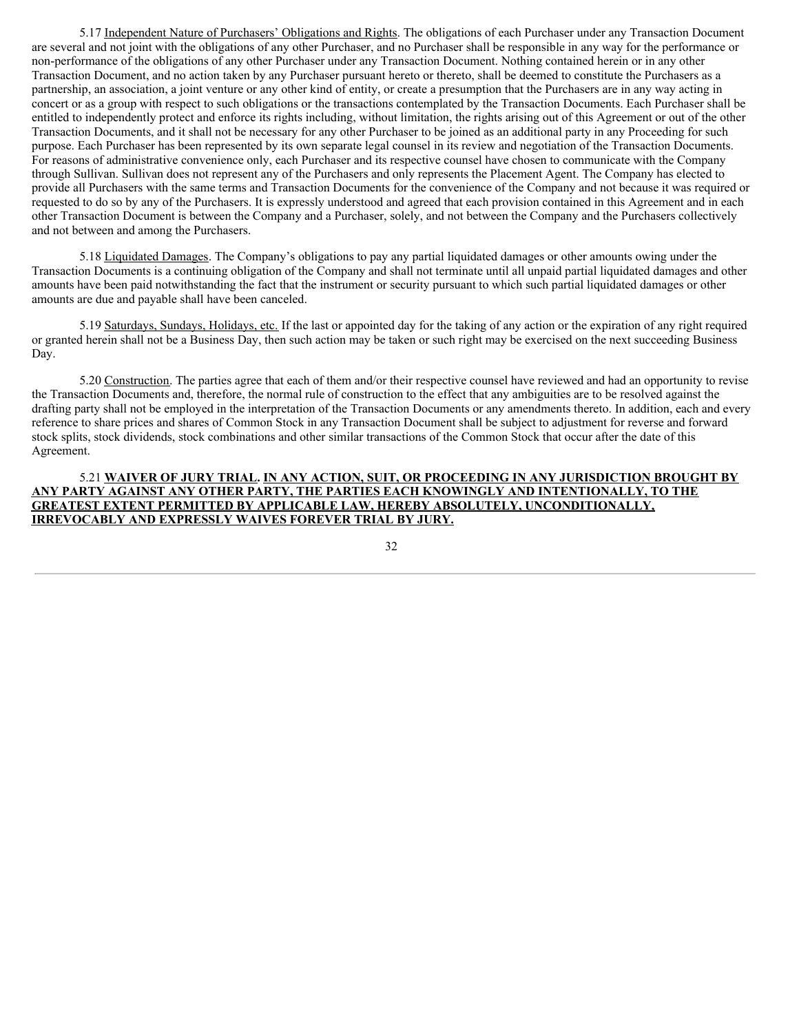5.17 Independent Nature of Purchasers' Obligations and Rights. The obligations of each Purchaser under any Transaction Document are several and not joint with the obligations of any other Purchaser, and no Purchaser shall be responsible in any way for the performance or non-performance of the obligations of any other Purchaser under any Transaction Document. Nothing contained herein or in any other Transaction Document, and no action taken by any Purchaser pursuant hereto or thereto, shall be deemed to constitute the Purchasers as a partnership, an association, a joint venture or any other kind of entity, or create a presumption that the Purchasers are in any way acting in concert or as a group with respect to such obligations or the transactions contemplated by the Transaction Documents. Each Purchaser shall be entitled to independently protect and enforce its rights including, without limitation, the rights arising out of this Agreement or out of the other Transaction Documents, and it shall not be necessary for any other Purchaser to be joined as an additional party in any Proceeding for such purpose. Each Purchaser has been represented by its own separate legal counsel in its review and negotiation of the Transaction Documents. For reasons of administrative convenience only, each Purchaser and its respective counsel have chosen to communicate with the Company through Sullivan. Sullivan does not represent any of the Purchasers and only represents the Placement Agent. The Company has elected to provide all Purchasers with the same terms and Transaction Documents for the convenience of the Company and not because it was required or requested to do so by any of the Purchasers. It is expressly understood and agreed that each provision contained in this Agreement and in each other Transaction Document is between the Company and a Purchaser, solely, and not between the Company and the Purchasers collectively and not between and among the Purchasers.

5.18 Liquidated Damages. The Company's obligations to pay any partial liquidated damages or other amounts owing under the Transaction Documents is a continuing obligation of the Company and shall not terminate until all unpaid partial liquidated damages and other amounts have been paid notwithstanding the fact that the instrument or security pursuant to which such partial liquidated damages or other amounts are due and payable shall have been canceled.

5.19 Saturdays, Sundays, Holidays, etc. If the last or appointed day for the taking of any action or the expiration of any right required or granted herein shall not be a Business Day, then such action may be taken or such right may be exercised on the next succeeding Business Day.

5.20 Construction. The parties agree that each of them and/or their respective counsel have reviewed and had an opportunity to revise the Transaction Documents and, therefore, the normal rule of construction to the effect that any ambiguities are to be resolved against the drafting party shall not be employed in the interpretation of the Transaction Documents or any amendments thereto. In addition, each and every reference to share prices and shares of Common Stock in any Transaction Document shall be subject to adjustment for reverse and forward stock splits, stock dividends, stock combinations and other similar transactions of the Common Stock that occur after the date of this Agreement.

5.21 **WAIVER OF JURY TRIAL. IN ANY ACTION, SUIT, OR PROCEEDING IN ANY JURISDICTION BROUGHT BY ANY PARTY AGAINST ANY OTHER PARTY, THE PARTIES EACH KNOWINGLY AND INTENTIONALLY, TO THE GREATEST EXTENT PERMITTED BY APPLICABLE LAW, HEREBY ABSOLUTELY, UNCONDITIONALLY, IRREVOCABLY AND EXPRESSLY WAIVES FOREVER TRIAL BY JURY.**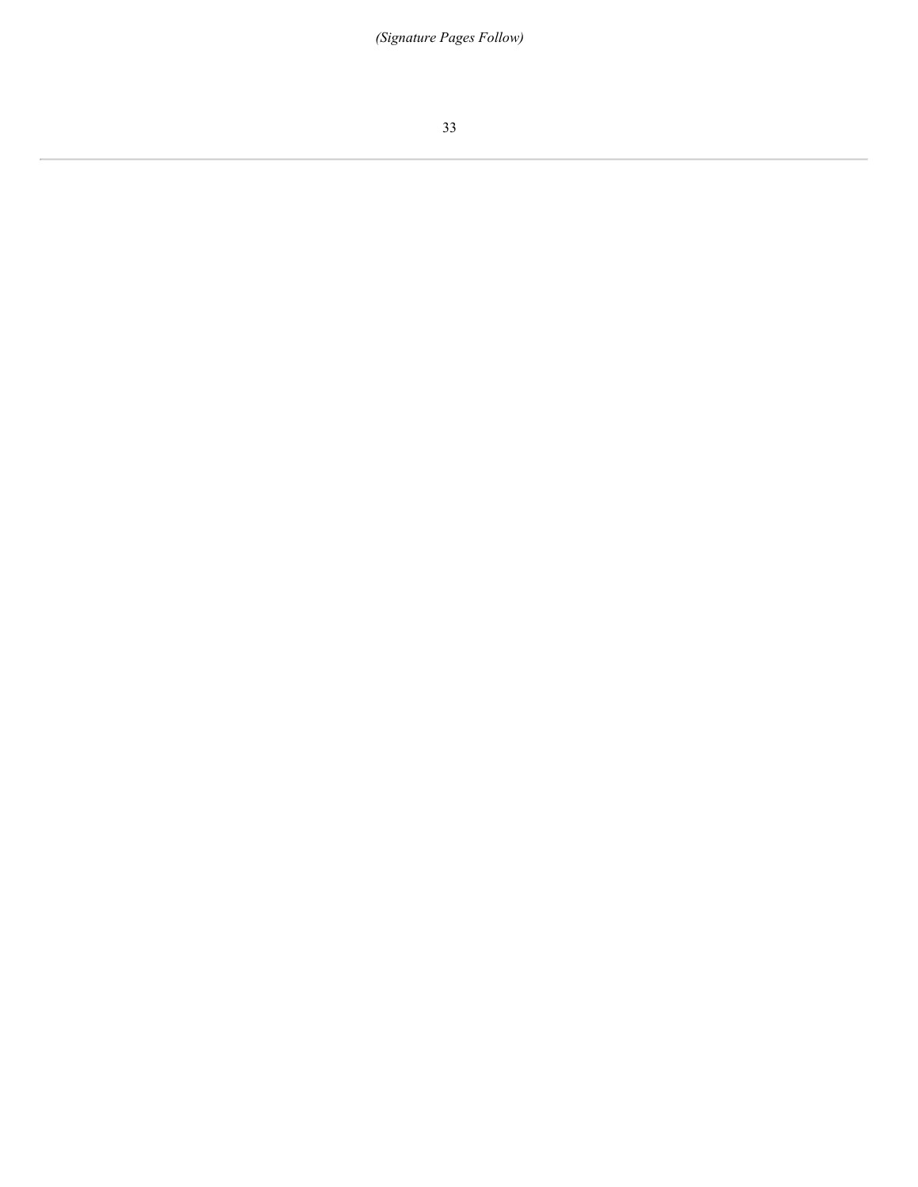*(Signature Pages Follow)*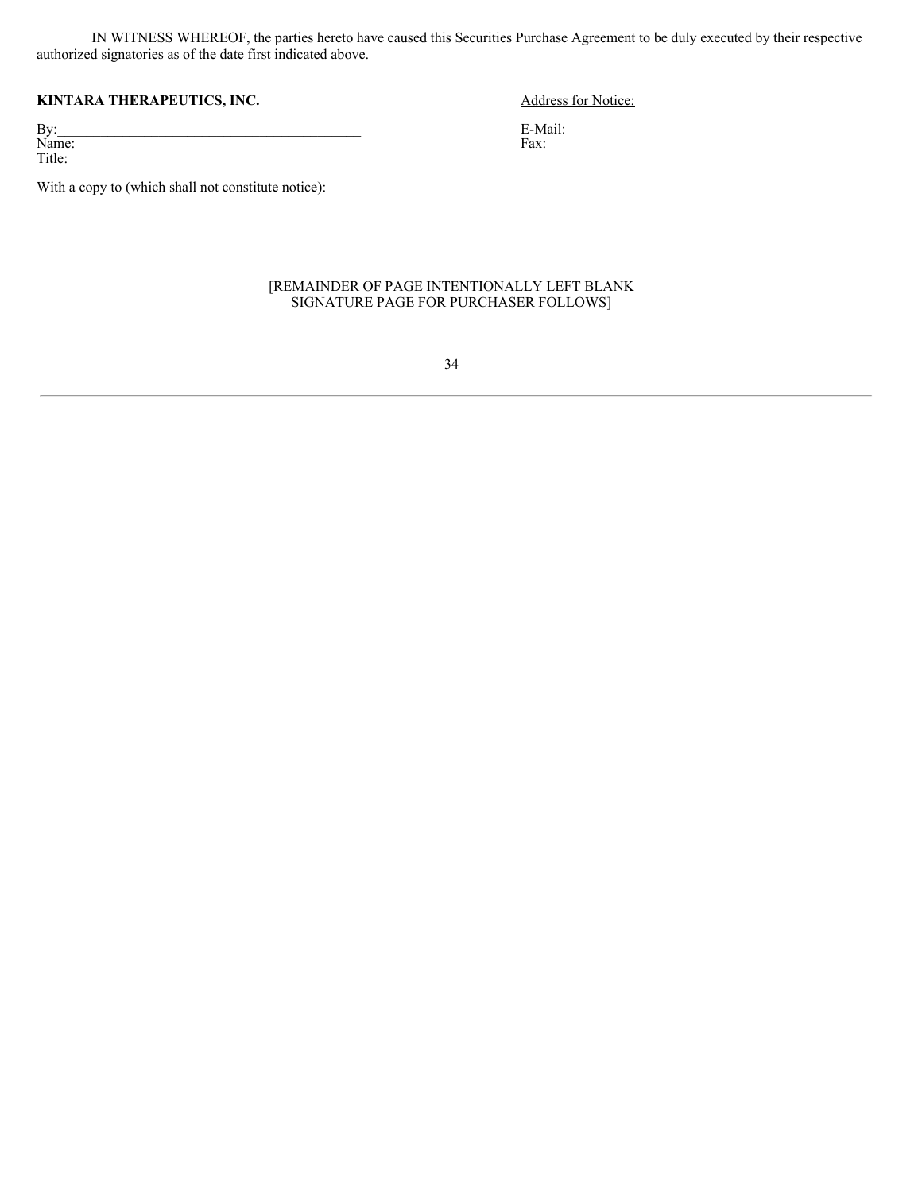IN WITNESS WHEREOF, the parties hereto have caused this Securities Purchase Agreement to be duly executed by their respective authorized signatories as of the date first indicated above.

**KINTARA THERAPEUTICS, INC.**

By:\_\_\_\_\_\_\_\_\_\_\_\_\_\_\_\_\_\_\_\_\_\_\_\_\_\_\_\_\_\_\_\_\_\_\_\_\_\_\_\_\_\_\_
Name:
Title:

Address for Notice:

E-Mail:
Fax:

With a copy to (which shall not constitute notice):

[REMAINDER OF PAGE INTENTIONALLY LEFT BLANK
SIGNATURE PAGE FOR PURCHASER FOLLOWS]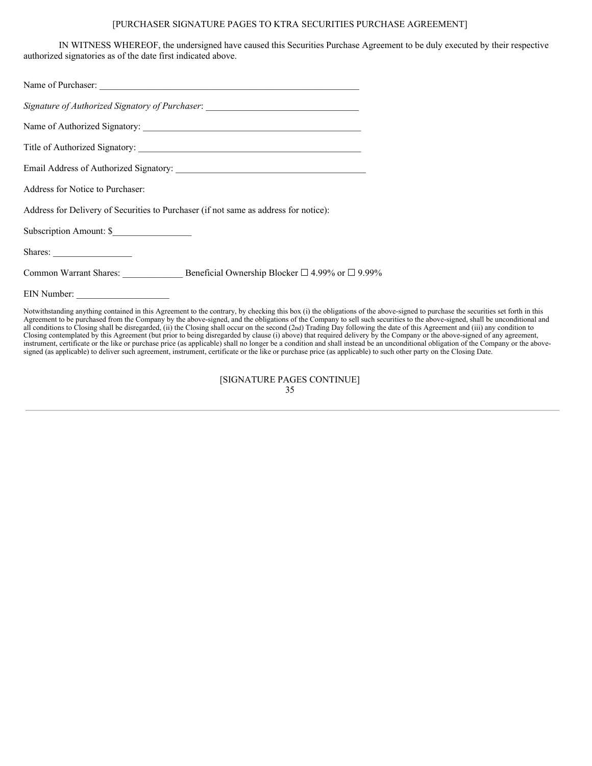[PURCHASER SIGNATURE PAGES TO KTRA SECURITIES PURCHASE AGREEMENT]

IN WITNESS WHEREOF, the undersigned have caused this Securities Purchase Agreement to be duly executed by their respective authorized signatories as of the date first indicated above.

Name of Purchaser: ________________________________________________________

*Signature of Authorized Signatory of Purchaser*: _________________________________

Name of Authorized Signatory: _______________________________________________

Title of Authorized Signatory: ________________________________________________

Email Address of Authorized Signatory: _________________________________________

Address for Notice to Purchaser:

Address for Delivery of Securities to Purchaser (if not same as address for notice):

Subscription Amount: $_________________

Shares: _________________

Common Warrant Shares: _____________ Beneficial Ownership Blocker ☐ 4.99% or ☐ 9.99%

EIN Number: ____________________

Notwithstanding anything contained in this Agreement to the contrary, by checking this box (i) the obligations of the above-signed to purchase the securities set forth in this Agreement to be purchased from the Company by the above-signed, and the obligations of the Company to sell such securities to the above-signed, shall be unconditional and all conditions to Closing shall be disregarded, (ii) the Closing shall occur on the second (2nd) Trading Day following the date of this Agreement and (iii) any condition to Closing contemplated by this Agreement (but prior to being disregarded by clause (i) above) that required delivery by the Company or the above-signed of any agreement, instrument, certificate or the like or purchase price (as applicable) shall no longer be a condition and shall instead be an unconditional obligation of the Company or the above-signed (as applicable) to deliver such agreement, instrument, certificate or the like or purchase price (as applicable) to such other party on the Closing Date.

[SIGNATURE PAGES CONTINUE]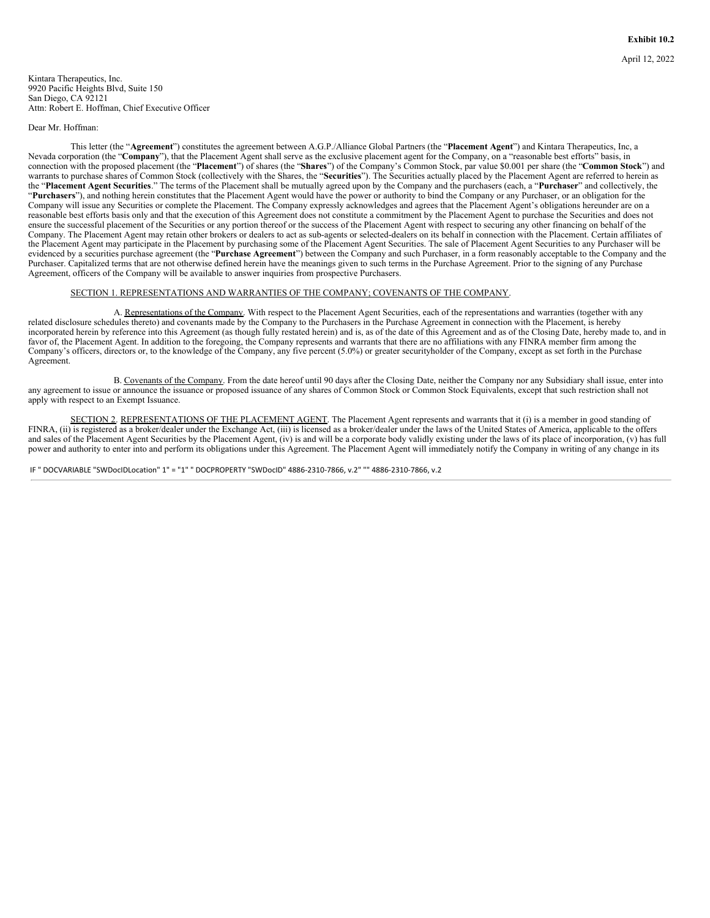**Exhibit 10.2**

April 12, 2022

Kintara Therapeutics, Inc.
9920 Pacific Heights Blvd, Suite 150
San Diego, CA 92121
Attn: Robert E. Hoffman, Chief Executive Officer

Dear Mr. Hoffman:

This letter (the "**Agreement**") constitutes the agreement between A.G.P./Alliance Global Partners (the "**Placement Agent**") and Kintara Therapeutics, Inc, a Nevada corporation (the "**Company**"), that the Placement Agent shall serve as the exclusive placement agent for the Company, on a "reasonable best efforts" basis, in connection with the proposed placement (the "**Placement**") of shares (the "**Shares**") of the Company's Common Stock, par value $0.001 per share (the "**Common Stock**") and warrants to purchase shares of Common Stock (collectively with the Shares, the "**Securities**"). The Securities actually placed by the Placement Agent are referred to herein as the "**Placement Agent Securities**." The terms of the Placement shall be mutually agreed upon by the Company and the purchasers (each, a "**Purchaser**" and collectively, the "**Purchasers**"), and nothing herein constitutes that the Placement Agent would have the power or authority to bind the Company or any Purchaser, or an obligation for the Company will issue any Securities or complete the Placement. The Company expressly acknowledges and agrees that the Placement Agent's obligations hereunder are on a reasonable best efforts basis only and that the execution of this Agreement does not constitute a commitment by the Placement Agent to purchase the Securities and does not ensure the successful placement of the Securities or any portion thereof or the success of the Placement Agent with respect to securing any other financing on behalf of the Company. The Placement Agent may retain other brokers or dealers to act as sub-agents or selected-dealers on its behalf in connection with the Placement. Certain affiliates of the Placement Agent may participate in the Placement by purchasing some of the Placement Agent Securities. The sale of Placement Agent Securities to any Purchaser will be evidenced by a securities purchase agreement (the "**Purchase Agreement**") between the Company and such Purchaser, in a form reasonably acceptable to the Company and the Purchaser. Capitalized terms that are not otherwise defined herein have the meanings given to such terms in the Purchase Agreement. Prior to the signing of any Purchase Agreement, officers of the Company will be available to answer inquiries from prospective Purchasers.

SECTION 1. REPRESENTATIONS AND WARRANTIES OF THE COMPANY; COVENANTS OF THE COMPANY.

A. Representations of the Company. With respect to the Placement Agent Securities, each of the representations and warranties (together with any related disclosure schedules thereto) and covenants made by the Company to the Purchasers in the Purchase Agreement in connection with the Placement, is hereby incorporated herein by reference into this Agreement (as though fully restated herein) and is, as of the date of this Agreement and as of the Closing Date, hereby made to, and in favor of, the Placement Agent. In addition to the foregoing, the Company represents and warrants that there are no affiliations with any FINRA member firm among the Company's officers, directors or, to the knowledge of the Company, any five percent (5.0%) or greater securityholder of the Company, except as set forth in the Purchase Agreement.

B. Covenants of the Company. From the date hereof until 90 days after the Closing Date, neither the Company nor any Subsidiary shall issue, enter into any agreement to issue or announce the issuance or proposed issuance of any shares of Common Stock or Common Stock Equivalents, except that such restriction shall not apply with respect to an Exempt Issuance.

SECTION 2. REPRESENTATIONS OF THE PLACEMENT AGENT. The Placement Agent represents and warrants that it (i) is a member in good standing of FINRA, (ii) is registered as a broker/dealer under the Exchange Act, (iii) is licensed as a broker/dealer under the laws of the United States of America, applicable to the offers and sales of the Placement Agent Securities by the Placement Agent, (iv) is and will be a corporate body validly existing under the laws of its place of incorporation, (v) has full power and authority to enter into and perform its obligations under this Agreement. The Placement Agent will immediately notify the Company in writing of any change in its

IF " DOCVARIABLE "SWDocIDLocation" 1" = "1" " DOCPROPERTY "SWDocID" 4886-2310-7866, v.2" "" 4886-2310-7866, v.2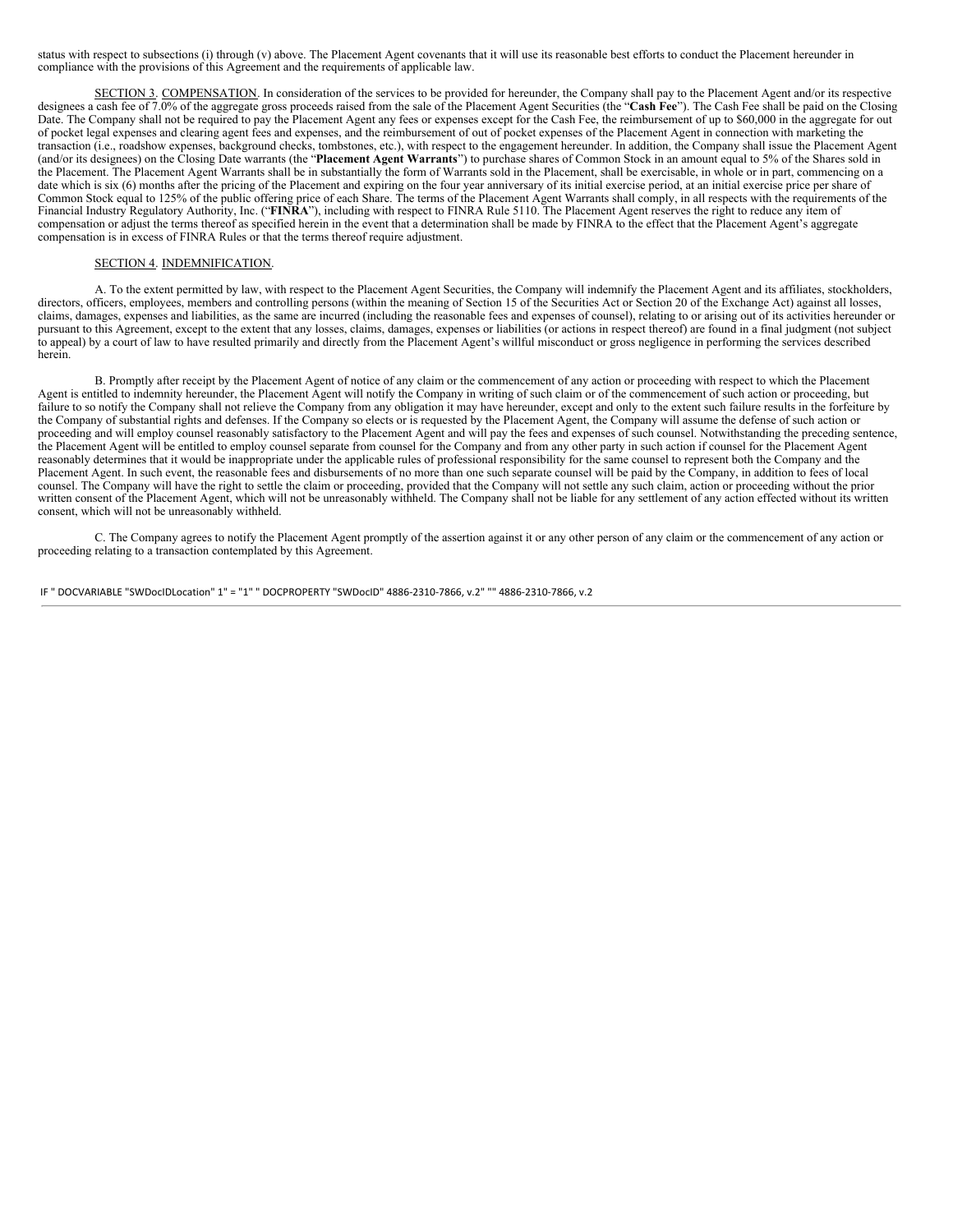status with respect to subsections (i) through (v) above. The Placement Agent covenants that it will use its reasonable best efforts to conduct the Placement hereunder in compliance with the provisions of this Agreement and the requirements of applicable law.

SECTION 3. COMPENSATION. In consideration of the services to be provided for hereunder, the Company shall pay to the Placement Agent and/or its respective designees a cash fee of 7.0% of the aggregate gross proceeds raised from the sale of the Placement Agent Securities (the "**Cash Fee**"). The Cash Fee shall be paid on the Closing Date. The Company shall not be required to pay the Placement Agent any fees or expenses except for the Cash Fee, the reimbursement of up to $60,000 in the aggregate for out of pocket legal expenses and clearing agent fees and expenses, and the reimbursement of out of pocket expenses of the Placement Agent in connection with marketing the transaction (i.e., roadshow expenses, background checks, tombstones, etc.), with respect to the engagement hereunder. In addition, the Company shall issue the Placement Agent (and/or its designees) on the Closing Date warrants (the "**Placement Agent Warrants**") to purchase shares of Common Stock in an amount equal to 5% of the Shares sold in the Placement. The Placement Agent Warrants shall be in substantially the form of Warrants sold in the Placement, shall be exercisable, in whole or in part, commencing on a date which is six (6) months after the pricing of the Placement and expiring on the four year anniversary of its initial exercise period, at an initial exercise price per share of Common Stock equal to 125% of the public offering price of each Share. The terms of the Placement Agent Warrants shall comply, in all respects with the requirements of the Financial Industry Regulatory Authority, Inc. ("**FINRA**"), including with respect to FINRA Rule 5110. The Placement Agent reserves the right to reduce any item of compensation or adjust the terms thereof as specified herein in the event that a determination shall be made by FINRA to the effect that the Placement Agent's aggregate compensation is in excess of FINRA Rules or that the terms thereof require adjustment.

SECTION 4. INDEMNIFICATION.

A. To the extent permitted by law, with respect to the Placement Agent Securities, the Company will indemnify the Placement Agent and its affiliates, stockholders, directors, officers, employees, members and controlling persons (within the meaning of Section 15 of the Securities Act or Section 20 of the Exchange Act) against all losses, claims, damages, expenses and liabilities, as the same are incurred (including the reasonable fees and expenses of counsel), relating to or arising out of its activities hereunder or pursuant to this Agreement, except to the extent that any losses, claims, damages, expenses or liabilities (or actions in respect thereof) are found in a final judgment (not subject to appeal) by a court of law to have resulted primarily and directly from the Placement Agent's willful misconduct or gross negligence in performing the services described herein.

B. Promptly after receipt by the Placement Agent of notice of any claim or the commencement of any action or proceeding with respect to which the Placement Agent is entitled to indemnity hereunder, the Placement Agent will notify the Company in writing of such claim or of the commencement of such action or proceeding, but failure to so notify the Company shall not relieve the Company from any obligation it may have hereunder, except and only to the extent such failure results in the forfeiture by the Company of substantial rights and defenses. If the Company so elects or is requested by the Placement Agent, the Company will assume the defense of such action or proceeding and will employ counsel reasonably satisfactory to the Placement Agent and will pay the fees and expenses of such counsel. Notwithstanding the preceding sentence, the Placement Agent will be entitled to employ counsel separate from counsel for the Company and from any other party in such action if counsel for the Placement Agent reasonably determines that it would be inappropriate under the applicable rules of professional responsibility for the same counsel to represent both the Company and the Placement Agent. In such event, the reasonable fees and disbursements of no more than one such separate counsel will be paid by the Company, in addition to fees of local counsel. The Company will have the right to settle the claim or proceeding, provided that the Company will not settle any such claim, action or proceeding without the prior written consent of the Placement Agent, which will not be unreasonably withheld. The Company shall not be liable for any settlement of any action effected without its written consent, which will not be unreasonably withheld.

C. The Company agrees to notify the Placement Agent promptly of the assertion against it or any other person of any claim or the commencement of any action or proceeding relating to a transaction contemplated by this Agreement.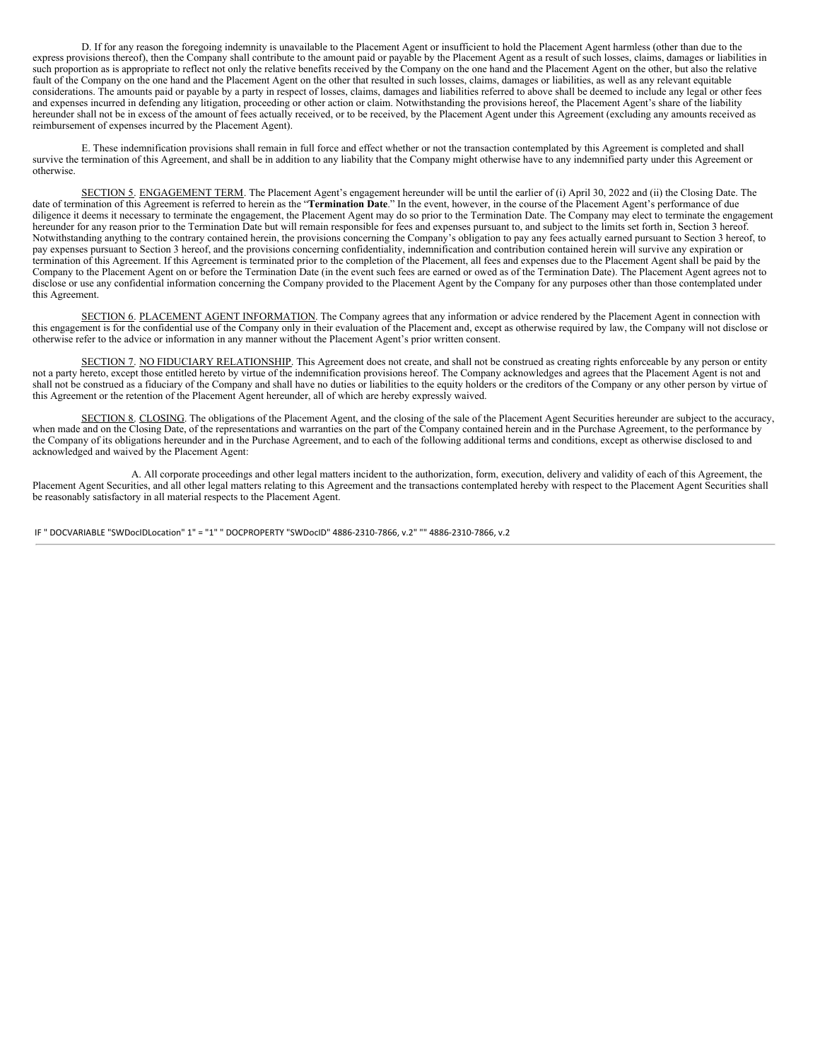D. If for any reason the foregoing indemnity is unavailable to the Placement Agent or insufficient to hold the Placement Agent harmless (other than due to the express provisions thereof), then the Company shall contribute to the amount paid or payable by the Placement Agent as a result of such losses, claims, damages or liabilities in such proportion as is appropriate to reflect not only the relative benefits received by the Company on the one hand and the Placement Agent on the other, but also the relative fault of the Company on the one hand and the Placement Agent on the other that resulted in such losses, claims, damages or liabilities, as well as any relevant equitable considerations. The amounts paid or payable by a party in respect of losses, claims, damages and liabilities referred to above shall be deemed to include any legal or other fees and expenses incurred in defending any litigation, proceeding or other action or claim. Notwithstanding the provisions hereof, the Placement Agent's share of the liability hereunder shall not be in excess of the amount of fees actually received, or to be received, by the Placement Agent under this Agreement (excluding any amounts received as reimbursement of expenses incurred by the Placement Agent).

E. These indemnification provisions shall remain in full force and effect whether or not the transaction contemplated by this Agreement is completed and shall survive the termination of this Agreement, and shall be in addition to any liability that the Company might otherwise have to any indemnified party under this Agreement or otherwise.

SECTION 5. ENGAGEMENT TERM. The Placement Agent's engagement hereunder will be until the earlier of (i) April 30, 2022 and (ii) the Closing Date. The date of termination of this Agreement is referred to herein as the "**Termination Date**." In the event, however, in the course of the Placement Agent's performance of due diligence it deems it necessary to terminate the engagement, the Placement Agent may do so prior to the Termination Date. The Company may elect to terminate the engagement hereunder for any reason prior to the Termination Date but will remain responsible for fees and expenses pursuant to, and subject to the limits set forth in, Section 3 hereof. Notwithstanding anything to the contrary contained herein, the provisions concerning the Company's obligation to pay any fees actually earned pursuant to Section 3 hereof, to pay expenses pursuant to Section 3 hereof, and the provisions concerning confidentiality, indemnification and contribution contained herein will survive any expiration or termination of this Agreement. If this Agreement is terminated prior to the completion of the Placement, all fees and expenses due to the Placement Agent shall be paid by the Company to the Placement Agent on or before the Termination Date (in the event such fees are earned or owed as of the Termination Date). The Placement Agent agrees not to disclose or use any confidential information concerning the Company provided to the Placement Agent by the Company for any purposes other than those contemplated under this Agreement.

SECTION 6. PLACEMENT AGENT INFORMATION. The Company agrees that any information or advice rendered by the Placement Agent in connection with this engagement is for the confidential use of the Company only in their evaluation of the Placement and, except as otherwise required by law, the Company will not disclose or otherwise refer to the advice or information in any manner without the Placement Agent's prior written consent.

SECTION 7. NO FIDUCIARY RELATIONSHIP. This Agreement does not create, and shall not be construed as creating rights enforceable by any person or entity not a party hereto, except those entitled hereto by virtue of the indemnification provisions hereof. The Company acknowledges and agrees that the Placement Agent is not and shall not be construed as a fiduciary of the Company and shall have no duties or liabilities to the equity holders or the creditors of the Company or any other person by virtue of this Agreement or the retention of the Placement Agent hereunder, all of which are hereby expressly waived.

SECTION 8. CLOSING. The obligations of the Placement Agent, and the closing of the sale of the Placement Agent Securities hereunder are subject to the accuracy, when made and on the Closing Date, of the representations and warranties on the part of the Company contained herein and in the Purchase Agreement, to the performance by the Company of its obligations hereunder and in the Purchase Agreement, and to each of the following additional terms and conditions, except as otherwise disclosed to and acknowledged and waived by the Placement Agent:

A. All corporate proceedings and other legal matters incident to the authorization, form, execution, delivery and validity of each of this Agreement, the Placement Agent Securities, and all other legal matters relating to this Agreement and the transactions contemplated hereby with respect to the Placement Agent Securities shall be reasonably satisfactory in all material respects to the Placement Agent.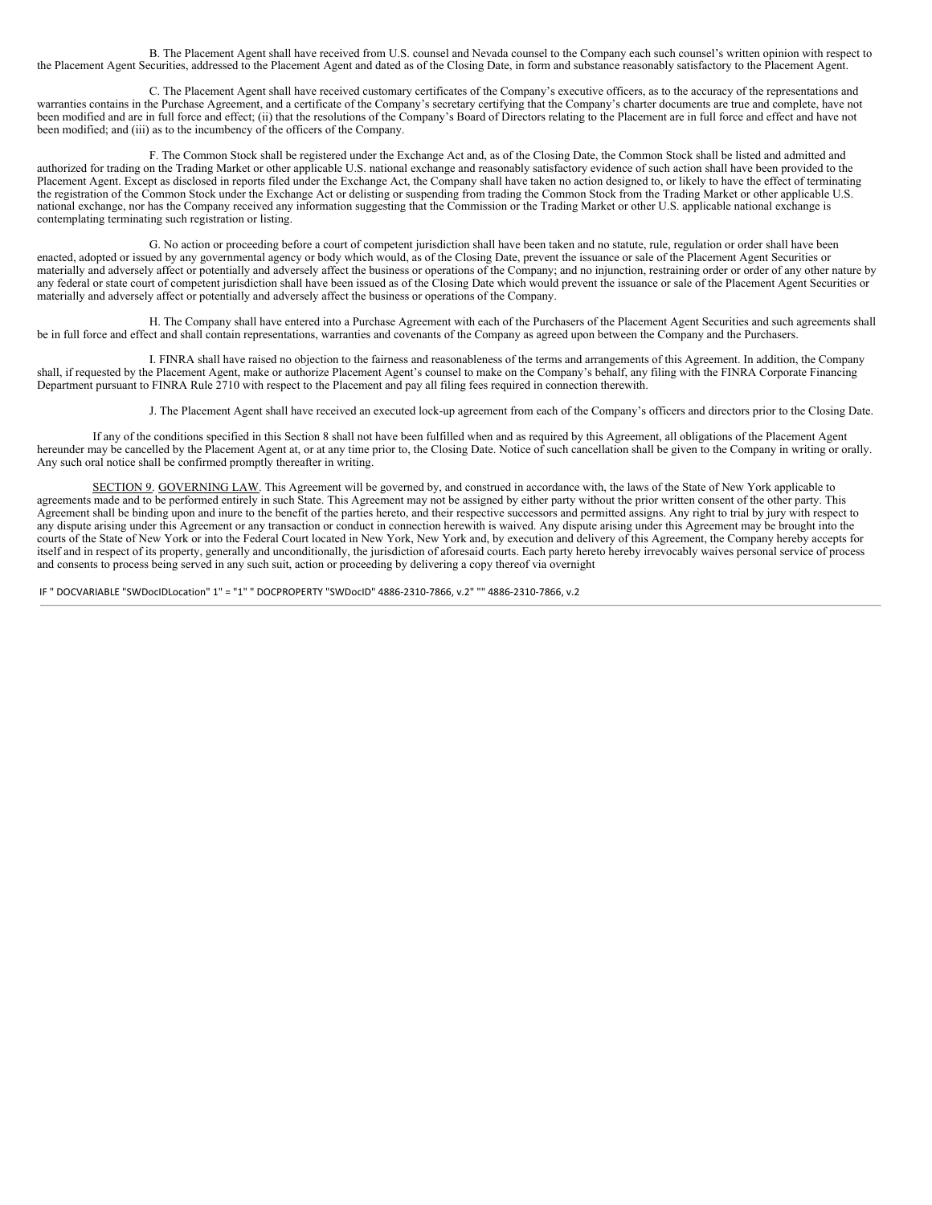B. The Placement Agent shall have received from U.S. counsel and Nevada counsel to the Company each such counsel's written opinion with respect to the Placement Agent Securities, addressed to the Placement Agent and dated as of the Closing Date, in form and substance reasonably satisfactory to the Placement Agent.

C. The Placement Agent shall have received customary certificates of the Company's executive officers, as to the accuracy of the representations and warranties contains in the Purchase Agreement, and a certificate of the Company's secretary certifying that the Company's charter documents are true and complete, have not been modified and are in full force and effect; (ii) that the resolutions of the Company's Board of Directors relating to the Placement are in full force and effect and have not been modified; and (iii) as to the incumbency of the officers of the Company.

F. The Common Stock shall be registered under the Exchange Act and, as of the Closing Date, the Common Stock shall be listed and admitted and authorized for trading on the Trading Market or other applicable U.S. national exchange and reasonably satisfactory evidence of such action shall have been provided to the Placement Agent. Except as disclosed in reports filed under the Exchange Act, the Company shall have taken no action designed to, or likely to have the effect of terminating the registration of the Common Stock under the Exchange Act or delisting or suspending from trading the Common Stock from the Trading Market or other applicable U.S. national exchange, nor has the Company received any information suggesting that the Commission or the Trading Market or other U.S. applicable national exchange is contemplating terminating such registration or listing.

G. No action or proceeding before a court of competent jurisdiction shall have been taken and no statute, rule, regulation or order shall have been enacted, adopted or issued by any governmental agency or body which would, as of the Closing Date, prevent the issuance or sale of the Placement Agent Securities or materially and adversely affect or potentially and adversely affect the business or operations of the Company; and no injunction, restraining order or order of any other nature by any federal or state court of competent jurisdiction shall have been issued as of the Closing Date which would prevent the issuance or sale of the Placement Agent Securities or materially and adversely affect or potentially and adversely affect the business or operations of the Company.

H. The Company shall have entered into a Purchase Agreement with each of the Purchasers of the Placement Agent Securities and such agreements shall be in full force and effect and shall contain representations, warranties and covenants of the Company as agreed upon between the Company and the Purchasers.

I. FINRA shall have raised no objection to the fairness and reasonableness of the terms and arrangements of this Agreement. In addition, the Company shall, if requested by the Placement Agent, make or authorize Placement Agent's counsel to make on the Company's behalf, any filing with the FINRA Corporate Financing Department pursuant to FINRA Rule 2710 with respect to the Placement and pay all filing fees required in connection therewith.

J. The Placement Agent shall have received an executed lock-up agreement from each of the Company's officers and directors prior to the Closing Date.

If any of the conditions specified in this Section 8 shall not have been fulfilled when and as required by this Agreement, all obligations of the Placement Agent hereunder may be cancelled by the Placement Agent at, or at any time prior to, the Closing Date. Notice of such cancellation shall be given to the Company in writing or orally. Any such oral notice shall be confirmed promptly thereafter in writing.

SECTION 9. GOVERNING LAW. This Agreement will be governed by, and construed in accordance with, the laws of the State of New York applicable to agreements made and to be performed entirely in such State. This Agreement may not be assigned by either party without the prior written consent of the other party. This Agreement shall be binding upon and inure to the benefit of the parties hereto, and their respective successors and permitted assigns. Any right to trial by jury with respect to any dispute arising under this Agreement or any transaction or conduct in connection herewith is waived. Any dispute arising under this Agreement may be brought into the courts of the State of New York or into the Federal Court located in New York, New York and, by execution and delivery of this Agreement, the Company hereby accepts for itself and in respect of its property, generally and unconditionally, the jurisdiction of aforesaid courts. Each party hereto hereby irrevocably waives personal service of process and consents to process being served in any such suit, action or proceeding by delivering a copy thereof via overnight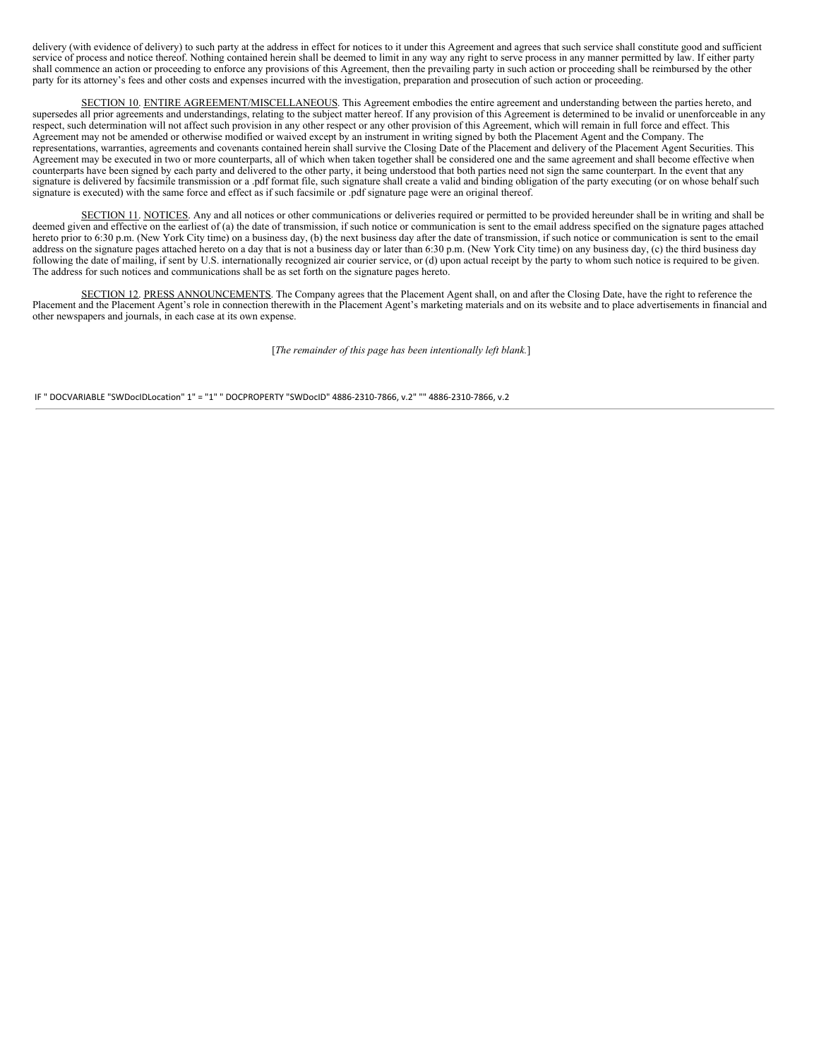delivery (with evidence of delivery) to such party at the address in effect for notices to it under this Agreement and agrees that such service shall constitute good and sufficient service of process and notice thereof. Nothing contained herein shall be deemed to limit in any way any right to serve process in any manner permitted by law. If either party shall commence an action or proceeding to enforce any provisions of this Agreement, then the prevailing party in such action or proceeding shall be reimbursed by the other party for its attorney's fees and other costs and expenses incurred with the investigation, preparation and prosecution of such action or proceeding.

SECTION 10. ENTIRE AGREEMENT/MISCELLANEOUS. This Agreement embodies the entire agreement and understanding between the parties hereto, and supersedes all prior agreements and understandings, relating to the subject matter hereof. If any provision of this Agreement is determined to be invalid or unenforceable in any respect, such determination will not affect such provision in any other respect or any other provision of this Agreement, which will remain in full force and effect. This Agreement may not be amended or otherwise modified or waived except by an instrument in writing signed by both the Placement Agent and the Company. The representations, warranties, agreements and covenants contained herein shall survive the Closing Date of the Placement and delivery of the Placement Agent Securities. This Agreement may be executed in two or more counterparts, all of which when taken together shall be considered one and the same agreement and shall become effective when counterparts have been signed by each party and delivered to the other party, it being understood that both parties need not sign the same counterpart. In the event that any signature is delivered by facsimile transmission or a .pdf format file, such signature shall create a valid and binding obligation of the party executing (or on whose behalf such signature is executed) with the same force and effect as if such facsimile or .pdf signature page were an original thereof.

SECTION 11. NOTICES. Any and all notices or other communications or deliveries required or permitted to be provided hereunder shall be in writing and shall be deemed given and effective on the earliest of (a) the date of transmission, if such notice or communication is sent to the email address specified on the signature pages attached hereto prior to 6:30 p.m. (New York City time) on a business day, (b) the next business day after the date of transmission, if such notice or communication is sent to the email address on the signature pages attached hereto on a day that is not a business day or later than 6:30 p.m. (New York City time) on any business day, (c) the third business day following the date of mailing, if sent by U.S. internationally recognized air courier service, or (d) upon actual receipt by the party to whom such notice is required to be given. The address for such notices and communications shall be as set forth on the signature pages hereto.

SECTION 12. PRESS ANNOUNCEMENTS. The Company agrees that the Placement Agent shall, on and after the Closing Date, have the right to reference the Placement and the Placement Agent's role in connection therewith in the Placement Agent's marketing materials and on its website and to place advertisements in financial and other newspapers and journals, in each case at its own expense.

[*The remainder of this page has been intentionally left blank.*]

IF " DOCVARIABLE "SWDocIDLocation" 1" = "1" " DOCPROPERTY "SWDocID" 4886-2310-7866, v.2" "" 4886-2310-7866, v.2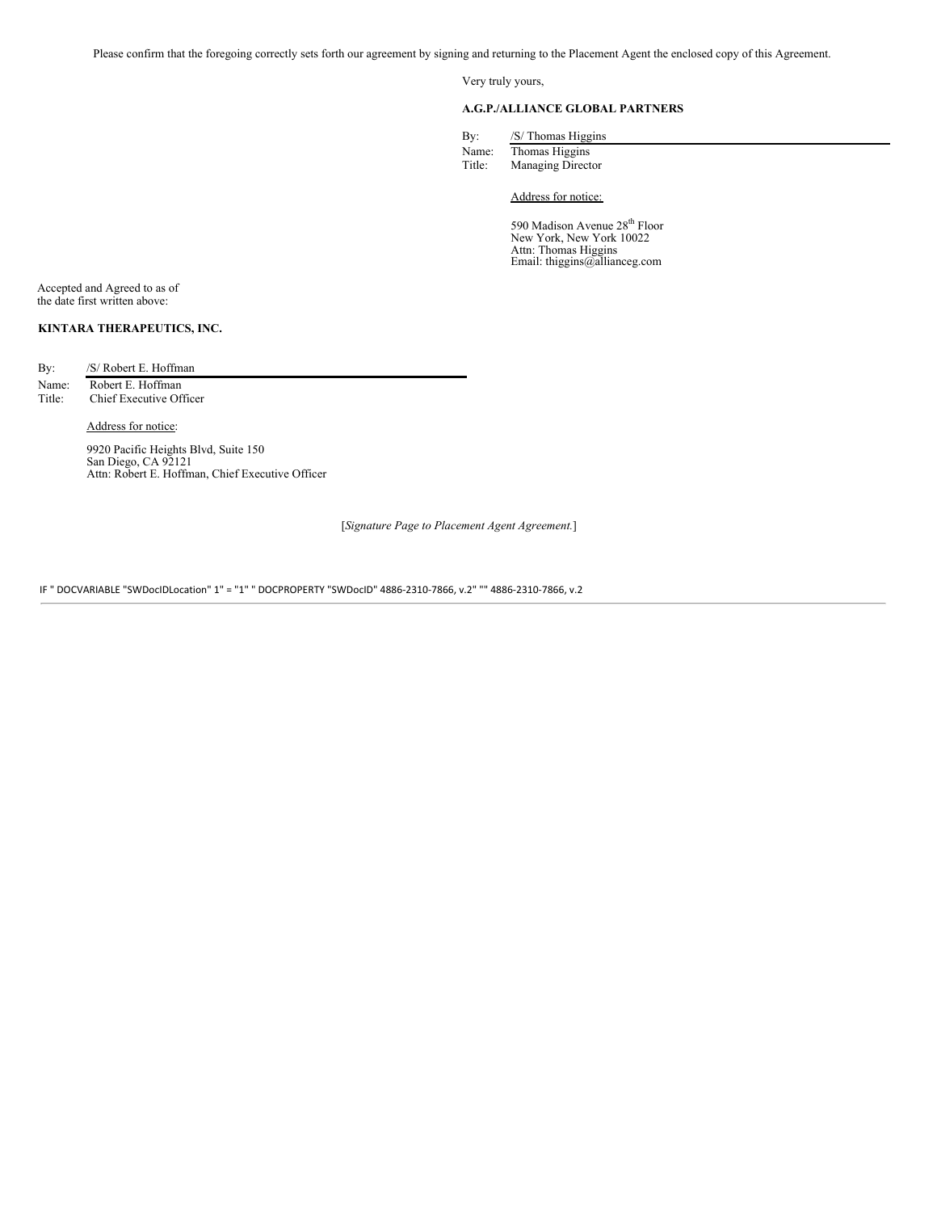Please confirm that the foregoing correctly sets forth our agreement by signing and returning to the Placement Agent the enclosed copy of this Agreement.

Very truly yours,

**A.G.P./ALLIANCE GLOBAL PARTNERS**

By: /S/ Thomas Higgins
Name: Thomas Higgins
Title: Managing Director

Address for notice:

590 Madison Avenue 28th Floor
New York, New York 10022
Attn: Thomas Higgins
Email: thiggins@allianceg.com

Accepted and Agreed to as of
the date first written above:

**KINTARA THERAPEUTICS, INC.**

By: /S/ Robert E. Hoffman
Name: Robert E. Hoffman
Title: Chief Executive Officer

Address for notice:

9920 Pacific Heights Blvd, Suite 150
San Diego, CA 92121
Attn: Robert E. Hoffman, Chief Executive Officer

[*Signature Page to Placement Agent Agreement.*]

IF " DOCVARIABLE "SWDocIDLocation" 1" = "1" " DOCPROPERTY "SWDocID" 4886-2310-7866, v.2" "" 4886-2310-7866, v.2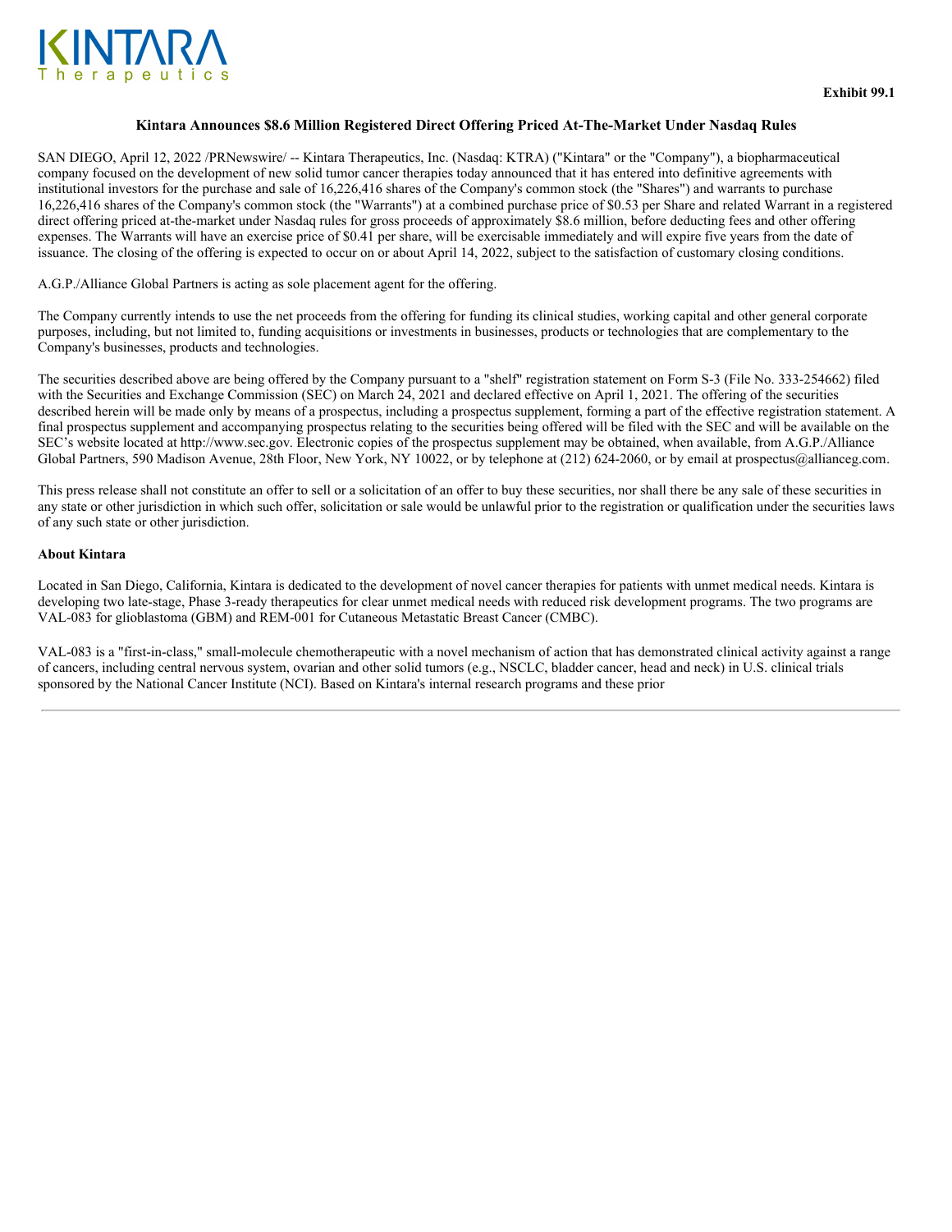KINTARA
Therapeutics

**Exhibit 99.1**

**Kintara Announces $8.6 Million Registered Direct Offering Priced At-The-Market Under Nasdaq Rules**

SAN DIEGO, April 12, 2022 /PRNewswire/ -- Kintara Therapeutics, Inc. (Nasdaq: KTRA) ("Kintara" or the "Company"), a biopharmaceutical company focused on the development of new solid tumor cancer therapies today announced that it has entered into definitive agreements with institutional investors for the purchase and sale of 16,226,416 shares of the Company's common stock (the "Shares") and warrants to purchase 16,226,416 shares of the Company's common stock (the "Warrants") at a combined purchase price of $0.53 per Share and related Warrant in a registered direct offering priced at-the-market under Nasdaq rules for gross proceeds of approximately $8.6 million, before deducting fees and other offering expenses. The Warrants will have an exercise price of $0.41 per share, will be exercisable immediately and will expire five years from the date of issuance. The closing of the offering is expected to occur on or about April 14, 2022, subject to the satisfaction of customary closing conditions.

A.G.P./Alliance Global Partners is acting as sole placement agent for the offering.

The Company currently intends to use the net proceeds from the offering for funding its clinical studies, working capital and other general corporate purposes, including, but not limited to, funding acquisitions or investments in businesses, products or technologies that are complementary to the Company's businesses, products and technologies.

The securities described above are being offered by the Company pursuant to a "shelf" registration statement on Form S-3 (File No. 333-254662) filed with the Securities and Exchange Commission (SEC) on March 24, 2021 and declared effective on April 1, 2021. The offering of the securities described herein will be made only by means of a prospectus, including a prospectus supplement, forming a part of the effective registration statement. A final prospectus supplement and accompanying prospectus relating to the securities being offered will be filed with the SEC and will be available on the SEC's website located at http://www.sec.gov. Electronic copies of the prospectus supplement may be obtained, when available, from A.G.P./Alliance Global Partners, 590 Madison Avenue, 28th Floor, New York, NY 10022, or by telephone at (212) 624-2060, or by email at prospectus@allianceg.com.

This press release shall not constitute an offer to sell or a solicitation of an offer to buy these securities, nor shall there be any sale of these securities in any state or other jurisdiction in which such offer, solicitation or sale would be unlawful prior to the registration or qualification under the securities laws of any such state or other jurisdiction.

**About Kintara**

Located in San Diego, California, Kintara is dedicated to the development of novel cancer therapies for patients with unmet medical needs. Kintara is developing two late-stage, Phase 3-ready therapeutics for clear unmet medical needs with reduced risk development programs. The two programs are VAL-083 for glioblastoma (GBM) and REM-001 for Cutaneous Metastatic Breast Cancer (CMBC).

VAL-083 is a "first-in-class," small-molecule chemotherapeutic with a novel mechanism of action that has demonstrated clinical activity against a range of cancers, including central nervous system, ovarian and other solid tumors (e.g., NSCLC, bladder cancer, head and neck) in U.S. clinical trials sponsored by the National Cancer Institute (NCI). Based on Kintara's internal research programs and these prior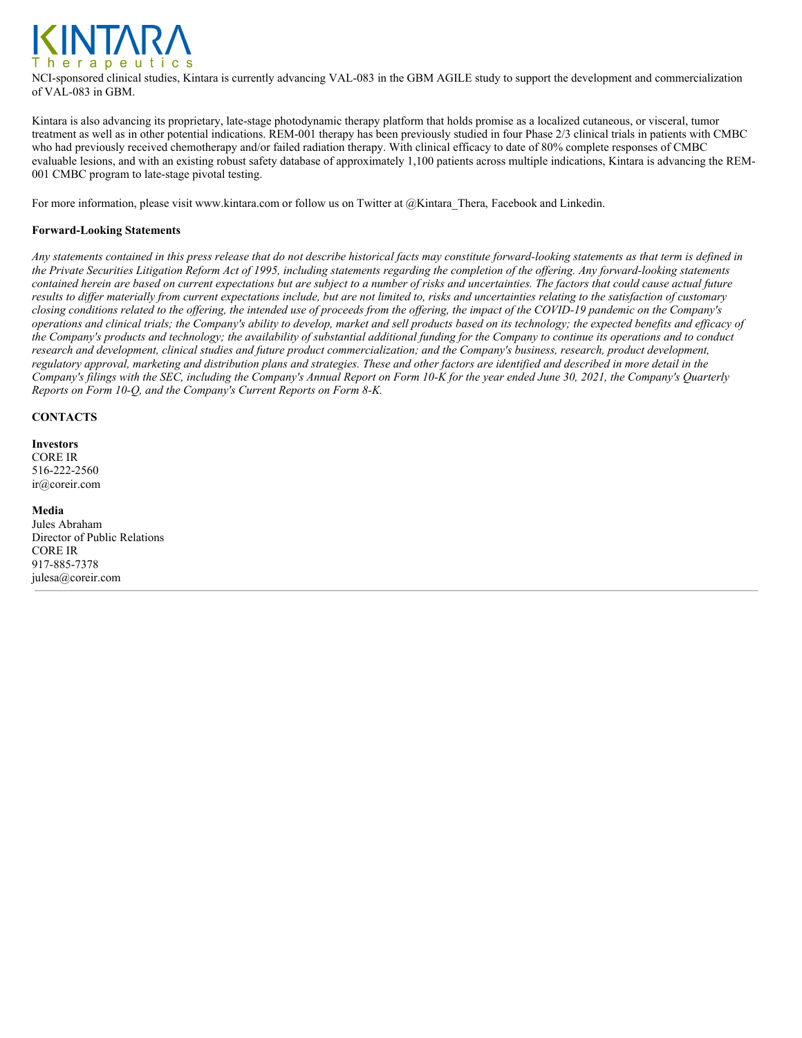NCI-sponsored clinical studies, Kintara is currently advancing VAL-083 in the GBM AGILE study to support the development and commercialization of VAL-083 in GBM.

Kintara is also advancing its proprietary, late-stage photodynamic therapy platform that holds promise as a localized cutaneous, or visceral, tumor treatment as well as in other potential indications. REM-001 therapy has been previously studied in four Phase 2/3 clinical trials in patients with CMBC who had previously received chemotherapy and/or failed radiation therapy. With clinical efficacy to date of 80% complete responses of CMBC evaluable lesions, and with an existing robust safety database of approximately 1,100 patients across multiple indications, Kintara is advancing the REM-001 CMBC program to late-stage pivotal testing.

For more information, please visit www.kintara.com or follow us on Twitter at @Kintara_Thera, Facebook and Linkedin.

**Forward-Looking Statements**

*Any statements contained in this press release that do not describe historical facts may constitute forward-looking statements as that term is defined in the Private Securities Litigation Reform Act of 1995, including statements regarding the completion of the offering. Any forward-looking statements contained herein are based on current expectations but are subject to a number of risks and uncertainties. The factors that could cause actual future results to differ materially from current expectations include, but are not limited to, risks and uncertainties relating to the satisfaction of customary closing conditions related to the offering, the intended use of proceeds from the offering, the impact of the COVID-19 pandemic on the Company's operations and clinical trials; the Company's ability to develop, market and sell products based on its technology; the expected benefits and efficacy of the Company's products and technology; the availability of substantial additional funding for the Company to continue its operations and to conduct research and development, clinical studies and future product commercialization; and the Company's business, research, product development, regulatory approval, marketing and distribution plans and strategies. These and other factors are identified and described in more detail in the Company's filings with the SEC, including the Company's Annual Report on Form 10-K for the year ended June 30, 2021, the Company's Quarterly Reports on Form 10-Q, and the Company's Current Reports on Form 8-K.*

**CONTACTS**

**Investors**
CORE IR
516-222-2560
ir@coreir.com

**Media**
Jules Abraham
Director of Public Relations
CORE IR
917-885-7378
julesa@coreir.com